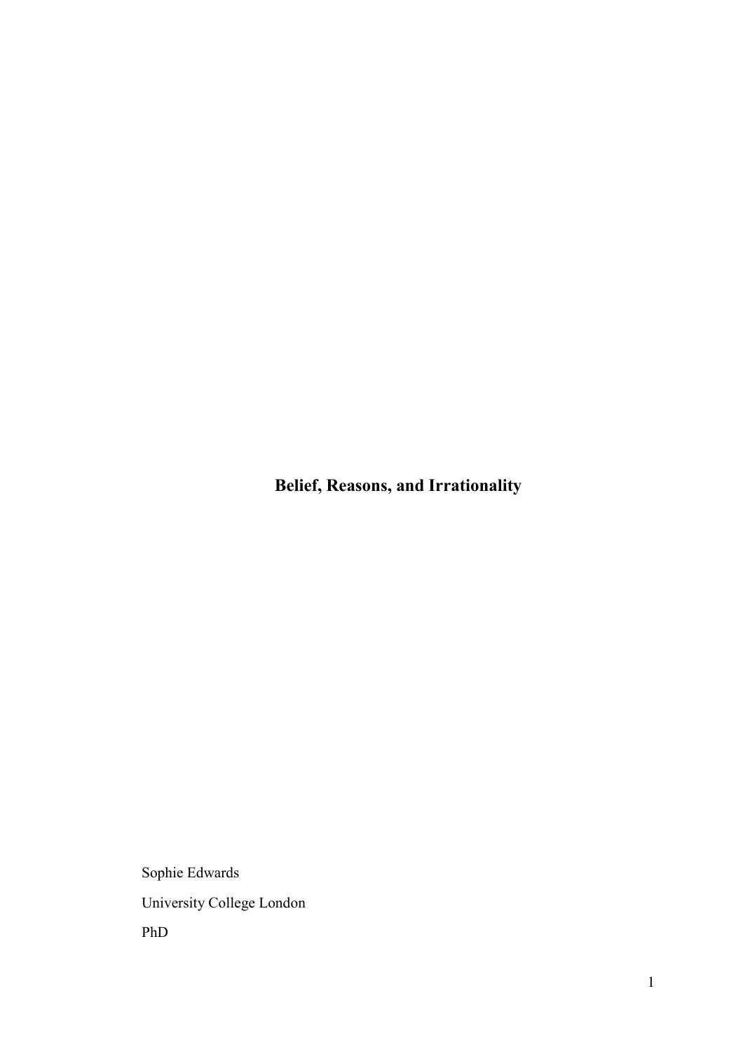# Belief, Reasons, and Irrationality

Sophie Edwards

University College London

PhD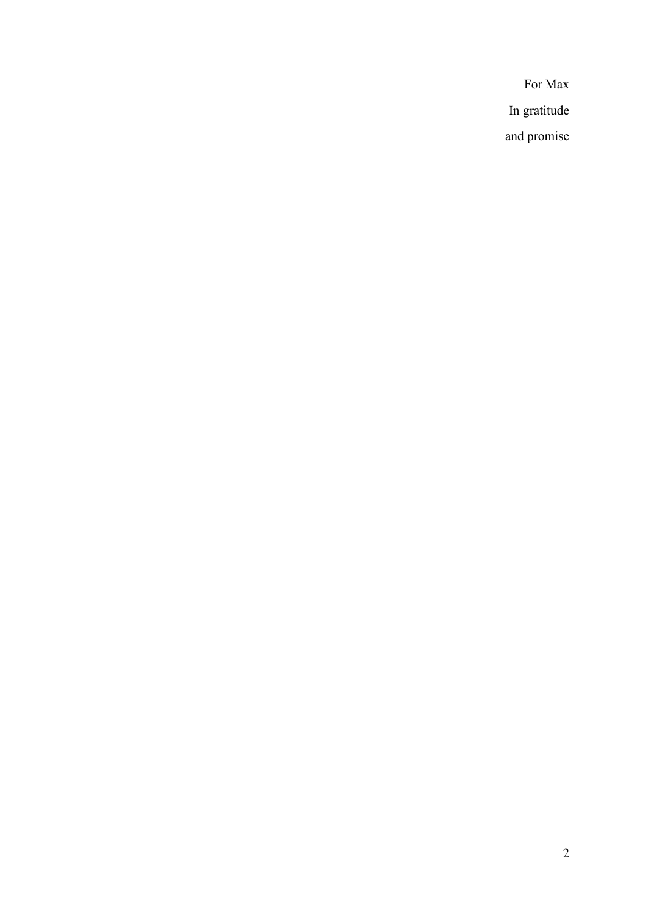For Max

In gratitude

and promise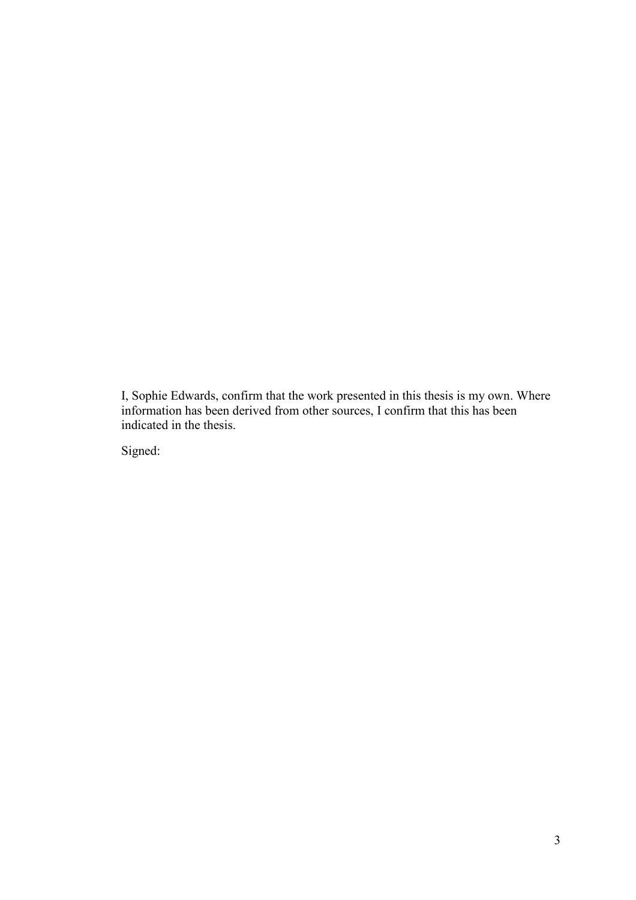I, Sophie Edwards, confirm that the work presented in this thesis is my own. Where information has been derived from other sources, I confirm that this has been indicated in the thesis.

Signed: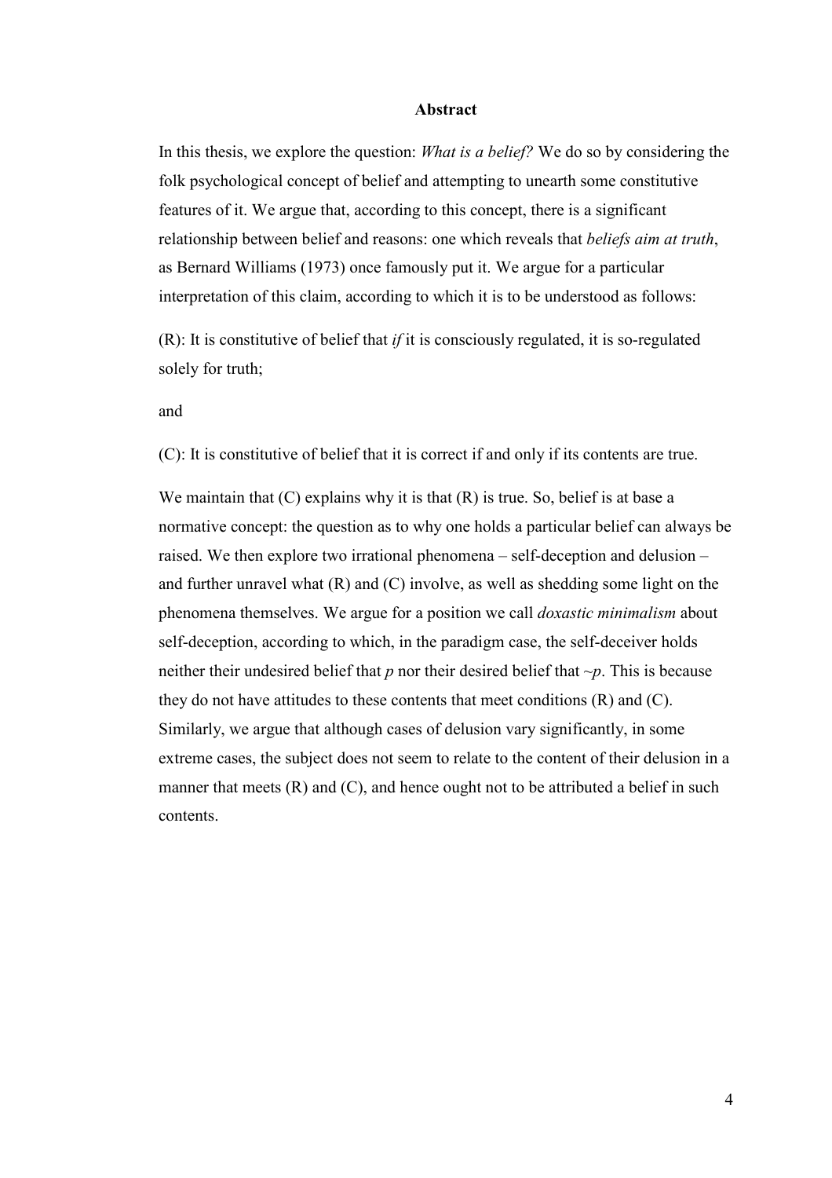## Abstract

In this thesis, we explore the question: *What is a belief?* We do so by considering the folk psychological concept of belief and attempting to unearth some constitutive features of it. We argue that, according to this concept, there is a significant relationship between belief and reasons: one which reveals that *beliefs aim at truth*, as Bernard Williams (1973) once famously put it. We argue for a particular interpretation of this claim, according to which it is to be understood as follows:

(R): It is constitutive of belief that *if* it is consciously regulated, it is so-regulated solely for truth;

and

(C): It is constitutive of belief that it is correct if and only if its contents are true.

We maintain that (C) explains why it is that (R) is true. So, belief is at base a normative concept: the question as to why one holds a particular belief can always be raised. We then explore two irrational phenomena – self-deception and delusion – and further unravel what (R) and (C) involve, as well as shedding some light on the phenomena themselves. We argue for a position we call *doxastic minimalism* about self-deception, according to which, in the paradigm case, the self-deceiver holds neither their undesired belief that $p$ nor their desired belief that $\sim p$. This is because they do not have attitudes to these contents that meet conditions (R) and (C). Similarly, we argue that although cases of delusion vary significantly, in some extreme cases, the subject does not seem to relate to the content of their delusion in a manner that meets (R) and (C), and hence ought not to be attributed a belief in such contents.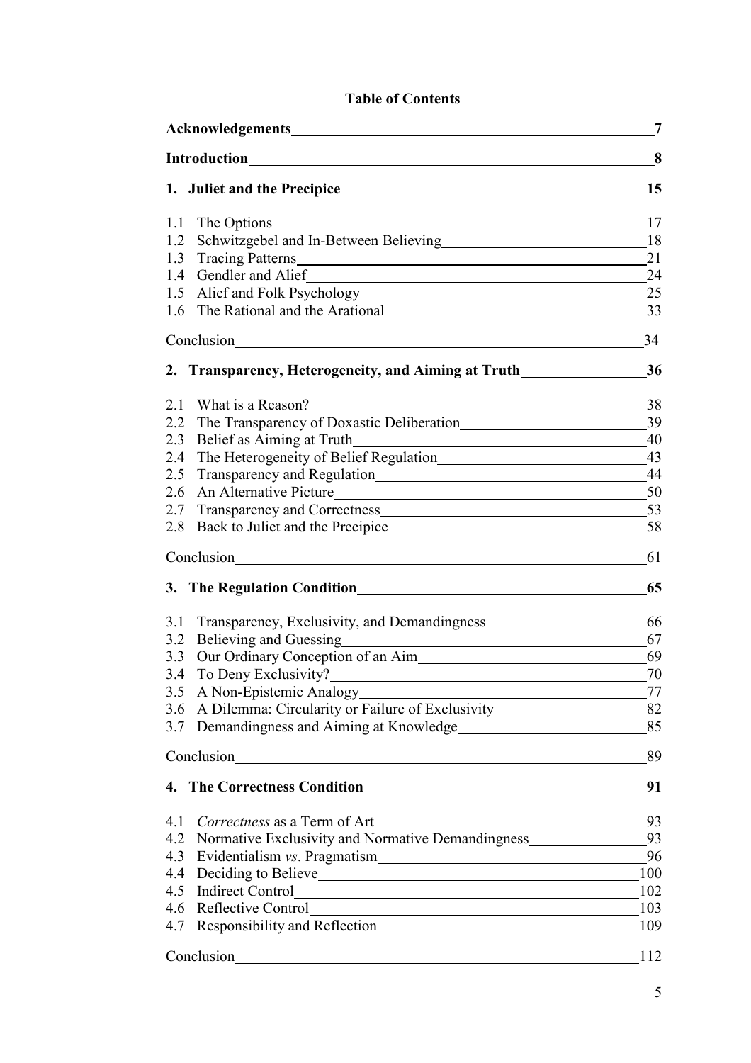# Table of Contents

**Acknowledgements** 7

**Introduction** 8

**1. Juliet and the Precipice** 15

1.1 The Options 17
1.2 Schwitzgebel and In-Between Believing 18
1.3 Tracing Patterns 21
1.4 Gendler and Alief 24
1.5 Alief and Folk Psychology 25
1.6 The Rational and the Arational 33

Conclusion 34

**2. Transparency, Heterogeneity, and Aiming at Truth** 36

2.1 What is a Reason? 38
2.2 The Transparency of Doxastic Deliberation 39
2.3 Belief as Aiming at Truth 40
2.4 The Heterogeneity of Belief Regulation 43
2.5 Transparency and Regulation 44
2.6 An Alternative Picture 50
2.7 Transparency and Correctness 53
2.8 Back to Juliet and the Precipice 58

Conclusion 61

**3. The Regulation Condition** 65

3.1 Transparency, Exclusivity, and Demandingness 66
3.2 Believing and Guessing 67
3.3 Our Ordinary Conception of an Aim 69
3.4 To Deny Exclusivity? 70
3.5 A Non-Epistemic Analogy 77
3.6 A Dilemma: Circularity or Failure of Exclusivity 82
3.7 Demandingness and Aiming at Knowledge 85

Conclusion 89

**4. The Correctness Condition** 91

4.1 *Correctness* as a Term of Art 93
4.2 Normative Exclusivity and Normative Demandingness 93
4.3 Evidentialism *vs*. Pragmatism 96
4.4 Deciding to Believe 100
4.5 Indirect Control 102
4.6 Reflective Control 103
4.7 Responsibility and Reflection 109

Conclusion 112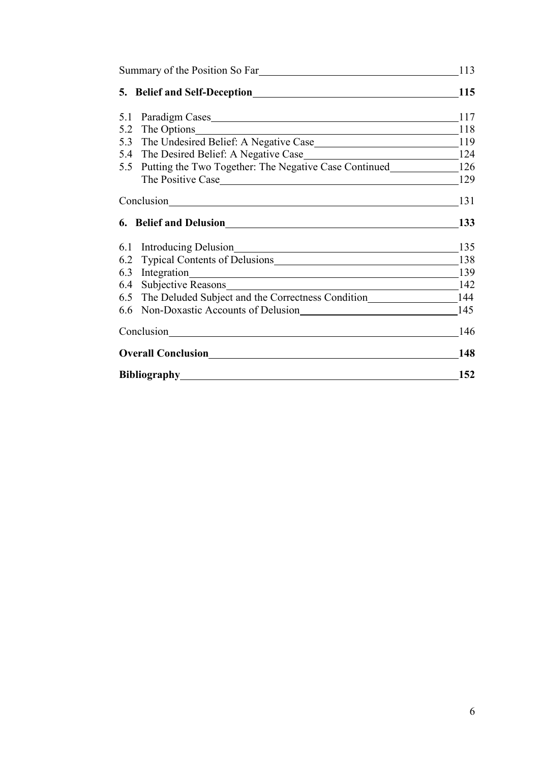Summary of the Position So Far 113

**5. Belief and Self-Deception 115**

5.1 Paradigm Cases 117
5.2 The Options 118
5.3 The Undesired Belief: A Negative Case 119
5.4 The Desired Belief: A Negative Case 124
5.5 Putting the Two Together: The Negative Case Continued 126
The Positive Case 129

Conclusion 131

**6. Belief and Delusion 133**

6.1 Introducing Delusion 135
6.2 Typical Contents of Delusions 138
6.3 Integration 139
6.4 Subjective Reasons 142
6.5 The Deluded Subject and the Correctness Condition 144
6.6 Non-Doxastic Accounts of Delusion 145

Conclusion 146

**Overall Conclusion 148**

**Bibliography 152**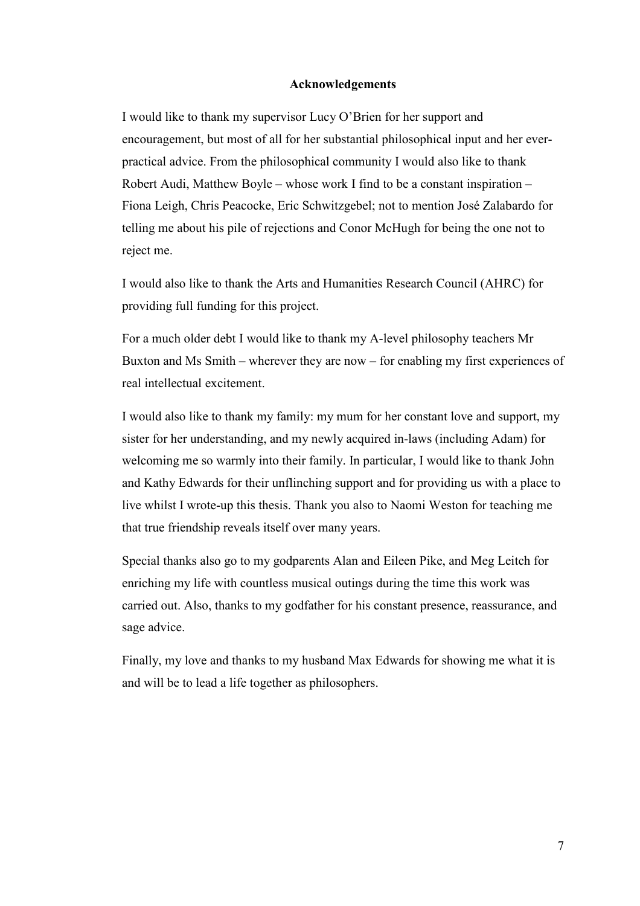## Acknowledgements

I would like to thank my supervisor Lucy O'Brien for her support and encouragement, but most of all for her substantial philosophical input and her ever-practical advice. From the philosophical community I would also like to thank Robert Audi, Matthew Boyle – whose work I find to be a constant inspiration – Fiona Leigh, Chris Peacocke, Eric Schwitzgebel; not to mention José Zalabardo for telling me about his pile of rejections and Conor McHugh for being the one not to reject me.

I would also like to thank the Arts and Humanities Research Council (AHRC) for providing full funding for this project.

For a much older debt I would like to thank my A-level philosophy teachers Mr Buxton and Ms Smith – wherever they are now – for enabling my first experiences of real intellectual excitement.

I would also like to thank my family: my mum for her constant love and support, my sister for her understanding, and my newly acquired in-laws (including Adam) for welcoming me so warmly into their family. In particular, I would like to thank John and Kathy Edwards for their unflinching support and for providing us with a place to live whilst I wrote-up this thesis. Thank you also to Naomi Weston for teaching me that true friendship reveals itself over many years.

Special thanks also go to my godparents Alan and Eileen Pike, and Meg Leitch for enriching my life with countless musical outings during the time this work was carried out. Also, thanks to my godfather for his constant presence, reassurance, and sage advice.

Finally, my love and thanks to my husband Max Edwards for showing me what it is and will be to lead a life together as philosophers.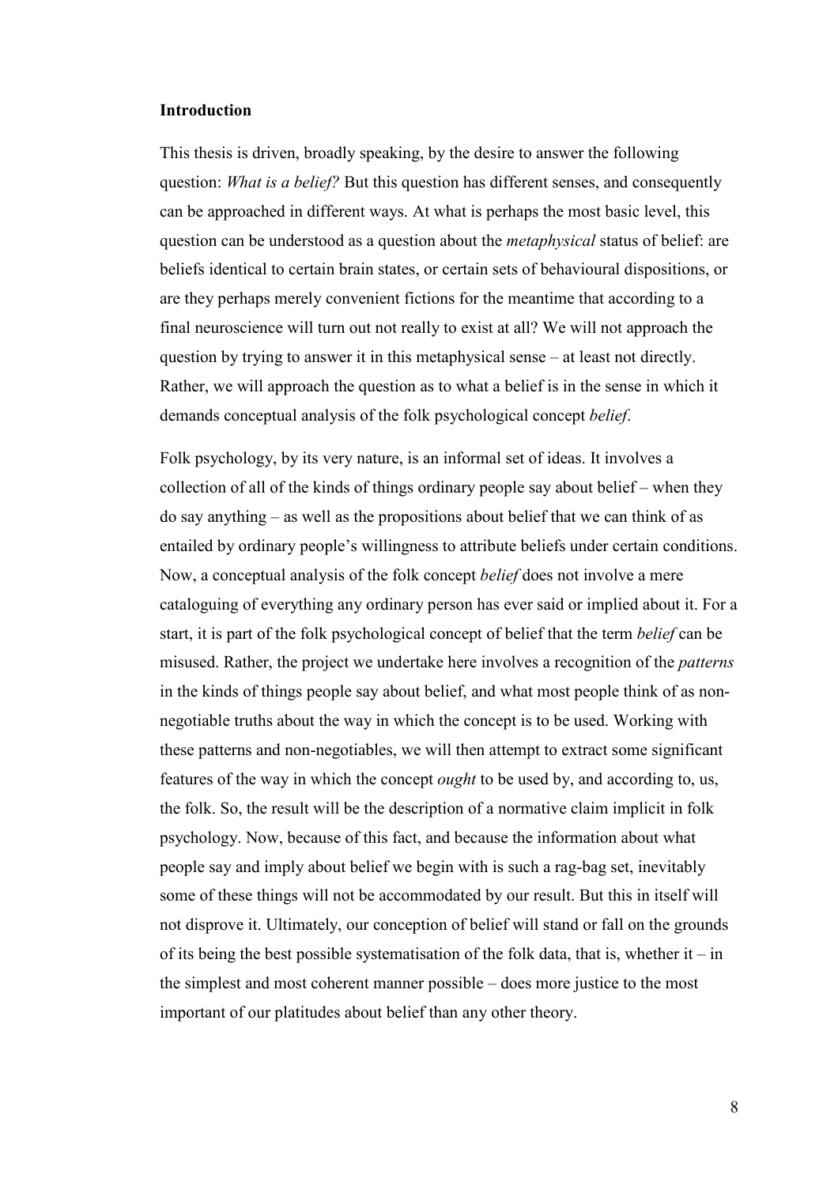## Introduction

This thesis is driven, broadly speaking, by the desire to answer the following question: *What is a belief?* But this question has different senses, and consequently can be approached in different ways. At what is perhaps the most basic level, this question can be understood as a question about the *metaphysical* status of belief: are beliefs identical to certain brain states, or certain sets of behavioural dispositions, or are they perhaps merely convenient fictions for the meantime that according to a final neuroscience will turn out not really to exist at all? We will not approach the question by trying to answer it in this metaphysical sense – at least not directly. Rather, we will approach the question as to what a belief is in the sense in which it demands conceptual analysis of the folk psychological concept *belief*.

Folk psychology, by its very nature, is an informal set of ideas. It involves a collection of all of the kinds of things ordinary people say about belief – when they do say anything – as well as the propositions about belief that we can think of as entailed by ordinary people's willingness to attribute beliefs under certain conditions. Now, a conceptual analysis of the folk concept *belief* does not involve a mere cataloguing of everything any ordinary person has ever said or implied about it. For a start, it is part of the folk psychological concept of belief that the term *belief* can be misused. Rather, the project we undertake here involves a recognition of the *patterns* in the kinds of things people say about belief, and what most people think of as non-negotiable truths about the way in which the concept is to be used. Working with these patterns and non-negotiables, we will then attempt to extract some significant features of the way in which the concept *ought* to be used by, and according to, us, the folk. So, the result will be the description of a normative claim implicit in folk psychology. Now, because of this fact, and because the information about what people say and imply about belief we begin with is such a rag-bag set, inevitably some of these things will not be accommodated by our result. But this in itself will not disprove it. Ultimately, our conception of belief will stand or fall on the grounds of its being the best possible systematisation of the folk data, that is, whether it – in the simplest and most coherent manner possible – does more justice to the most important of our platitudes about belief than any other theory.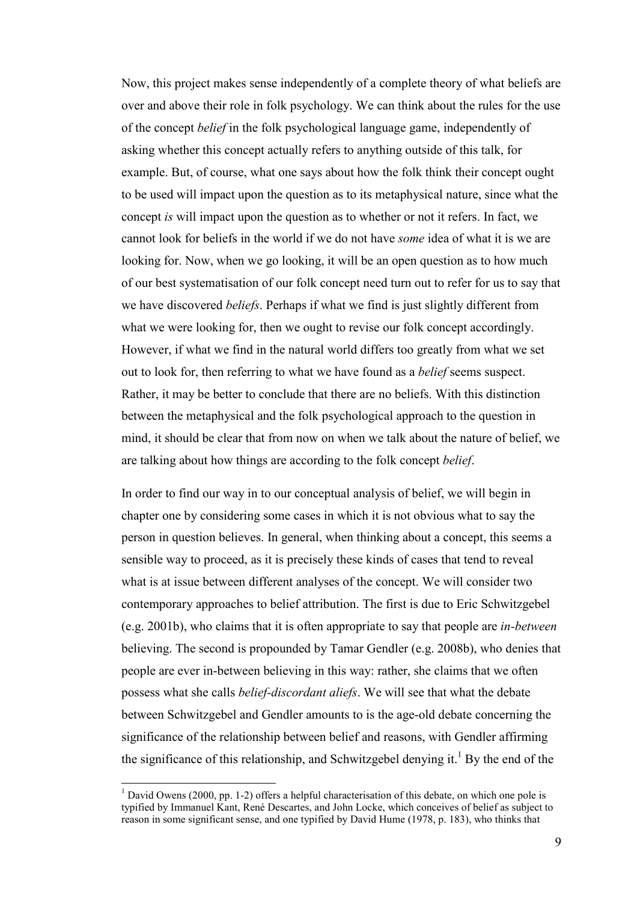Now, this project makes sense independently of a complete theory of what beliefs are over and above their role in folk psychology. We can think about the rules for the use of the concept *belief* in the folk psychological language game, independently of asking whether this concept actually refers to anything outside of this talk, for example. But, of course, what one says about how the folk think their concept ought to be used will impact upon the question as to its metaphysical nature, since what the concept *is* will impact upon the question as to whether or not it refers. In fact, we cannot look for beliefs in the world if we do not have *some* idea of what it is we are looking for. Now, when we go looking, it will be an open question as to how much of our best systematisation of our folk concept need turn out to refer for us to say that we have discovered *beliefs*. Perhaps if what we find is just slightly different from what we were looking for, then we ought to revise our folk concept accordingly. However, if what we find in the natural world differs too greatly from what we set out to look for, then referring to what we have found as a *belief* seems suspect. Rather, it may be better to conclude that there are no beliefs. With this distinction between the metaphysical and the folk psychological approach to the question in mind, it should be clear that from now on when we talk about the nature of belief, we are talking about how things are according to the folk concept *belief*.

In order to find our way in to our conceptual analysis of belief, we will begin in chapter one by considering some cases in which it is not obvious what to say the person in question believes. In general, when thinking about a concept, this seems a sensible way to proceed, as it is precisely these kinds of cases that tend to reveal what is at issue between different analyses of the concept. We will consider two contemporary approaches to belief attribution. The first is due to Eric Schwitzgebel (e.g. 2001b), who claims that it is often appropriate to say that people are *in-between* believing. The second is propounded by Tamar Gendler (e.g. 2008b), who denies that people are ever in-between believing in this way: rather, she claims that we often possess what she calls *belief-discordant aliefs*. We will see that what the debate between Schwitzgebel and Gendler amounts to is the age-old debate concerning the significance of the relationship between belief and reasons, with Gendler affirming the significance of this relationship, and Schwitzgebel denying it.[1] By the end of the

[1] David Owens (2000, pp. 1-2) offers a helpful characterisation of this debate, on which one pole is typified by Immanuel Kant, René Descartes, and John Locke, which conceives of belief as subject to reason in some significant sense, and one typified by David Hume (1978, p. 183), who thinks that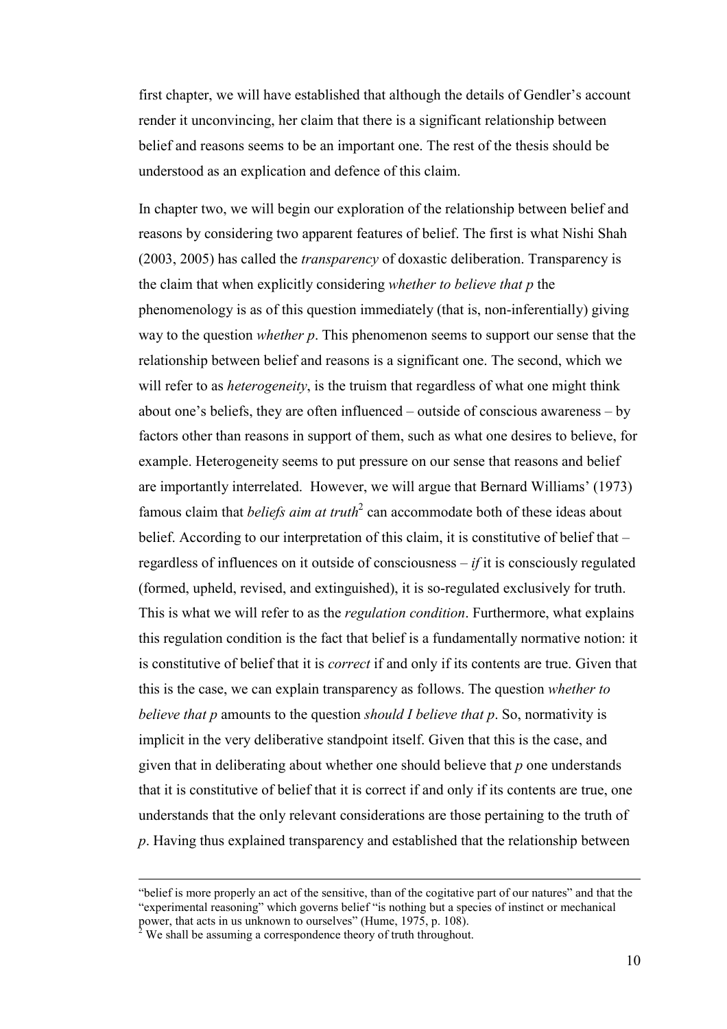first chapter, we will have established that although the details of Gendler's account render it unconvincing, her claim that there is a significant relationship between belief and reasons seems to be an important one. The rest of the thesis should be understood as an explication and defence of this claim.

In chapter two, we will begin our exploration of the relationship between belief and reasons by considering two apparent features of belief. The first is what Nishi Shah (2003, 2005) has called the *transparency* of doxastic deliberation. Transparency is the claim that when explicitly considering *whether to believe that p* the phenomenology is as of this question immediately (that is, non-inferentially) giving way to the question *whether p*. This phenomenon seems to support our sense that the relationship between belief and reasons is a significant one. The second, which we will refer to as *heterogeneity*, is the truism that regardless of what one might think about one's beliefs, they are often influenced – outside of conscious awareness – by factors other than reasons in support of them, such as what one desires to believe, for example. Heterogeneity seems to put pressure on our sense that reasons and belief are importantly interrelated. However, we will argue that Bernard Williams' (1973) famous claim that *beliefs aim at truth*[2] can accommodate both of these ideas about belief. According to our interpretation of this claim, it is constitutive of belief that – regardless of influences on it outside of consciousness – *if* it is consciously regulated (formed, upheld, revised, and extinguished), it is so-regulated exclusively for truth. This is what we will refer to as the *regulation condition*. Furthermore, what explains this regulation condition is the fact that belief is a fundamentally normative notion: it is constitutive of belief that it is *correct* if and only if its contents are true. Given that this is the case, we can explain transparency as follows. The question *whether to believe that p* amounts to the question *should I believe that p*. So, normativity is implicit in the very deliberative standpoint itself. Given that this is the case, and given that in deliberating about whether one should believe that *p* one understands that it is constitutive of belief that it is correct if and only if its contents are true, one understands that the only relevant considerations are those pertaining to the truth of *p*. Having thus explained transparency and established that the relationship between

---

"belief is more properly an act of the sensitive, than of the cogitative part of our natures" and that the "experimental reasoning" which governs belief "is nothing but a species of instinct or mechanical power, that acts in us unknown to ourselves" (Hume, 1975, p. 108).

[2] We shall be assuming a correspondence theory of truth throughout.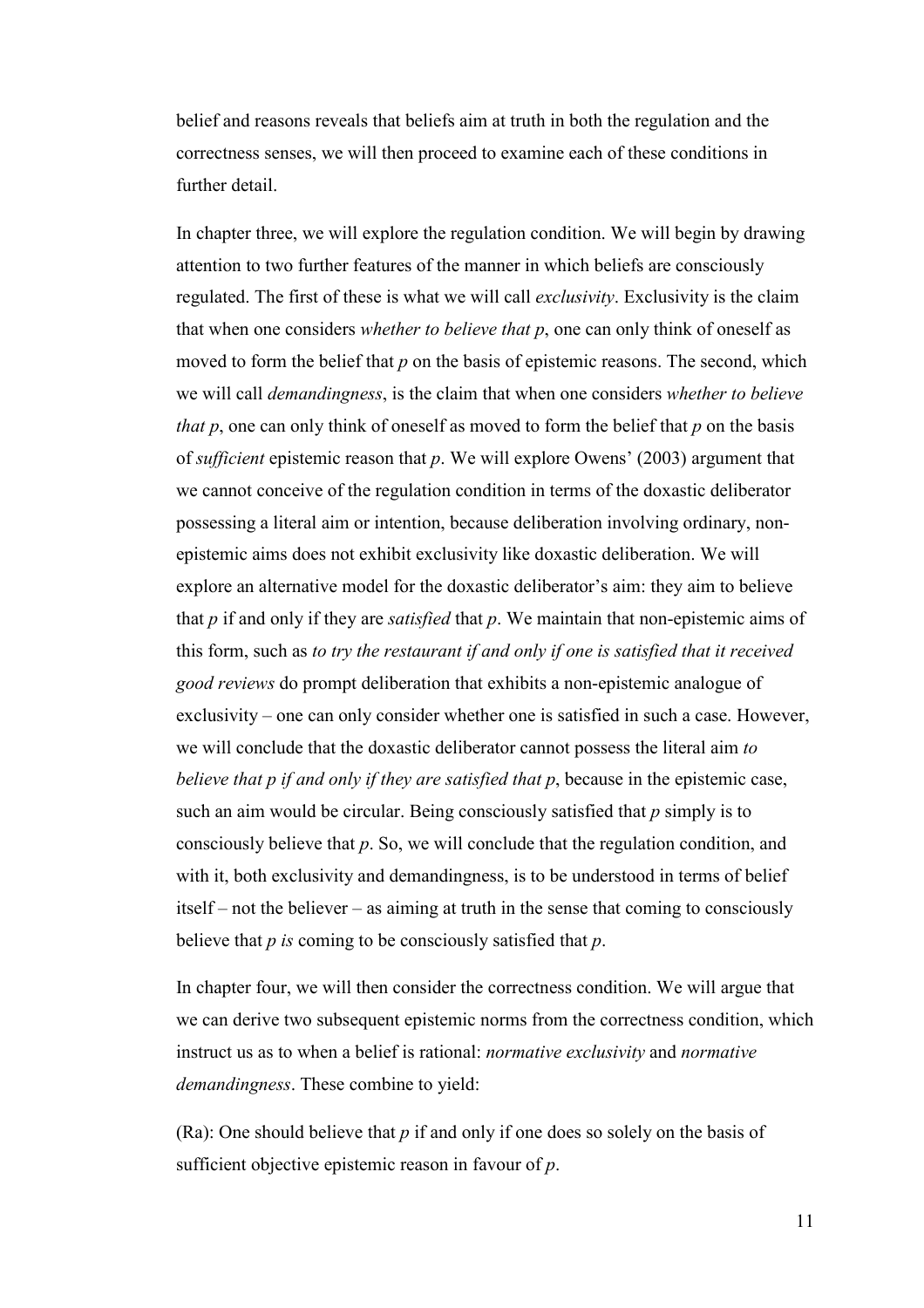belief and reasons reveals that beliefs aim at truth in both the regulation and the correctness senses, we will then proceed to examine each of these conditions in further detail.

In chapter three, we will explore the regulation condition. We will begin by drawing attention to two further features of the manner in which beliefs are consciously regulated. The first of these is what we will call *exclusivity*. Exclusivity is the claim that when one considers *whether to believe that p*, one can only think of oneself as moved to form the belief that *p* on the basis of epistemic reasons. The second, which we will call *demandingness*, is the claim that when one considers *whether to believe that p*, one can only think of oneself as moved to form the belief that *p* on the basis of *sufficient* epistemic reason that *p*. We will explore Owens' (2003) argument that we cannot conceive of the regulation condition in terms of the doxastic deliberator possessing a literal aim or intention, because deliberation involving ordinary, non-epistemic aims does not exhibit exclusivity like doxastic deliberation. We will explore an alternative model for the doxastic deliberator's aim: they aim to believe that *p* if and only if they are *satisfied* that *p*. We maintain that non-epistemic aims of this form, such as *to try the restaurant if and only if one is satisfied that it received good reviews* do prompt deliberation that exhibits a non-epistemic analogue of exclusivity – one can only consider whether one is satisfied in such a case. However, we will conclude that the doxastic deliberator cannot possess the literal aim *to believe that p if and only if they are satisfied that p*, because in the epistemic case, such an aim would be circular. Being consciously satisfied that *p* simply is to consciously believe that *p*. So, we will conclude that the regulation condition, and with it, both exclusivity and demandingness, is to be understood in terms of belief itself – not the believer – as aiming at truth in the sense that coming to consciously believe that *p is* coming to be consciously satisfied that *p*.

In chapter four, we will then consider the correctness condition. We will argue that we can derive two subsequent epistemic norms from the correctness condition, which instruct us as to when a belief is rational: *normative exclusivity* and *normative demandingness*. These combine to yield:

(Ra): One should believe that *p* if and only if one does so solely on the basis of sufficient objective epistemic reason in favour of *p*.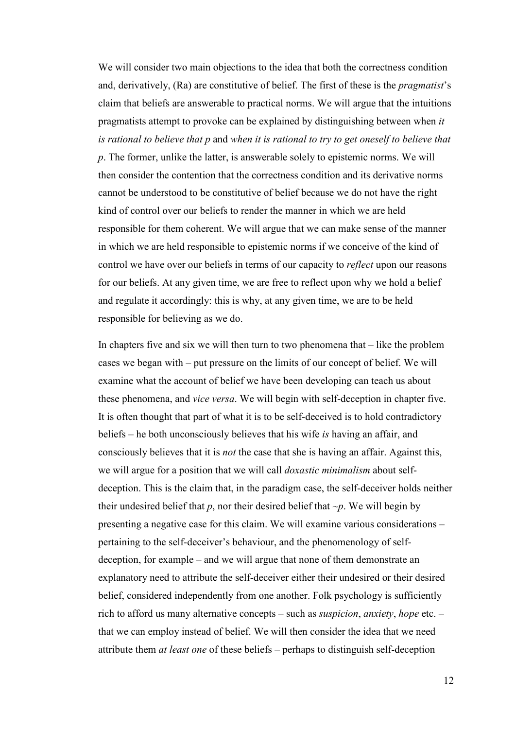We will consider two main objections to the idea that both the correctness condition and, derivatively, (Ra) are constitutive of belief. The first of these is the *pragmatist*'s claim that beliefs are answerable to practical norms. We will argue that the intuitions pragmatists attempt to provoke can be explained by distinguishing between when *it is rational to believe that p* and *when it is rational to try to get oneself to believe that p*. The former, unlike the latter, is answerable solely to epistemic norms. We will then consider the contention that the correctness condition and its derivative norms cannot be understood to be constitutive of belief because we do not have the right kind of control over our beliefs to render the manner in which we are held responsible for them coherent. We will argue that we can make sense of the manner in which we are held responsible to epistemic norms if we conceive of the kind of control we have over our beliefs in terms of our capacity to *reflect* upon our reasons for our beliefs. At any given time, we are free to reflect upon why we hold a belief and regulate it accordingly: this is why, at any given time, we are to be held responsible for believing as we do.

In chapters five and six we will then turn to two phenomena that – like the problem cases we began with – put pressure on the limits of our concept of belief. We will examine what the account of belief we have been developing can teach us about these phenomena, and *vice versa*. We will begin with self-deception in chapter five. It is often thought that part of what it is to be self-deceived is to hold contradictory beliefs – he both unconsciously believes that his wife *is* having an affair, and consciously believes that it is *not* the case that she is having an affair. Against this, we will argue for a position that we will call *doxastic minimalism* about self-deception. This is the claim that, in the paradigm case, the self-deceiver holds neither their undesired belief that *p*, nor their desired belief that *~p*. We will begin by presenting a negative case for this claim. We will examine various considerations – pertaining to the self-deceiver's behaviour, and the phenomenology of self-deception, for example – and we will argue that none of them demonstrate an explanatory need to attribute the self-deceiver either their undesired or their desired belief, considered independently from one another. Folk psychology is sufficiently rich to afford us many alternative concepts – such as *suspicion*, *anxiety*, *hope* etc. – that we can employ instead of belief. We will then consider the idea that we need attribute them *at least one* of these beliefs – perhaps to distinguish self-deception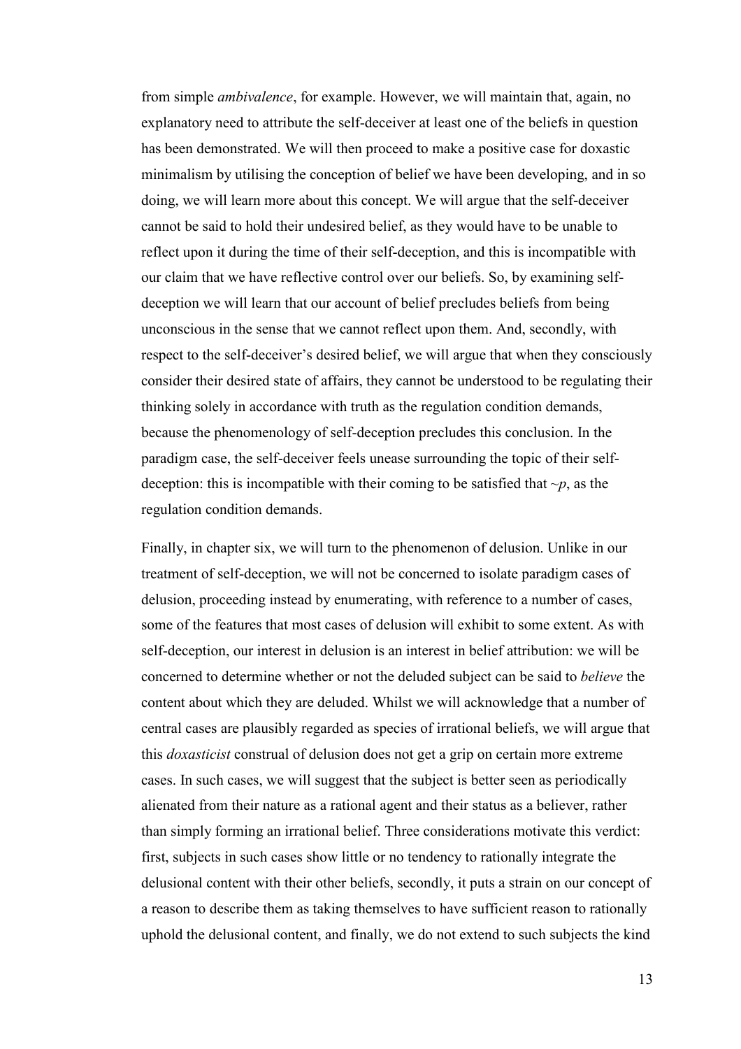from simple *ambivalence*, for example. However, we will maintain that, again, no explanatory need to attribute the self-deceiver at least one of the beliefs in question has been demonstrated. We will then proceed to make a positive case for doxastic minimalism by utilising the conception of belief we have been developing, and in so doing, we will learn more about this concept. We will argue that the self-deceiver cannot be said to hold their undesired belief, as they would have to be unable to reflect upon it during the time of their self-deception, and this is incompatible with our claim that we have reflective control over our beliefs. So, by examining self-deception we will learn that our account of belief precludes beliefs from being unconscious in the sense that we cannot reflect upon them. And, secondly, with respect to the self-deceiver's desired belief, we will argue that when they consciously consider their desired state of affairs, they cannot be understood to be regulating their thinking solely in accordance with truth as the regulation condition demands, because the phenomenology of self-deception precludes this conclusion. In the paradigm case, the self-deceiver feels unease surrounding the topic of their self-deception: this is incompatible with their coming to be satisfied that $\sim p$, as the regulation condition demands.

Finally, in chapter six, we will turn to the phenomenon of delusion. Unlike in our treatment of self-deception, we will not be concerned to isolate paradigm cases of delusion, proceeding instead by enumerating, with reference to a number of cases, some of the features that most cases of delusion will exhibit to some extent. As with self-deception, our interest in delusion is an interest in belief attribution: we will be concerned to determine whether or not the deluded subject can be said to *believe* the content about which they are deluded. Whilst we will acknowledge that a number of central cases are plausibly regarded as species of irrational beliefs, we will argue that this *doxasticist* construal of delusion does not get a grip on certain more extreme cases. In such cases, we will suggest that the subject is better seen as periodically alienated from their nature as a rational agent and their status as a believer, rather than simply forming an irrational belief. Three considerations motivate this verdict: first, subjects in such cases show little or no tendency to rationally integrate the delusional content with their other beliefs, secondly, it puts a strain on our concept of a reason to describe them as taking themselves to have sufficient reason to rationally uphold the delusional content, and finally, we do not extend to such subjects the kind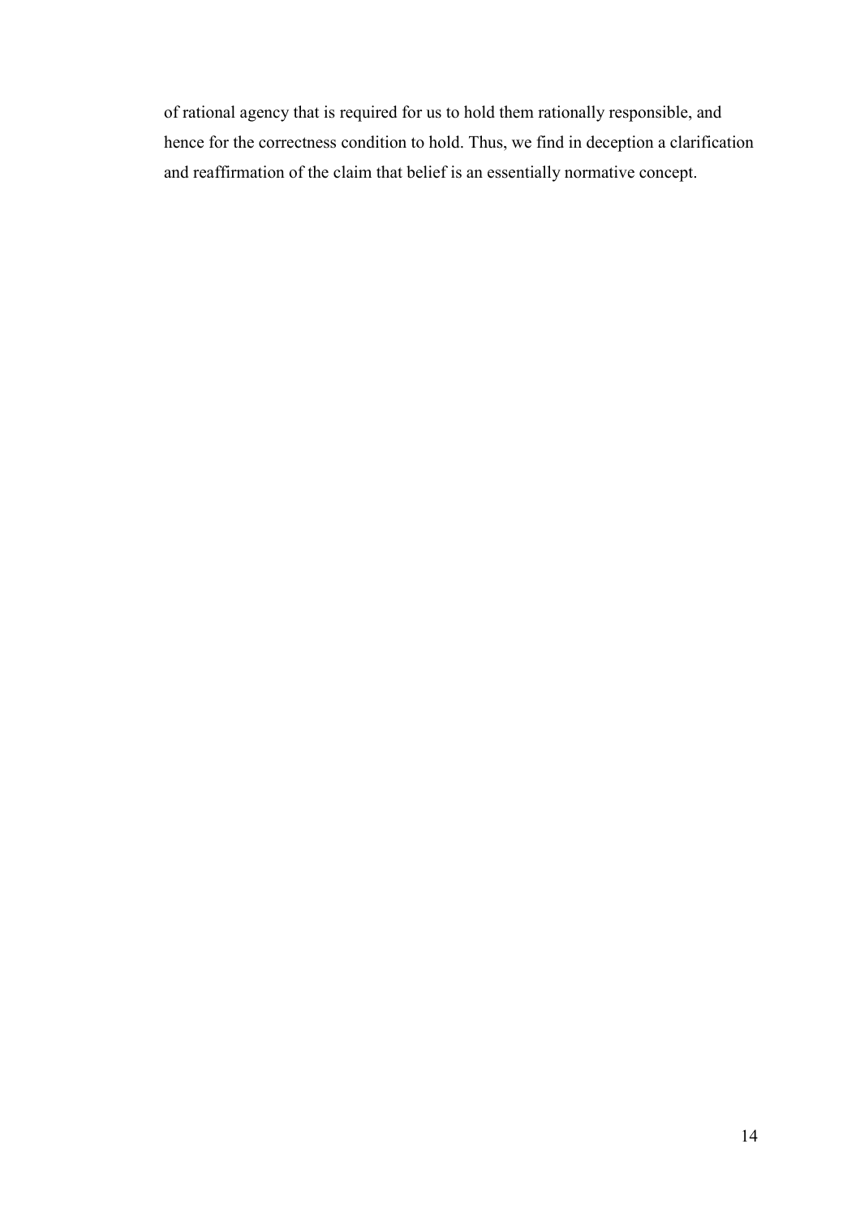of rational agency that is required for us to hold them rationally responsible, and hence for the correctness condition to hold. Thus, we find in deception a clarification and reaffirmation of the claim that belief is an essentially normative concept.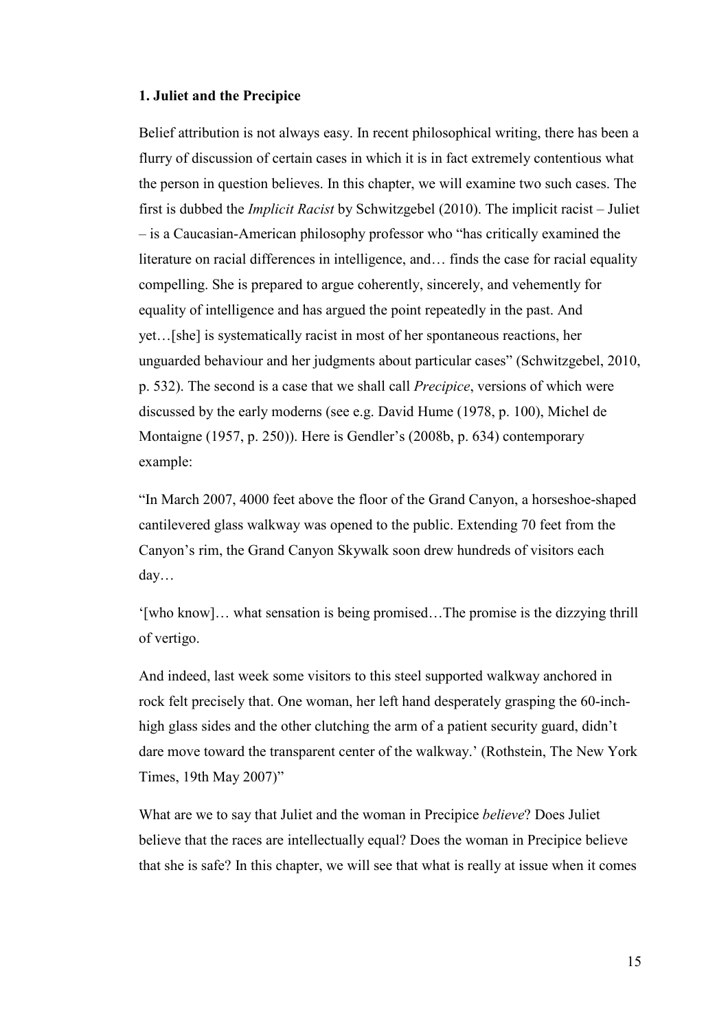### 1. Juliet and the Precipice

Belief attribution is not always easy. In recent philosophical writing, there has been a flurry of discussion of certain cases in which it is in fact extremely contentious what the person in question believes. In this chapter, we will examine two such cases. The first is dubbed the *Implicit Racist* by Schwitzgebel (2010). The implicit racist – Juliet – is a Caucasian-American philosophy professor who "has critically examined the literature on racial differences in intelligence, and… finds the case for racial equality compelling. She is prepared to argue coherently, sincerely, and vehemently for equality of intelligence and has argued the point repeatedly in the past. And yet…[she] is systematically racist in most of her spontaneous reactions, her unguarded behaviour and her judgments about particular cases" (Schwitzgebel, 2010, p. 532). The second is a case that we shall call *Precipice*, versions of which were discussed by the early moderns (see e.g. David Hume (1978, p. 100), Michel de Montaigne (1957, p. 250)). Here is Gendler's (2008b, p. 634) contemporary example:

"In March 2007, 4000 feet above the floor of the Grand Canyon, a horseshoe-shaped cantilevered glass walkway was opened to the public. Extending 70 feet from the Canyon's rim, the Grand Canyon Skywalk soon drew hundreds of visitors each day…

'[who know]… what sensation is being promised…The promise is the dizzying thrill of vertigo.

And indeed, last week some visitors to this steel supported walkway anchored in rock felt precisely that. One woman, her left hand desperately grasping the 60-inch-high glass sides and the other clutching the arm of a patient security guard, didn't dare move toward the transparent center of the walkway.' (Rothstein, The New York Times, 19th May 2007)"

What are we to say that Juliet and the woman in Precipice *believe*? Does Juliet believe that the races are intellectually equal? Does the woman in Precipice believe that she is safe? In this chapter, we will see that what is really at issue when it comes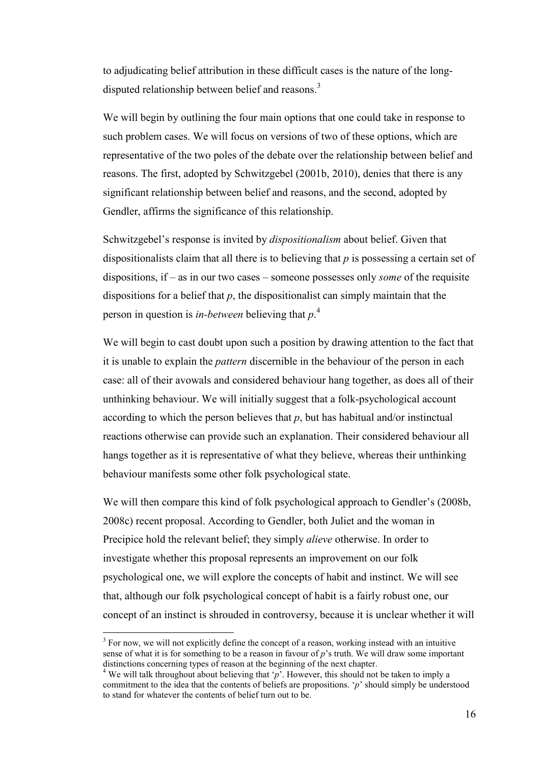to adjudicating belief attribution in these difficult cases is the nature of the long-disputed relationship between belief and reasons.[3]

We will begin by outlining the four main options that one could take in response to such problem cases. We will focus on versions of two of these options, which are representative of the two poles of the debate over the relationship between belief and reasons. The first, adopted by Schwitzgebel (2001b, 2010), denies that there is any significant relationship between belief and reasons, and the second, adopted by Gendler, affirms the significance of this relationship.

Schwitzgebel's response is invited by *dispositionalism* about belief. Given that dispositionalists claim that all there is to believing that *p* is possessing a certain set of dispositions, if – as in our two cases – someone possesses only *some* of the requisite dispositions for a belief that *p*, the dispositionalist can simply maintain that the person in question is *in-between* believing that *p*.[4]

We will begin to cast doubt upon such a position by drawing attention to the fact that it is unable to explain the *pattern* discernible in the behaviour of the person in each case: all of their avowals and considered behaviour hang together, as does all of their unthinking behaviour. We will initially suggest that a folk-psychological account according to which the person believes that *p*, but has habitual and/or instinctual reactions otherwise can provide such an explanation. Their considered behaviour all hangs together as it is representative of what they believe, whereas their unthinking behaviour manifests some other folk psychological state.

We will then compare this kind of folk psychological approach to Gendler's (2008b, 2008c) recent proposal. According to Gendler, both Juliet and the woman in Precipice hold the relevant belief; they simply *alieve* otherwise. In order to investigate whether this proposal represents an improvement on our folk psychological one, we will explore the concepts of habit and instinct. We will see that, although our folk psychological concept of habit is a fairly robust one, our concept of an instinct is shrouded in controversy, because it is unclear whether it will

---

[3] For now, we will not explicitly define the concept of a reason, working instead with an intuitive sense of what it is for something to be a reason in favour of *p*'s truth. We will draw some important distinctions concerning types of reason at the beginning of the next chapter.

[4] We will talk throughout about believing that '*p*'. However, this should not be taken to imply a commitment to the idea that the contents of beliefs are propositions. '*p*' should simply be understood to stand for whatever the contents of belief turn out to be.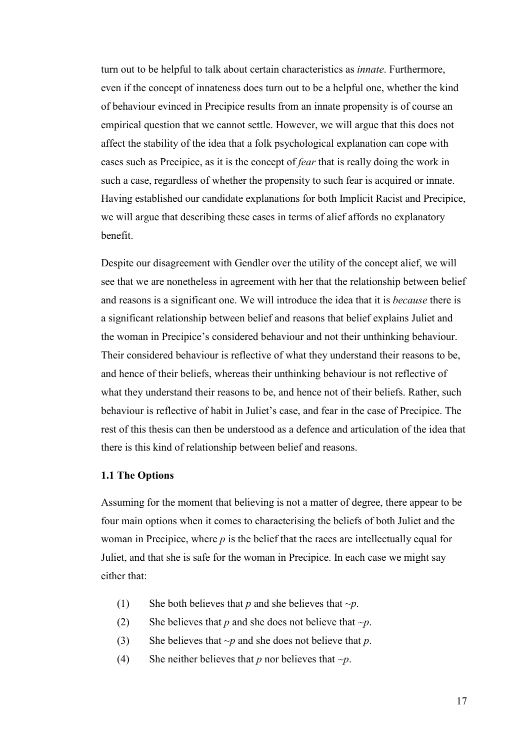turn out to be helpful to talk about certain characteristics as *innate*. Furthermore, even if the concept of innateness does turn out to be a helpful one, whether the kind of behaviour evinced in Precipice results from an innate propensity is of course an empirical question that we cannot settle. However, we will argue that this does not affect the stability of the idea that a folk psychological explanation can cope with cases such as Precipice, as it is the concept of *fear* that is really doing the work in such a case, regardless of whether the propensity to such fear is acquired or innate. Having established our candidate explanations for both Implicit Racist and Precipice, we will argue that describing these cases in terms of alief affords no explanatory benefit.

Despite our disagreement with Gendler over the utility of the concept alief, we will see that we are nonetheless in agreement with her that the relationship between belief and reasons is a significant one. We will introduce the idea that it is *because* there is a significant relationship between belief and reasons that belief explains Juliet and the woman in Precipice's considered behaviour and not their unthinking behaviour. Their considered behaviour is reflective of what they understand their reasons to be, and hence of their beliefs, whereas their unthinking behaviour is not reflective of what they understand their reasons to be, and hence not of their beliefs. Rather, such behaviour is reflective of habit in Juliet's case, and fear in the case of Precipice. The rest of this thesis can then be understood as a defence and articulation of the idea that there is this kind of relationship between belief and reasons.

### 1.1 The Options

Assuming for the moment that believing is not a matter of degree, there appear to be four main options when it comes to characterising the beliefs of both Juliet and the woman in Precipice, where $p$ is the belief that the races are intellectually equal for Juliet, and that she is safe for the woman in Precipice. In each case we might say either that:

(1) She both believes that $p$ and she believes that $\sim p$.

(2) She believes that $p$ and she does not believe that $\sim p$.

(3) She believes that $\sim p$ and she does not believe that $p$.

(4) She neither believes that $p$ nor believes that $\sim p$.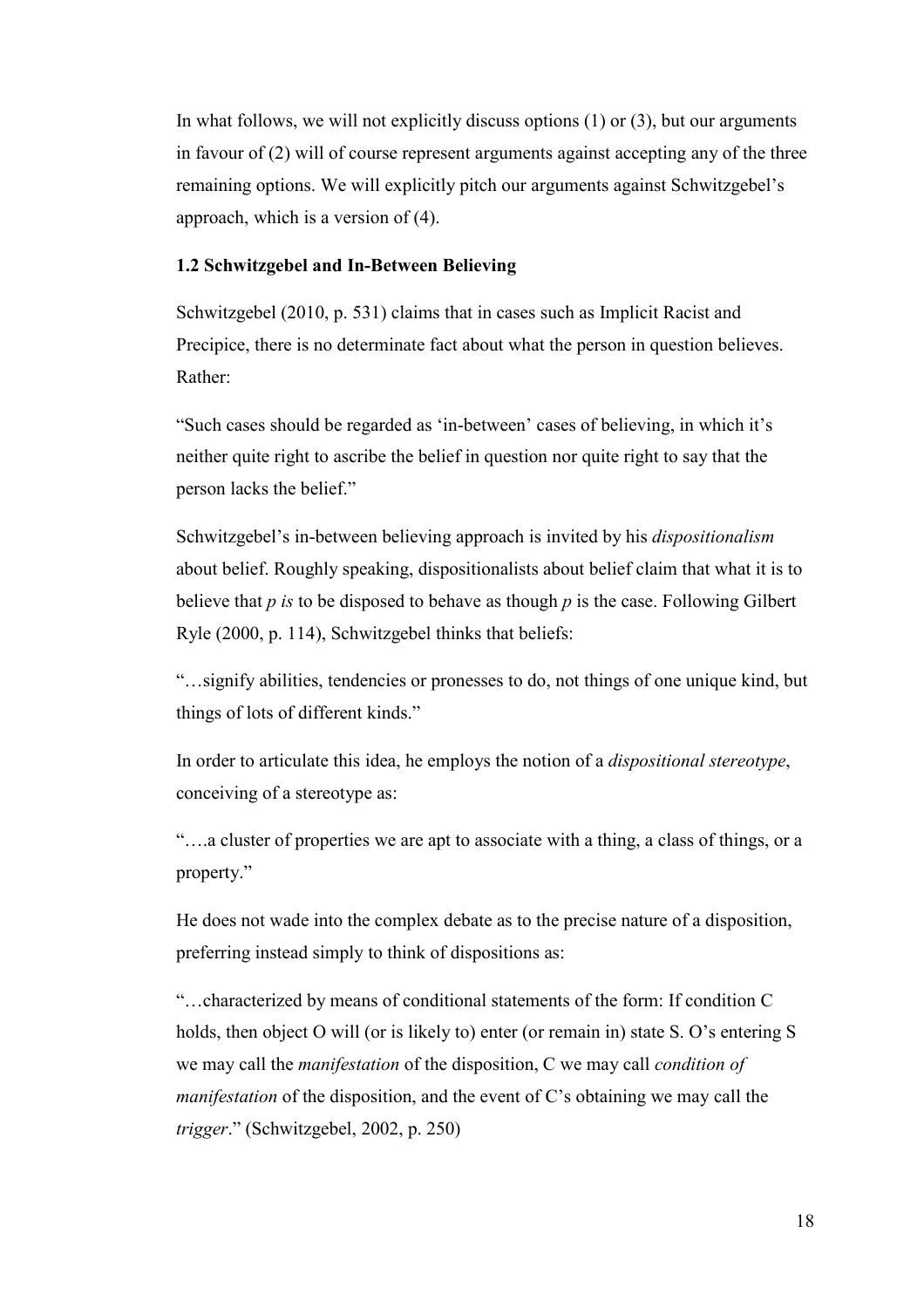In what follows, we will not explicitly discuss options (1) or (3), but our arguments in favour of (2) will of course represent arguments against accepting any of the three remaining options. We will explicitly pitch our arguments against Schwitzgebel's approach, which is a version of (4).

### 1.2 Schwitzgebel and In-Between Believing

Schwitzgebel (2010, p. 531) claims that in cases such as Implicit Racist and Precipice, there is no determinate fact about what the person in question believes. Rather:

"Such cases should be regarded as 'in-between' cases of believing, in which it's neither quite right to ascribe the belief in question nor quite right to say that the person lacks the belief."

Schwitzgebel's in-between believing approach is invited by his *dispositionalism* about belief. Roughly speaking, dispositionalists about belief claim that what it is to believe that *p is* to be disposed to behave as though *p* is the case. Following Gilbert Ryle (2000, p. 114), Schwitzgebel thinks that beliefs:

"…signify abilities, tendencies or pronesses to do, not things of one unique kind, but things of lots of different kinds."

In order to articulate this idea, he employs the notion of a *dispositional stereotype*, conceiving of a stereotype as:

"….a cluster of properties we are apt to associate with a thing, a class of things, or a property."

He does not wade into the complex debate as to the precise nature of a disposition, preferring instead simply to think of dispositions as:

"…characterized by means of conditional statements of the form: If condition C holds, then object O will (or is likely to) enter (or remain in) state S. O's entering S we may call the *manifestation* of the disposition, C we may call *condition of manifestation* of the disposition, and the event of C's obtaining we may call the *trigger*." (Schwitzgebel, 2002, p. 250)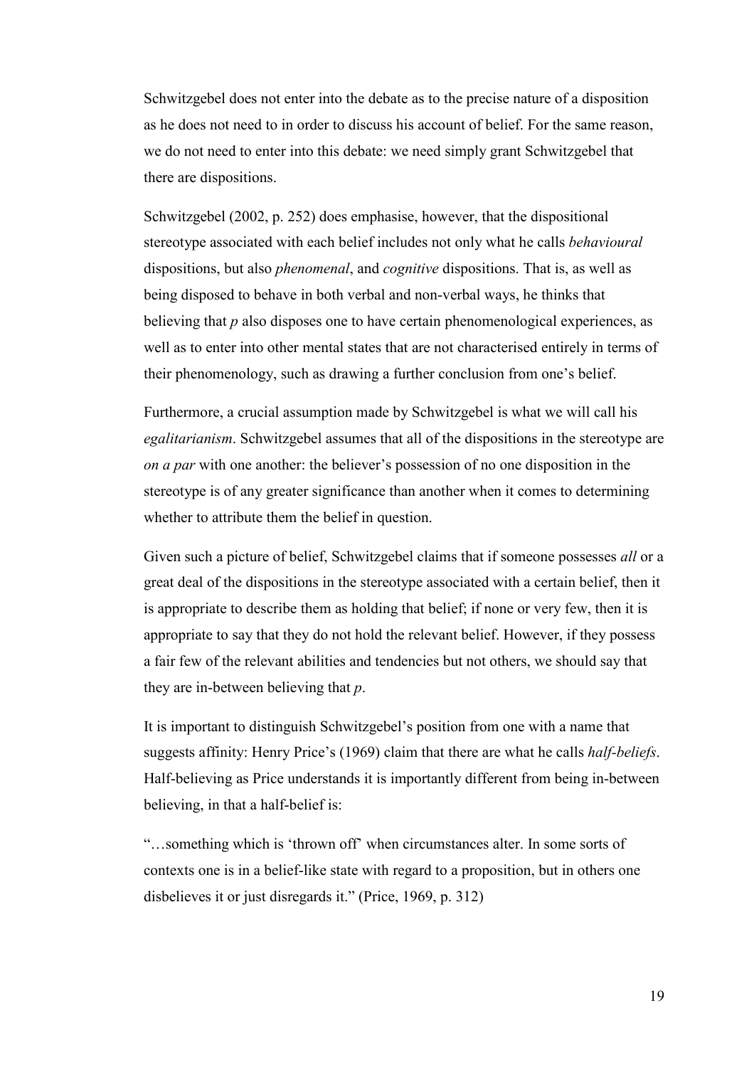Schwitzgebel does not enter into the debate as to the precise nature of a disposition as he does not need to in order to discuss his account of belief. For the same reason, we do not need to enter into this debate: we need simply grant Schwitzgebel that there are dispositions.

Schwitzgebel (2002, p. 252) does emphasise, however, that the dispositional stereotype associated with each belief includes not only what he calls *behavioural* dispositions, but also *phenomenal*, and *cognitive* dispositions. That is, as well as being disposed to behave in both verbal and non-verbal ways, he thinks that believing that *p* also disposes one to have certain phenomenological experiences, as well as to enter into other mental states that are not characterised entirely in terms of their phenomenology, such as drawing a further conclusion from one's belief.

Furthermore, a crucial assumption made by Schwitzgebel is what we will call his *egalitarianism*. Schwitzgebel assumes that all of the dispositions in the stereotype are *on a par* with one another: the believer's possession of no one disposition in the stereotype is of any greater significance than another when it comes to determining whether to attribute them the belief in question.

Given such a picture of belief, Schwitzgebel claims that if someone possesses *all* or a great deal of the dispositions in the stereotype associated with a certain belief, then it is appropriate to describe them as holding that belief; if none or very few, then it is appropriate to say that they do not hold the relevant belief. However, if they possess a fair few of the relevant abilities and tendencies but not others, we should say that they are in-between believing that *p*.

It is important to distinguish Schwitzgebel's position from one with a name that suggests affinity: Henry Price's (1969) claim that there are what he calls *half-beliefs*. Half-believing as Price understands it is importantly different from being in-between believing, in that a half-belief is:

"…something which is 'thrown off' when circumstances alter. In some sorts of contexts one is in a belief-like state with regard to a proposition, but in others one disbelieves it or just disregards it." (Price, 1969, p. 312)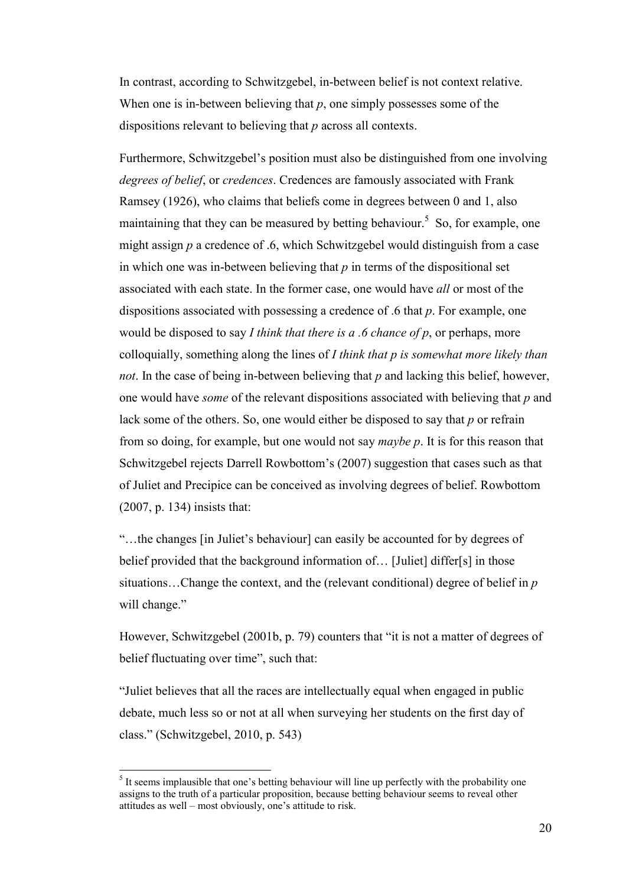In contrast, according to Schwitzgebel, in-between belief is not context relative. When one is in-between believing that *p*, one simply possesses some of the dispositions relevant to believing that *p* across all contexts.

Furthermore, Schwitzgebel's position must also be distinguished from one involving *degrees of belief*, or *credences*. Credences are famously associated with Frank Ramsey (1926), who claims that beliefs come in degrees between 0 and 1, also maintaining that they can be measured by betting behaviour.[5] So, for example, one might assign *p* a credence of .6, which Schwitzgebel would distinguish from a case in which one was in-between believing that *p* in terms of the dispositional set associated with each state. In the former case, one would have *all* or most of the dispositions associated with possessing a credence of .6 that *p*. For example, one would be disposed to say *I think that there is a .6 chance of p*, or perhaps, more colloquially, something along the lines of *I think that p is somewhat more likely than not*. In the case of being in-between believing that *p* and lacking this belief, however, one would have *some* of the relevant dispositions associated with believing that *p* and lack some of the others. So, one would either be disposed to say that *p* or refrain from so doing, for example, but one would not say *maybe p*. It is for this reason that Schwitzgebel rejects Darrell Rowbottom's (2007) suggestion that cases such as that of Juliet and Precipice can be conceived as involving degrees of belief. Rowbottom (2007, p. 134) insists that:

"…the changes [in Juliet's behaviour] can easily be accounted for by degrees of belief provided that the background information of… [Juliet] differ[s] in those situations…Change the context, and the (relevant conditional) degree of belief in *p* will change."

However, Schwitzgebel (2001b, p. 79) counters that "it is not a matter of degrees of belief fluctuating over time", such that:

"Juliet believes that all the races are intellectually equal when engaged in public debate, much less so or not at all when surveying her students on the first day of class." (Schwitzgebel, 2010, p. 543)

[5] It seems implausible that one's betting behaviour will line up perfectly with the probability one assigns to the truth of a particular proposition, because betting behaviour seems to reveal other attitudes as well – most obviously, one's attitude to risk.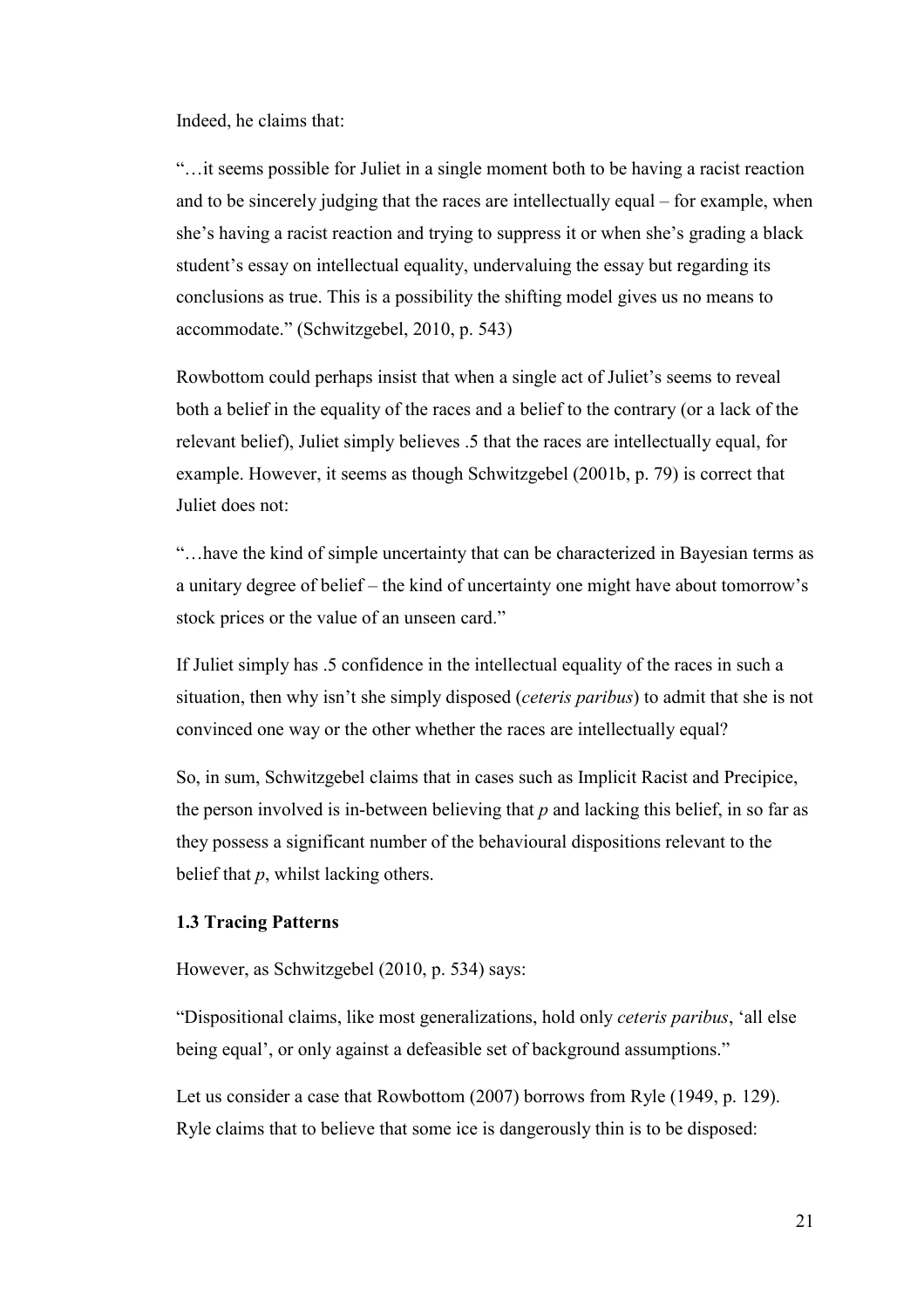Indeed, he claims that:

"…it seems possible for Juliet in a single moment both to be having a racist reaction and to be sincerely judging that the races are intellectually equal – for example, when she's having a racist reaction and trying to suppress it or when she's grading a black student's essay on intellectual equality, undervaluing the essay but regarding its conclusions as true. This is a possibility the shifting model gives us no means to accommodate." (Schwitzgebel, 2010, p. 543)

Rowbottom could perhaps insist that when a single act of Juliet's seems to reveal both a belief in the equality of the races and a belief to the contrary (or a lack of the relevant belief), Juliet simply believes .5 that the races are intellectually equal, for example. However, it seems as though Schwitzgebel (2001b, p. 79) is correct that Juliet does not:

"…have the kind of simple uncertainty that can be characterized in Bayesian terms as a unitary degree of belief – the kind of uncertainty one might have about tomorrow's stock prices or the value of an unseen card."

If Juliet simply has .5 confidence in the intellectual equality of the races in such a situation, then why isn't she simply disposed (*ceteris paribus*) to admit that she is not convinced one way or the other whether the races are intellectually equal?

So, in sum, Schwitzgebel claims that in cases such as Implicit Racist and Precipice, the person involved is in-between believing that *p* and lacking this belief, in so far as they possess a significant number of the behavioural dispositions relevant to the belief that *p*, whilst lacking others.

### 1.3 Tracing Patterns

However, as Schwitzgebel (2010, p. 534) says:

"Dispositional claims, like most generalizations, hold only *ceteris paribus*, 'all else being equal', or only against a defeasible set of background assumptions."

Let us consider a case that Rowbottom (2007) borrows from Ryle (1949, p. 129). Ryle claims that to believe that some ice is dangerously thin is to be disposed: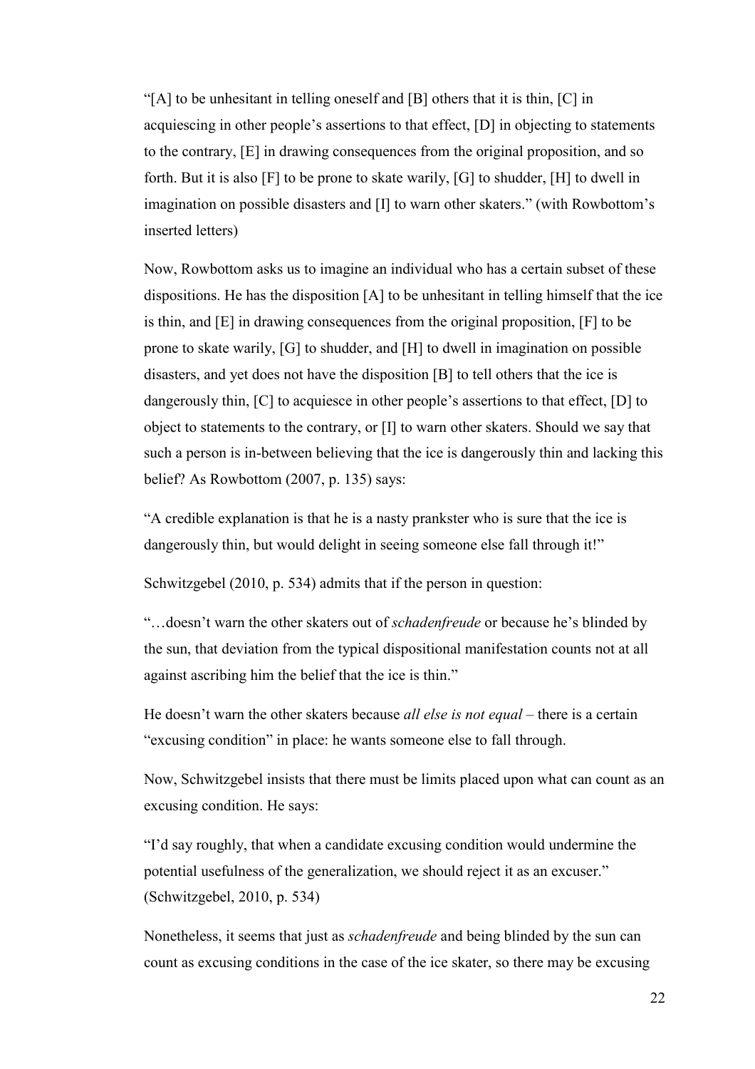"[A] to be unhesitant in telling oneself and [B] others that it is thin, [C] in acquiescing in other people's assertions to that effect, [D] in objecting to statements to the contrary, [E] in drawing consequences from the original proposition, and so forth. But it is also [F] to be prone to skate warily, [G] to shudder, [H] to dwell in imagination on possible disasters and [I] to warn other skaters." (with Rowbottom's inserted letters)

Now, Rowbottom asks us to imagine an individual who has a certain subset of these dispositions. He has the disposition [A] to be unhesitant in telling himself that the ice is thin, and [E] in drawing consequences from the original proposition, [F] to be prone to skate warily, [G] to shudder, and [H] to dwell in imagination on possible disasters, and yet does not have the disposition [B] to tell others that the ice is dangerously thin, [C] to acquiesce in other people's assertions to that effect, [D] to object to statements to the contrary, or [I] to warn other skaters. Should we say that such a person is in-between believing that the ice is dangerously thin and lacking this belief? As Rowbottom (2007, p. 135) says:

"A credible explanation is that he is a nasty prankster who is sure that the ice is dangerously thin, but would delight in seeing someone else fall through it!"

Schwitzgebel (2010, p. 534) admits that if the person in question:

"…doesn't warn the other skaters out of *schadenfreude* or because he's blinded by the sun, that deviation from the typical dispositional manifestation counts not at all against ascribing him the belief that the ice is thin."

He doesn't warn the other skaters because *all else is not equal* – there is a certain "excusing condition" in place: he wants someone else to fall through.

Now, Schwitzgebel insists that there must be limits placed upon what can count as an excusing condition. He says:

"I'd say roughly, that when a candidate excusing condition would undermine the potential usefulness of the generalization, we should reject it as an excuser." (Schwitzgebel, 2010, p. 534)

Nonetheless, it seems that just as *schadenfreude* and being blinded by the sun can count as excusing conditions in the case of the ice skater, so there may be excusing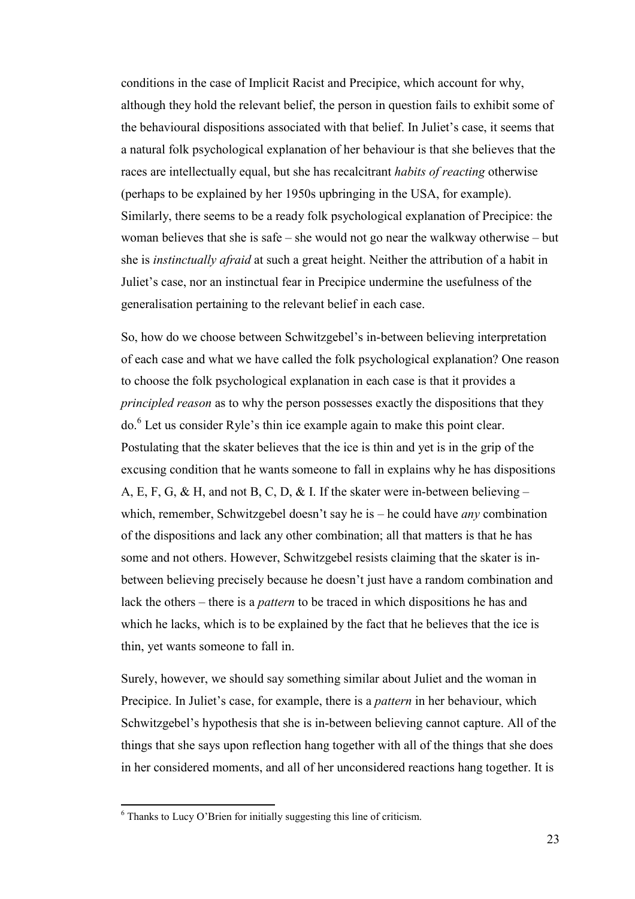conditions in the case of Implicit Racist and Precipice, which account for why, although they hold the relevant belief, the person in question fails to exhibit some of the behavioural dispositions associated with that belief. In Juliet's case, it seems that a natural folk psychological explanation of her behaviour is that she believes that the races are intellectually equal, but she has recalcitrant *habits of reacting* otherwise (perhaps to be explained by her 1950s upbringing in the USA, for example). Similarly, there seems to be a ready folk psychological explanation of Precipice: the woman believes that she is safe – she would not go near the walkway otherwise – but she is *instinctually afraid* at such a great height. Neither the attribution of a habit in Juliet's case, nor an instinctual fear in Precipice undermine the usefulness of the generalisation pertaining to the relevant belief in each case.

So, how do we choose between Schwitzgebel's in-between believing interpretation of each case and what we have called the folk psychological explanation? One reason to choose the folk psychological explanation in each case is that it provides a *principled reason* as to why the person possesses exactly the dispositions that they do.[6] Let us consider Ryle's thin ice example again to make this point clear. Postulating that the skater believes that the ice is thin and yet is in the grip of the excusing condition that he wants someone to fall in explains why he has dispositions A, E, F, G, & H, and not B, C, D, & I. If the skater were in-between believing – which, remember, Schwitzgebel doesn't say he is – he could have *any* combination of the dispositions and lack any other combination; all that matters is that he has some and not others. However, Schwitzgebel resists claiming that the skater is in-between believing precisely because he doesn't just have a random combination and lack the others – there is a *pattern* to be traced in which dispositions he has and which he lacks, which is to be explained by the fact that he believes that the ice is thin, yet wants someone to fall in.

Surely, however, we should say something similar about Juliet and the woman in Precipice. In Juliet's case, for example, there is a *pattern* in her behaviour, which Schwitzgebel's hypothesis that she is in-between believing cannot capture. All of the things that she says upon reflection hang together with all of the things that she does in her considered moments, and all of her unconsidered reactions hang together. It is

[6] Thanks to Lucy O'Brien for initially suggesting this line of criticism.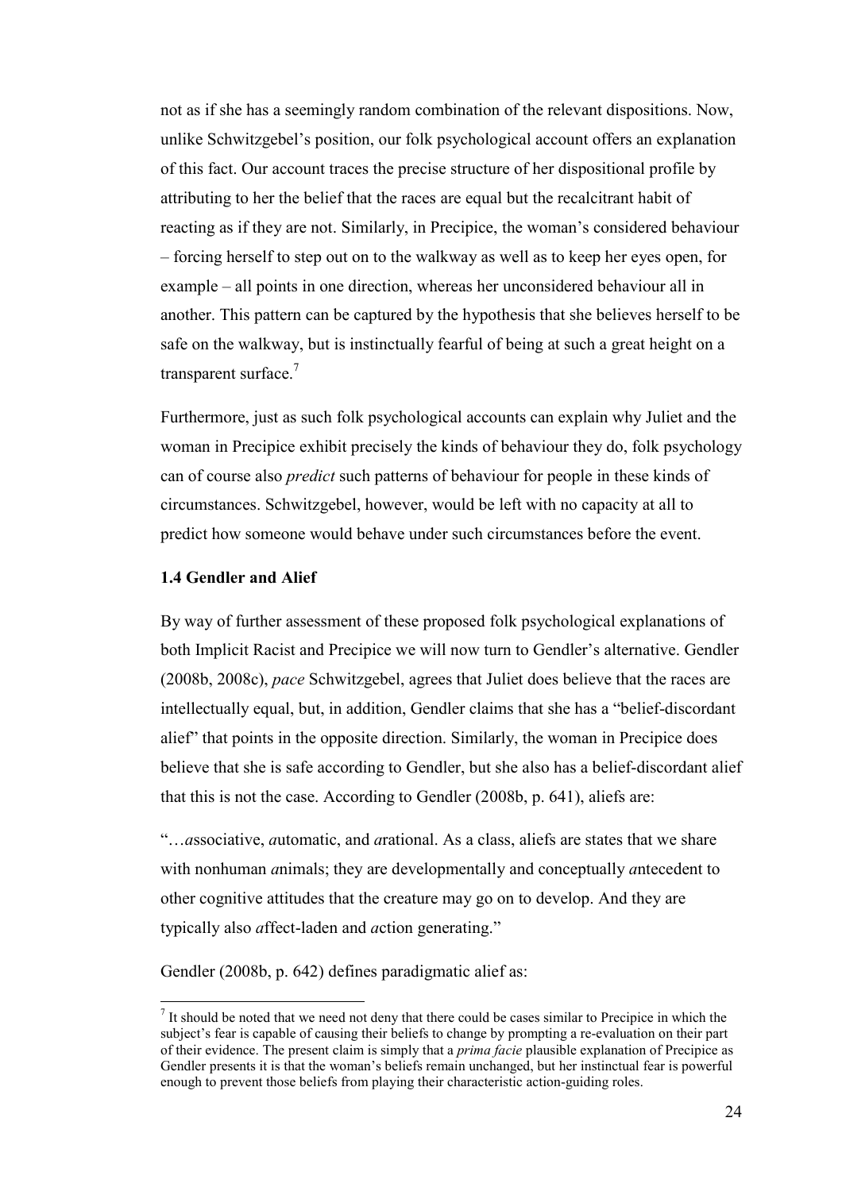not as if she has a seemingly random combination of the relevant dispositions. Now, unlike Schwitzgebel's position, our folk psychological account offers an explanation of this fact. Our account traces the precise structure of her dispositional profile by attributing to her the belief that the races are equal but the recalcitrant habit of reacting as if they are not. Similarly, in Precipice, the woman's considered behaviour – forcing herself to step out on to the walkway as well as to keep her eyes open, for example – all points in one direction, whereas her unconsidered behaviour all in another. This pattern can be captured by the hypothesis that she believes herself to be safe on the walkway, but is instinctually fearful of being at such a great height on a transparent surface.[7]

Furthermore, just as such folk psychological accounts can explain why Juliet and the woman in Precipice exhibit precisely the kinds of behaviour they do, folk psychology can of course also *predict* such patterns of behaviour for people in these kinds of circumstances. Schwitzgebel, however, would be left with no capacity at all to predict how someone would behave under such circumstances before the event.

### 1.4 Gendler and Alief

By way of further assessment of these proposed folk psychological explanations of both Implicit Racist and Precipice we will now turn to Gendler's alternative. Gendler (2008b, 2008c), *pace* Schwitzgebel, agrees that Juliet does believe that the races are intellectually equal, but, in addition, Gendler claims that she has a "belief-discordant alief" that points in the opposite direction. Similarly, the woman in Precipice does believe that she is safe according to Gendler, but she also has a belief-discordant alief that this is not the case. According to Gendler (2008b, p. 641), aliefs are:

"…*a*ssociative, *a*utomatic, and *a*rational. As a class, aliefs are states that we share with nonhuman *a*nimals; they are developmentally and conceptually *a*ntecedent to other cognitive attitudes that the creature may go on to develop. And they are typically also *a*ffect-laden and *a*ction generating."

Gendler (2008b, p. 642) defines paradigmatic alief as:

---

[7] It should be noted that we need not deny that there could be cases similar to Precipice in which the subject's fear is capable of causing their beliefs to change by prompting a re-evaluation on their part of their evidence. The present claim is simply that a *prima facie* plausible explanation of Precipice as Gendler presents it is that the woman's beliefs remain unchanged, but her instinctual fear is powerful enough to prevent those beliefs from playing their characteristic action-guiding roles.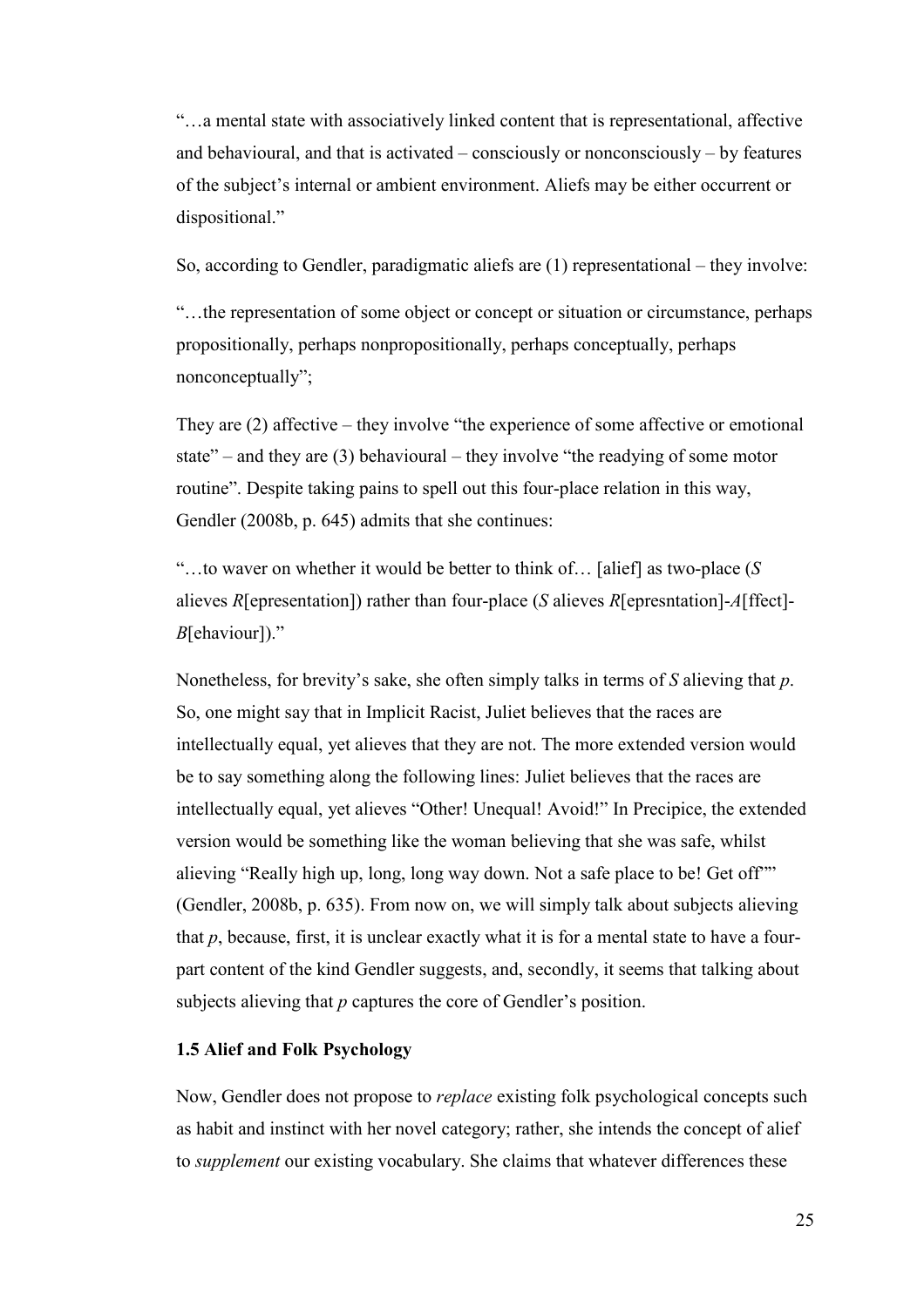"…a mental state with associatively linked content that is representational, affective and behavioural, and that is activated – consciously or nonconsciously – by features of the subject's internal or ambient environment. Aliefs may be either occurrent or dispositional."

So, according to Gendler, paradigmatic aliefs are (1) representational – they involve:

"…the representation of some object or concept or situation or circumstance, perhaps propositionally, perhaps nonpropositionally, perhaps conceptually, perhaps nonconceptually";

They are (2) affective – they involve "the experience of some affective or emotional state" – and they are (3) behavioural – they involve "the readying of some motor routine". Despite taking pains to spell out this four-place relation in this way, Gendler (2008b, p. 645) admits that she continues:

"…to waver on whether it would be better to think of… [alief] as two-place (*S* alieves *R*[epresentation]) rather than four-place (*S* alieves *R*[epresntation]-*A*[ffect]-*B*[ehaviour])."

Nonetheless, for brevity's sake, she often simply talks in terms of *S* alieving that *p*. So, one might say that in Implicit Racist, Juliet believes that the races are intellectually equal, yet alieves that they are not. The more extended version would be to say something along the following lines: Juliet believes that the races are intellectually equal, yet alieves "Other! Unequal! Avoid!" In Precipice, the extended version would be something like the woman believing that she was safe, whilst alieving "Really high up, long, long way down. Not a safe place to be! Get off"" (Gendler, 2008b, p. 635). From now on, we will simply talk about subjects alieving that *p*, because, first, it is unclear exactly what it is for a mental state to have a four-part content of the kind Gendler suggests, and, secondly, it seems that talking about subjects alieving that *p* captures the core of Gendler's position.

### 1.5 Alief and Folk Psychology

Now, Gendler does not propose to *replace* existing folk psychological concepts such as habit and instinct with her novel category; rather, she intends the concept of alief to *supplement* our existing vocabulary. She claims that whatever differences these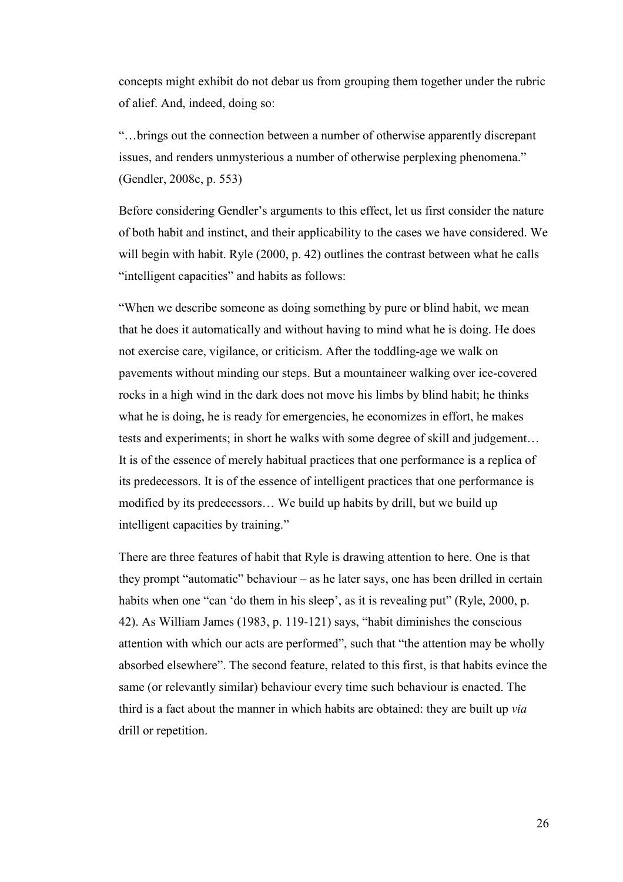concepts might exhibit do not debar us from grouping them together under the rubric of alief. And, indeed, doing so:

"…brings out the connection between a number of otherwise apparently discrepant issues, and renders unmysterious a number of otherwise perplexing phenomena." (Gendler, 2008c, p. 553)

Before considering Gendler's arguments to this effect, let us first consider the nature of both habit and instinct, and their applicability to the cases we have considered. We will begin with habit. Ryle (2000, p. 42) outlines the contrast between what he calls "intelligent capacities" and habits as follows:

"When we describe someone as doing something by pure or blind habit, we mean that he does it automatically and without having to mind what he is doing. He does not exercise care, vigilance, or criticism. After the toddling-age we walk on pavements without minding our steps. But a mountaineer walking over ice-covered rocks in a high wind in the dark does not move his limbs by blind habit; he thinks what he is doing, he is ready for emergencies, he economizes in effort, he makes tests and experiments; in short he walks with some degree of skill and judgement… It is of the essence of merely habitual practices that one performance is a replica of its predecessors. It is of the essence of intelligent practices that one performance is modified by its predecessors… We build up habits by drill, but we build up intelligent capacities by training."

There are three features of habit that Ryle is drawing attention to here. One is that they prompt "automatic" behaviour – as he later says, one has been drilled in certain habits when one "can 'do them in his sleep', as it is revealing put" (Ryle, 2000, p. 42). As William James (1983, p. 119-121) says, "habit diminishes the conscious attention with which our acts are performed", such that "the attention may be wholly absorbed elsewhere". The second feature, related to this first, is that habits evince the same (or relevantly similar) behaviour every time such behaviour is enacted. The third is a fact about the manner in which habits are obtained: they are built up *via* drill or repetition.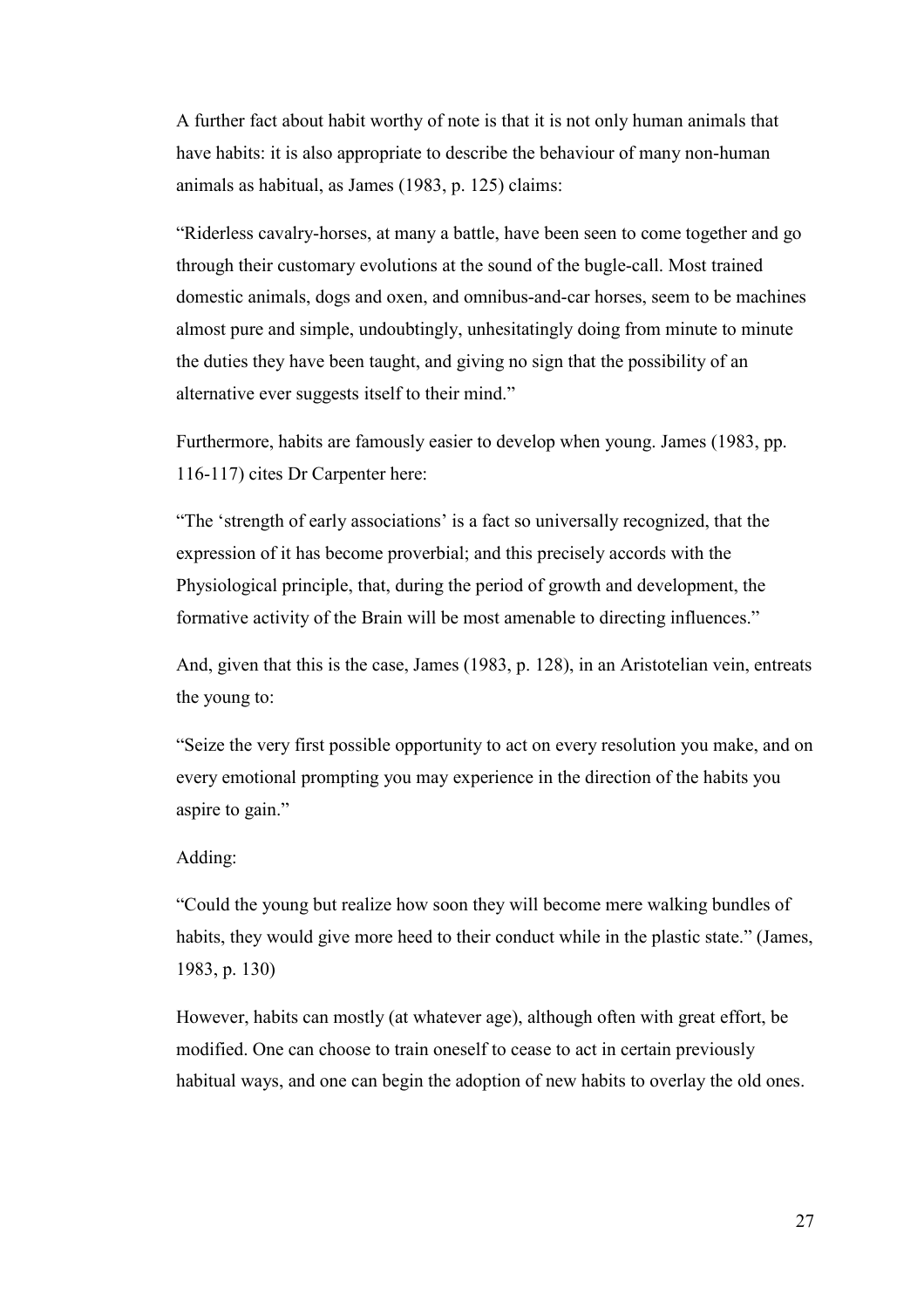A further fact about habit worthy of note is that it is not only human animals that have habits: it is also appropriate to describe the behaviour of many non-human animals as habitual, as James (1983, p. 125) claims:

"Riderless cavalry-horses, at many a battle, have been seen to come together and go through their customary evolutions at the sound of the bugle-call. Most trained domestic animals, dogs and oxen, and omnibus-and-car horses, seem to be machines almost pure and simple, undoubtingly, unhesitatingly doing from minute to minute the duties they have been taught, and giving no sign that the possibility of an alternative ever suggests itself to their mind."

Furthermore, habits are famously easier to develop when young. James (1983, pp. 116-117) cites Dr Carpenter here:

"The 'strength of early associations' is a fact so universally recognized, that the expression of it has become proverbial; and this precisely accords with the Physiological principle, that, during the period of growth and development, the formative activity of the Brain will be most amenable to directing influences."

And, given that this is the case, James (1983, p. 128), in an Aristotelian vein, entreats the young to:

"Seize the very first possible opportunity to act on every resolution you make, and on every emotional prompting you may experience in the direction of the habits you aspire to gain."

Adding:

"Could the young but realize how soon they will become mere walking bundles of habits, they would give more heed to their conduct while in the plastic state." (James, 1983, p. 130)

However, habits can mostly (at whatever age), although often with great effort, be modified. One can choose to train oneself to cease to act in certain previously habitual ways, and one can begin the adoption of new habits to overlay the old ones.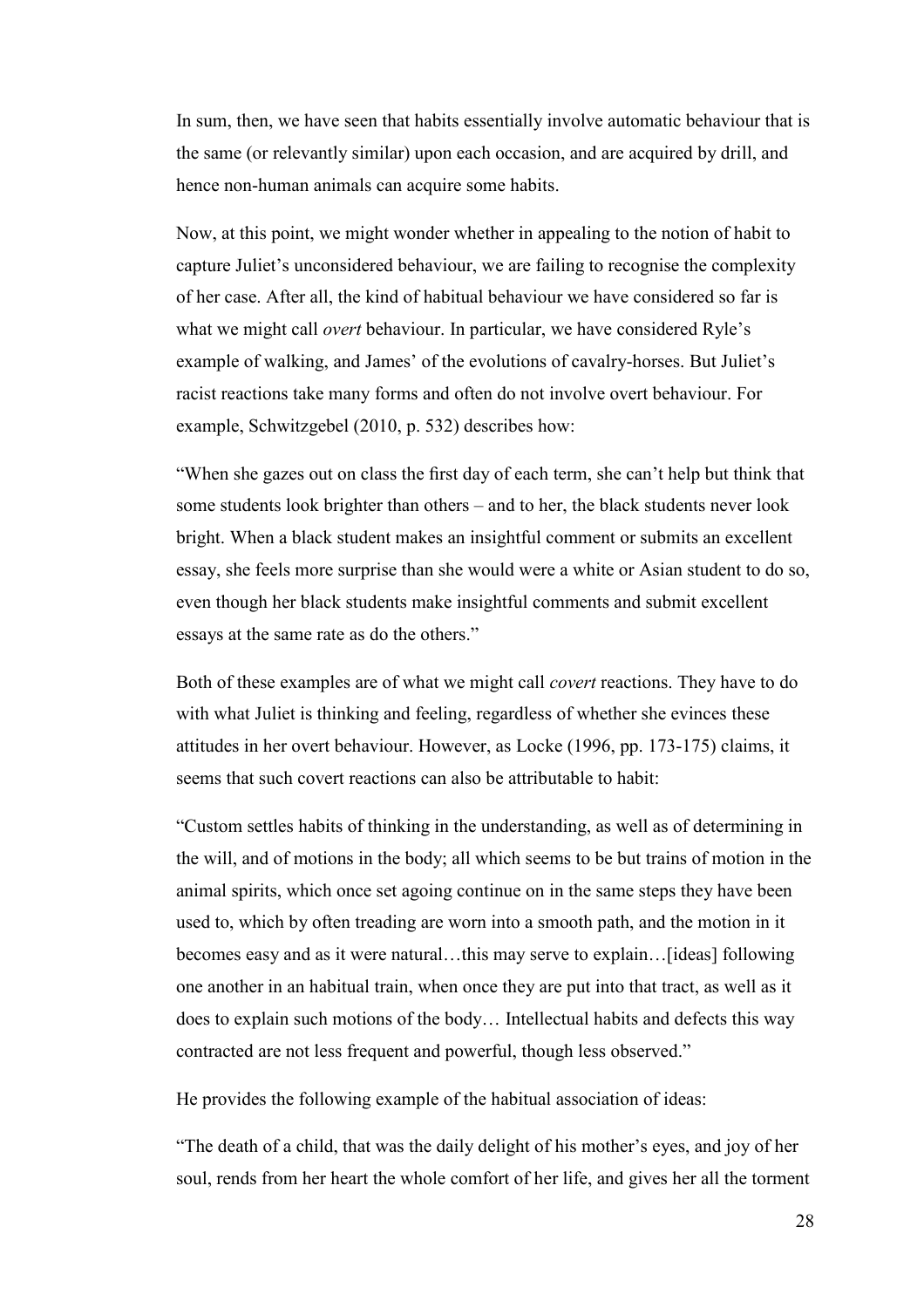In sum, then, we have seen that habits essentially involve automatic behaviour that is the same (or relevantly similar) upon each occasion, and are acquired by drill, and hence non-human animals can acquire some habits.

Now, at this point, we might wonder whether in appealing to the notion of habit to capture Juliet's unconsidered behaviour, we are failing to recognise the complexity of her case. After all, the kind of habitual behaviour we have considered so far is what we might call *overt* behaviour. In particular, we have considered Ryle's example of walking, and James' of the evolutions of cavalry-horses. But Juliet's racist reactions take many forms and often do not involve overt behaviour. For example, Schwitzgebel (2010, p. 532) describes how:

"When she gazes out on class the first day of each term, she can't help but think that some students look brighter than others – and to her, the black students never look bright. When a black student makes an insightful comment or submits an excellent essay, she feels more surprise than she would were a white or Asian student to do so, even though her black students make insightful comments and submit excellent essays at the same rate as do the others."

Both of these examples are of what we might call *covert* reactions. They have to do with what Juliet is thinking and feeling, regardless of whether she evinces these attitudes in her overt behaviour. However, as Locke (1996, pp. 173-175) claims, it seems that such covert reactions can also be attributable to habit:

"Custom settles habits of thinking in the understanding, as well as of determining in the will, and of motions in the body; all which seems to be but trains of motion in the animal spirits, which once set agoing continue on in the same steps they have been used to, which by often treading are worn into a smooth path, and the motion in it becomes easy and as it were natural…this may serve to explain…[ideas] following one another in an habitual train, when once they are put into that tract, as well as it does to explain such motions of the body… Intellectual habits and defects this way contracted are not less frequent and powerful, though less observed."

He provides the following example of the habitual association of ideas:

"The death of a child, that was the daily delight of his mother's eyes, and joy of her soul, rends from her heart the whole comfort of her life, and gives her all the torment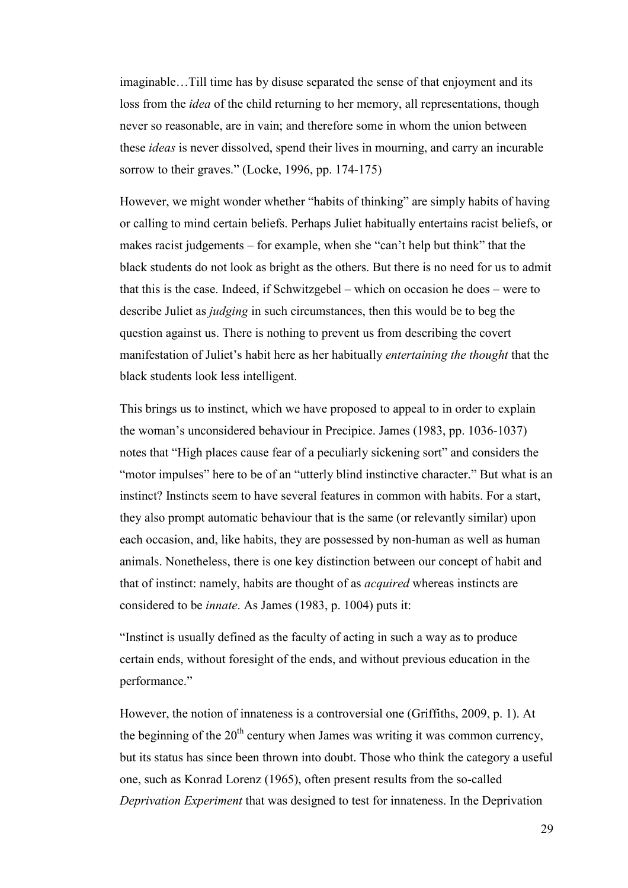imaginable…Till time has by disuse separated the sense of that enjoyment and its loss from the *idea* of the child returning to her memory, all representations, though never so reasonable, are in vain; and therefore some in whom the union between these *ideas* is never dissolved, spend their lives in mourning, and carry an incurable sorrow to their graves." (Locke, 1996, pp. 174-175)

However, we might wonder whether "habits of thinking" are simply habits of having or calling to mind certain beliefs. Perhaps Juliet habitually entertains racist beliefs, or makes racist judgements – for example, when she "can't help but think" that the black students do not look as bright as the others. But there is no need for us to admit that this is the case. Indeed, if Schwitzgebel – which on occasion he does – were to describe Juliet as *judging* in such circumstances, then this would be to beg the question against us. There is nothing to prevent us from describing the covert manifestation of Juliet's habit here as her habitually *entertaining the thought* that the black students look less intelligent.

This brings us to instinct, which we have proposed to appeal to in order to explain the woman's unconsidered behaviour in Precipice. James (1983, pp. 1036-1037) notes that "High places cause fear of a peculiarly sickening sort" and considers the "motor impulses" here to be of an "utterly blind instinctive character." But what is an instinct? Instincts seem to have several features in common with habits. For a start, they also prompt automatic behaviour that is the same (or relevantly similar) upon each occasion, and, like habits, they are possessed by non-human as well as human animals. Nonetheless, there is one key distinction between our concept of habit and that of instinct: namely, habits are thought of as *acquired* whereas instincts are considered to be *innate*. As James (1983, p. 1004) puts it:

"Instinct is usually defined as the faculty of acting in such a way as to produce certain ends, without foresight of the ends, and without previous education in the performance."

However, the notion of innateness is a controversial one (Griffiths, 2009, p. 1). At the beginning of the 20th century when James was writing it was common currency, but its status has since been thrown into doubt. Those who think the category a useful one, such as Konrad Lorenz (1965), often present results from the so-called *Deprivation Experiment* that was designed to test for innateness. In the Deprivation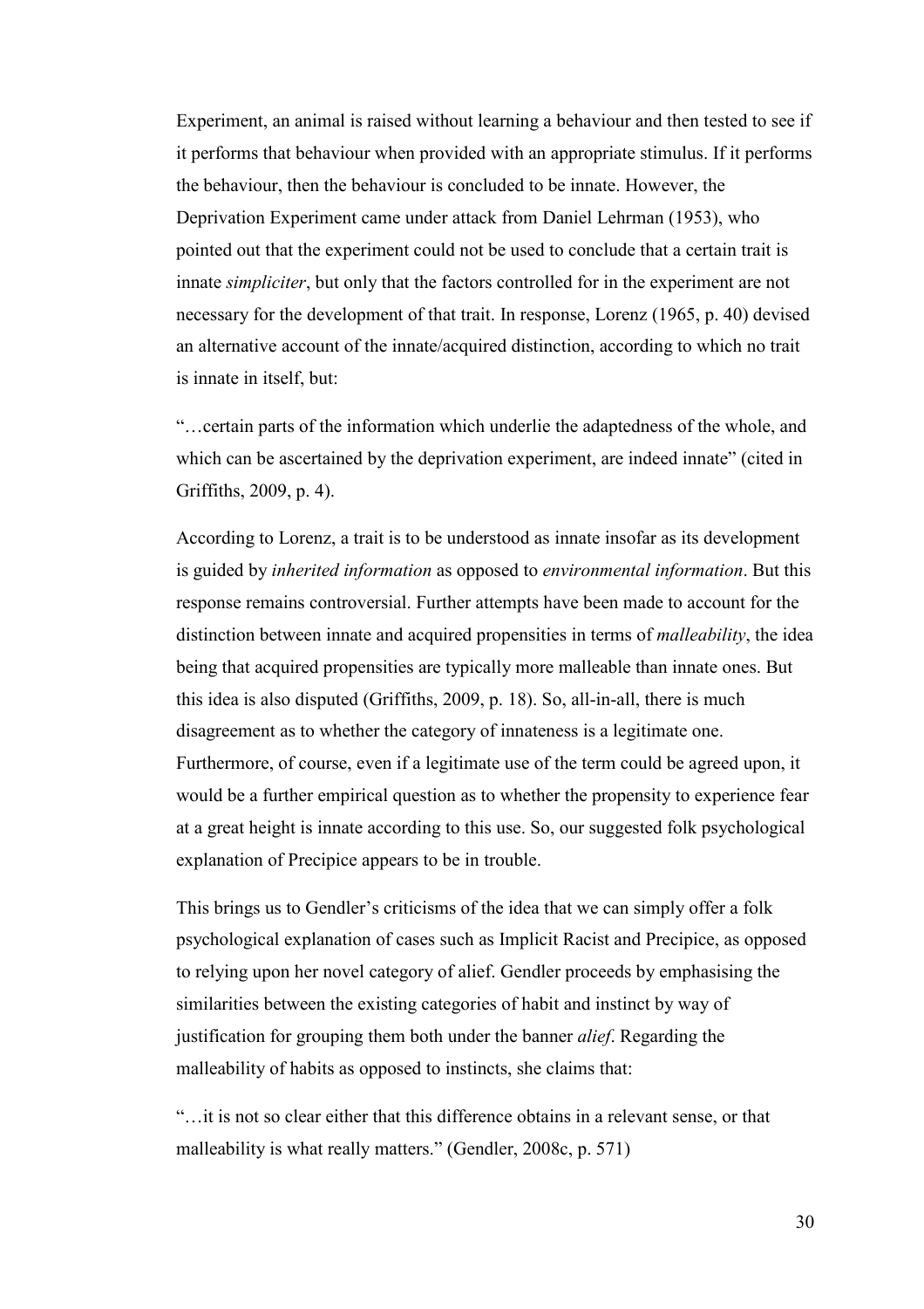Experiment, an animal is raised without learning a behaviour and then tested to see if it performs that behaviour when provided with an appropriate stimulus. If it performs the behaviour, then the behaviour is concluded to be innate. However, the Deprivation Experiment came under attack from Daniel Lehrman (1953), who pointed out that the experiment could not be used to conclude that a certain trait is innate *simpliciter*, but only that the factors controlled for in the experiment are not necessary for the development of that trait. In response, Lorenz (1965, p. 40) devised an alternative account of the innate/acquired distinction, according to which no trait is innate in itself, but:

"…certain parts of the information which underlie the adaptedness of the whole, and which can be ascertained by the deprivation experiment, are indeed innate" (cited in Griffiths, 2009, p. 4).

According to Lorenz, a trait is to be understood as innate insofar as its development is guided by *inherited information* as opposed to *environmental information*. But this response remains controversial. Further attempts have been made to account for the distinction between innate and acquired propensities in terms of *malleability*, the idea being that acquired propensities are typically more malleable than innate ones. But this idea is also disputed (Griffiths, 2009, p. 18). So, all-in-all, there is much disagreement as to whether the category of innateness is a legitimate one. Furthermore, of course, even if a legitimate use of the term could be agreed upon, it would be a further empirical question as to whether the propensity to experience fear at a great height is innate according to this use. So, our suggested folk psychological explanation of Precipice appears to be in trouble.

This brings us to Gendler's criticisms of the idea that we can simply offer a folk psychological explanation of cases such as Implicit Racist and Precipice, as opposed to relying upon her novel category of alief. Gendler proceeds by emphasising the similarities between the existing categories of habit and instinct by way of justification for grouping them both under the banner *alief*. Regarding the malleability of habits as opposed to instincts, she claims that:

"…it is not so clear either that this difference obtains in a relevant sense, or that malleability is what really matters." (Gendler, 2008c, p. 571)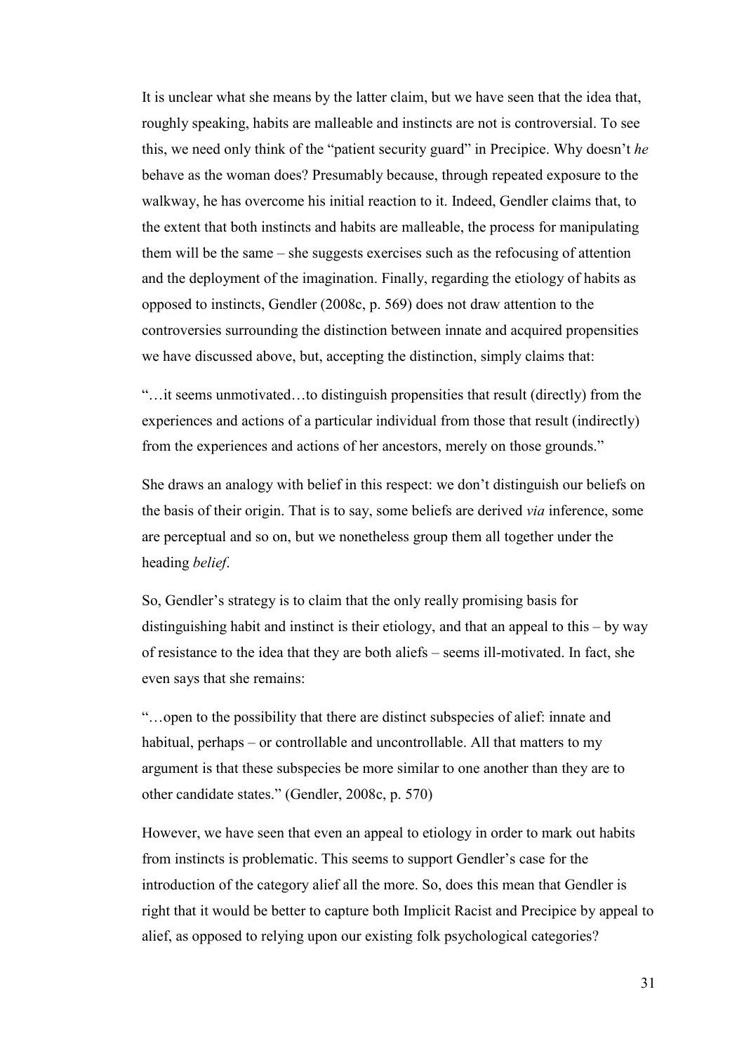It is unclear what she means by the latter claim, but we have seen that the idea that, roughly speaking, habits are malleable and instincts are not is controversial. To see this, we need only think of the "patient security guard" in Precipice. Why doesn't *he* behave as the woman does? Presumably because, through repeated exposure to the walkway, he has overcome his initial reaction to it. Indeed, Gendler claims that, to the extent that both instincts and habits are malleable, the process for manipulating them will be the same – she suggests exercises such as the refocusing of attention and the deployment of the imagination. Finally, regarding the etiology of habits as opposed to instincts, Gendler (2008c, p. 569) does not draw attention to the controversies surrounding the distinction between innate and acquired propensities we have discussed above, but, accepting the distinction, simply claims that:

"…it seems unmotivated…to distinguish propensities that result (directly) from the experiences and actions of a particular individual from those that result (indirectly) from the experiences and actions of her ancestors, merely on those grounds."

She draws an analogy with belief in this respect: we don't distinguish our beliefs on the basis of their origin. That is to say, some beliefs are derived *via* inference, some are perceptual and so on, but we nonetheless group them all together under the heading *belief*.

So, Gendler's strategy is to claim that the only really promising basis for distinguishing habit and instinct is their etiology, and that an appeal to this – by way of resistance to the idea that they are both aliefs – seems ill-motivated. In fact, she even says that she remains:

"…open to the possibility that there are distinct subspecies of alief: innate and habitual, perhaps – or controllable and uncontrollable. All that matters to my argument is that these subspecies be more similar to one another than they are to other candidate states." (Gendler, 2008c, p. 570)

However, we have seen that even an appeal to etiology in order to mark out habits from instincts is problematic. This seems to support Gendler's case for the introduction of the category alief all the more. So, does this mean that Gendler is right that it would be better to capture both Implicit Racist and Precipice by appeal to alief, as opposed to relying upon our existing folk psychological categories?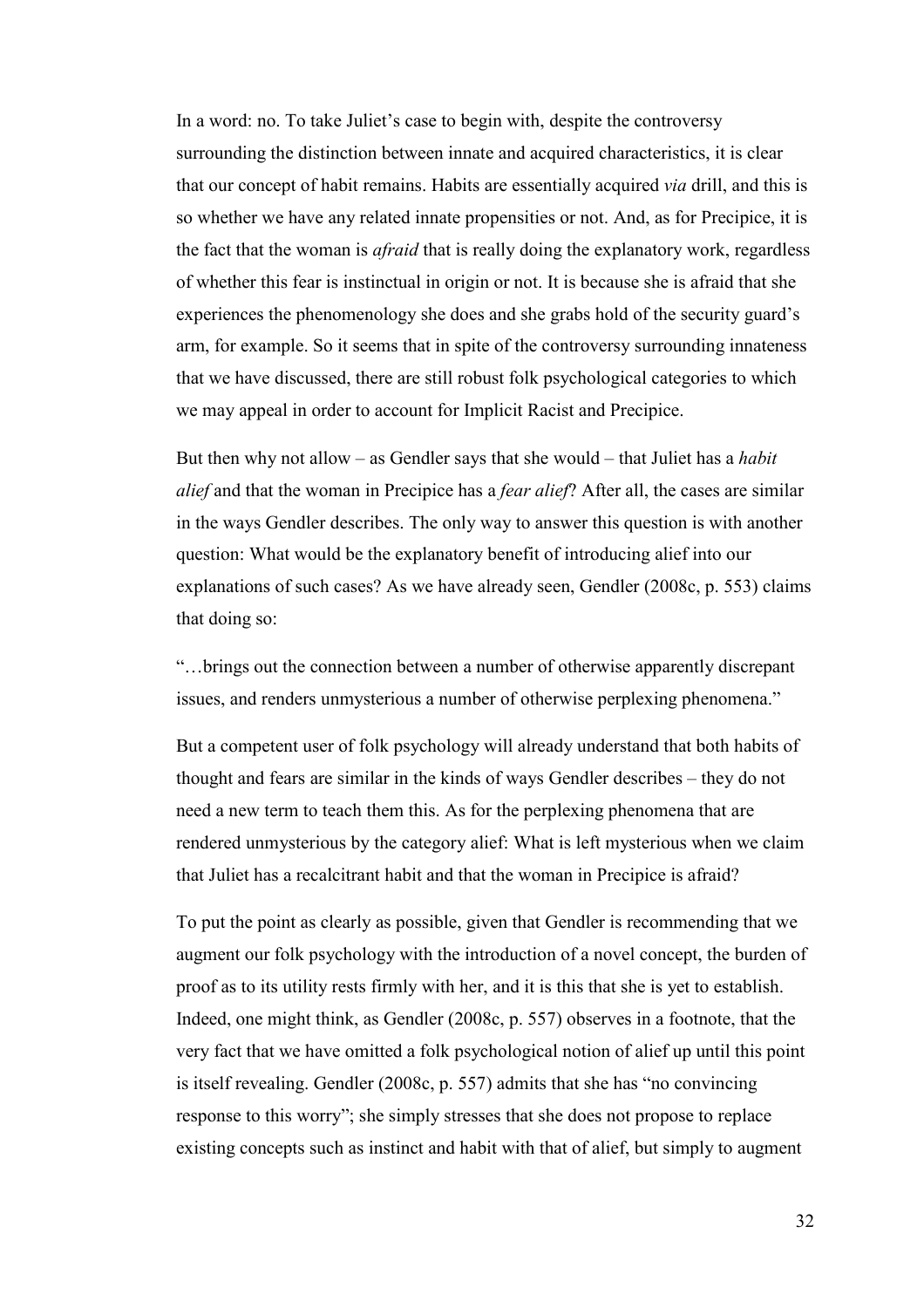In a word: no. To take Juliet's case to begin with, despite the controversy surrounding the distinction between innate and acquired characteristics, it is clear that our concept of habit remains. Habits are essentially acquired *via* drill, and this is so whether we have any related innate propensities or not. And, as for Precipice, it is the fact that the woman is *afraid* that is really doing the explanatory work, regardless of whether this fear is instinctual in origin or not. It is because she is afraid that she experiences the phenomenology she does and she grabs hold of the security guard's arm, for example. So it seems that in spite of the controversy surrounding innateness that we have discussed, there are still robust folk psychological categories to which we may appeal in order to account for Implicit Racist and Precipice.

But then why not allow – as Gendler says that she would – that Juliet has a *habit alief* and that the woman in Precipice has a *fear alief*? After all, the cases are similar in the ways Gendler describes. The only way to answer this question is with another question: What would be the explanatory benefit of introducing alief into our explanations of such cases? As we have already seen, Gendler (2008c, p. 553) claims that doing so:

"…brings out the connection between a number of otherwise apparently discrepant issues, and renders unmysterious a number of otherwise perplexing phenomena."

But a competent user of folk psychology will already understand that both habits of thought and fears are similar in the kinds of ways Gendler describes – they do not need a new term to teach them this. As for the perplexing phenomena that are rendered unmysterious by the category alief: What is left mysterious when we claim that Juliet has a recalcitrant habit and that the woman in Precipice is afraid?

To put the point as clearly as possible, given that Gendler is recommending that we augment our folk psychology with the introduction of a novel concept, the burden of proof as to its utility rests firmly with her, and it is this that she is yet to establish. Indeed, one might think, as Gendler (2008c, p. 557) observes in a footnote, that the very fact that we have omitted a folk psychological notion of alief up until this point is itself revealing. Gendler (2008c, p. 557) admits that she has "no convincing response to this worry"; she simply stresses that she does not propose to replace existing concepts such as instinct and habit with that of alief, but simply to augment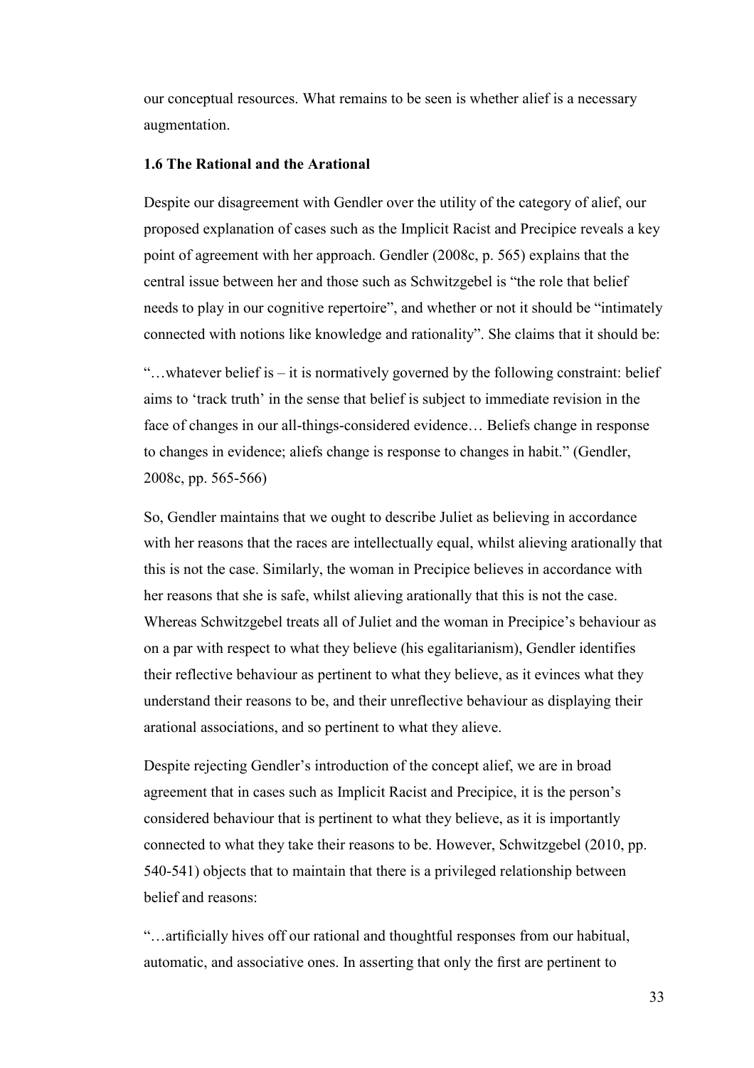our conceptual resources. What remains to be seen is whether alief is a necessary augmentation.

### 1.6 The Rational and the Arational

Despite our disagreement with Gendler over the utility of the category of alief, our proposed explanation of cases such as the Implicit Racist and Precipice reveals a key point of agreement with her approach. Gendler (2008c, p. 565) explains that the central issue between her and those such as Schwitzgebel is "the role that belief needs to play in our cognitive repertoire", and whether or not it should be "intimately connected with notions like knowledge and rationality". She claims that it should be:

"…whatever belief is – it is normatively governed by the following constraint: belief aims to 'track truth' in the sense that belief is subject to immediate revision in the face of changes in our all-things-considered evidence… Beliefs change in response to changes in evidence; aliefs change is response to changes in habit." (Gendler, 2008c, pp. 565-566)

So, Gendler maintains that we ought to describe Juliet as believing in accordance with her reasons that the races are intellectually equal, whilst alieving arationally that this is not the case. Similarly, the woman in Precipice believes in accordance with her reasons that she is safe, whilst alieving arationally that this is not the case. Whereas Schwitzgebel treats all of Juliet and the woman in Precipice's behaviour as on a par with respect to what they believe (his egalitarianism), Gendler identifies their reflective behaviour as pertinent to what they believe, as it evinces what they understand their reasons to be, and their unreflective behaviour as displaying their arational associations, and so pertinent to what they alieve.

Despite rejecting Gendler's introduction of the concept alief, we are in broad agreement that in cases such as Implicit Racist and Precipice, it is the person's considered behaviour that is pertinent to what they believe, as it is importantly connected to what they take their reasons to be. However, Schwitzgebel (2010, pp. 540-541) objects that to maintain that there is a privileged relationship between belief and reasons:

"…artificially hives off our rational and thoughtful responses from our habitual, automatic, and associative ones. In asserting that only the first are pertinent to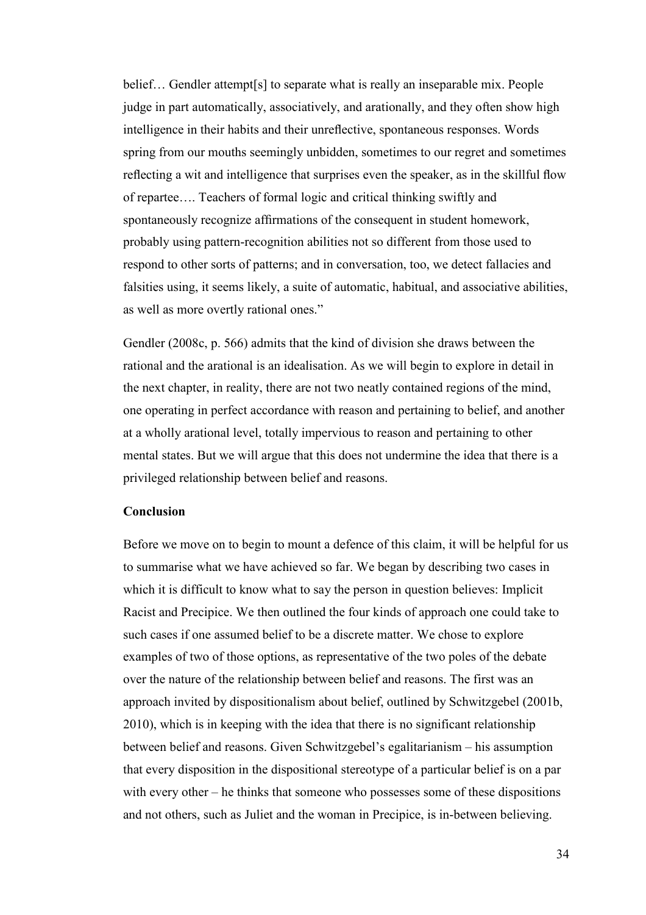belief… Gendler attempt[s] to separate what is really an inseparable mix. People judge in part automatically, associatively, and arationally, and they often show high intelligence in their habits and their unreflective, spontaneous responses. Words spring from our mouths seemingly unbidden, sometimes to our regret and sometimes reflecting a wit and intelligence that surprises even the speaker, as in the skillful flow of repartee…. Teachers of formal logic and critical thinking swiftly and spontaneously recognize affirmations of the consequent in student homework, probably using pattern-recognition abilities not so different from those used to respond to other sorts of patterns; and in conversation, too, we detect fallacies and falsities using, it seems likely, a suite of automatic, habitual, and associative abilities, as well as more overtly rational ones."

Gendler (2008c, p. 566) admits that the kind of division she draws between the rational and the arational is an idealisation. As we will begin to explore in detail in the next chapter, in reality, there are not two neatly contained regions of the mind, one operating in perfect accordance with reason and pertaining to belief, and another at a wholly arational level, totally impervious to reason and pertaining to other mental states. But we will argue that this does not undermine the idea that there is a privileged relationship between belief and reasons.

**Conclusion**

Before we move on to begin to mount a defence of this claim, it will be helpful for us to summarise what we have achieved so far. We began by describing two cases in which it is difficult to know what to say the person in question believes: Implicit Racist and Precipice. We then outlined the four kinds of approach one could take to such cases if one assumed belief to be a discrete matter. We chose to explore examples of two of those options, as representative of the two poles of the debate over the nature of the relationship between belief and reasons. The first was an approach invited by dispositionalism about belief, outlined by Schwitzgebel (2001b, 2010), which is in keeping with the idea that there is no significant relationship between belief and reasons. Given Schwitzgebel's egalitarianism – his assumption that every disposition in the dispositional stereotype of a particular belief is on a par with every other – he thinks that someone who possesses some of these dispositions and not others, such as Juliet and the woman in Precipice, is in-between believing.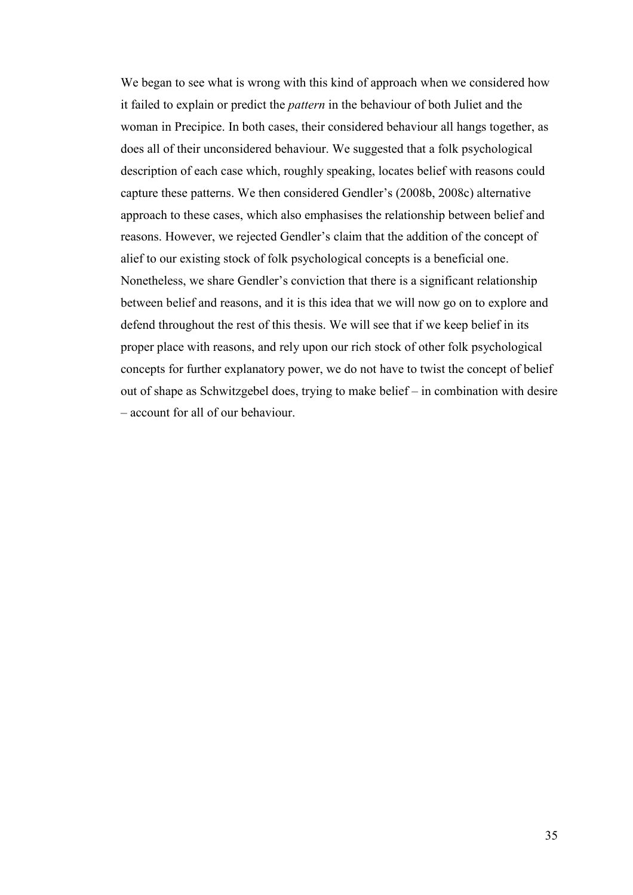We began to see what is wrong with this kind of approach when we considered how it failed to explain or predict the *pattern* in the behaviour of both Juliet and the woman in Precipice. In both cases, their considered behaviour all hangs together, as does all of their unconsidered behaviour. We suggested that a folk psychological description of each case which, roughly speaking, locates belief with reasons could capture these patterns. We then considered Gendler's (2008b, 2008c) alternative approach to these cases, which also emphasises the relationship between belief and reasons. However, we rejected Gendler's claim that the addition of the concept of alief to our existing stock of folk psychological concepts is a beneficial one. Nonetheless, we share Gendler's conviction that there is a significant relationship between belief and reasons, and it is this idea that we will now go on to explore and defend throughout the rest of this thesis. We will see that if we keep belief in its proper place with reasons, and rely upon our rich stock of other folk psychological concepts for further explanatory power, we do not have to twist the concept of belief out of shape as Schwitzgebel does, trying to make belief – in combination with desire – account for all of our behaviour.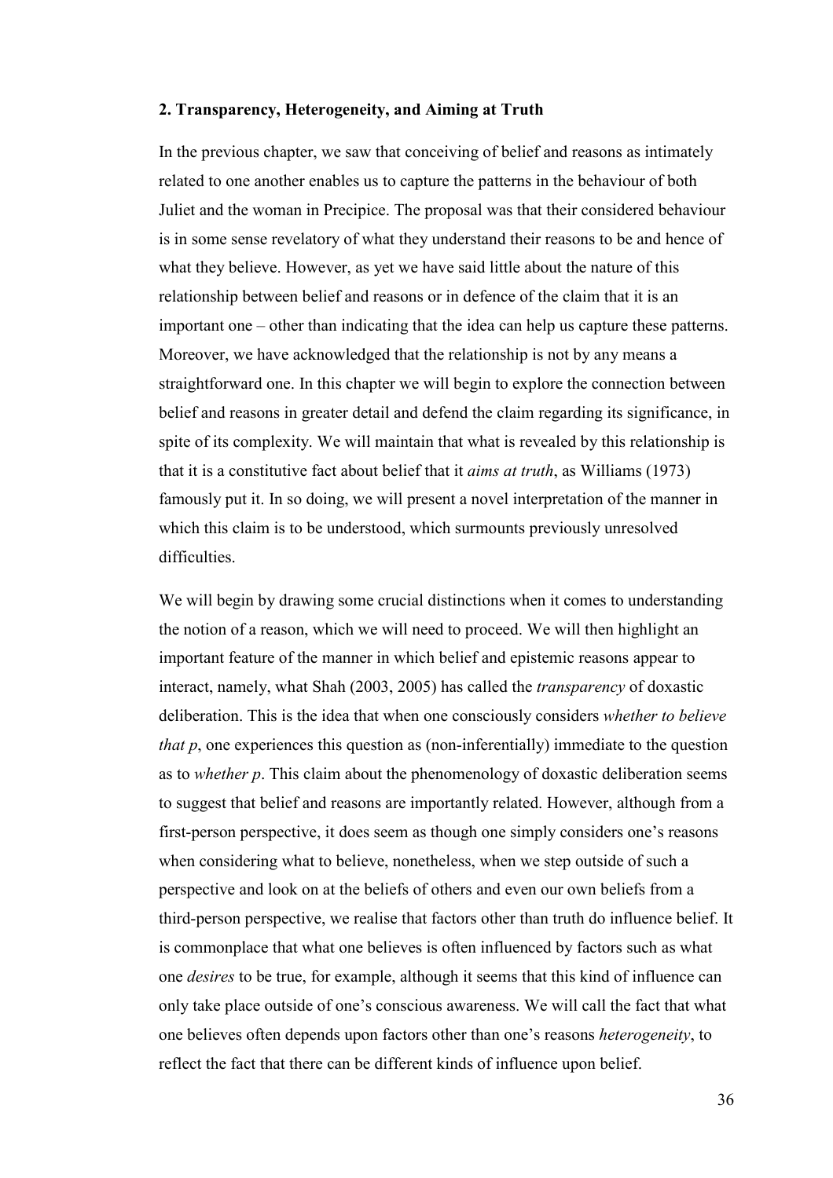## 2. Transparency, Heterogeneity, and Aiming at Truth

In the previous chapter, we saw that conceiving of belief and reasons as intimately related to one another enables us to capture the patterns in the behaviour of both Juliet and the woman in Precipice. The proposal was that their considered behaviour is in some sense revelatory of what they understand their reasons to be and hence of what they believe. However, as yet we have said little about the nature of this relationship between belief and reasons or in defence of the claim that it is an important one – other than indicating that the idea can help us capture these patterns. Moreover, we have acknowledged that the relationship is not by any means a straightforward one. In this chapter we will begin to explore the connection between belief and reasons in greater detail and defend the claim regarding its significance, in spite of its complexity. We will maintain that what is revealed by this relationship is that it is a constitutive fact about belief that it *aims at truth*, as Williams (1973) famously put it. In so doing, we will present a novel interpretation of the manner in which this claim is to be understood, which surmounts previously unresolved difficulties.

We will begin by drawing some crucial distinctions when it comes to understanding the notion of a reason, which we will need to proceed. We will then highlight an important feature of the manner in which belief and epistemic reasons appear to interact, namely, what Shah (2003, 2005) has called the *transparency* of doxastic deliberation. This is the idea that when one consciously considers *whether to believe that p*, one experiences this question as (non-inferentially) immediate to the question as to *whether p*. This claim about the phenomenology of doxastic deliberation seems to suggest that belief and reasons are importantly related. However, although from a first-person perspective, it does seem as though one simply considers one's reasons when considering what to believe, nonetheless, when we step outside of such a perspective and look on at the beliefs of others and even our own beliefs from a third-person perspective, we realise that factors other than truth do influence belief. It is commonplace that what one believes is often influenced by factors such as what one *desires* to be true, for example, although it seems that this kind of influence can only take place outside of one's conscious awareness. We will call the fact that what one believes often depends upon factors other than one's reasons *heterogeneity*, to reflect the fact that there can be different kinds of influence upon belief.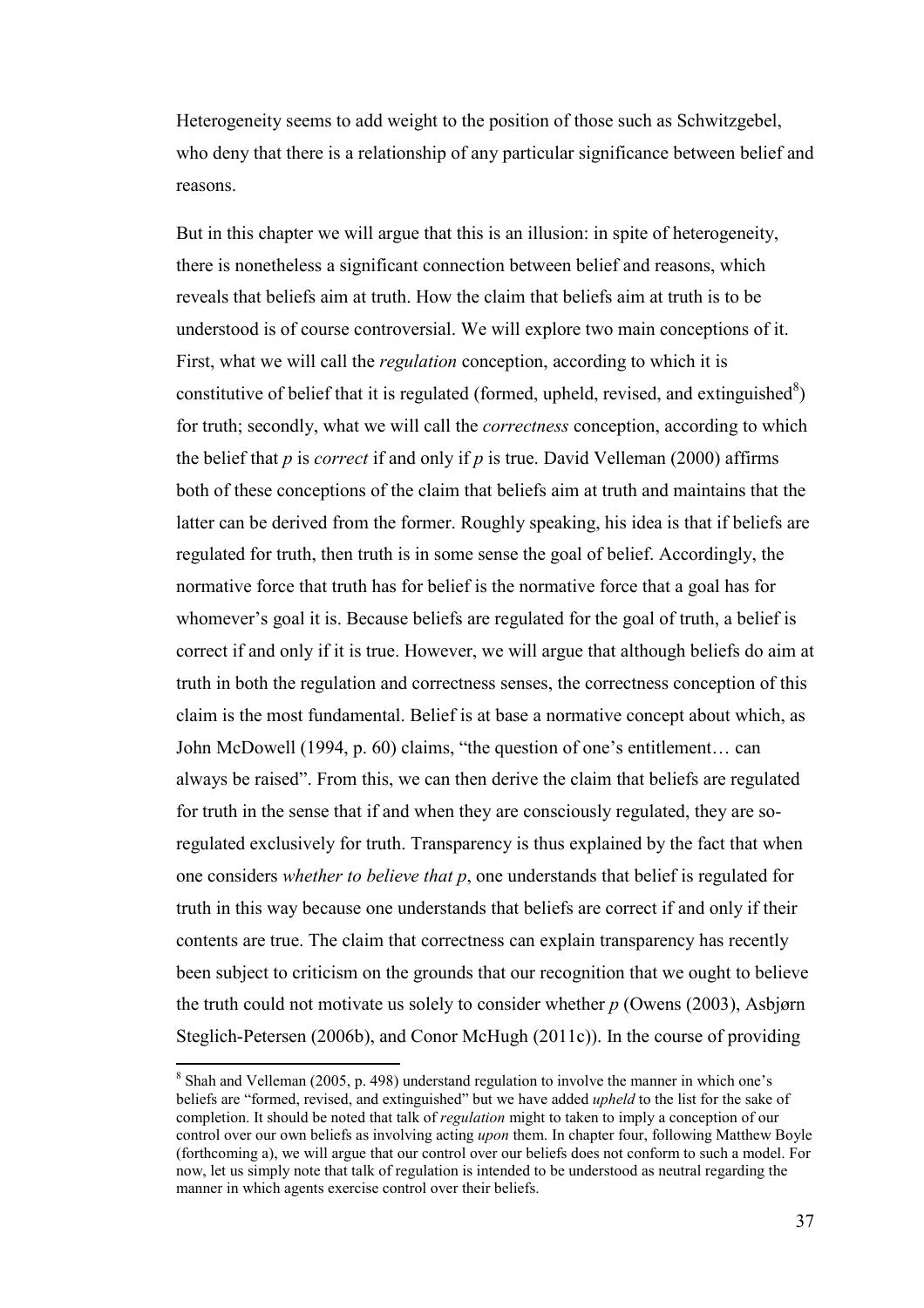Heterogeneity seems to add weight to the position of those such as Schwitzgebel, who deny that there is a relationship of any particular significance between belief and reasons.

But in this chapter we will argue that this is an illusion: in spite of heterogeneity, there is nonetheless a significant connection between belief and reasons, which reveals that beliefs aim at truth. How the claim that beliefs aim at truth is to be understood is of course controversial. We will explore two main conceptions of it. First, what we will call the *regulation* conception, according to which it is constitutive of belief that it is regulated (formed, upheld, revised, and extinguished[8]) for truth; secondly, what we will call the *correctness* conception, according to which the belief that *p* is *correct* if and only if *p* is true. David Velleman (2000) affirms both of these conceptions of the claim that beliefs aim at truth and maintains that the latter can be derived from the former. Roughly speaking, his idea is that if beliefs are regulated for truth, then truth is in some sense the goal of belief. Accordingly, the normative force that truth has for belief is the normative force that a goal has for whomever's goal it is. Because beliefs are regulated for the goal of truth, a belief is correct if and only if it is true. However, we will argue that although beliefs do aim at truth in both the regulation and correctness senses, the correctness conception of this claim is the most fundamental. Belief is at base a normative concept about which, as John McDowell (1994, p. 60) claims, "the question of one's entitlement… can always be raised". From this, we can then derive the claim that beliefs are regulated for truth in the sense that if and when they are consciously regulated, they are so-regulated exclusively for truth. Transparency is thus explained by the fact that when one considers *whether to believe that p*, one understands that belief is regulated for truth in this way because one understands that beliefs are correct if and only if their contents are true. The claim that correctness can explain transparency has recently been subject to criticism on the grounds that our recognition that we ought to believe the truth could not motivate us solely to consider whether *p* (Owens (2003), Asbjørn Steglich-Petersen (2006b), and Conor McHugh (2011c)). In the course of providing

---

[8] Shah and Velleman (2005, p. 498) understand regulation to involve the manner in which one's beliefs are "formed, revised, and extinguished" but we have added *upheld* to the list for the sake of completion. It should be noted that talk of *regulation* might to taken to imply a conception of our control over our own beliefs as involving acting *upon* them. In chapter four, following Matthew Boyle (forthcoming a), we will argue that our control over our beliefs does not conform to such a model. For now, let us simply note that talk of regulation is intended to be understood as neutral regarding the manner in which agents exercise control over their beliefs.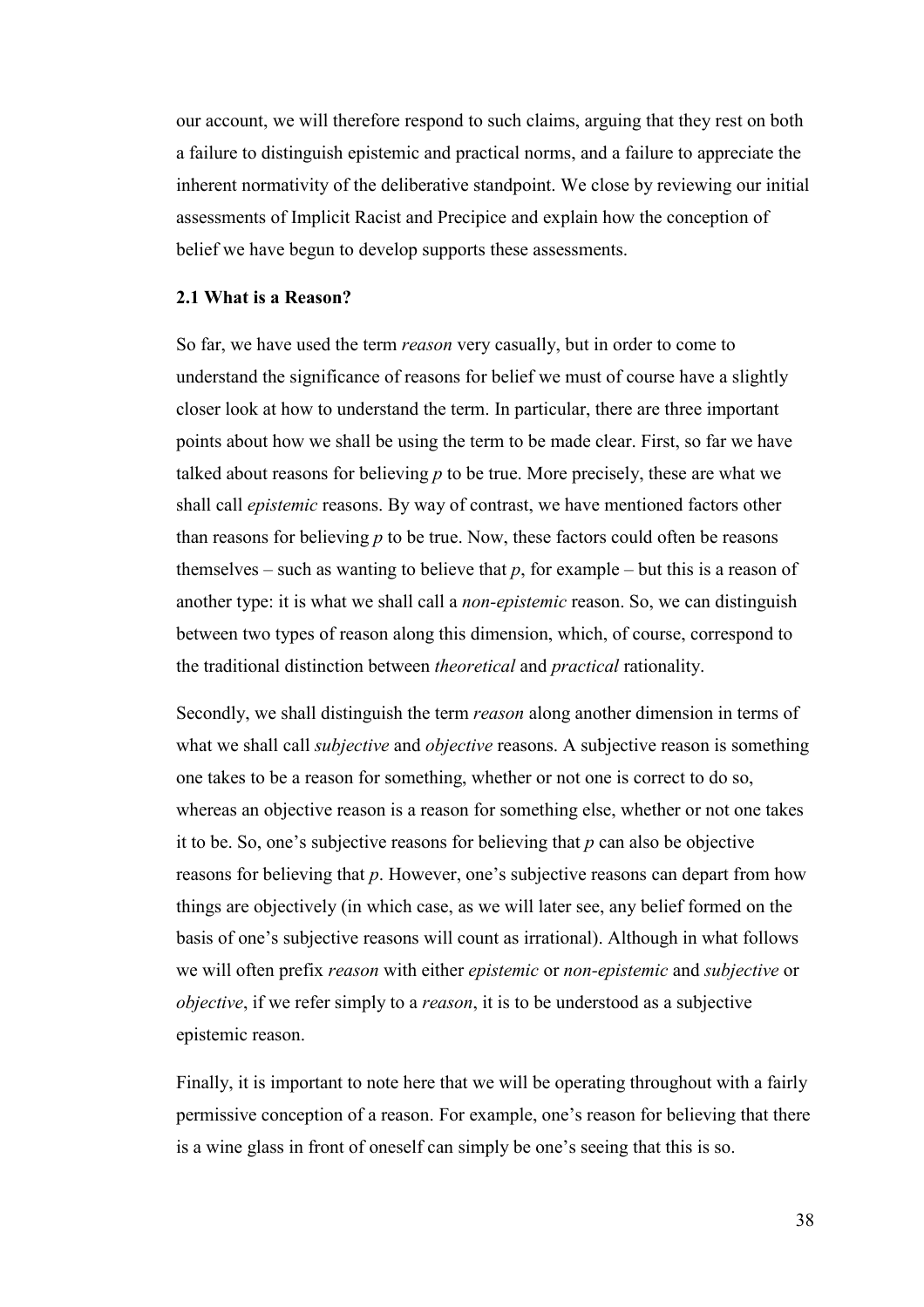our account, we will therefore respond to such claims, arguing that they rest on both a failure to distinguish epistemic and practical norms, and a failure to appreciate the inherent normativity of the deliberative standpoint. We close by reviewing our initial assessments of Implicit Racist and Precipice and explain how the conception of belief we have begun to develop supports these assessments.

### 2.1 What is a Reason?

So far, we have used the term *reason* very casually, but in order to come to understand the significance of reasons for belief we must of course have a slightly closer look at how to understand the term. In particular, there are three important points about how we shall be using the term to be made clear. First, so far we have talked about reasons for believing *p* to be true. More precisely, these are what we shall call *epistemic* reasons. By way of contrast, we have mentioned factors other than reasons for believing *p* to be true. Now, these factors could often be reasons themselves – such as wanting to believe that *p*, for example – but this is a reason of another type: it is what we shall call a *non-epistemic* reason. So, we can distinguish between two types of reason along this dimension, which, of course, correspond to the traditional distinction between *theoretical* and *practical* rationality.

Secondly, we shall distinguish the term *reason* along another dimension in terms of what we shall call *subjective* and *objective* reasons. A subjective reason is something one takes to be a reason for something, whether or not one is correct to do so, whereas an objective reason is a reason for something else, whether or not one takes it to be. So, one's subjective reasons for believing that *p* can also be objective reasons for believing that *p*. However, one's subjective reasons can depart from how things are objectively (in which case, as we will later see, any belief formed on the basis of one's subjective reasons will count as irrational). Although in what follows we will often prefix *reason* with either *epistemic* or *non-epistemic* and *subjective* or *objective*, if we refer simply to a *reason*, it is to be understood as a subjective epistemic reason.

Finally, it is important to note here that we will be operating throughout with a fairly permissive conception of a reason. For example, one's reason for believing that there is a wine glass in front of oneself can simply be one's seeing that this is so.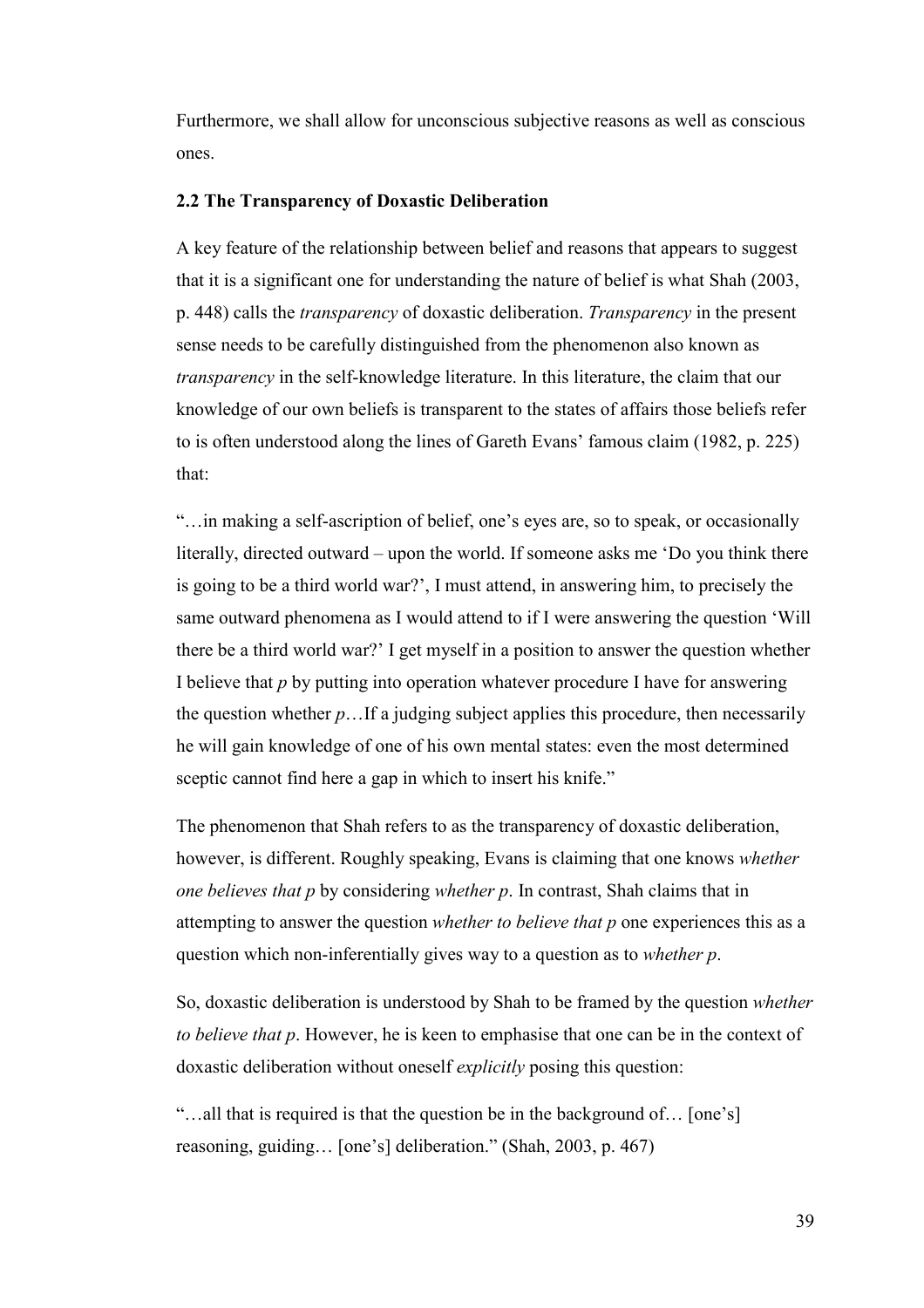Furthermore, we shall allow for unconscious subjective reasons as well as conscious ones.

### 2.2 The Transparency of Doxastic Deliberation

A key feature of the relationship between belief and reasons that appears to suggest that it is a significant one for understanding the nature of belief is what Shah (2003, p. 448) calls the *transparency* of doxastic deliberation. *Transparency* in the present sense needs to be carefully distinguished from the phenomenon also known as *transparency* in the self-knowledge literature. In this literature, the claim that our knowledge of our own beliefs is transparent to the states of affairs those beliefs refer to is often understood along the lines of Gareth Evans' famous claim (1982, p. 225) that:

"…in making a self-ascription of belief, one's eyes are, so to speak, or occasionally literally, directed outward – upon the world. If someone asks me 'Do you think there is going to be a third world war?', I must attend, in answering him, to precisely the same outward phenomena as I would attend to if I were answering the question 'Will there be a third world war?' I get myself in a position to answer the question whether I believe that *p* by putting into operation whatever procedure I have for answering the question whether *p*…If a judging subject applies this procedure, then necessarily he will gain knowledge of one of his own mental states: even the most determined sceptic cannot find here a gap in which to insert his knife."

The phenomenon that Shah refers to as the transparency of doxastic deliberation, however, is different. Roughly speaking, Evans is claiming that one knows *whether one believes that p* by considering *whether p*. In contrast, Shah claims that in attempting to answer the question *whether to believe that p* one experiences this as a question which non-inferentially gives way to a question as to *whether p*.

So, doxastic deliberation is understood by Shah to be framed by the question *whether to believe that p*. However, he is keen to emphasise that one can be in the context of doxastic deliberation without oneself *explicitly* posing this question:

"…all that is required is that the question be in the background of… [one's] reasoning, guiding… [one's] deliberation." (Shah, 2003, p. 467)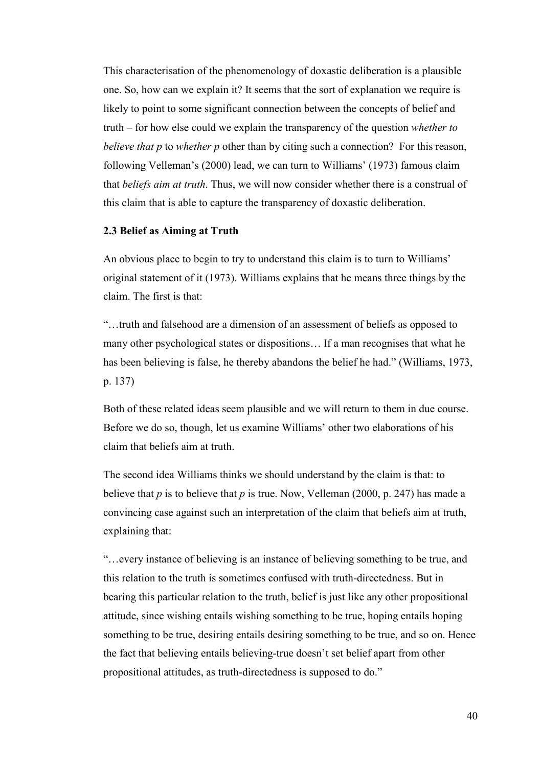This characterisation of the phenomenology of doxastic deliberation is a plausible one. So, how can we explain it? It seems that the sort of explanation we require is likely to point to some significant connection between the concepts of belief and truth – for how else could we explain the transparency of the question *whether to believe that p* to *whether p* other than by citing such a connection? For this reason, following Velleman's (2000) lead, we can turn to Williams' (1973) famous claim that *beliefs aim at truth*. Thus, we will now consider whether there is a construal of this claim that is able to capture the transparency of doxastic deliberation.

### 2.3 Belief as Aiming at Truth

An obvious place to begin to try to understand this claim is to turn to Williams' original statement of it (1973). Williams explains that he means three things by the claim. The first is that:

"…truth and falsehood are a dimension of an assessment of beliefs as opposed to many other psychological states or dispositions… If a man recognises that what he has been believing is false, he thereby abandons the belief he had." (Williams, 1973, p. 137)

Both of these related ideas seem plausible and we will return to them in due course. Before we do so, though, let us examine Williams' other two elaborations of his claim that beliefs aim at truth.

The second idea Williams thinks we should understand by the claim is that: to believe that *p* is to believe that *p* is true. Now, Velleman (2000, p. 247) has made a convincing case against such an interpretation of the claim that beliefs aim at truth, explaining that:

"…every instance of believing is an instance of believing something to be true, and this relation to the truth is sometimes confused with truth-directedness. But in bearing this particular relation to the truth, belief is just like any other propositional attitude, since wishing entails wishing something to be true, hoping entails hoping something to be true, desiring entails desiring something to be true, and so on. Hence the fact that believing entails believing-true doesn't set belief apart from other propositional attitudes, as truth-directedness is supposed to do."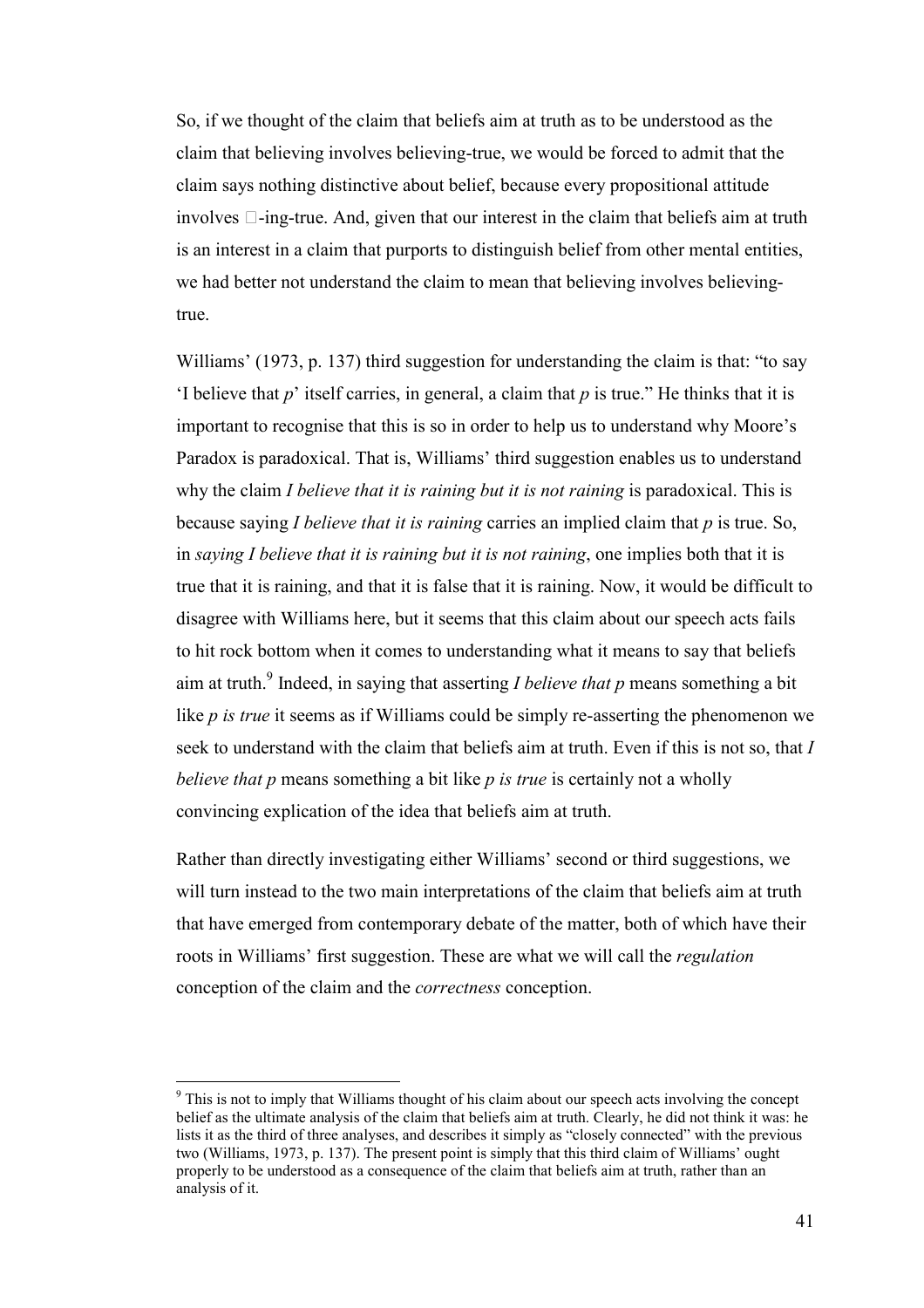So, if we thought of the claim that beliefs aim at truth as to be understood as the claim that believing involves believing-true, we would be forced to admit that the claim says nothing distinctive about belief, because every propositional attitude involves $\Box$-ing-true. And, given that our interest in the claim that beliefs aim at truth is an interest in a claim that purports to distinguish belief from other mental entities, we had better not understand the claim to mean that believing involves believing-true.

Williams' (1973, p. 137) third suggestion for understanding the claim is that: "to say 'I believe that *p*' itself carries, in general, a claim that *p* is true." He thinks that it is important to recognise that this is so in order to help us to understand why Moore's Paradox is paradoxical. That is, Williams' third suggestion enables us to understand why the claim *I believe that it is raining but it is not raining* is paradoxical. This is because saying *I believe that it is raining* carries an implied claim that *p* is true. So, in *saying I believe that it is raining but it is not raining*, one implies both that it is true that it is raining, and that it is false that it is raining. Now, it would be difficult to disagree with Williams here, but it seems that this claim about our speech acts fails to hit rock bottom when it comes to understanding what it means to say that beliefs aim at truth.[9] Indeed, in saying that asserting *I believe that p* means something a bit like *p is true* it seems as if Williams could be simply re-asserting the phenomenon we seek to understand with the claim that beliefs aim at truth. Even if this is not so, that *I believe that p* means something a bit like *p is true* is certainly not a wholly convincing explication of the idea that beliefs aim at truth.

Rather than directly investigating either Williams' second or third suggestions, we will turn instead to the two main interpretations of the claim that beliefs aim at truth that have emerged from contemporary debate of the matter, both of which have their roots in Williams' first suggestion. These are what we will call the *regulation* conception of the claim and the *correctness* conception.

[9] This is not to imply that Williams thought of his claim about our speech acts involving the concept belief as the ultimate analysis of the claim that beliefs aim at truth. Clearly, he did not think it was: he lists it as the third of three analyses, and describes it simply as "closely connected" with the previous two (Williams, 1973, p. 137). The present point is simply that this third claim of Williams' ought properly to be understood as a consequence of the claim that beliefs aim at truth, rather than an analysis of it.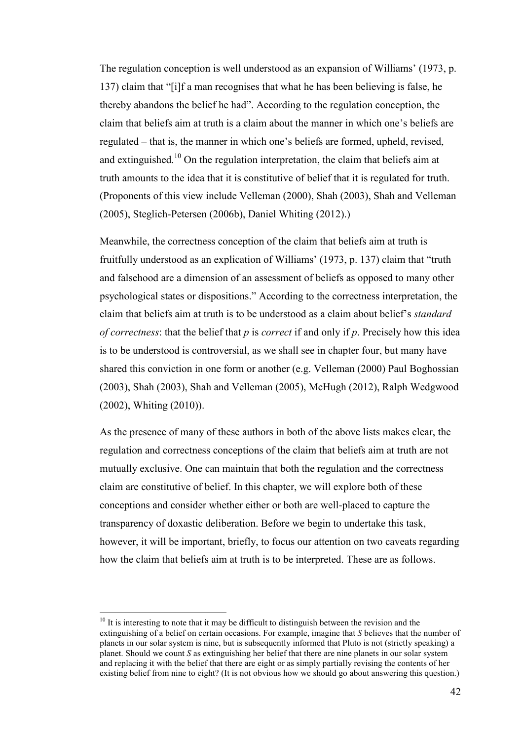The regulation conception is well understood as an expansion of Williams' (1973, p. 137) claim that "[i]f a man recognises that what he has been believing is false, he thereby abandons the belief he had". According to the regulation conception, the claim that beliefs aim at truth is a claim about the manner in which one's beliefs are regulated – that is, the manner in which one's beliefs are formed, upheld, revised, and extinguished.[10] On the regulation interpretation, the claim that beliefs aim at truth amounts to the idea that it is constitutive of belief that it is regulated for truth. (Proponents of this view include Velleman (2000), Shah (2003), Shah and Velleman (2005), Steglich-Petersen (2006b), Daniel Whiting (2012).)

Meanwhile, the correctness conception of the claim that beliefs aim at truth is fruitfully understood as an explication of Williams' (1973, p. 137) claim that "truth and falsehood are a dimension of an assessment of beliefs as opposed to many other psychological states or dispositions." According to the correctness interpretation, the claim that beliefs aim at truth is to be understood as a claim about belief's *standard of correctness*: that the belief that *p* is *correct* if and only if *p*. Precisely how this idea is to be understood is controversial, as we shall see in chapter four, but many have shared this conviction in one form or another (e.g. Velleman (2000) Paul Boghossian (2003), Shah (2003), Shah and Velleman (2005), McHugh (2012), Ralph Wedgwood (2002), Whiting (2010)).

As the presence of many of these authors in both of the above lists makes clear, the regulation and correctness conceptions of the claim that beliefs aim at truth are not mutually exclusive. One can maintain that both the regulation and the correctness claim are constitutive of belief. In this chapter, we will explore both of these conceptions and consider whether either or both are well-placed to capture the transparency of doxastic deliberation. Before we begin to undertake this task, however, it will be important, briefly, to focus our attention on two caveats regarding how the claim that beliefs aim at truth is to be interpreted. These are as follows.

---

[10] It is interesting to note that it may be difficult to distinguish between the revision and the extinguishing of a belief on certain occasions. For example, imagine that *S* believes that the number of planets in our solar system is nine, but is subsequently informed that Pluto is not (strictly speaking) a planet. Should we count *S* as extinguishing her belief that there are nine planets in our solar system and replacing it with the belief that there are eight or as simply partially revising the contents of her existing belief from nine to eight? (It is not obvious how we should go about answering this question.)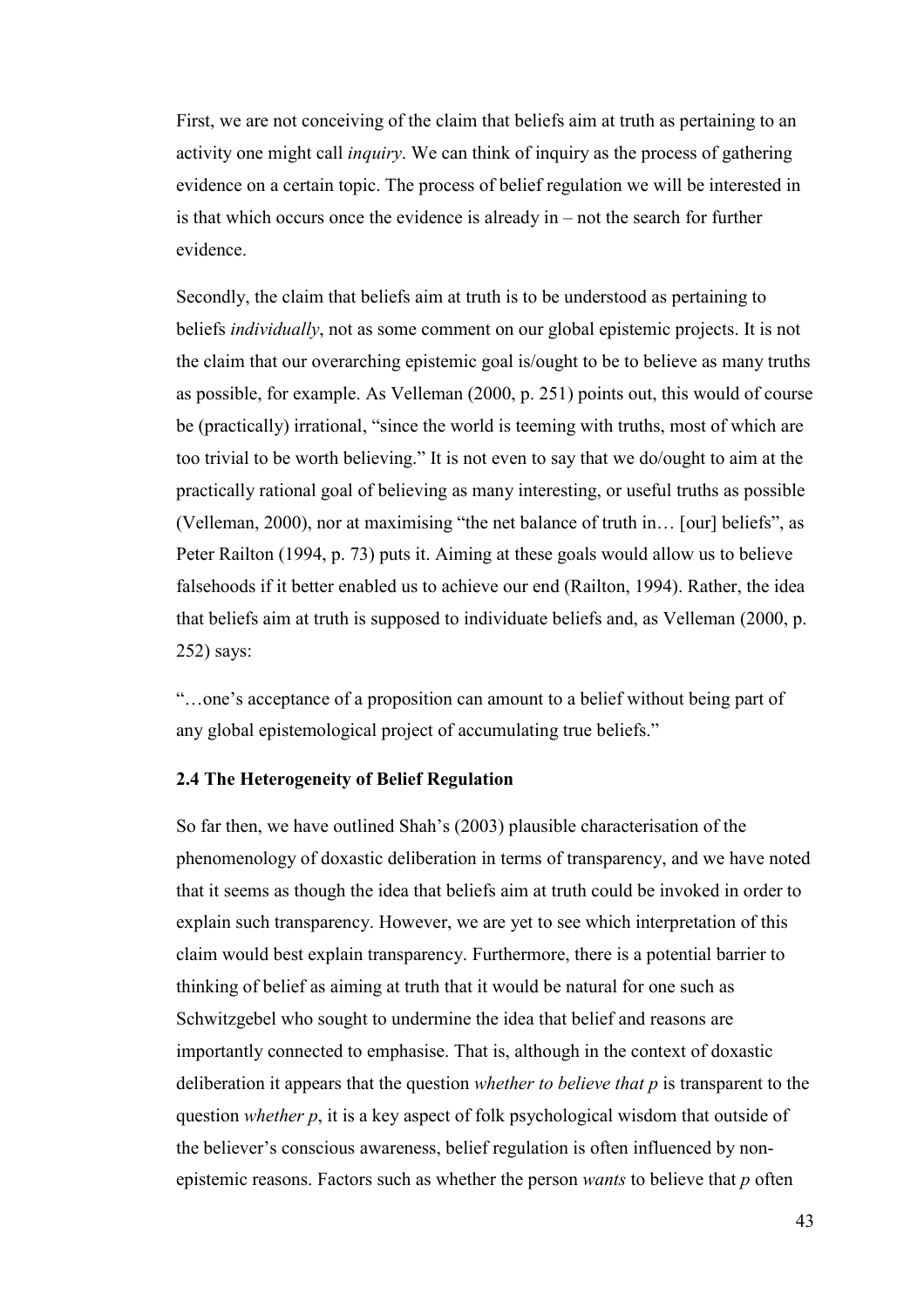First, we are not conceiving of the claim that beliefs aim at truth as pertaining to an activity one might call *inquiry*. We can think of inquiry as the process of gathering evidence on a certain topic. The process of belief regulation we will be interested in is that which occurs once the evidence is already in – not the search for further evidence.

Secondly, the claim that beliefs aim at truth is to be understood as pertaining to beliefs *individually*, not as some comment on our global epistemic projects. It is not the claim that our overarching epistemic goal is/ought to be to believe as many truths as possible, for example. As Velleman (2000, p. 251) points out, this would of course be (practically) irrational, "since the world is teeming with truths, most of which are too trivial to be worth believing." It is not even to say that we do/ought to aim at the practically rational goal of believing as many interesting, or useful truths as possible (Velleman, 2000), nor at maximising "the net balance of truth in… [our] beliefs", as Peter Railton (1994, p. 73) puts it. Aiming at these goals would allow us to believe falsehoods if it better enabled us to achieve our end (Railton, 1994). Rather, the idea that beliefs aim at truth is supposed to individuate beliefs and, as Velleman (2000, p. 252) says:

"…one's acceptance of a proposition can amount to a belief without being part of any global epistemological project of accumulating true beliefs."

### 2.4 The Heterogeneity of Belief Regulation

So far then, we have outlined Shah's (2003) plausible characterisation of the phenomenology of doxastic deliberation in terms of transparency, and we have noted that it seems as though the idea that beliefs aim at truth could be invoked in order to explain such transparency. However, we are yet to see which interpretation of this claim would best explain transparency. Furthermore, there is a potential barrier to thinking of belief as aiming at truth that it would be natural for one such as Schwitzgebel who sought to undermine the idea that belief and reasons are importantly connected to emphasise. That is, although in the context of doxastic deliberation it appears that the question *whether to believe that p* is transparent to the question *whether p*, it is a key aspect of folk psychological wisdom that outside of the believer's conscious awareness, belief regulation is often influenced by non-epistemic reasons. Factors such as whether the person *wants* to believe that *p* often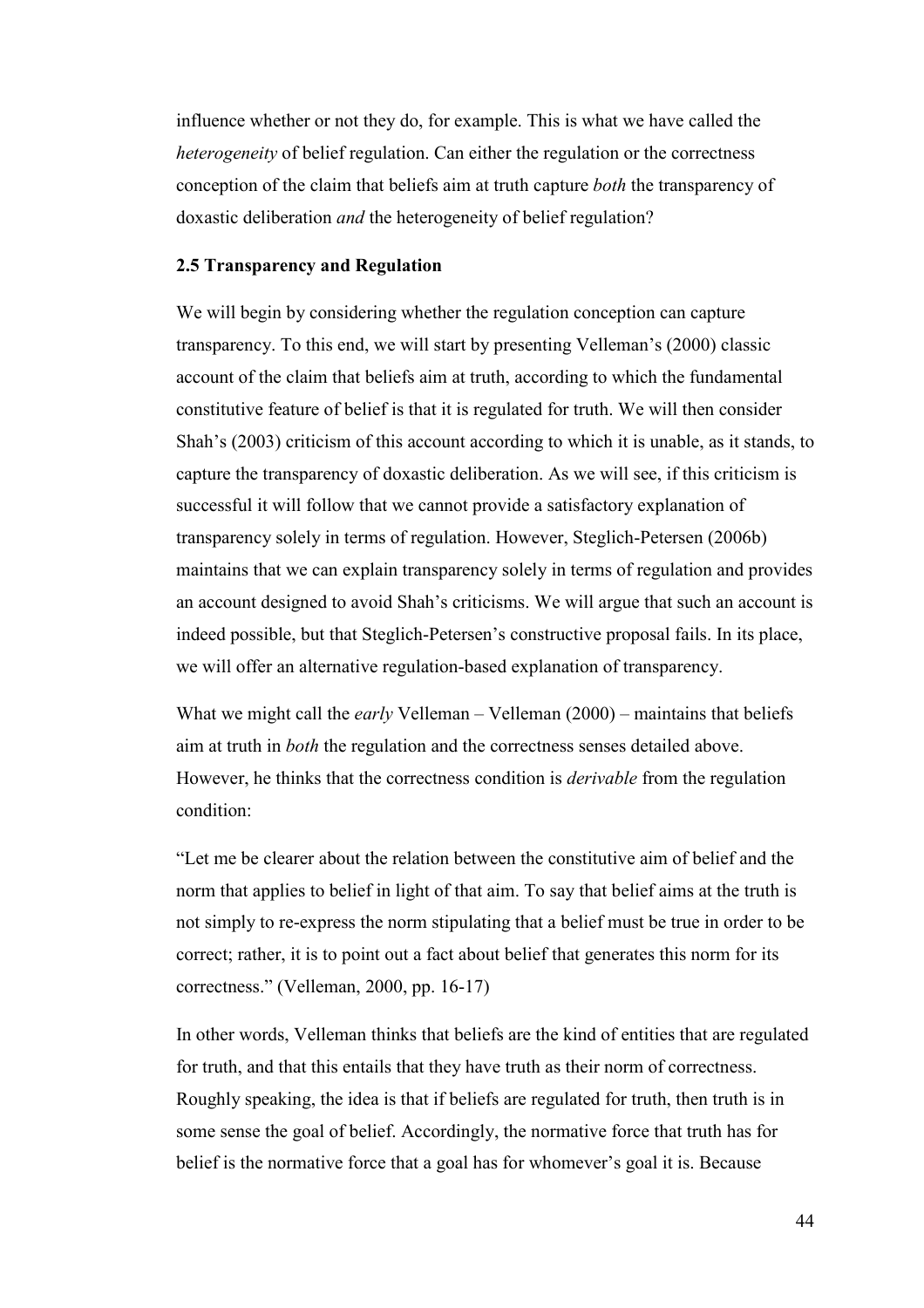influence whether or not they do, for example. This is what we have called the *heterogeneity* of belief regulation. Can either the regulation or the correctness conception of the claim that beliefs aim at truth capture *both* the transparency of doxastic deliberation *and* the heterogeneity of belief regulation?

### 2.5 Transparency and Regulation

We will begin by considering whether the regulation conception can capture transparency. To this end, we will start by presenting Velleman's (2000) classic account of the claim that beliefs aim at truth, according to which the fundamental constitutive feature of belief is that it is regulated for truth. We will then consider Shah's (2003) criticism of this account according to which it is unable, as it stands, to capture the transparency of doxastic deliberation. As we will see, if this criticism is successful it will follow that we cannot provide a satisfactory explanation of transparency solely in terms of regulation. However, Steglich-Petersen (2006b) maintains that we can explain transparency solely in terms of regulation and provides an account designed to avoid Shah's criticisms. We will argue that such an account is indeed possible, but that Steglich-Petersen's constructive proposal fails. In its place, we will offer an alternative regulation-based explanation of transparency.

What we might call the *early* Velleman – Velleman (2000) – maintains that beliefs aim at truth in *both* the regulation and the correctness senses detailed above. However, he thinks that the correctness condition is *derivable* from the regulation condition:

"Let me be clearer about the relation between the constitutive aim of belief and the norm that applies to belief in light of that aim. To say that belief aims at the truth is not simply to re-express the norm stipulating that a belief must be true in order to be correct; rather, it is to point out a fact about belief that generates this norm for its correctness." (Velleman, 2000, pp. 16-17)

In other words, Velleman thinks that beliefs are the kind of entities that are regulated for truth, and that this entails that they have truth as their norm of correctness. Roughly speaking, the idea is that if beliefs are regulated for truth, then truth is in some sense the goal of belief. Accordingly, the normative force that truth has for belief is the normative force that a goal has for whomever's goal it is. Because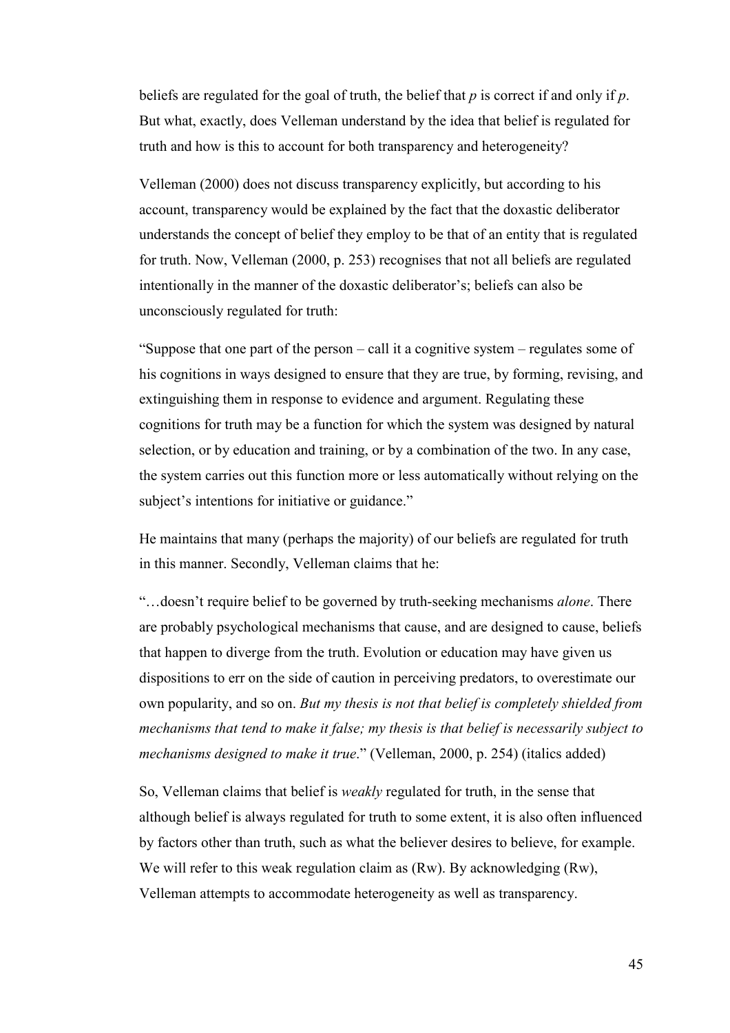beliefs are regulated for the goal of truth, the belief that *p* is correct if and only if *p*. But what, exactly, does Velleman understand by the idea that belief is regulated for truth and how is this to account for both transparency and heterogeneity?

Velleman (2000) does not discuss transparency explicitly, but according to his account, transparency would be explained by the fact that the doxastic deliberator understands the concept of belief they employ to be that of an entity that is regulated for truth. Now, Velleman (2000, p. 253) recognises that not all beliefs are regulated intentionally in the manner of the doxastic deliberator's; beliefs can also be unconsciously regulated for truth:

"Suppose that one part of the person – call it a cognitive system – regulates some of his cognitions in ways designed to ensure that they are true, by forming, revising, and extinguishing them in response to evidence and argument. Regulating these cognitions for truth may be a function for which the system was designed by natural selection, or by education and training, or by a combination of the two. In any case, the system carries out this function more or less automatically without relying on the subject's intentions for initiative or guidance."

He maintains that many (perhaps the majority) of our beliefs are regulated for truth in this manner. Secondly, Velleman claims that he:

"…doesn't require belief to be governed by truth-seeking mechanisms *alone*. There are probably psychological mechanisms that cause, and are designed to cause, beliefs that happen to diverge from the truth. Evolution or education may have given us dispositions to err on the side of caution in perceiving predators, to overestimate our own popularity, and so on. *But my thesis is not that belief is completely shielded from mechanisms that tend to make it false; my thesis is that belief is necessarily subject to mechanisms designed to make it true*." (Velleman, 2000, p. 254) (italics added)

So, Velleman claims that belief is *weakly* regulated for truth, in the sense that although belief is always regulated for truth to some extent, it is also often influenced by factors other than truth, such as what the believer desires to believe, for example. We will refer to this weak regulation claim as (Rw). By acknowledging (Rw), Velleman attempts to accommodate heterogeneity as well as transparency.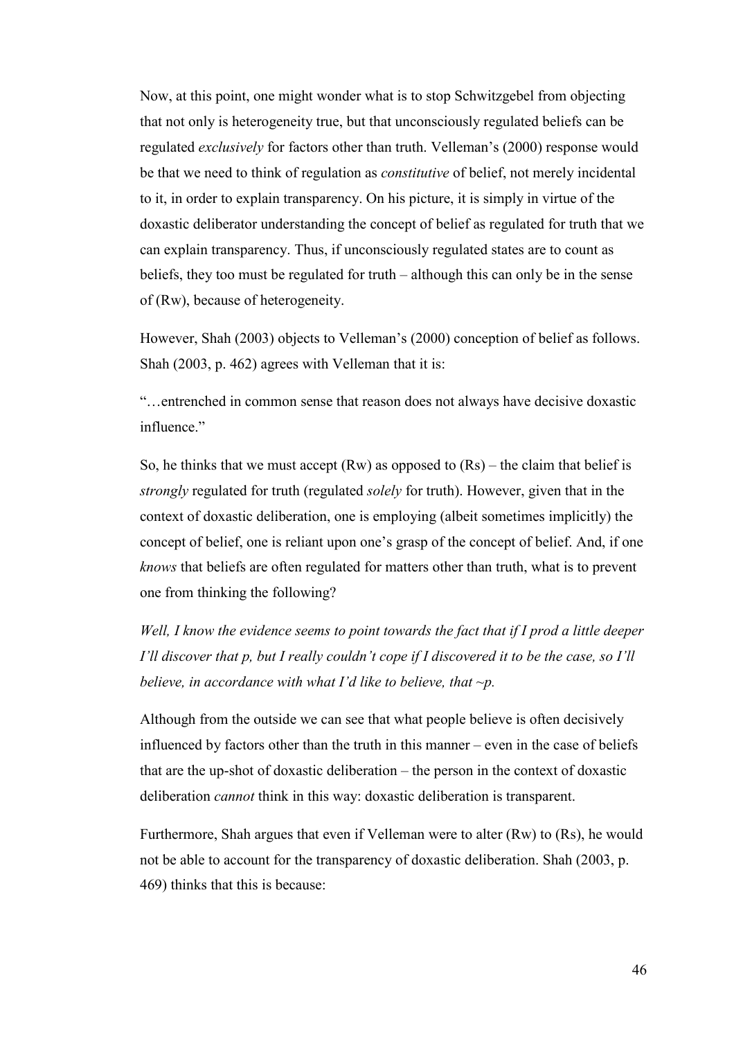Now, at this point, one might wonder what is to stop Schwitzgebel from objecting that not only is heterogeneity true, but that unconsciously regulated beliefs can be regulated *exclusively* for factors other than truth. Velleman's (2000) response would be that we need to think of regulation as *constitutive* of belief, not merely incidental to it, in order to explain transparency. On his picture, it is simply in virtue of the doxastic deliberator understanding the concept of belief as regulated for truth that we can explain transparency. Thus, if unconsciously regulated states are to count as beliefs, they too must be regulated for truth – although this can only be in the sense of (Rw), because of heterogeneity.

However, Shah (2003) objects to Velleman's (2000) conception of belief as follows. Shah (2003, p. 462) agrees with Velleman that it is:

"…entrenched in common sense that reason does not always have decisive doxastic influence."

So, he thinks that we must accept (Rw) as opposed to (Rs) – the claim that belief is *strongly* regulated for truth (regulated *solely* for truth). However, given that in the context of doxastic deliberation, one is employing (albeit sometimes implicitly) the concept of belief, one is reliant upon one's grasp of the concept of belief. And, if one *knows* that beliefs are often regulated for matters other than truth, what is to prevent one from thinking the following?

*Well, I know the evidence seems to point towards the fact that if I prod a little deeper I'll discover that p, but I really couldn't cope if I discovered it to be the case, so I'll believe, in accordance with what I'd like to believe, that ~p.*

Although from the outside we can see that what people believe is often decisively influenced by factors other than the truth in this manner – even in the case of beliefs that are the up-shot of doxastic deliberation – the person in the context of doxastic deliberation *cannot* think in this way: doxastic deliberation is transparent.

Furthermore, Shah argues that even if Velleman were to alter (Rw) to (Rs), he would not be able to account for the transparency of doxastic deliberation. Shah (2003, p. 469) thinks that this is because: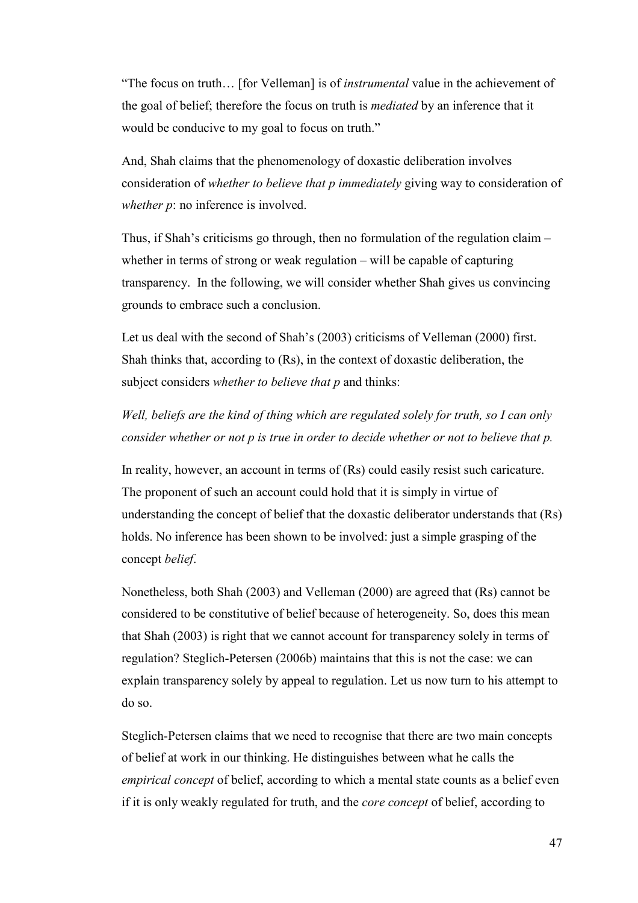"The focus on truth… [for Velleman] is of *instrumental* value in the achievement of the goal of belief; therefore the focus on truth is *mediated* by an inference that it would be conducive to my goal to focus on truth."

And, Shah claims that the phenomenology of doxastic deliberation involves consideration of *whether to believe that p immediately* giving way to consideration of *whether p*: no inference is involved.

Thus, if Shah's criticisms go through, then no formulation of the regulation claim – whether in terms of strong or weak regulation – will be capable of capturing transparency. In the following, we will consider whether Shah gives us convincing grounds to embrace such a conclusion.

Let us deal with the second of Shah's (2003) criticisms of Velleman (2000) first. Shah thinks that, according to (Rs), in the context of doxastic deliberation, the subject considers *whether to believe that p* and thinks:

*Well, beliefs are the kind of thing which are regulated solely for truth, so I can only consider whether or not p is true in order to decide whether or not to believe that p.*

In reality, however, an account in terms of (Rs) could easily resist such caricature. The proponent of such an account could hold that it is simply in virtue of understanding the concept of belief that the doxastic deliberator understands that (Rs) holds. No inference has been shown to be involved: just a simple grasping of the concept *belief*.

Nonetheless, both Shah (2003) and Velleman (2000) are agreed that (Rs) cannot be considered to be constitutive of belief because of heterogeneity. So, does this mean that Shah (2003) is right that we cannot account for transparency solely in terms of regulation? Steglich-Petersen (2006b) maintains that this is not the case: we can explain transparency solely by appeal to regulation. Let us now turn to his attempt to do so.

Steglich-Petersen claims that we need to recognise that there are two main concepts of belief at work in our thinking. He distinguishes between what he calls the *empirical concept* of belief, according to which a mental state counts as a belief even if it is only weakly regulated for truth, and the *core concept* of belief, according to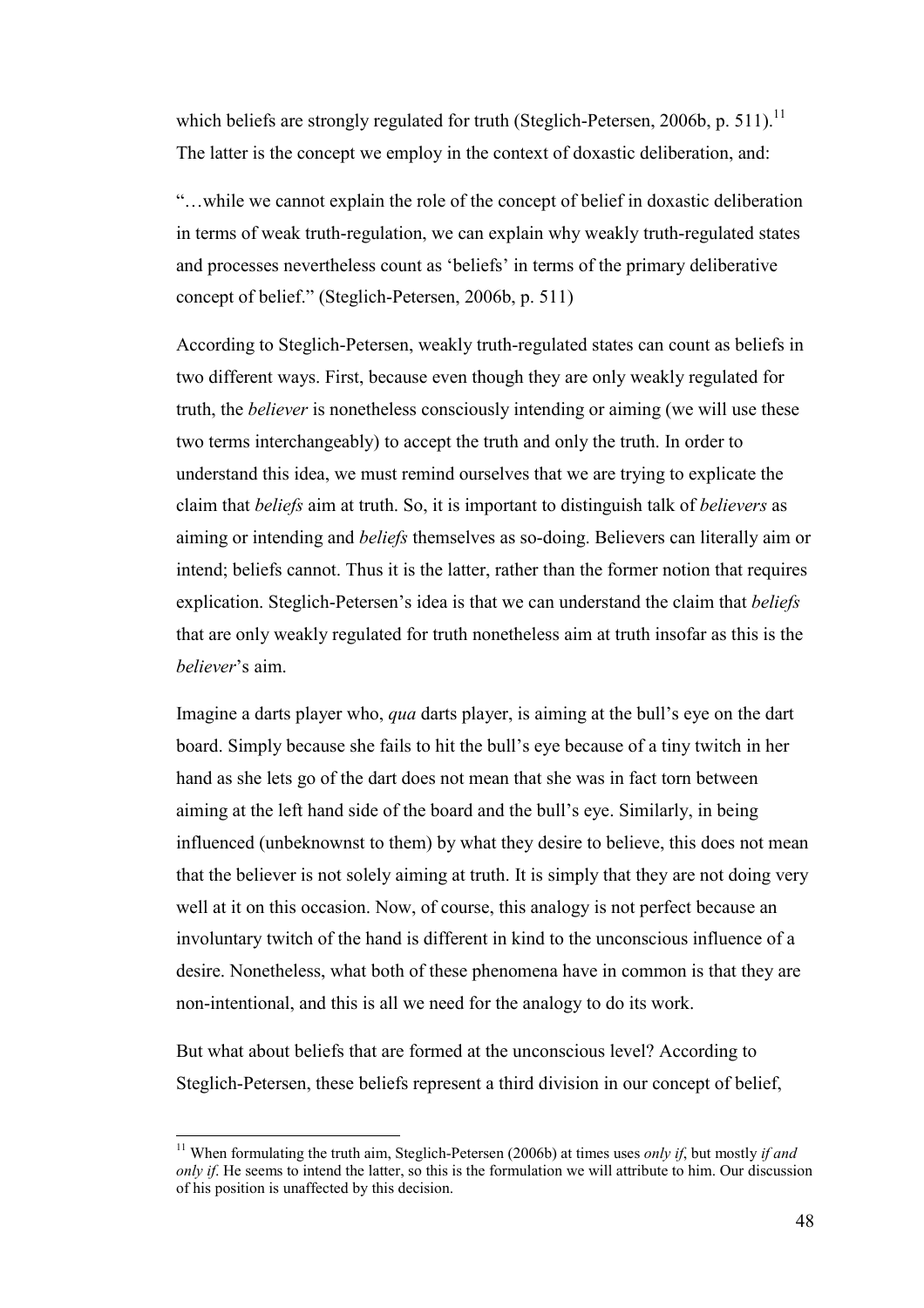which beliefs are strongly regulated for truth (Steglich-Petersen, 2006b, p. 511).[11] The latter is the concept we employ in the context of doxastic deliberation, and:

"…while we cannot explain the role of the concept of belief in doxastic deliberation in terms of weak truth-regulation, we can explain why weakly truth-regulated states and processes nevertheless count as 'beliefs' in terms of the primary deliberative concept of belief." (Steglich-Petersen, 2006b, p. 511)

According to Steglich-Petersen, weakly truth-regulated states can count as beliefs in two different ways. First, because even though they are only weakly regulated for truth, the *believer* is nonetheless consciously intending or aiming (we will use these two terms interchangeably) to accept the truth and only the truth. In order to understand this idea, we must remind ourselves that we are trying to explicate the claim that *beliefs* aim at truth. So, it is important to distinguish talk of *believers* as aiming or intending and *beliefs* themselves as so-doing. Believers can literally aim or intend; beliefs cannot. Thus it is the latter, rather than the former notion that requires explication. Steglich-Petersen's idea is that we can understand the claim that *beliefs* that are only weakly regulated for truth nonetheless aim at truth insofar as this is the *believer*'s aim.

Imagine a darts player who, *qua* darts player, is aiming at the bull's eye on the dart board. Simply because she fails to hit the bull's eye because of a tiny twitch in her hand as she lets go of the dart does not mean that she was in fact torn between aiming at the left hand side of the board and the bull's eye. Similarly, in being influenced (unbeknownst to them) by what they desire to believe, this does not mean that the believer is not solely aiming at truth. It is simply that they are not doing very well at it on this occasion. Now, of course, this analogy is not perfect because an involuntary twitch of the hand is different in kind to the unconscious influence of a desire. Nonetheless, what both of these phenomena have in common is that they are non-intentional, and this is all we need for the analogy to do its work.

But what about beliefs that are formed at the unconscious level? According to Steglich-Petersen, these beliefs represent a third division in our concept of belief,

[11] When formulating the truth aim, Steglich-Petersen (2006b) at times uses *only if*, but mostly *if and only if*. He seems to intend the latter, so this is the formulation we will attribute to him. Our discussion of his position is unaffected by this decision.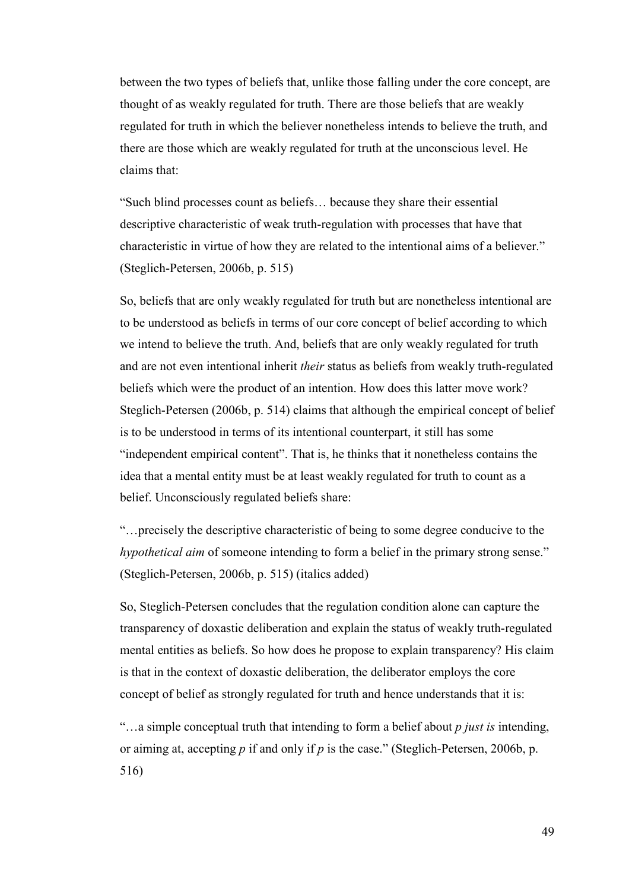between the two types of beliefs that, unlike those falling under the core concept, are thought of as weakly regulated for truth. There are those beliefs that are weakly regulated for truth in which the believer nonetheless intends to believe the truth, and there are those which are weakly regulated for truth at the unconscious level. He claims that:

"Such blind processes count as beliefs… because they share their essential descriptive characteristic of weak truth-regulation with processes that have that characteristic in virtue of how they are related to the intentional aims of a believer." (Steglich-Petersen, 2006b, p. 515)

So, beliefs that are only weakly regulated for truth but are nonetheless intentional are to be understood as beliefs in terms of our core concept of belief according to which we intend to believe the truth. And, beliefs that are only weakly regulated for truth and are not even intentional inherit *their* status as beliefs from weakly truth-regulated beliefs which were the product of an intention. How does this latter move work? Steglich-Petersen (2006b, p. 514) claims that although the empirical concept of belief is to be understood in terms of its intentional counterpart, it still has some "independent empirical content". That is, he thinks that it nonetheless contains the idea that a mental entity must be at least weakly regulated for truth to count as a belief. Unconsciously regulated beliefs share:

"…precisely the descriptive characteristic of being to some degree conducive to the *hypothetical aim* of someone intending to form a belief in the primary strong sense." (Steglich-Petersen, 2006b, p. 515) (italics added)

So, Steglich-Petersen concludes that the regulation condition alone can capture the transparency of doxastic deliberation and explain the status of weakly truth-regulated mental entities as beliefs. So how does he propose to explain transparency? His claim is that in the context of doxastic deliberation, the deliberator employs the core concept of belief as strongly regulated for truth and hence understands that it is:

"…a simple conceptual truth that intending to form a belief about *p just is* intending, or aiming at, accepting *p* if and only if *p* is the case." (Steglich-Petersen, 2006b, p. 516)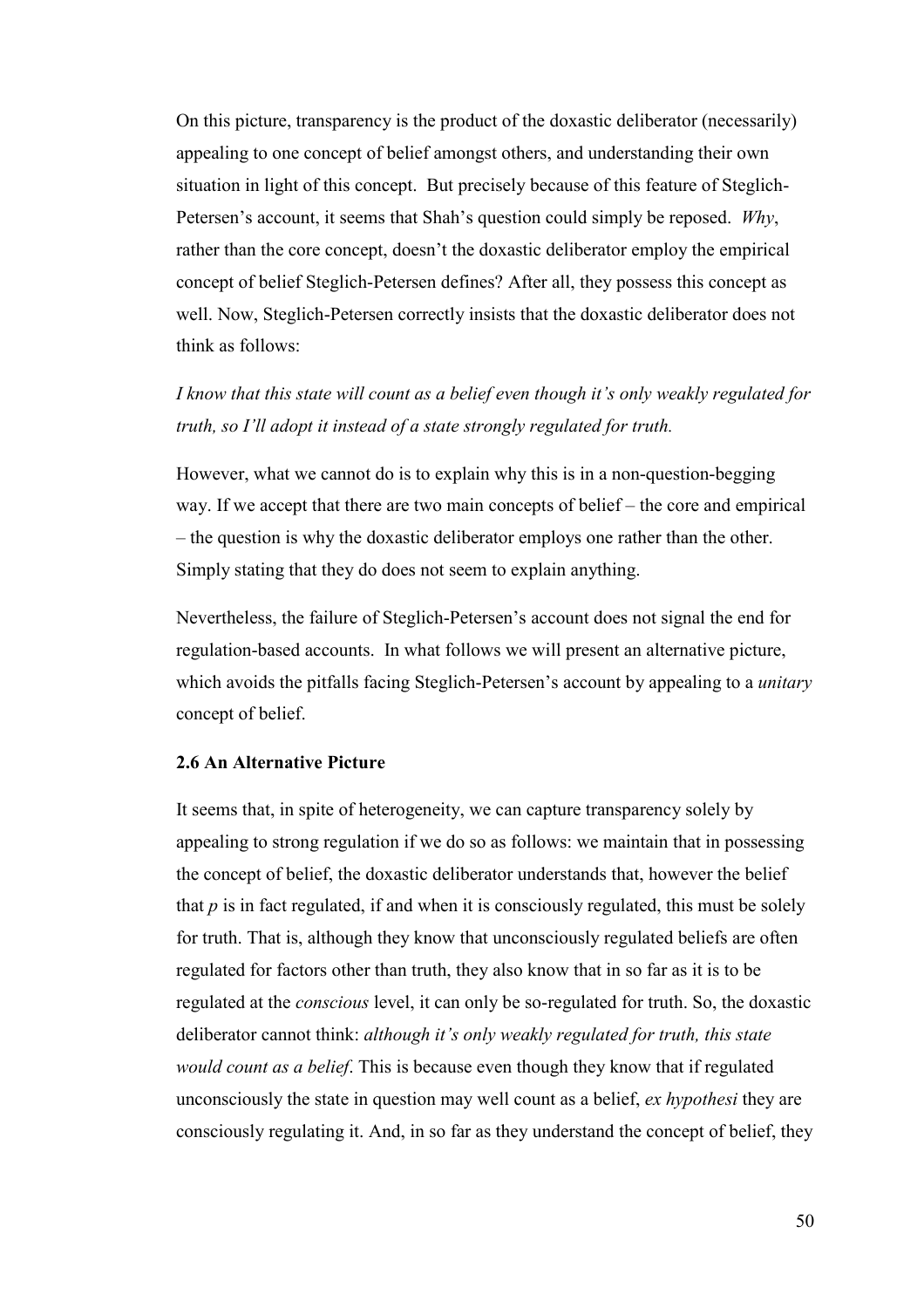On this picture, transparency is the product of the doxastic deliberator (necessarily) appealing to one concept of belief amongst others, and understanding their own situation in light of this concept. But precisely because of this feature of Steglich-Petersen's account, it seems that Shah's question could simply be reposed. *Why*, rather than the core concept, doesn't the doxastic deliberator employ the empirical concept of belief Steglich-Petersen defines? After all, they possess this concept as well. Now, Steglich-Petersen correctly insists that the doxastic deliberator does not think as follows:

*I know that this state will count as a belief even though it's only weakly regulated for truth, so I'll adopt it instead of a state strongly regulated for truth.*

However, what we cannot do is to explain why this is in a non-question-begging way. If we accept that there are two main concepts of belief – the core and empirical – the question is why the doxastic deliberator employs one rather than the other. Simply stating that they do does not seem to explain anything.

Nevertheless, the failure of Steglich-Petersen's account does not signal the end for regulation-based accounts. In what follows we will present an alternative picture, which avoids the pitfalls facing Steglich-Petersen's account by appealing to a *unitary* concept of belief.

### 2.6 An Alternative Picture

It seems that, in spite of heterogeneity, we can capture transparency solely by appealing to strong regulation if we do so as follows: we maintain that in possessing the concept of belief, the doxastic deliberator understands that, however the belief that *p* is in fact regulated, if and when it is consciously regulated, this must be solely for truth. That is, although they know that unconsciously regulated beliefs are often regulated for factors other than truth, they also know that in so far as it is to be regulated at the *conscious* level, it can only be so-regulated for truth. So, the doxastic deliberator cannot think: *although it's only weakly regulated for truth, this state would count as a belief*. This is because even though they know that if regulated unconsciously the state in question may well count as a belief, *ex hypothesi* they are consciously regulating it. And, in so far as they understand the concept of belief, they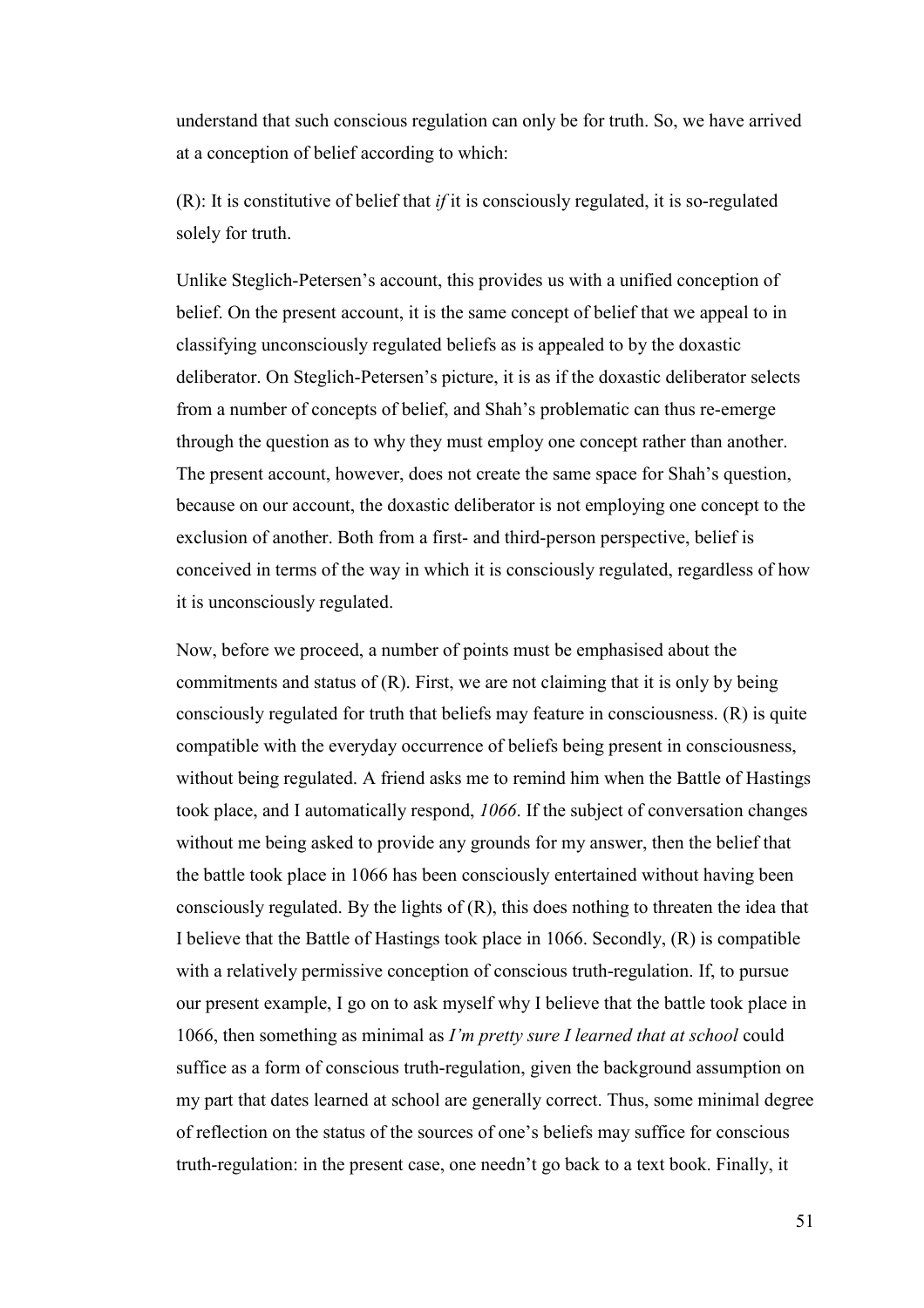understand that such conscious regulation can only be for truth. So, we have arrived at a conception of belief according to which:

(R): It is constitutive of belief that *if* it is consciously regulated, it is so-regulated solely for truth.

Unlike Steglich-Petersen's account, this provides us with a unified conception of belief. On the present account, it is the same concept of belief that we appeal to in classifying unconsciously regulated beliefs as is appealed to by the doxastic deliberator. On Steglich-Petersen's picture, it is as if the doxastic deliberator selects from a number of concepts of belief, and Shah's problematic can thus re-emerge through the question as to why they must employ one concept rather than another. The present account, however, does not create the same space for Shah's question, because on our account, the doxastic deliberator is not employing one concept to the exclusion of another. Both from a first- and third-person perspective, belief is conceived in terms of the way in which it is consciously regulated, regardless of how it is unconsciously regulated.

Now, before we proceed, a number of points must be emphasised about the commitments and status of (R). First, we are not claiming that it is only by being consciously regulated for truth that beliefs may feature in consciousness. (R) is quite compatible with the everyday occurrence of beliefs being present in consciousness, without being regulated. A friend asks me to remind him when the Battle of Hastings took place, and I automatically respond, *1066*. If the subject of conversation changes without me being asked to provide any grounds for my answer, then the belief that the battle took place in 1066 has been consciously entertained without having been consciously regulated. By the lights of (R), this does nothing to threaten the idea that I believe that the Battle of Hastings took place in 1066. Secondly, (R) is compatible with a relatively permissive conception of conscious truth-regulation. If, to pursue our present example, I go on to ask myself why I believe that the battle took place in 1066, then something as minimal as *I'm pretty sure I learned that at school* could suffice as a form of conscious truth-regulation, given the background assumption on my part that dates learned at school are generally correct. Thus, some minimal degree of reflection on the status of the sources of one's beliefs may suffice for conscious truth-regulation: in the present case, one needn't go back to a text book. Finally, it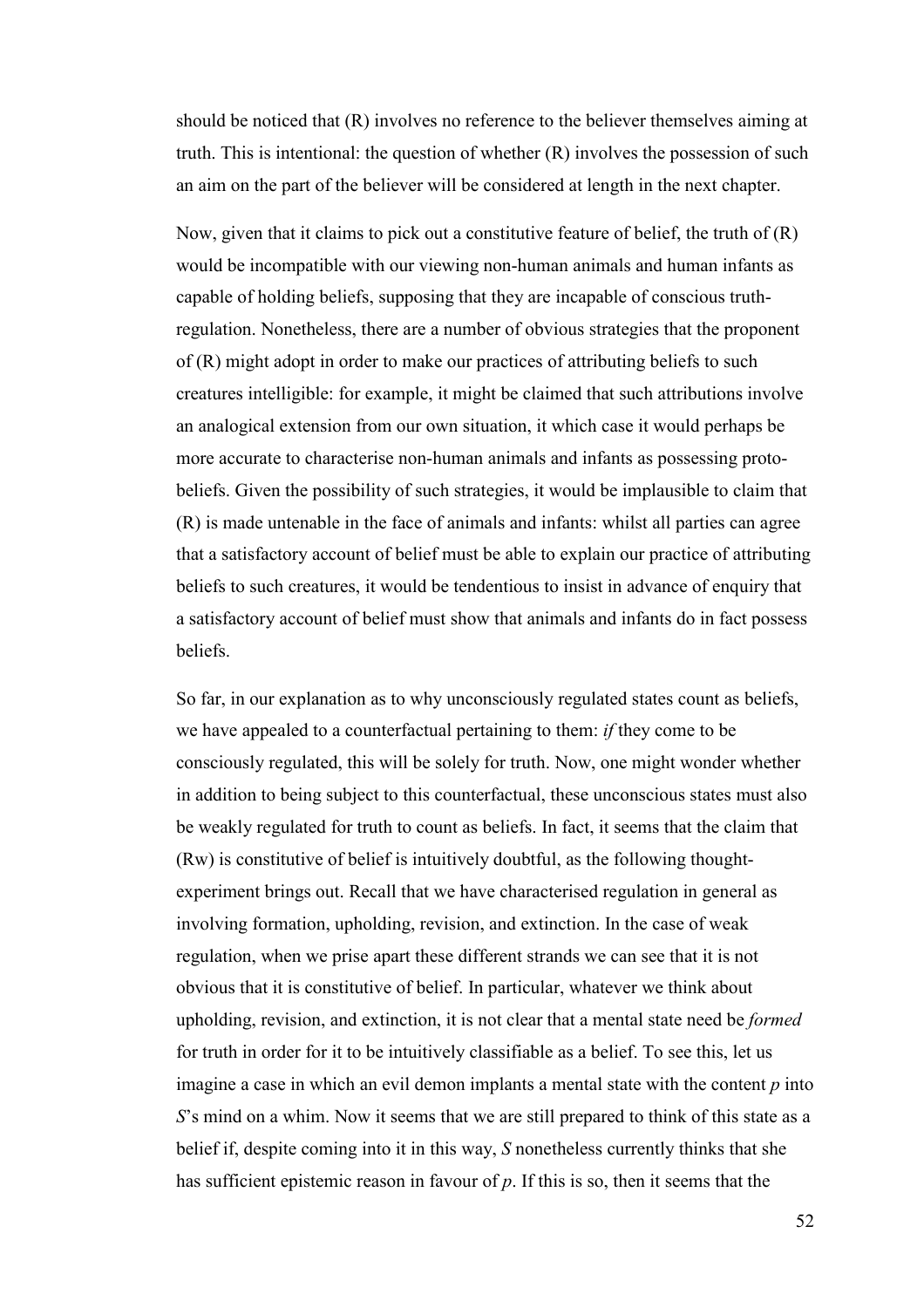should be noticed that (R) involves no reference to the believer themselves aiming at truth. This is intentional: the question of whether (R) involves the possession of such an aim on the part of the believer will be considered at length in the next chapter.

Now, given that it claims to pick out a constitutive feature of belief, the truth of (R) would be incompatible with our viewing non-human animals and human infants as capable of holding beliefs, supposing that they are incapable of conscious truth-regulation. Nonetheless, there are a number of obvious strategies that the proponent of (R) might adopt in order to make our practices of attributing beliefs to such creatures intelligible: for example, it might be claimed that such attributions involve an analogical extension from our own situation, it which case it would perhaps be more accurate to characterise non-human animals and infants as possessing proto-beliefs. Given the possibility of such strategies, it would be implausible to claim that (R) is made untenable in the face of animals and infants: whilst all parties can agree that a satisfactory account of belief must be able to explain our practice of attributing beliefs to such creatures, it would be tendentious to insist in advance of enquiry that a satisfactory account of belief must show that animals and infants do in fact possess beliefs.

So far, in our explanation as to why unconsciously regulated states count as beliefs, we have appealed to a counterfactual pertaining to them: *if* they come to be consciously regulated, this will be solely for truth. Now, one might wonder whether in addition to being subject to this counterfactual, these unconscious states must also be weakly regulated for truth to count as beliefs. In fact, it seems that the claim that (Rw) is constitutive of belief is intuitively doubtful, as the following thought-experiment brings out. Recall that we have characterised regulation in general as involving formation, upholding, revision, and extinction. In the case of weak regulation, when we prise apart these different strands we can see that it is not obvious that it is constitutive of belief. In particular, whatever we think about upholding, revision, and extinction, it is not clear that a mental state need be *formed* for truth in order for it to be intuitively classifiable as a belief. To see this, let us imagine a case in which an evil demon implants a mental state with the content *p* into *S*'s mind on a whim. Now it seems that we are still prepared to think of this state as a belief if, despite coming into it in this way, *S* nonetheless currently thinks that she has sufficient epistemic reason in favour of *p*. If this is so, then it seems that the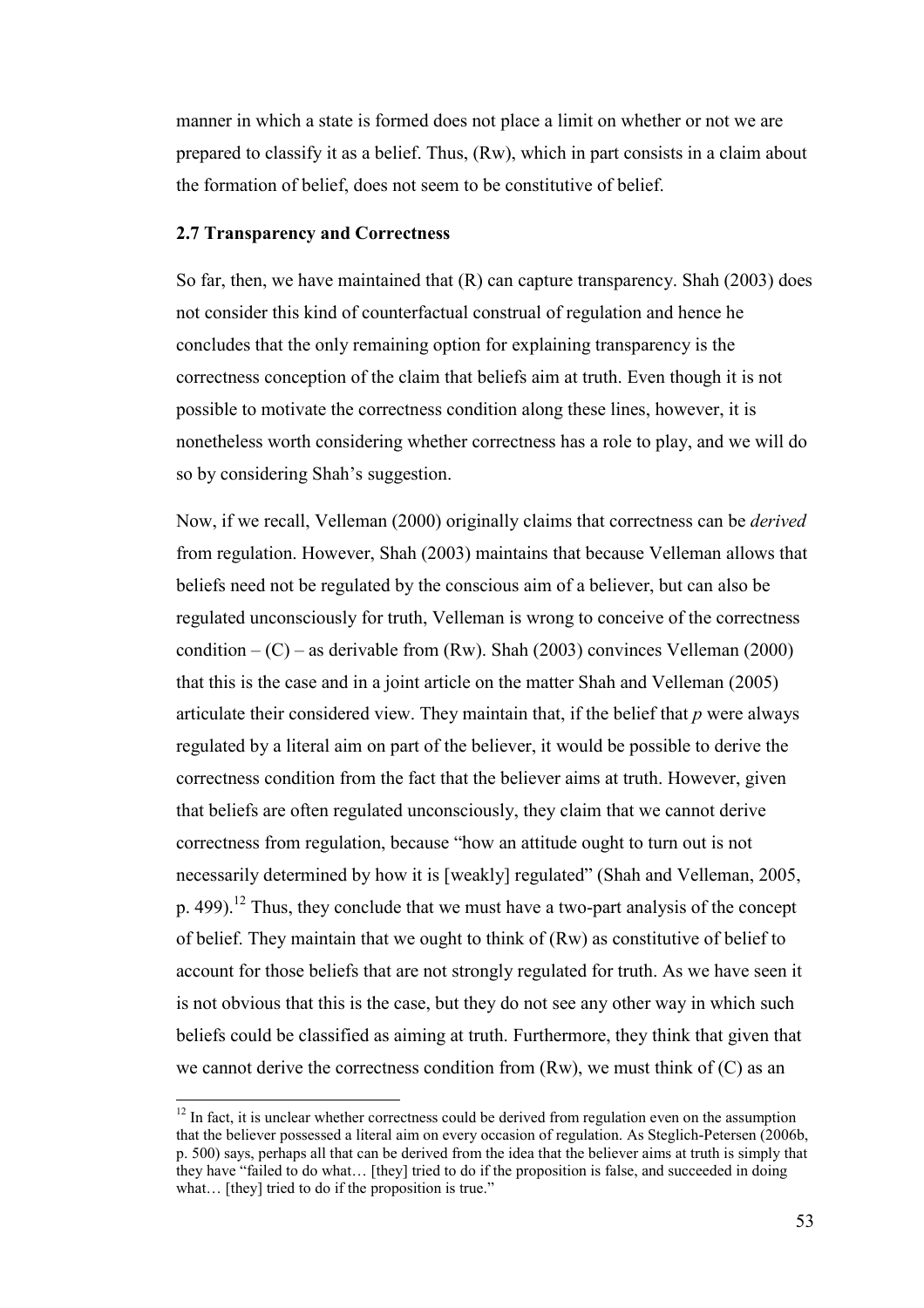manner in which a state is formed does not place a limit on whether or not we are prepared to classify it as a belief. Thus, (Rw), which in part consists in a claim about the formation of belief, does not seem to be constitutive of belief.

### 2.7 Transparency and Correctness

So far, then, we have maintained that (R) can capture transparency. Shah (2003) does not consider this kind of counterfactual construal of regulation and hence he concludes that the only remaining option for explaining transparency is the correctness conception of the claim that beliefs aim at truth. Even though it is not possible to motivate the correctness condition along these lines, however, it is nonetheless worth considering whether correctness has a role to play, and we will do so by considering Shah's suggestion.

Now, if we recall, Velleman (2000) originally claims that correctness can be *derived* from regulation. However, Shah (2003) maintains that because Velleman allows that beliefs need not be regulated by the conscious aim of a believer, but can also be regulated unconsciously for truth, Velleman is wrong to conceive of the correctness condition – (C) – as derivable from (Rw). Shah (2003) convinces Velleman (2000) that this is the case and in a joint article on the matter Shah and Velleman (2005) articulate their considered view. They maintain that, if the belief that *p* were always regulated by a literal aim on part of the believer, it would be possible to derive the correctness condition from the fact that the believer aims at truth. However, given that beliefs are often regulated unconsciously, they claim that we cannot derive correctness from regulation, because "how an attitude ought to turn out is not necessarily determined by how it is [weakly] regulated" (Shah and Velleman, 2005, p. 499).[12] Thus, they conclude that we must have a two-part analysis of the concept of belief. They maintain that we ought to think of (Rw) as constitutive of belief to account for those beliefs that are not strongly regulated for truth. As we have seen it is not obvious that this is the case, but they do not see any other way in which such beliefs could be classified as aiming at truth. Furthermore, they think that given that we cannot derive the correctness condition from (Rw), we must think of (C) as an

[12] In fact, it is unclear whether correctness could be derived from regulation even on the assumption that the believer possessed a literal aim on every occasion of regulation. As Steglich-Petersen (2006b, p. 500) says, perhaps all that can be derived from the idea that the believer aims at truth is simply that they have "failed to do what… [they] tried to do if the proposition is false, and succeeded in doing what… [they] tried to do if the proposition is true."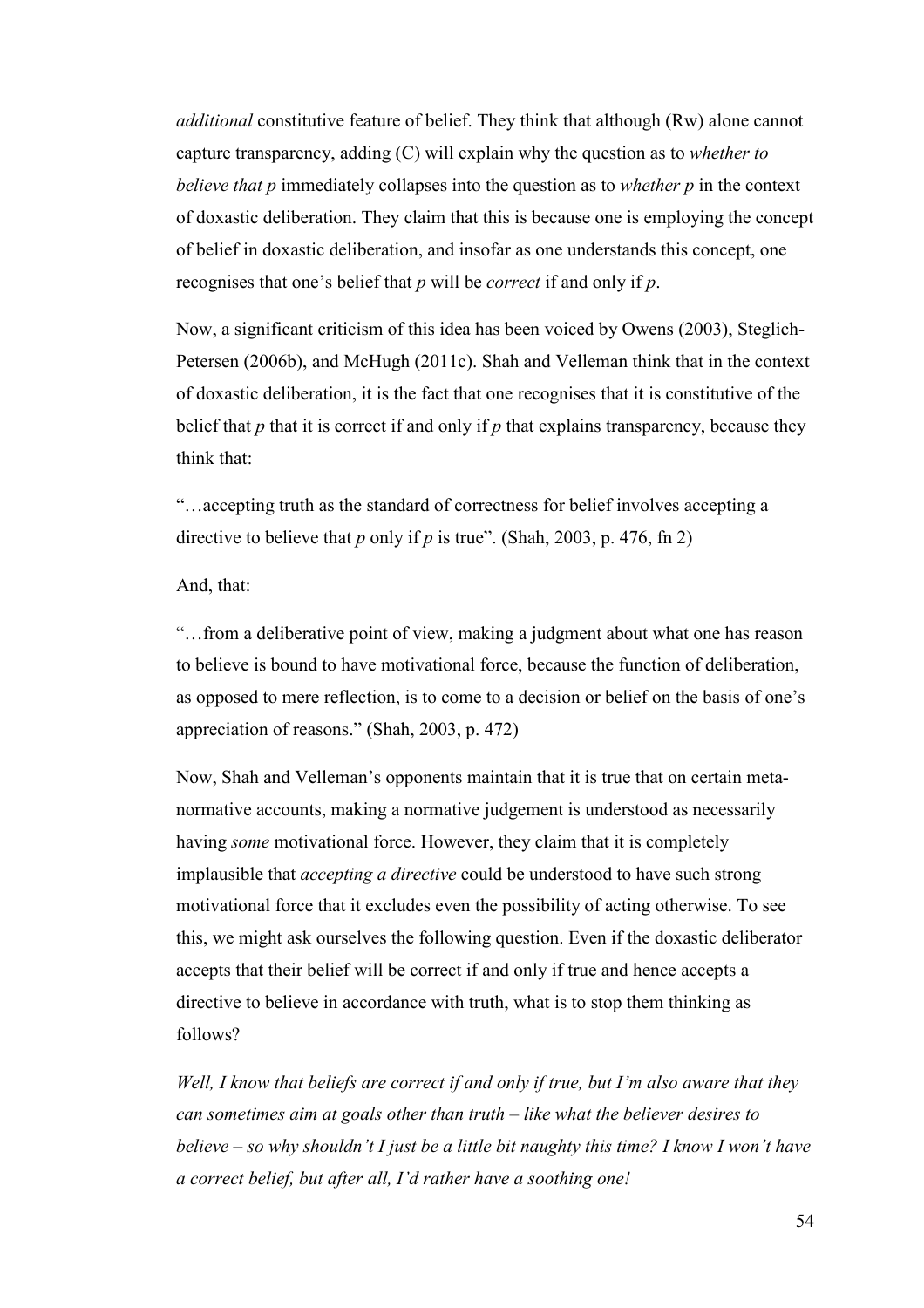*additional* constitutive feature of belief. They think that although (Rw) alone cannot capture transparency, adding (C) will explain why the question as to *whether to believe that p* immediately collapses into the question as to *whether p* in the context of doxastic deliberation. They claim that this is because one is employing the concept of belief in doxastic deliberation, and insofar as one understands this concept, one recognises that one's belief that *p* will be *correct* if and only if *p*.

Now, a significant criticism of this idea has been voiced by Owens (2003), Steglich-Petersen (2006b), and McHugh (2011c). Shah and Velleman think that in the context of doxastic deliberation, it is the fact that one recognises that it is constitutive of the belief that *p* that it is correct if and only if *p* that explains transparency, because they think that:

"…accepting truth as the standard of correctness for belief involves accepting a directive to believe that *p* only if *p* is true". (Shah, 2003, p. 476, fn 2)

And, that:

"…from a deliberative point of view, making a judgment about what one has reason to believe is bound to have motivational force, because the function of deliberation, as opposed to mere reflection, is to come to a decision or belief on the basis of one's appreciation of reasons." (Shah, 2003, p. 472)

Now, Shah and Velleman's opponents maintain that it is true that on certain meta-normative accounts, making a normative judgement is understood as necessarily having *some* motivational force. However, they claim that it is completely implausible that *accepting a directive* could be understood to have such strong motivational force that it excludes even the possibility of acting otherwise. To see this, we might ask ourselves the following question. Even if the doxastic deliberator accepts that their belief will be correct if and only if true and hence accepts a directive to believe in accordance with truth, what is to stop them thinking as follows?

*Well, I know that beliefs are correct if and only if true, but I'm also aware that they can sometimes aim at goals other than truth – like what the believer desires to believe – so why shouldn't I just be a little bit naughty this time? I know I won't have a correct belief, but after all, I'd rather have a soothing one!*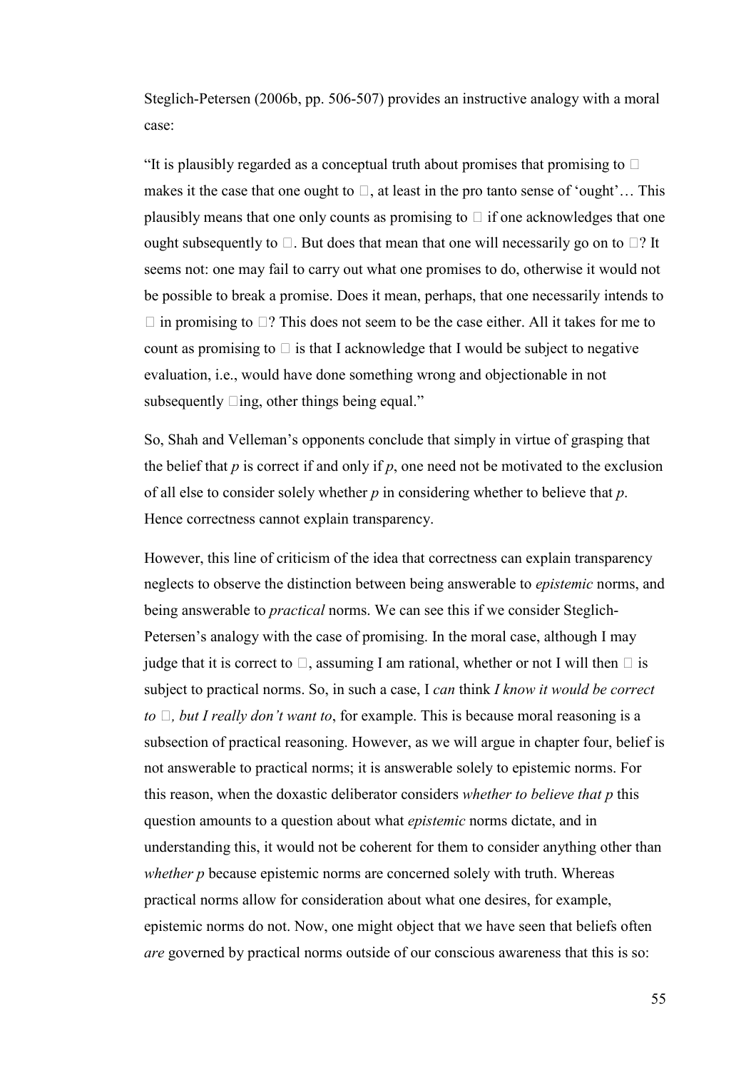Steglich-Petersen (2006b, pp. 506-507) provides an instructive analogy with a moral case:

"It is plausibly regarded as a conceptual truth about promises that promising to φ makes it the case that one ought to φ, at least in the pro tanto sense of 'ought'… This plausibly means that one only counts as promising to φ if one acknowledges that one ought subsequently to φ. But does that mean that one will necessarily go on to φ? It seems not: one may fail to carry out what one promises to do, otherwise it would not be possible to break a promise. Does it mean, perhaps, that one necessarily intends to φ in promising to φ? This does not seem to be the case either. All it takes for me to count as promising to φ is that I acknowledge that I would be subject to negative evaluation, i.e., would have done something wrong and objectionable in not subsequently φing, other things being equal."

So, Shah and Velleman's opponents conclude that simply in virtue of grasping that the belief that *p* is correct if and only if *p*, one need not be motivated to the exclusion of all else to consider solely whether *p* in considering whether to believe that *p*. Hence correctness cannot explain transparency.

However, this line of criticism of the idea that correctness can explain transparency neglects to observe the distinction between being answerable to *epistemic* norms, and being answerable to *practical* norms. We can see this if we consider Steglich-Petersen's analogy with the case of promising. In the moral case, although I may judge that it is correct to φ, assuming I am rational, whether or not I will then φ is subject to practical norms. So, in such a case, I *can* think *I know it would be correct to φ, but I really don't want to*, for example. This is because moral reasoning is a subsection of practical reasoning. However, as we will argue in chapter four, belief is not answerable to practical norms; it is answerable solely to epistemic norms. For this reason, when the doxastic deliberator considers *whether to believe that p* this question amounts to a question about what *epistemic* norms dictate, and in understanding this, it would not be coherent for them to consider anything other than *whether p* because epistemic norms are concerned solely with truth. Whereas practical norms allow for consideration about what one desires, for example, epistemic norms do not. Now, one might object that we have seen that beliefs often *are* governed by practical norms outside of our conscious awareness that this is so: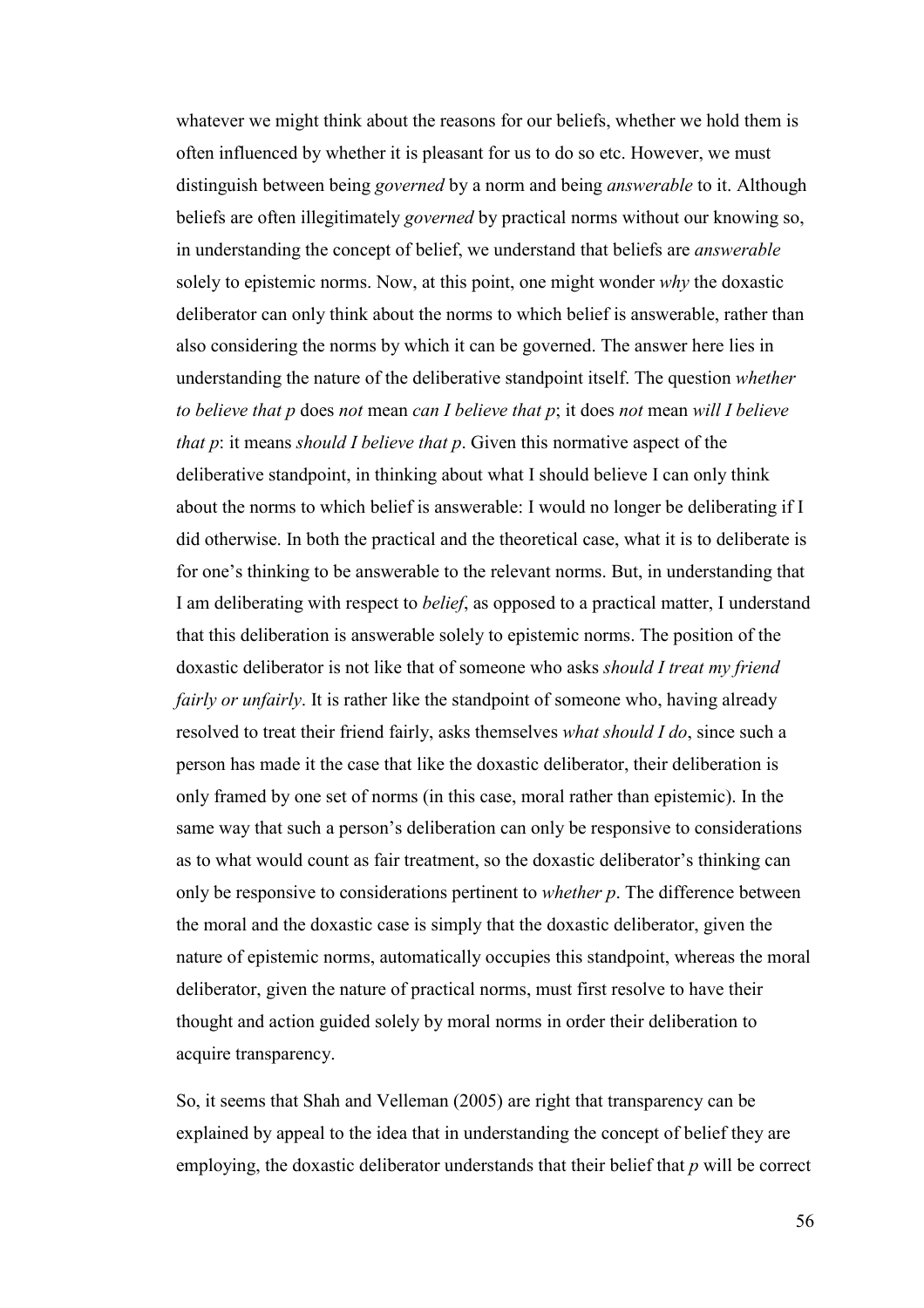whatever we might think about the reasons for our beliefs, whether we hold them is often influenced by whether it is pleasant for us to do so etc. However, we must distinguish between being *governed* by a norm and being *answerable* to it. Although beliefs are often illegitimately *governed* by practical norms without our knowing so, in understanding the concept of belief, we understand that beliefs are *answerable* solely to epistemic norms. Now, at this point, one might wonder *why* the doxastic deliberator can only think about the norms to which belief is answerable, rather than also considering the norms by which it can be governed. The answer here lies in understanding the nature of the deliberative standpoint itself. The question *whether to believe that p* does *not* mean *can I believe that p*; it does *not* mean *will I believe that p*: it means *should I believe that p*. Given this normative aspect of the deliberative standpoint, in thinking about what I should believe I can only think about the norms to which belief is answerable: I would no longer be deliberating if I did otherwise. In both the practical and the theoretical case, what it is to deliberate is for one's thinking to be answerable to the relevant norms. But, in understanding that I am deliberating with respect to *belief*, as opposed to a practical matter, I understand that this deliberation is answerable solely to epistemic norms. The position of the doxastic deliberator is not like that of someone who asks *should I treat my friend fairly or unfairly*. It is rather like the standpoint of someone who, having already resolved to treat their friend fairly, asks themselves *what should I do*, since such a person has made it the case that like the doxastic deliberator, their deliberation is only framed by one set of norms (in this case, moral rather than epistemic). In the same way that such a person's deliberation can only be responsive to considerations as to what would count as fair treatment, so the doxastic deliberator's thinking can only be responsive to considerations pertinent to *whether p*. The difference between the moral and the doxastic case is simply that the doxastic deliberator, given the nature of epistemic norms, automatically occupies this standpoint, whereas the moral deliberator, given the nature of practical norms, must first resolve to have their thought and action guided solely by moral norms in order their deliberation to acquire transparency.

So, it seems that Shah and Velleman (2005) are right that transparency can be explained by appeal to the idea that in understanding the concept of belief they are employing, the doxastic deliberator understands that their belief that *p* will be correct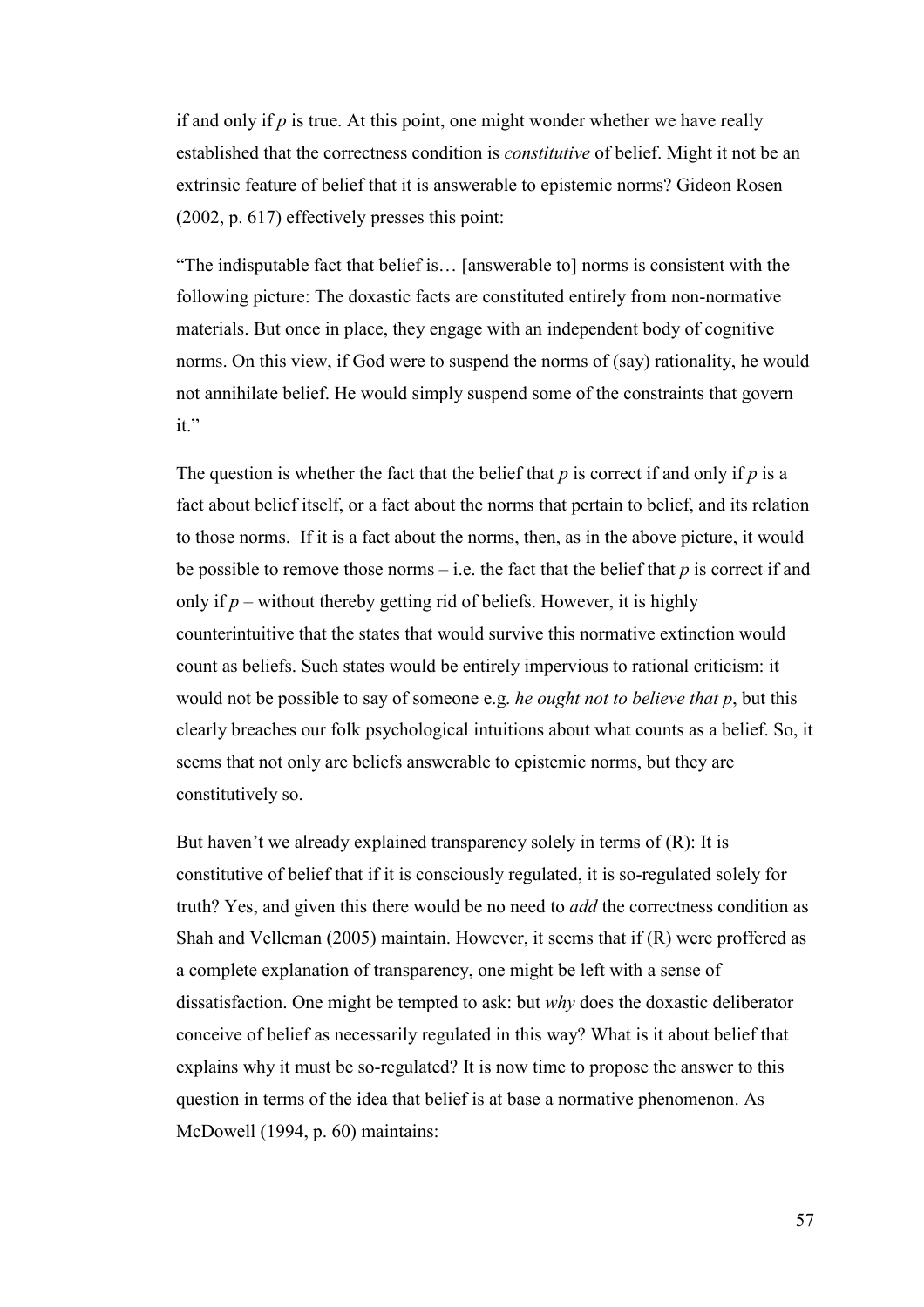if and only if *p* is true. At this point, one might wonder whether we have really established that the correctness condition is *constitutive* of belief. Might it not be an extrinsic feature of belief that it is answerable to epistemic norms? Gideon Rosen (2002, p. 617) effectively presses this point:

"The indisputable fact that belief is… [answerable to] norms is consistent with the following picture: The doxastic facts are constituted entirely from non-normative materials. But once in place, they engage with an independent body of cognitive norms. On this view, if God were to suspend the norms of (say) rationality, he would not annihilate belief. He would simply suspend some of the constraints that govern it."

The question is whether the fact that the belief that *p* is correct if and only if *p* is a fact about belief itself, or a fact about the norms that pertain to belief, and its relation to those norms. If it is a fact about the norms, then, as in the above picture, it would be possible to remove those norms – i.e. the fact that the belief that *p* is correct if and only if *p* – without thereby getting rid of beliefs. However, it is highly counterintuitive that the states that would survive this normative extinction would count as beliefs. Such states would be entirely impervious to rational criticism: it would not be possible to say of someone e.g. *he ought not to believe that p*, but this clearly breaches our folk psychological intuitions about what counts as a belief. So, it seems that not only are beliefs answerable to epistemic norms, but they are constitutively so.

But haven't we already explained transparency solely in terms of (R): It is constitutive of belief that if it is consciously regulated, it is so-regulated solely for truth? Yes, and given this there would be no need to *add* the correctness condition as Shah and Velleman (2005) maintain. However, it seems that if (R) were proffered as a complete explanation of transparency, one might be left with a sense of dissatisfaction. One might be tempted to ask: but *why* does the doxastic deliberator conceive of belief as necessarily regulated in this way? What is it about belief that explains why it must be so-regulated? It is now time to propose the answer to this question in terms of the idea that belief is at base a normative phenomenon. As McDowell (1994, p. 60) maintains: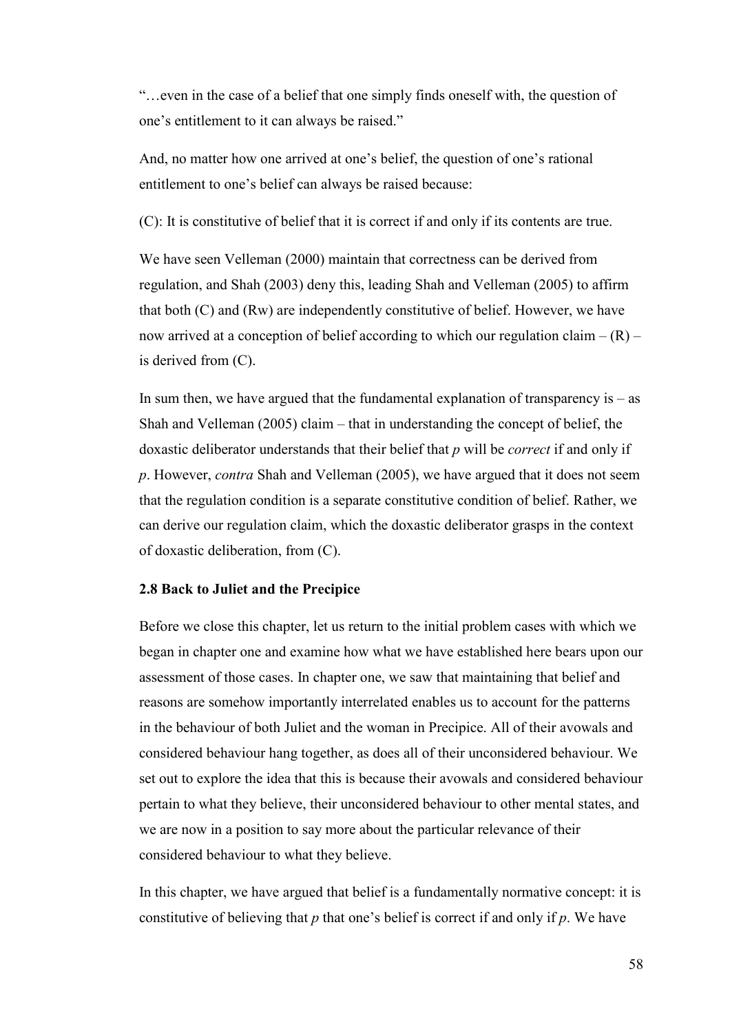"…even in the case of a belief that one simply finds oneself with, the question of one's entitlement to it can always be raised."

And, no matter how one arrived at one's belief, the question of one's rational entitlement to one's belief can always be raised because:

(C): It is constitutive of belief that it is correct if and only if its contents are true.

We have seen Velleman (2000) maintain that correctness can be derived from regulation, and Shah (2003) deny this, leading Shah and Velleman (2005) to affirm that both (C) and (Rw) are independently constitutive of belief. However, we have now arrived at a conception of belief according to which our regulation claim – (R) – is derived from (C).

In sum then, we have argued that the fundamental explanation of transparency is – as Shah and Velleman (2005) claim – that in understanding the concept of belief, the doxastic deliberator understands that their belief that *p* will be *correct* if and only if *p*. However, *contra* Shah and Velleman (2005), we have argued that it does not seem that the regulation condition is a separate constitutive condition of belief. Rather, we can derive our regulation claim, which the doxastic deliberator grasps in the context of doxastic deliberation, from (C).

### 2.8 Back to Juliet and the Precipice

Before we close this chapter, let us return to the initial problem cases with which we began in chapter one and examine how what we have established here bears upon our assessment of those cases. In chapter one, we saw that maintaining that belief and reasons are somehow importantly interrelated enables us to account for the patterns in the behaviour of both Juliet and the woman in Precipice. All of their avowals and considered behaviour hang together, as does all of their unconsidered behaviour. We set out to explore the idea that this is because their avowals and considered behaviour pertain to what they believe, their unconsidered behaviour to other mental states, and we are now in a position to say more about the particular relevance of their considered behaviour to what they believe.

In this chapter, we have argued that belief is a fundamentally normative concept: it is constitutive of believing that *p* that one's belief is correct if and only if *p*. We have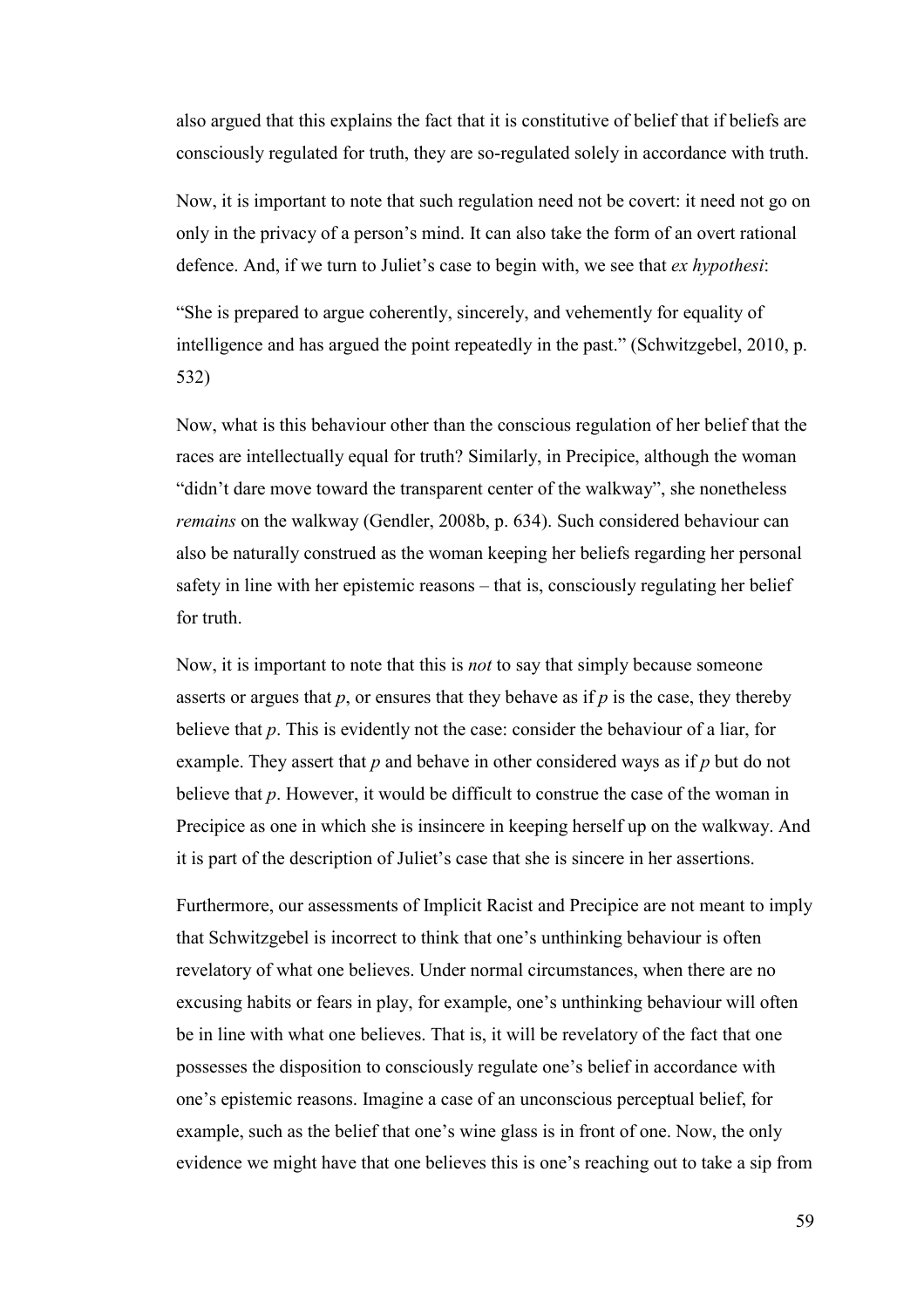also argued that this explains the fact that it is constitutive of belief that if beliefs are consciously regulated for truth, they are so-regulated solely in accordance with truth.

Now, it is important to note that such regulation need not be covert: it need not go on only in the privacy of a person's mind. It can also take the form of an overt rational defence. And, if we turn to Juliet's case to begin with, we see that *ex hypothesi*:

"She is prepared to argue coherently, sincerely, and vehemently for equality of intelligence and has argued the point repeatedly in the past." (Schwitzgebel, 2010, p. 532)

Now, what is this behaviour other than the conscious regulation of her belief that the races are intellectually equal for truth? Similarly, in Precipice, although the woman "didn't dare move toward the transparent center of the walkway", she nonetheless *remains* on the walkway (Gendler, 2008b, p. 634). Such considered behaviour can also be naturally construed as the woman keeping her beliefs regarding her personal safety in line with her epistemic reasons – that is, consciously regulating her belief for truth.

Now, it is important to note that this is *not* to say that simply because someone asserts or argues that *p*, or ensures that they behave as if *p* is the case, they thereby believe that *p*. This is evidently not the case: consider the behaviour of a liar, for example. They assert that *p* and behave in other considered ways as if *p* but do not believe that *p*. However, it would be difficult to construe the case of the woman in Precipice as one in which she is insincere in keeping herself up on the walkway. And it is part of the description of Juliet's case that she is sincere in her assertions.

Furthermore, our assessments of Implicit Racist and Precipice are not meant to imply that Schwitzgebel is incorrect to think that one's unthinking behaviour is often revelatory of what one believes. Under normal circumstances, when there are no excusing habits or fears in play, for example, one's unthinking behaviour will often be in line with what one believes. That is, it will be revelatory of the fact that one possesses the disposition to consciously regulate one's belief in accordance with one's epistemic reasons. Imagine a case of an unconscious perceptual belief, for example, such as the belief that one's wine glass is in front of one. Now, the only evidence we might have that one believes this is one's reaching out to take a sip from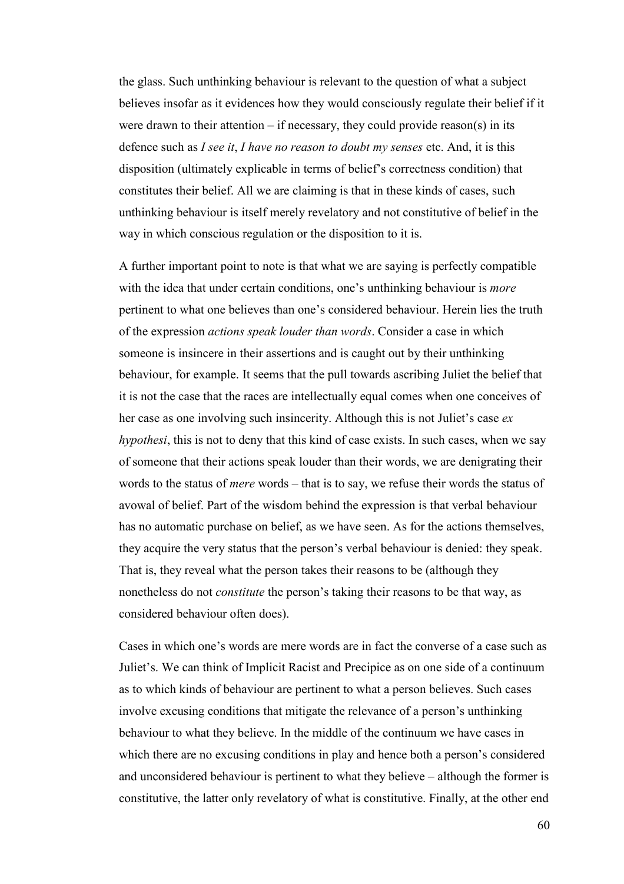the glass. Such unthinking behaviour is relevant to the question of what a subject believes insofar as it evidences how they would consciously regulate their belief if it were drawn to their attention – if necessary, they could provide reason(s) in its defence such as *I see it*, *I have no reason to doubt my senses* etc. And, it is this disposition (ultimately explicable in terms of belief's correctness condition) that constitutes their belief. All we are claiming is that in these kinds of cases, such unthinking behaviour is itself merely revelatory and not constitutive of belief in the way in which conscious regulation or the disposition to it is.

A further important point to note is that what we are saying is perfectly compatible with the idea that under certain conditions, one's unthinking behaviour is *more* pertinent to what one believes than one's considered behaviour. Herein lies the truth of the expression *actions speak louder than words*. Consider a case in which someone is insincere in their assertions and is caught out by their unthinking behaviour, for example. It seems that the pull towards ascribing Juliet the belief that it is not the case that the races are intellectually equal comes when one conceives of her case as one involving such insincerity. Although this is not Juliet's case *ex hypothesi*, this is not to deny that this kind of case exists. In such cases, when we say of someone that their actions speak louder than their words, we are denigrating their words to the status of *mere* words – that is to say, we refuse their words the status of avowal of belief. Part of the wisdom behind the expression is that verbal behaviour has no automatic purchase on belief, as we have seen. As for the actions themselves, they acquire the very status that the person's verbal behaviour is denied: they speak. That is, they reveal what the person takes their reasons to be (although they nonetheless do not *constitute* the person's taking their reasons to be that way, as considered behaviour often does).

Cases in which one's words are mere words are in fact the converse of a case such as Juliet's. We can think of Implicit Racist and Precipice as on one side of a continuum as to which kinds of behaviour are pertinent to what a person believes. Such cases involve excusing conditions that mitigate the relevance of a person's unthinking behaviour to what they believe. In the middle of the continuum we have cases in which there are no excusing conditions in play and hence both a person's considered and unconsidered behaviour is pertinent to what they believe – although the former is constitutive, the latter only revelatory of what is constitutive. Finally, at the other end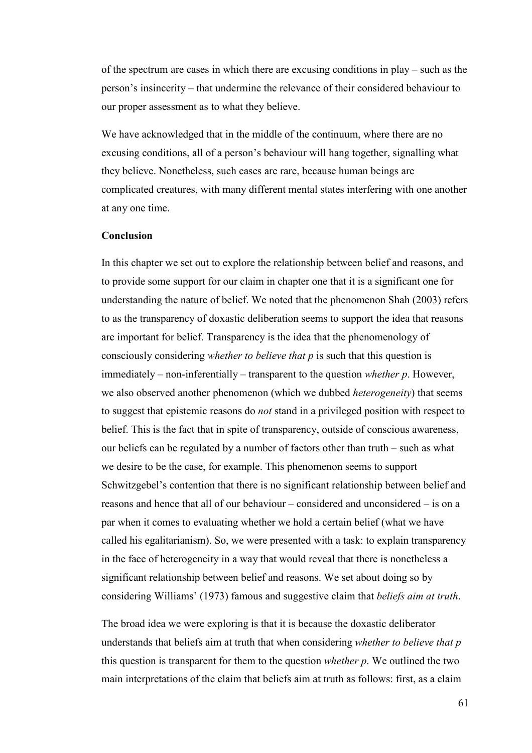of the spectrum are cases in which there are excusing conditions in play – such as the person's insincerity – that undermine the relevance of their considered behaviour to our proper assessment as to what they believe.

We have acknowledged that in the middle of the continuum, where there are no excusing conditions, all of a person's behaviour will hang together, signalling what they believe. Nonetheless, such cases are rare, because human beings are complicated creatures, with many different mental states interfering with one another at any one time.

## Conclusion

In this chapter we set out to explore the relationship between belief and reasons, and to provide some support for our claim in chapter one that it is a significant one for understanding the nature of belief. We noted that the phenomenon Shah (2003) refers to as the transparency of doxastic deliberation seems to support the idea that reasons are important for belief. Transparency is the idea that the phenomenology of consciously considering *whether to believe that p* is such that this question is immediately – non-inferentially – transparent to the question *whether p*. However, we also observed another phenomenon (which we dubbed *heterogeneity*) that seems to suggest that epistemic reasons do *not* stand in a privileged position with respect to belief. This is the fact that in spite of transparency, outside of conscious awareness, our beliefs can be regulated by a number of factors other than truth – such as what we desire to be the case, for example. This phenomenon seems to support Schwitzgebel's contention that there is no significant relationship between belief and reasons and hence that all of our behaviour – considered and unconsidered – is on a par when it comes to evaluating whether we hold a certain belief (what we have called his egalitarianism). So, we were presented with a task: to explain transparency in the face of heterogeneity in a way that would reveal that there is nonetheless a significant relationship between belief and reasons. We set about doing so by considering Williams' (1973) famous and suggestive claim that *beliefs aim at truth*.

The broad idea we were exploring is that it is because the doxastic deliberator understands that beliefs aim at truth that when considering *whether to believe that p* this question is transparent for them to the question *whether p*. We outlined the two main interpretations of the claim that beliefs aim at truth as follows: first, as a claim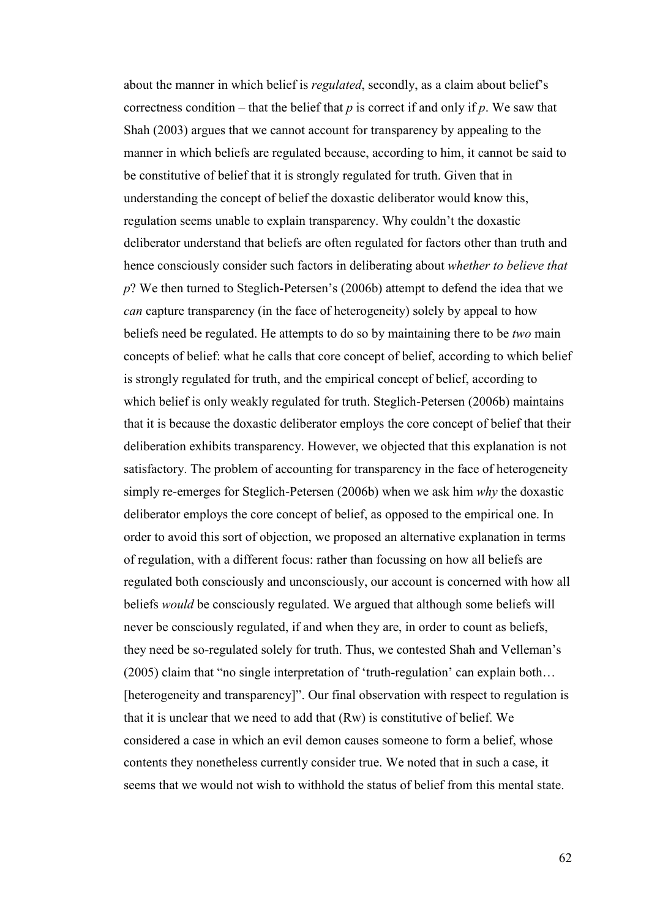about the manner in which belief is *regulated*, secondly, as a claim about belief's correctness condition – that the belief that *p* is correct if and only if *p*. We saw that Shah (2003) argues that we cannot account for transparency by appealing to the manner in which beliefs are regulated because, according to him, it cannot be said to be constitutive of belief that it is strongly regulated for truth. Given that in understanding the concept of belief the doxastic deliberator would know this, regulation seems unable to explain transparency. Why couldn't the doxastic deliberator understand that beliefs are often regulated for factors other than truth and hence consciously consider such factors in deliberating about *whether to believe that p*? We then turned to Steglich-Petersen's (2006b) attempt to defend the idea that we *can* capture transparency (in the face of heterogeneity) solely by appeal to how beliefs need be regulated. He attempts to do so by maintaining there to be *two* main concepts of belief: what he calls that core concept of belief, according to which belief is strongly regulated for truth, and the empirical concept of belief, according to which belief is only weakly regulated for truth. Steglich-Petersen (2006b) maintains that it is because the doxastic deliberator employs the core concept of belief that their deliberation exhibits transparency. However, we objected that this explanation is not satisfactory. The problem of accounting for transparency in the face of heterogeneity simply re-emerges for Steglich-Petersen (2006b) when we ask him *why* the doxastic deliberator employs the core concept of belief, as opposed to the empirical one. In order to avoid this sort of objection, we proposed an alternative explanation in terms of regulation, with a different focus: rather than focussing on how all beliefs are regulated both consciously and unconsciously, our account is concerned with how all beliefs *would* be consciously regulated. We argued that although some beliefs will never be consciously regulated, if and when they are, in order to count as beliefs, they need be so-regulated solely for truth. Thus, we contested Shah and Velleman's (2005) claim that "no single interpretation of 'truth-regulation' can explain both… [heterogeneity and transparency]". Our final observation with respect to regulation is that it is unclear that we need to add that (Rw) is constitutive of belief. We considered a case in which an evil demon causes someone to form a belief, whose contents they nonetheless currently consider true. We noted that in such a case, it seems that we would not wish to withhold the status of belief from this mental state.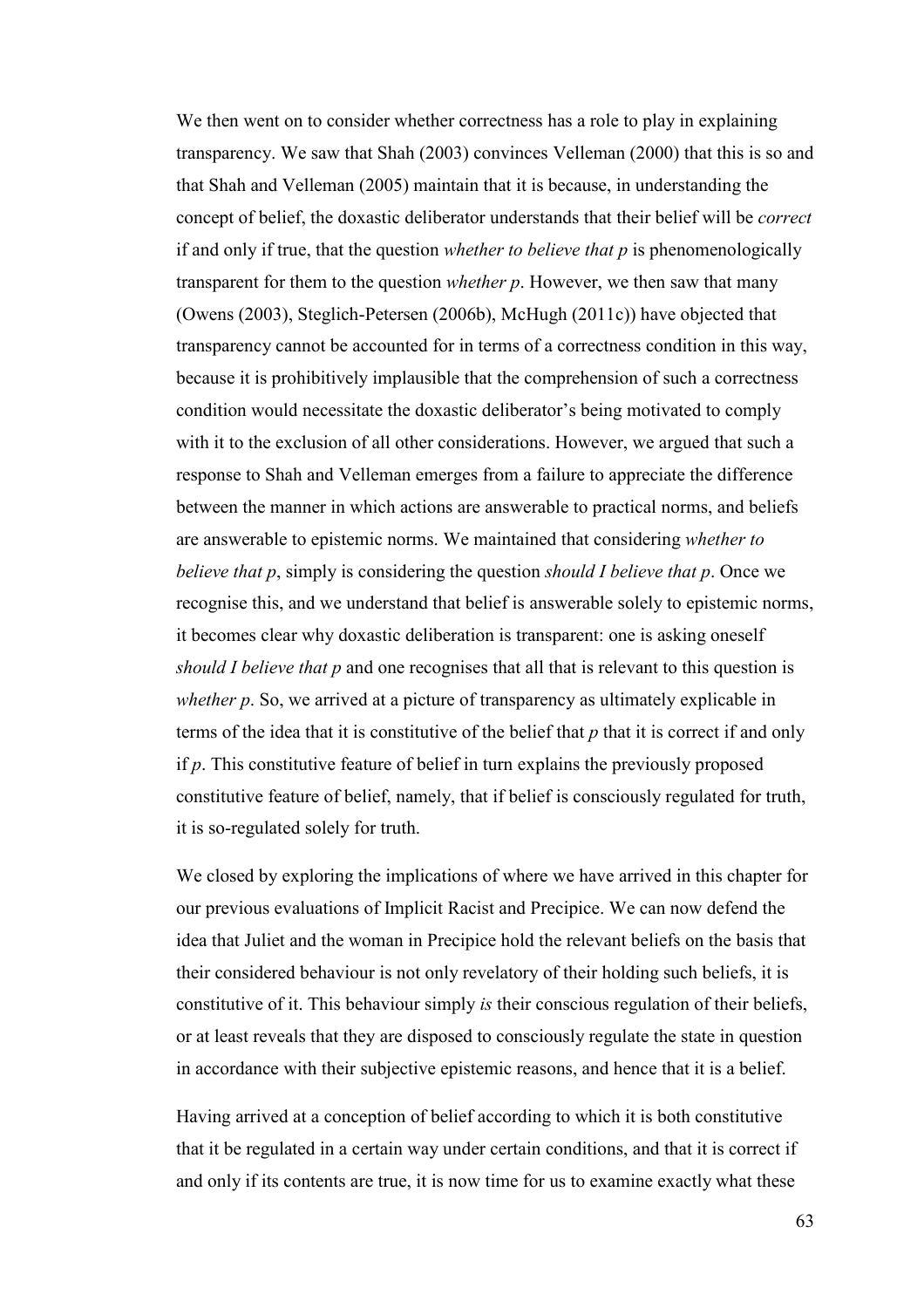We then went on to consider whether correctness has a role to play in explaining transparency. We saw that Shah (2003) convinces Velleman (2000) that this is so and that Shah and Velleman (2005) maintain that it is because, in understanding the concept of belief, the doxastic deliberator understands that their belief will be *correct* if and only if true, that the question *whether to believe that p* is phenomenologically transparent for them to the question *whether p*. However, we then saw that many (Owens (2003), Steglich-Petersen (2006b), McHugh (2011c)) have objected that transparency cannot be accounted for in terms of a correctness condition in this way, because it is prohibitively implausible that the comprehension of such a correctness condition would necessitate the doxastic deliberator's being motivated to comply with it to the exclusion of all other considerations. However, we argued that such a response to Shah and Velleman emerges from a failure to appreciate the difference between the manner in which actions are answerable to practical norms, and beliefs are answerable to epistemic norms. We maintained that considering *whether to believe that p*, simply is considering the question *should I believe that p*. Once we recognise this, and we understand that belief is answerable solely to epistemic norms, it becomes clear why doxastic deliberation is transparent: one is asking oneself *should I believe that p* and one recognises that all that is relevant to this question is *whether p*. So, we arrived at a picture of transparency as ultimately explicable in terms of the idea that it is constitutive of the belief that *p* that it is correct if and only if *p*. This constitutive feature of belief in turn explains the previously proposed constitutive feature of belief, namely, that if belief is consciously regulated for truth, it is so-regulated solely for truth.

We closed by exploring the implications of where we have arrived in this chapter for our previous evaluations of Implicit Racist and Precipice. We can now defend the idea that Juliet and the woman in Precipice hold the relevant beliefs on the basis that their considered behaviour is not only revelatory of their holding such beliefs, it is constitutive of it. This behaviour simply *is* their conscious regulation of their beliefs, or at least reveals that they are disposed to consciously regulate the state in question in accordance with their subjective epistemic reasons, and hence that it is a belief.

Having arrived at a conception of belief according to which it is both constitutive that it be regulated in a certain way under certain conditions, and that it is correct if and only if its contents are true, it is now time for us to examine exactly what these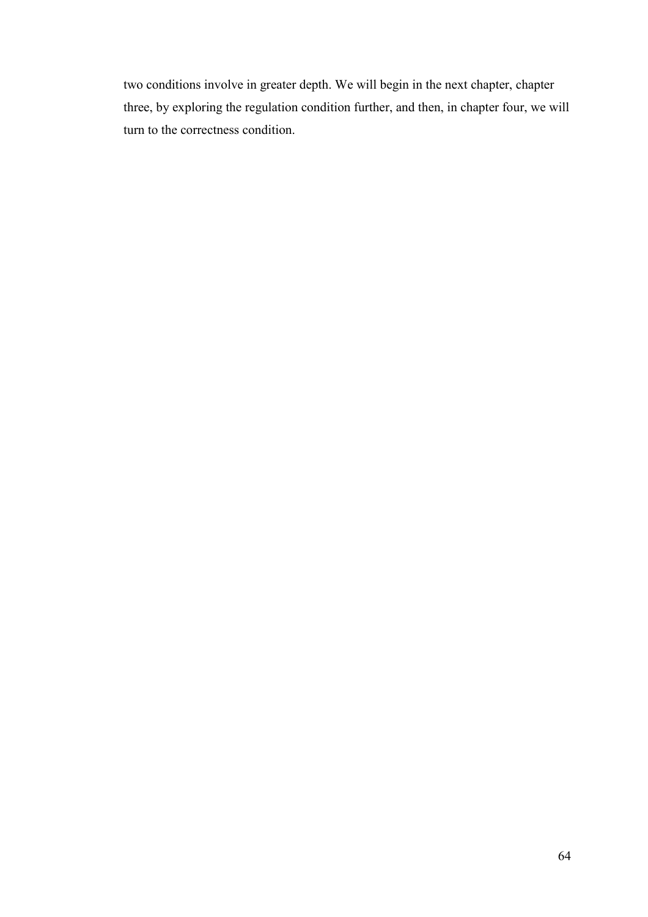two conditions involve in greater depth. We will begin in the next chapter, chapter three, by exploring the regulation condition further, and then, in chapter four, we will turn to the correctness condition.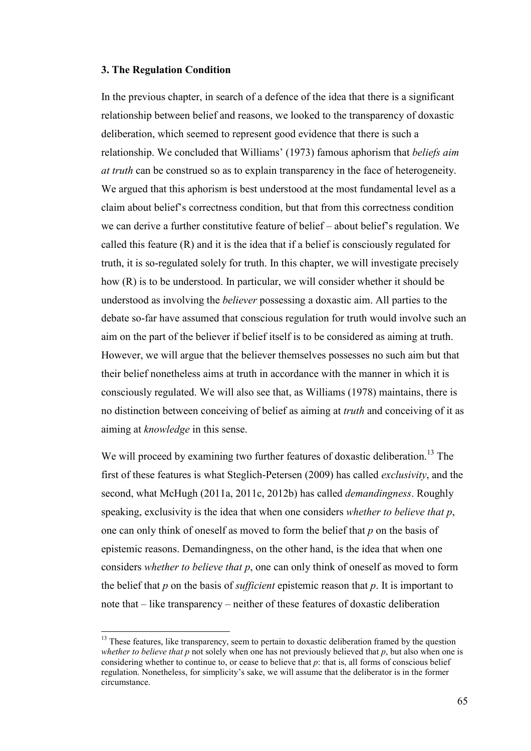### 3. The Regulation Condition

In the previous chapter, in search of a defence of the idea that there is a significant relationship between belief and reasons, we looked to the transparency of doxastic deliberation, which seemed to represent good evidence that there is such a relationship. We concluded that Williams' (1973) famous aphorism that *beliefs aim at truth* can be construed so as to explain transparency in the face of heterogeneity. We argued that this aphorism is best understood at the most fundamental level as a claim about belief's correctness condition, but that from this correctness condition we can derive a further constitutive feature of belief – about belief's regulation. We called this feature (R) and it is the idea that if a belief is consciously regulated for truth, it is so-regulated solely for truth. In this chapter, we will investigate precisely how (R) is to be understood. In particular, we will consider whether it should be understood as involving the *believer* possessing a doxastic aim. All parties to the debate so-far have assumed that conscious regulation for truth would involve such an aim on the part of the believer if belief itself is to be considered as aiming at truth. However, we will argue that the believer themselves possesses no such aim but that their belief nonetheless aims at truth in accordance with the manner in which it is consciously regulated. We will also see that, as Williams (1978) maintains, there is no distinction between conceiving of belief as aiming at *truth* and conceiving of it as aiming at *knowledge* in this sense.

We will proceed by examining two further features of doxastic deliberation.[13] The first of these features is what Steglich-Petersen (2009) has called *exclusivity*, and the second, what McHugh (2011a, 2011c, 2012b) has called *demandingness*. Roughly speaking, exclusivity is the idea that when one considers *whether to believe that p*, one can only think of oneself as moved to form the belief that *p* on the basis of epistemic reasons. Demandingness, on the other hand, is the idea that when one considers *whether to believe that p*, one can only think of oneself as moved to form the belief that *p* on the basis of *sufficient* epistemic reason that *p*. It is important to note that – like transparency – neither of these features of doxastic deliberation

[13] These features, like transparency, seem to pertain to doxastic deliberation framed by the question *whether to believe that p* not solely when one has not previously believed that *p*, but also when one is considering whether to continue to, or cease to believe that *p*: that is, all forms of conscious belief regulation. Nonetheless, for simplicity's sake, we will assume that the deliberator is in the former circumstance.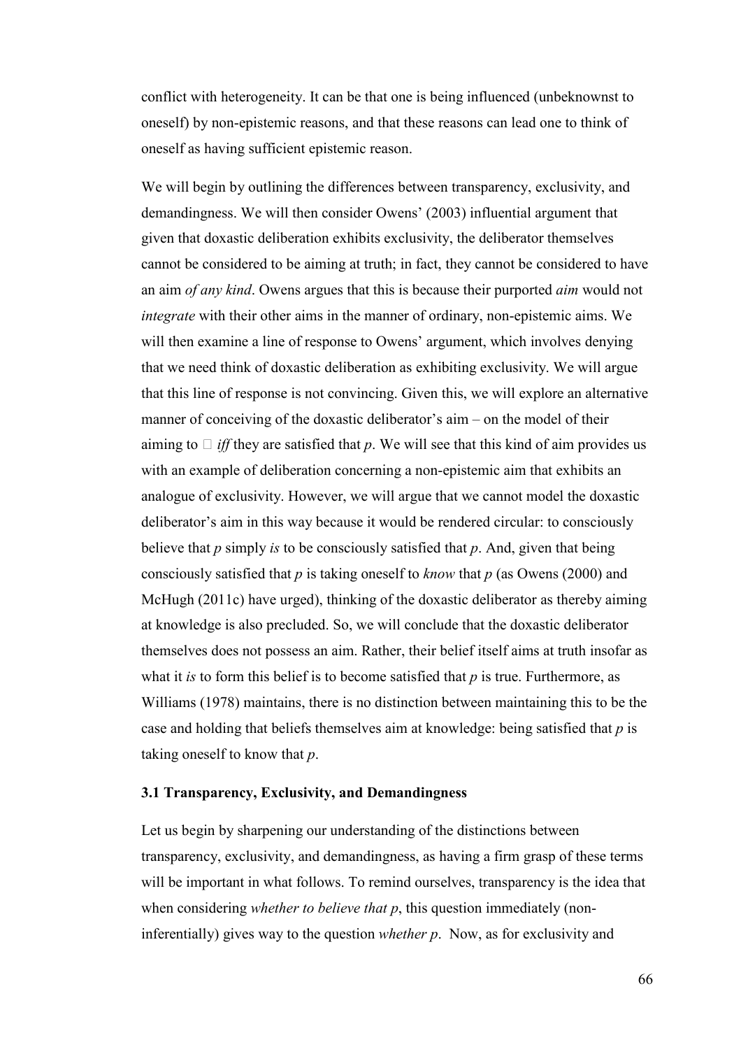conflict with heterogeneity. It can be that one is being influenced (unbeknownst to oneself) by non-epistemic reasons, and that these reasons can lead one to think of oneself as having sufficient epistemic reason.

We will begin by outlining the differences between transparency, exclusivity, and demandingness. We will then consider Owens' (2003) influential argument that given that doxastic deliberation exhibits exclusivity, the deliberator themselves cannot be considered to be aiming at truth; in fact, they cannot be considered to have an aim *of any kind*. Owens argues that this is because their purported *aim* would not *integrate* with their other aims in the manner of ordinary, non-epistemic aims. We will then examine a line of response to Owens' argument, which involves denying that we need think of doxastic deliberation as exhibiting exclusivity. We will argue that this line of response is not convincing. Given this, we will explore an alternative manner of conceiving of the doxastic deliberator's aim – on the model of their aiming to  *iff* they are satisfied that *p*. We will see that this kind of aim provides us with an example of deliberation concerning a non-epistemic aim that exhibits an analogue of exclusivity. However, we will argue that we cannot model the doxastic deliberator's aim in this way because it would be rendered circular: to consciously believe that *p* simply *is* to be consciously satisfied that *p*. And, given that being consciously satisfied that *p* is taking oneself to *know* that *p* (as Owens (2000) and McHugh (2011c) have urged), thinking of the doxastic deliberator as thereby aiming at knowledge is also precluded. So, we will conclude that the doxastic deliberator themselves does not possess an aim. Rather, their belief itself aims at truth insofar as what it *is* to form this belief is to become satisfied that *p* is true. Furthermore, as Williams (1978) maintains, there is no distinction between maintaining this to be the case and holding that beliefs themselves aim at knowledge: being satisfied that *p* is taking oneself to know that *p*.

### 3.1 Transparency, Exclusivity, and Demandingness

Let us begin by sharpening our understanding of the distinctions between transparency, exclusivity, and demandingness, as having a firm grasp of these terms will be important in what follows. To remind ourselves, transparency is the idea that when considering *whether to believe that p*, this question immediately (non-inferentially) gives way to the question *whether p*. Now, as for exclusivity and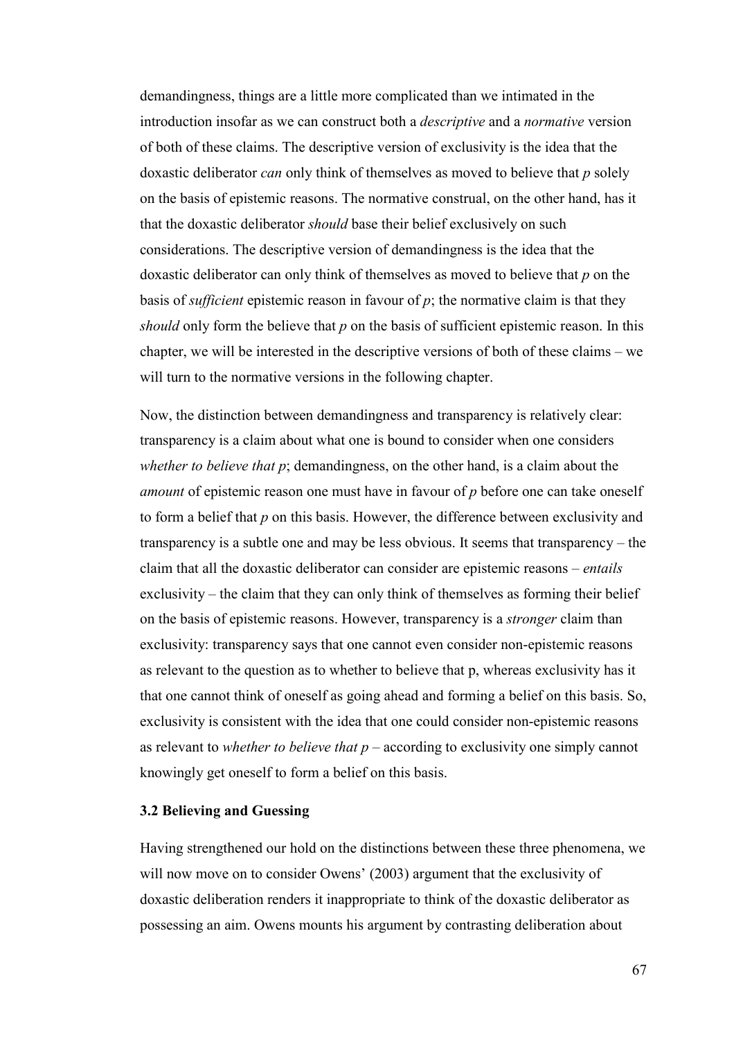demandingness, things are a little more complicated than we intimated in the introduction insofar as we can construct both a *descriptive* and a *normative* version of both of these claims. The descriptive version of exclusivity is the idea that the doxastic deliberator *can* only think of themselves as moved to believe that *p* solely on the basis of epistemic reasons. The normative construal, on the other hand, has it that the doxastic deliberator *should* base their belief exclusively on such considerations. The descriptive version of demandingness is the idea that the doxastic deliberator can only think of themselves as moved to believe that *p* on the basis of *sufficient* epistemic reason in favour of *p*; the normative claim is that they *should* only form the believe that *p* on the basis of sufficient epistemic reason. In this chapter, we will be interested in the descriptive versions of both of these claims – we will turn to the normative versions in the following chapter.

Now, the distinction between demandingness and transparency is relatively clear: transparency is a claim about what one is bound to consider when one considers *whether to believe that p*; demandingness, on the other hand, is a claim about the *amount* of epistemic reason one must have in favour of *p* before one can take oneself to form a belief that *p* on this basis. However, the difference between exclusivity and transparency is a subtle one and may be less obvious. It seems that transparency – the claim that all the doxastic deliberator can consider are epistemic reasons – *entails* exclusivity – the claim that they can only think of themselves as forming their belief on the basis of epistemic reasons. However, transparency is a *stronger* claim than exclusivity: transparency says that one cannot even consider non-epistemic reasons as relevant to the question as to whether to believe that p, whereas exclusivity has it that one cannot think of oneself as going ahead and forming a belief on this basis. So, exclusivity is consistent with the idea that one could consider non-epistemic reasons as relevant to *whether to believe that p* – according to exclusivity one simply cannot knowingly get oneself to form a belief on this basis.

### 3.2 Believing and Guessing

Having strengthened our hold on the distinctions between these three phenomena, we will now move on to consider Owens' (2003) argument that the exclusivity of doxastic deliberation renders it inappropriate to think of the doxastic deliberator as possessing an aim. Owens mounts his argument by contrasting deliberation about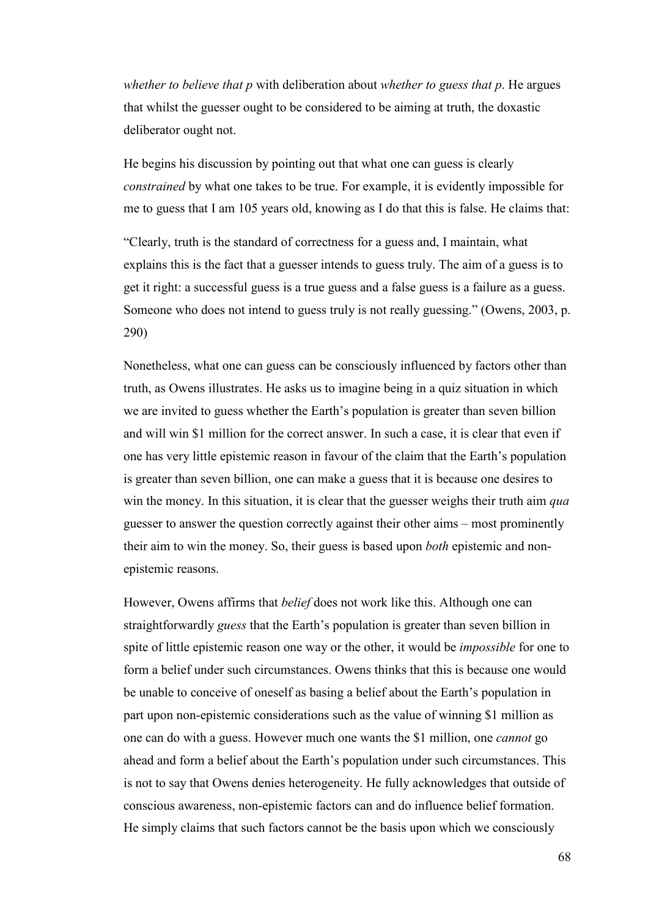*whether to believe that p* with deliberation about *whether to guess that p*. He argues that whilst the guesser ought to be considered to be aiming at truth, the doxastic deliberator ought not.

He begins his discussion by pointing out that what one can guess is clearly *constrained* by what one takes to be true. For example, it is evidently impossible for me to guess that I am 105 years old, knowing as I do that this is false. He claims that:

"Clearly, truth is the standard of correctness for a guess and, I maintain, what explains this is the fact that a guesser intends to guess truly. The aim of a guess is to get it right: a successful guess is a true guess and a false guess is a failure as a guess. Someone who does not intend to guess truly is not really guessing." (Owens, 2003, p. 290)

Nonetheless, what one can guess can be consciously influenced by factors other than truth, as Owens illustrates. He asks us to imagine being in a quiz situation in which we are invited to guess whether the Earth's population is greater than seven billion and will win $1 million for the correct answer. In such a case, it is clear that even if one has very little epistemic reason in favour of the claim that the Earth's population is greater than seven billion, one can make a guess that it is because one desires to win the money. In this situation, it is clear that the guesser weighs their truth aim *qua* guesser to answer the question correctly against their other aims – most prominently their aim to win the money. So, their guess is based upon *both* epistemic and non-epistemic reasons.

However, Owens affirms that *belief* does not work like this. Although one can straightforwardly *guess* that the Earth's population is greater than seven billion in spite of little epistemic reason one way or the other, it would be *impossible* for one to form a belief under such circumstances. Owens thinks that this is because one would be unable to conceive of oneself as basing a belief about the Earth's population in part upon non-epistemic considerations such as the value of winning $1 million as one can do with a guess. However much one wants the $1 million, one *cannot* go ahead and form a belief about the Earth's population under such circumstances. This is not to say that Owens denies heterogeneity. He fully acknowledges that outside of conscious awareness, non-epistemic factors can and do influence belief formation. He simply claims that such factors cannot be the basis upon which we consciously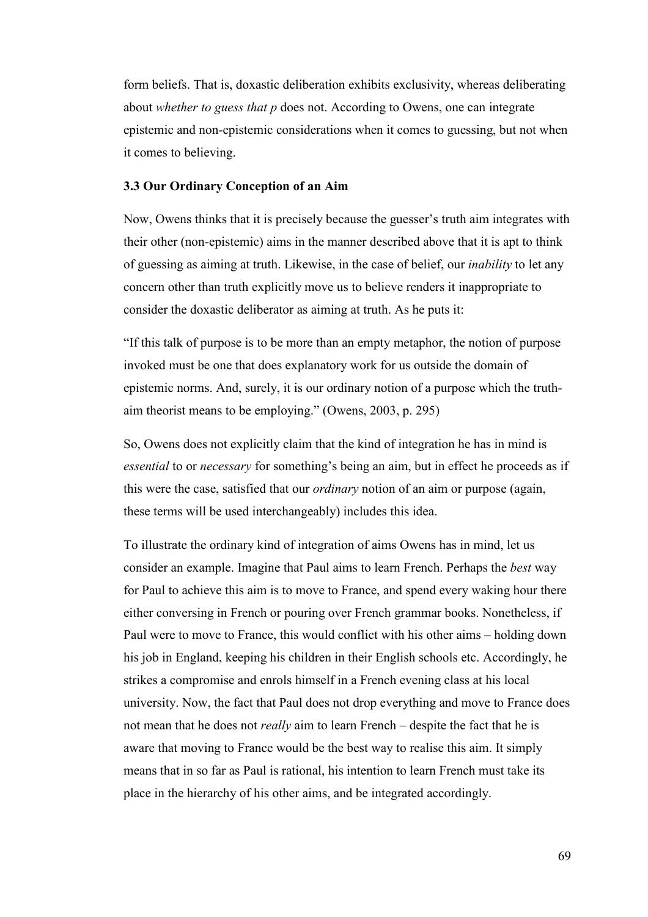form beliefs. That is, doxastic deliberation exhibits exclusivity, whereas deliberating about *whether to guess that p* does not. According to Owens, one can integrate epistemic and non-epistemic considerations when it comes to guessing, but not when it comes to believing.

### 3.3 Our Ordinary Conception of an Aim

Now, Owens thinks that it is precisely because the guesser's truth aim integrates with their other (non-epistemic) aims in the manner described above that it is apt to think of guessing as aiming at truth. Likewise, in the case of belief, our *inability* to let any concern other than truth explicitly move us to believe renders it inappropriate to consider the doxastic deliberator as aiming at truth. As he puts it:

"If this talk of purpose is to be more than an empty metaphor, the notion of purpose invoked must be one that does explanatory work for us outside the domain of epistemic norms. And, surely, it is our ordinary notion of a purpose which the truth-aim theorist means to be employing." (Owens, 2003, p. 295)

So, Owens does not explicitly claim that the kind of integration he has in mind is *essential* to or *necessary* for something's being an aim, but in effect he proceeds as if this were the case, satisfied that our *ordinary* notion of an aim or purpose (again, these terms will be used interchangeably) includes this idea.

To illustrate the ordinary kind of integration of aims Owens has in mind, let us consider an example. Imagine that Paul aims to learn French. Perhaps the *best* way for Paul to achieve this aim is to move to France, and spend every waking hour there either conversing in French or pouring over French grammar books. Nonetheless, if Paul were to move to France, this would conflict with his other aims – holding down his job in England, keeping his children in their English schools etc. Accordingly, he strikes a compromise and enrols himself in a French evening class at his local university. Now, the fact that Paul does not drop everything and move to France does not mean that he does not *really* aim to learn French – despite the fact that he is aware that moving to France would be the best way to realise this aim. It simply means that in so far as Paul is rational, his intention to learn French must take its place in the hierarchy of his other aims, and be integrated accordingly.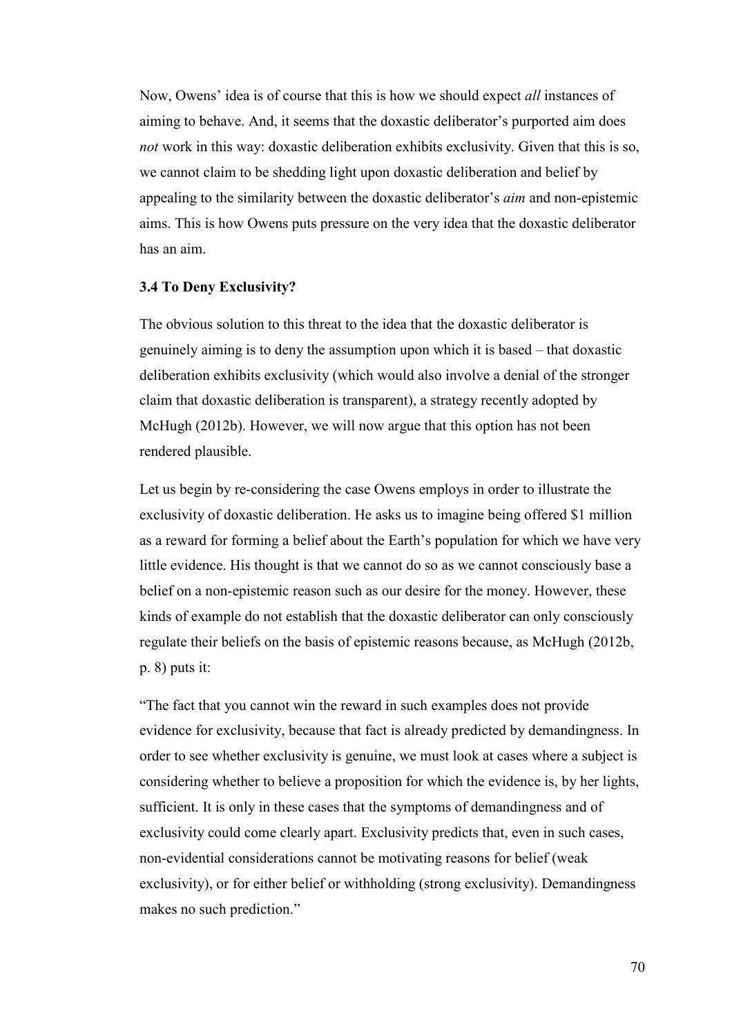Now, Owens' idea is of course that this is how we should expect *all* instances of aiming to behave. And, it seems that the doxastic deliberator's purported aim does *not* work in this way: doxastic deliberation exhibits exclusivity. Given that this is so, we cannot claim to be shedding light upon doxastic deliberation and belief by appealing to the similarity between the doxastic deliberator's *aim* and non-epistemic aims. This is how Owens puts pressure on the very idea that the doxastic deliberator has an aim.

### 3.4 To Deny Exclusivity?

The obvious solution to this threat to the idea that the doxastic deliberator is genuinely aiming is to deny the assumption upon which it is based – that doxastic deliberation exhibits exclusivity (which would also involve a denial of the stronger claim that doxastic deliberation is transparent), a strategy recently adopted by McHugh (2012b). However, we will now argue that this option has not been rendered plausible.

Let us begin by re-considering the case Owens employs in order to illustrate the exclusivity of doxastic deliberation. He asks us to imagine being offered $1 million as a reward for forming a belief about the Earth's population for which we have very little evidence. His thought is that we cannot do so as we cannot consciously base a belief on a non-epistemic reason such as our desire for the money. However, these kinds of example do not establish that the doxastic deliberator can only consciously regulate their beliefs on the basis of epistemic reasons because, as McHugh (2012b, p. 8) puts it:

"The fact that you cannot win the reward in such examples does not provide evidence for exclusivity, because that fact is already predicted by demandingness. In order to see whether exclusivity is genuine, we must look at cases where a subject is considering whether to believe a proposition for which the evidence is, by her lights, sufficient. It is only in these cases that the symptoms of demandingness and of exclusivity could come clearly apart. Exclusivity predicts that, even in such cases, non-evidential considerations cannot be motivating reasons for belief (weak exclusivity), or for either belief or withholding (strong exclusivity). Demandingness makes no such prediction."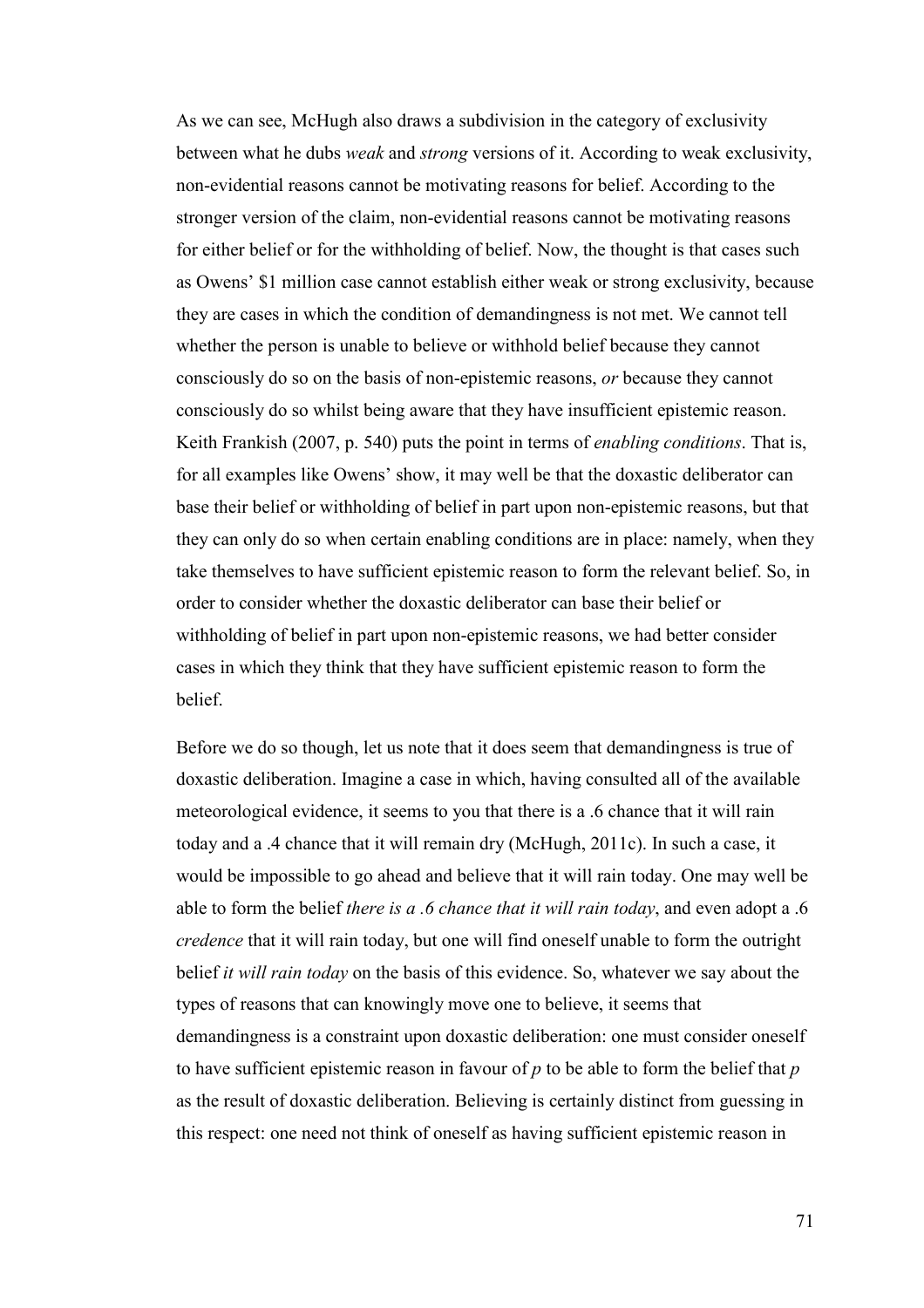As we can see, McHugh also draws a subdivision in the category of exclusivity between what he dubs *weak* and *strong* versions of it. According to weak exclusivity, non-evidential reasons cannot be motivating reasons for belief. According to the stronger version of the claim, non-evidential reasons cannot be motivating reasons for either belief or for the withholding of belief. Now, the thought is that cases such as Owens' $1 million case cannot establish either weak or strong exclusivity, because they are cases in which the condition of demandingness is not met. We cannot tell whether the person is unable to believe or withhold belief because they cannot consciously do so on the basis of non-epistemic reasons, *or* because they cannot consciously do so whilst being aware that they have insufficient epistemic reason. Keith Frankish (2007, p. 540) puts the point in terms of *enabling conditions*. That is, for all examples like Owens' show, it may well be that the doxastic deliberator can base their belief or withholding of belief in part upon non-epistemic reasons, but that they can only do so when certain enabling conditions are in place: namely, when they take themselves to have sufficient epistemic reason to form the relevant belief. So, in order to consider whether the doxastic deliberator can base their belief or withholding of belief in part upon non-epistemic reasons, we had better consider cases in which they think that they have sufficient epistemic reason to form the belief.

Before we do so though, let us note that it does seem that demandingness is true of doxastic deliberation. Imagine a case in which, having consulted all of the available meteorological evidence, it seems to you that there is a .6 chance that it will rain today and a .4 chance that it will remain dry (McHugh, 2011c). In such a case, it would be impossible to go ahead and believe that it will rain today. One may well be able to form the belief *there is a .6 chance that it will rain today*, and even adopt a .6 *credence* that it will rain today, but one will find oneself unable to form the outright belief *it will rain today* on the basis of this evidence. So, whatever we say about the types of reasons that can knowingly move one to believe, it seems that demandingness is a constraint upon doxastic deliberation: one must consider oneself to have sufficient epistemic reason in favour of *p* to be able to form the belief that *p* as the result of doxastic deliberation. Believing is certainly distinct from guessing in this respect: one need not think of oneself as having sufficient epistemic reason in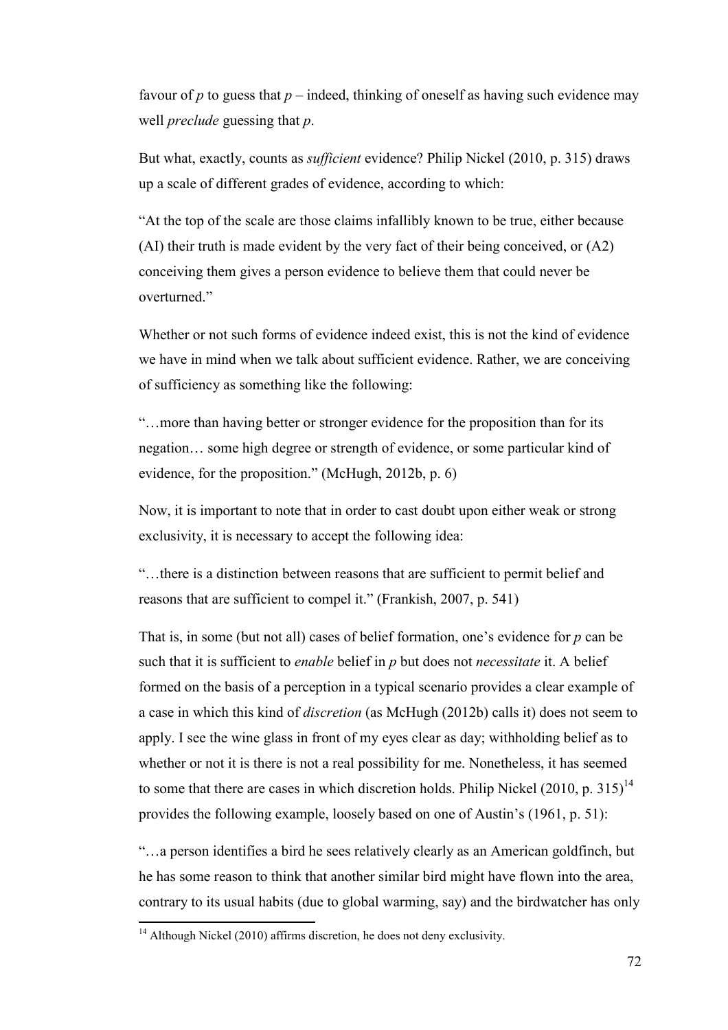favour of *p* to guess that *p* – indeed, thinking of oneself as having such evidence may well *preclude* guessing that *p*.

But what, exactly, counts as *sufficient* evidence? Philip Nickel (2010, p. 315) draws up a scale of different grades of evidence, according to which:

"At the top of the scale are those claims infallibly known to be true, either because (AI) their truth is made evident by the very fact of their being conceived, or (A2) conceiving them gives a person evidence to believe them that could never be overturned."

Whether or not such forms of evidence indeed exist, this is not the kind of evidence we have in mind when we talk about sufficient evidence. Rather, we are conceiving of sufficiency as something like the following:

"…more than having better or stronger evidence for the proposition than for its negation… some high degree or strength of evidence, or some particular kind of evidence, for the proposition." (McHugh, 2012b, p. 6)

Now, it is important to note that in order to cast doubt upon either weak or strong exclusivity, it is necessary to accept the following idea:

"…there is a distinction between reasons that are sufficient to permit belief and reasons that are sufficient to compel it." (Frankish, 2007, p. 541)

That is, in some (but not all) cases of belief formation, one's evidence for *p* can be such that it is sufficient to *enable* belief in *p* but does not *necessitate* it. A belief formed on the basis of a perception in a typical scenario provides a clear example of a case in which this kind of *discretion* (as McHugh (2012b) calls it) does not seem to apply. I see the wine glass in front of my eyes clear as day; withholding belief as to whether or not it is there is not a real possibility for me. Nonetheless, it has seemed to some that there are cases in which discretion holds. Philip Nickel (2010, p. 315)[14] provides the following example, loosely based on one of Austin's (1961, p. 51):

"…a person identifies a bird he sees relatively clearly as an American goldfinch, but he has some reason to think that another similar bird might have flown into the area, contrary to its usual habits (due to global warming, say) and the birdwatcher has only

[14] Although Nickel (2010) affirms discretion, he does not deny exclusivity.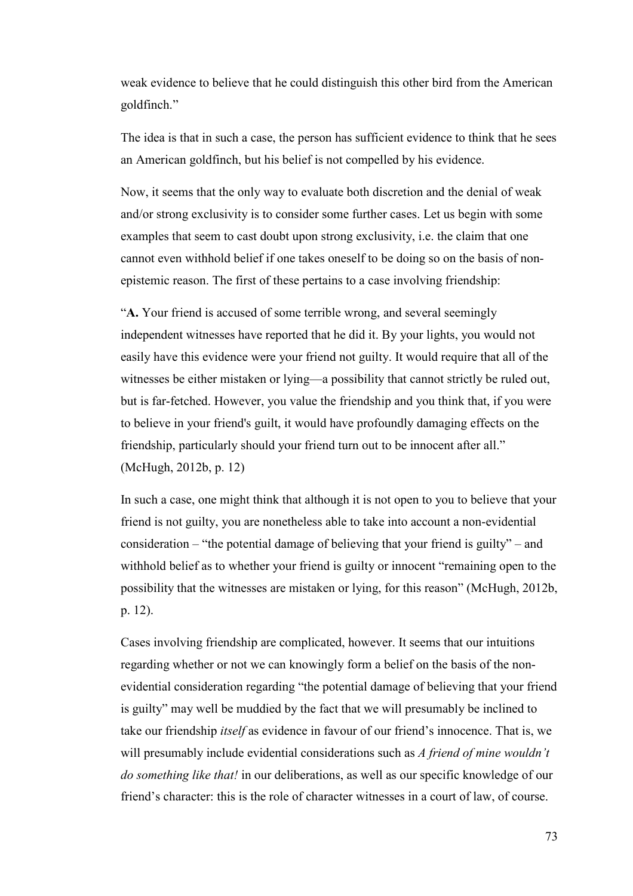weak evidence to believe that he could distinguish this other bird from the American goldfinch."

The idea is that in such a case, the person has sufficient evidence to think that he sees an American goldfinch, but his belief is not compelled by his evidence.

Now, it seems that the only way to evaluate both discretion and the denial of weak and/or strong exclusivity is to consider some further cases. Let us begin with some examples that seem to cast doubt upon strong exclusivity, i.e. the claim that one cannot even withhold belief if one takes oneself to be doing so on the basis of non-epistemic reason. The first of these pertains to a case involving friendship:

"**A.** Your friend is accused of some terrible wrong, and several seemingly independent witnesses have reported that he did it. By your lights, you would not easily have this evidence were your friend not guilty. It would require that all of the witnesses be either mistaken or lying—a possibility that cannot strictly be ruled out, but is far-fetched. However, you value the friendship and you think that, if you were to believe in your friend's guilt, it would have profoundly damaging effects on the friendship, particularly should your friend turn out to be innocent after all." (McHugh, 2012b, p. 12)

In such a case, one might think that although it is not open to you to believe that your friend is not guilty, you are nonetheless able to take into account a non-evidential consideration – "the potential damage of believing that your friend is guilty" – and withhold belief as to whether your friend is guilty or innocent "remaining open to the possibility that the witnesses are mistaken or lying, for this reason" (McHugh, 2012b, p. 12).

Cases involving friendship are complicated, however. It seems that our intuitions regarding whether or not we can knowingly form a belief on the basis of the non-evidential consideration regarding "the potential damage of believing that your friend is guilty" may well be muddied by the fact that we will presumably be inclined to take our friendship *itself* as evidence in favour of our friend's innocence. That is, we will presumably include evidential considerations such as *A friend of mine wouldn't do something like that!* in our deliberations, as well as our specific knowledge of our friend's character: this is the role of character witnesses in a court of law, of course.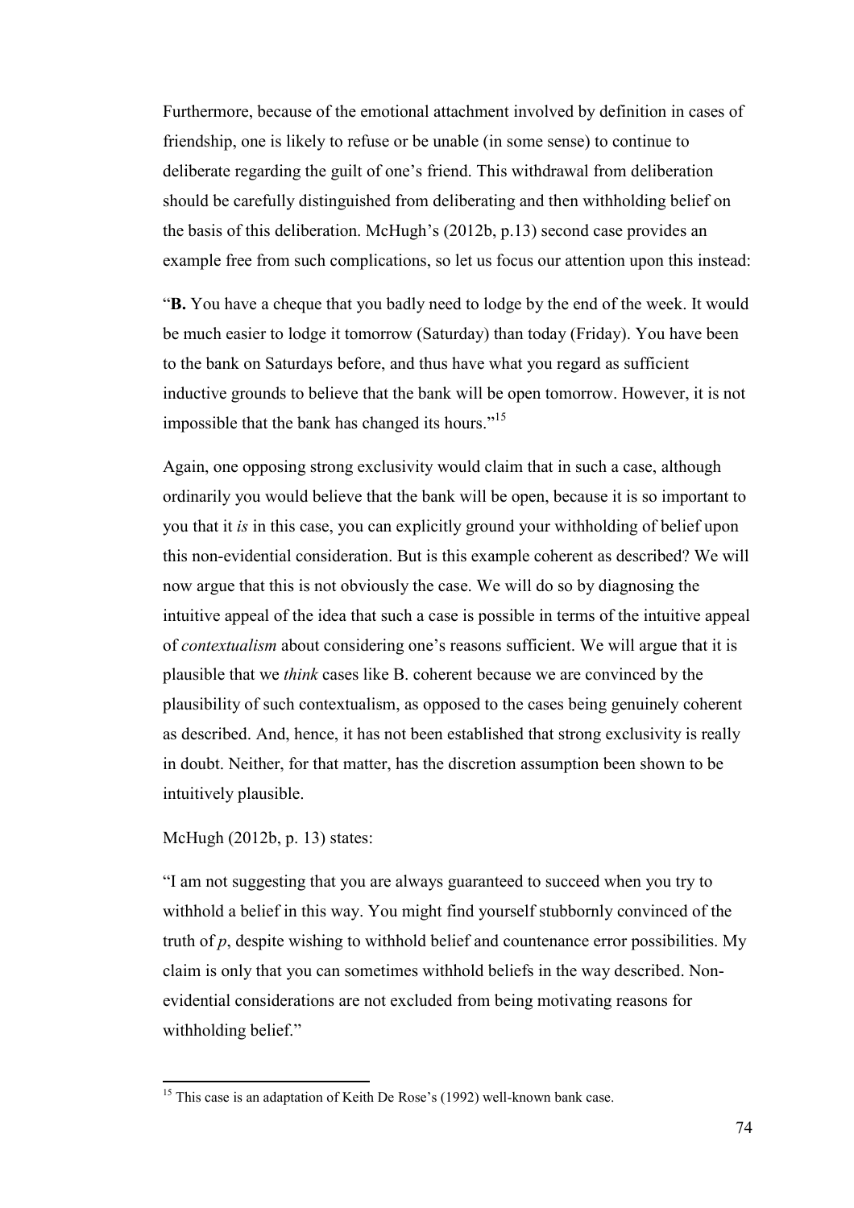Furthermore, because of the emotional attachment involved by definition in cases of friendship, one is likely to refuse or be unable (in some sense) to continue to deliberate regarding the guilt of one's friend. This withdrawal from deliberation should be carefully distinguished from deliberating and then withholding belief on the basis of this deliberation. McHugh's (2012b, p.13) second case provides an example free from such complications, so let us focus our attention upon this instead:

"**B.** You have a cheque that you badly need to lodge by the end of the week. It would be much easier to lodge it tomorrow (Saturday) than today (Friday). You have been to the bank on Saturdays before, and thus have what you regard as sufficient inductive grounds to believe that the bank will be open tomorrow. However, it is not impossible that the bank has changed its hours."[15]

Again, one opposing strong exclusivity would claim that in such a case, although ordinarily you would believe that the bank will be open, because it is so important to you that it *is* in this case, you can explicitly ground your withholding of belief upon this non-evidential consideration. But is this example coherent as described? We will now argue that this is not obviously the case. We will do so by diagnosing the intuitive appeal of the idea that such a case is possible in terms of the intuitive appeal of *contextualism* about considering one's reasons sufficient. We will argue that it is plausible that we *think* cases like B. coherent because we are convinced by the plausibility of such contextualism, as opposed to the cases being genuinely coherent as described. And, hence, it has not been established that strong exclusivity is really in doubt. Neither, for that matter, has the discretion assumption been shown to be intuitively plausible.

McHugh (2012b, p. 13) states:

"I am not suggesting that you are always guaranteed to succeed when you try to withhold a belief in this way. You might find yourself stubbornly convinced of the truth of *p*, despite wishing to withhold belief and countenance error possibilities. My claim is only that you can sometimes withhold beliefs in the way described. Non-evidential considerations are not excluded from being motivating reasons for withholding belief."

[15] This case is an adaptation of Keith De Rose's (1992) well-known bank case.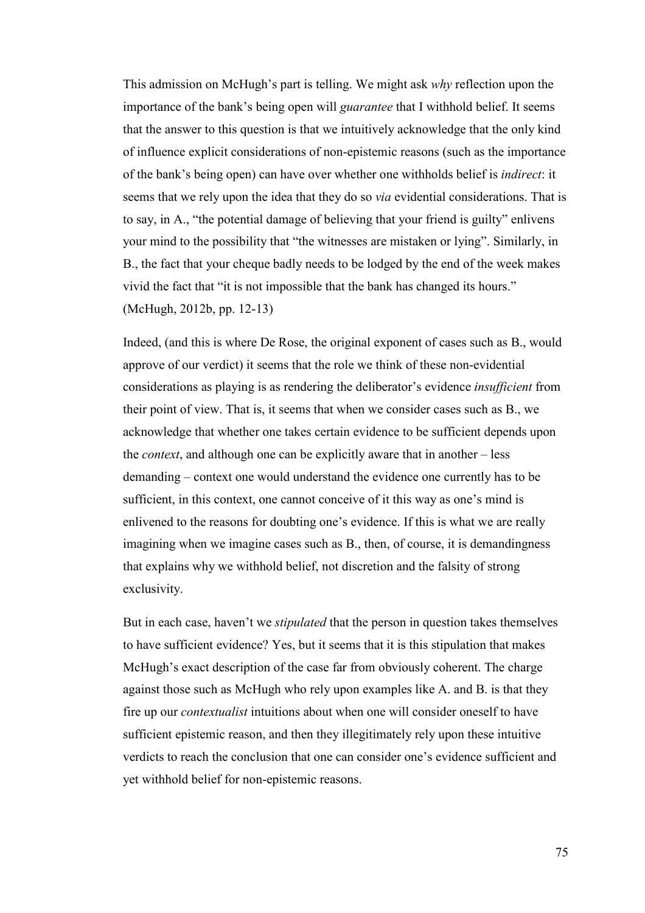This admission on McHugh's part is telling. We might ask *why* reflection upon the importance of the bank's being open will *guarantee* that I withhold belief. It seems that the answer to this question is that we intuitively acknowledge that the only kind of influence explicit considerations of non-epistemic reasons (such as the importance of the bank's being open) can have over whether one withholds belief is *indirect*: it seems that we rely upon the idea that they do so *via* evidential considerations. That is to say, in A., "the potential damage of believing that your friend is guilty" enlivens your mind to the possibility that "the witnesses are mistaken or lying". Similarly, in B., the fact that your cheque badly needs to be lodged by the end of the week makes vivid the fact that "it is not impossible that the bank has changed its hours." (McHugh, 2012b, pp. 12-13)

Indeed, (and this is where De Rose, the original exponent of cases such as B., would approve of our verdict) it seems that the role we think of these non-evidential considerations as playing is as rendering the deliberator's evidence *insufficient* from their point of view. That is, it seems that when we consider cases such as B., we acknowledge that whether one takes certain evidence to be sufficient depends upon the *context*, and although one can be explicitly aware that in another – less demanding – context one would understand the evidence one currently has to be sufficient, in this context, one cannot conceive of it this way as one's mind is enlivened to the reasons for doubting one's evidence. If this is what we are really imagining when we imagine cases such as B., then, of course, it is demandingness that explains why we withhold belief, not discretion and the falsity of strong exclusivity.

But in each case, haven't we *stipulated* that the person in question takes themselves to have sufficient evidence? Yes, but it seems that it is this stipulation that makes McHugh's exact description of the case far from obviously coherent. The charge against those such as McHugh who rely upon examples like A. and B. is that they fire up our *contextualist* intuitions about when one will consider oneself to have sufficient epistemic reason, and then they illegitimately rely upon these intuitive verdicts to reach the conclusion that one can consider one's evidence sufficient and yet withhold belief for non-epistemic reasons.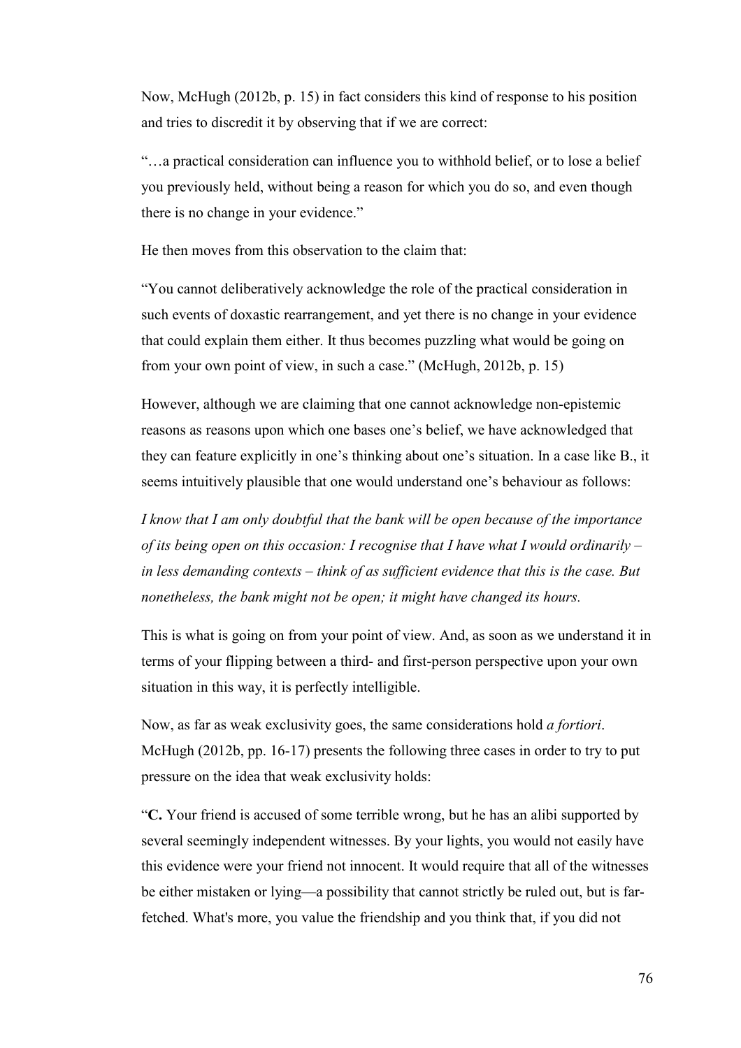Now, McHugh (2012b, p. 15) in fact considers this kind of response to his position and tries to discredit it by observing that if we are correct:

"…a practical consideration can influence you to withhold belief, or to lose a belief you previously held, without being a reason for which you do so, and even though there is no change in your evidence."

He then moves from this observation to the claim that:

"You cannot deliberatively acknowledge the role of the practical consideration in such events of doxastic rearrangement, and yet there is no change in your evidence that could explain them either. It thus becomes puzzling what would be going on from your own point of view, in such a case." (McHugh, 2012b, p. 15)

However, although we are claiming that one cannot acknowledge non-epistemic reasons as reasons upon which one bases one's belief, we have acknowledged that they can feature explicitly in one's thinking about one's situation. In a case like B., it seems intuitively plausible that one would understand one's behaviour as follows:

*I know that I am only doubtful that the bank will be open because of the importance of its being open on this occasion: I recognise that I have what I would ordinarily – in less demanding contexts – think of as sufficient evidence that this is the case. But nonetheless, the bank might not be open; it might have changed its hours.*

This is what is going on from your point of view. And, as soon as we understand it in terms of your flipping between a third- and first-person perspective upon your own situation in this way, it is perfectly intelligible.

Now, as far as weak exclusivity goes, the same considerations hold *a fortiori*. McHugh (2012b, pp. 16-17) presents the following three cases in order to try to put pressure on the idea that weak exclusivity holds:

"**C.** Your friend is accused of some terrible wrong, but he has an alibi supported by several seemingly independent witnesses. By your lights, you would not easily have this evidence were your friend not innocent. It would require that all of the witnesses be either mistaken or lying—a possibility that cannot strictly be ruled out, but is far-fetched. What's more, you value the friendship and you think that, if you did not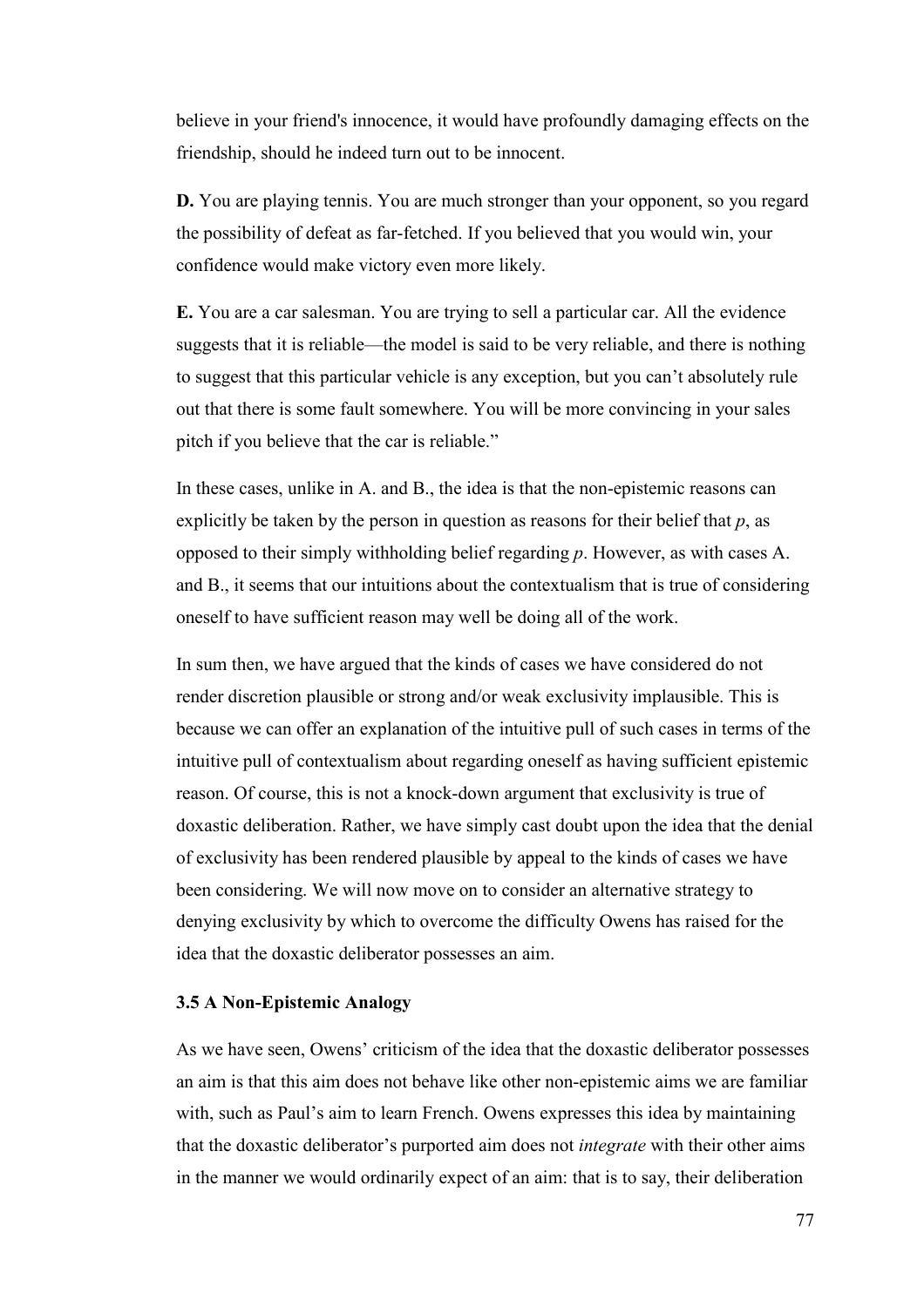believe in your friend's innocence, it would have profoundly damaging effects on the friendship, should he indeed turn out to be innocent.

**D.** You are playing tennis. You are much stronger than your opponent, so you regard the possibility of defeat as far-fetched. If you believed that you would win, your confidence would make victory even more likely.

**E.** You are a car salesman. You are trying to sell a particular car. All the evidence suggests that it is reliable—the model is said to be very reliable, and there is nothing to suggest that this particular vehicle is any exception, but you can't absolutely rule out that there is some fault somewhere. You will be more convincing in your sales pitch if you believe that the car is reliable."

In these cases, unlike in A. and B., the idea is that the non-epistemic reasons can explicitly be taken by the person in question as reasons for their belief that *p*, as opposed to their simply withholding belief regarding *p*. However, as with cases A. and B., it seems that our intuitions about the contextualism that is true of considering oneself to have sufficient reason may well be doing all of the work.

In sum then, we have argued that the kinds of cases we have considered do not render discretion plausible or strong and/or weak exclusivity implausible. This is because we can offer an explanation of the intuitive pull of such cases in terms of the intuitive pull of contextualism about regarding oneself as having sufficient epistemic reason. Of course, this is not a knock-down argument that exclusivity is true of doxastic deliberation. Rather, we have simply cast doubt upon the idea that the denial of exclusivity has been rendered plausible by appeal to the kinds of cases we have been considering. We will now move on to consider an alternative strategy to denying exclusivity by which to overcome the difficulty Owens has raised for the idea that the doxastic deliberator possesses an aim.

### 3.5 A Non-Epistemic Analogy

As we have seen, Owens' criticism of the idea that the doxastic deliberator possesses an aim is that this aim does not behave like other non-epistemic aims we are familiar with, such as Paul's aim to learn French. Owens expresses this idea by maintaining that the doxastic deliberator's purported aim does not *integrate* with their other aims in the manner we would ordinarily expect of an aim: that is to say, their deliberation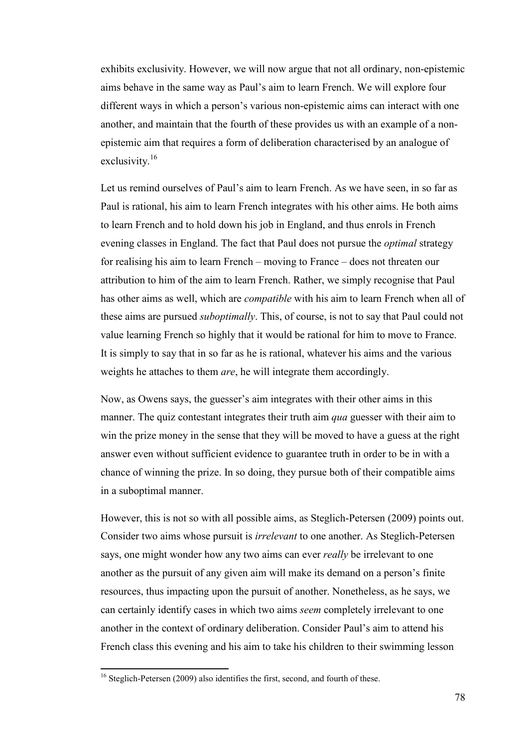exhibits exclusivity. However, we will now argue that not all ordinary, non-epistemic aims behave in the same way as Paul's aim to learn French. We will explore four different ways in which a person's various non-epistemic aims can interact with one another, and maintain that the fourth of these provides us with an example of a non-epistemic aim that requires a form of deliberation characterised by an analogue of exclusivity.[16]

Let us remind ourselves of Paul's aim to learn French. As we have seen, in so far as Paul is rational, his aim to learn French integrates with his other aims. He both aims to learn French and to hold down his job in England, and thus enrols in French evening classes in England. The fact that Paul does not pursue the *optimal* strategy for realising his aim to learn French – moving to France – does not threaten our attribution to him of the aim to learn French. Rather, we simply recognise that Paul has other aims as well, which are *compatible* with his aim to learn French when all of these aims are pursued *suboptimally*. This, of course, is not to say that Paul could not value learning French so highly that it would be rational for him to move to France. It is simply to say that in so far as he is rational, whatever his aims and the various weights he attaches to them *are*, he will integrate them accordingly.

Now, as Owens says, the guesser's aim integrates with their other aims in this manner. The quiz contestant integrates their truth aim *qua* guesser with their aim to win the prize money in the sense that they will be moved to have a guess at the right answer even without sufficient evidence to guarantee truth in order to be in with a chance of winning the prize. In so doing, they pursue both of their compatible aims in a suboptimal manner.

However, this is not so with all possible aims, as Steglich-Petersen (2009) points out. Consider two aims whose pursuit is *irrelevant* to one another. As Steglich-Petersen says, one might wonder how any two aims can ever *really* be irrelevant to one another as the pursuit of any given aim will make its demand on a person's finite resources, thus impacting upon the pursuit of another. Nonetheless, as he says, we can certainly identify cases in which two aims *seem* completely irrelevant to one another in the context of ordinary deliberation. Consider Paul's aim to attend his French class this evening and his aim to take his children to their swimming lesson

[16] Steglich-Petersen (2009) also identifies the first, second, and fourth of these.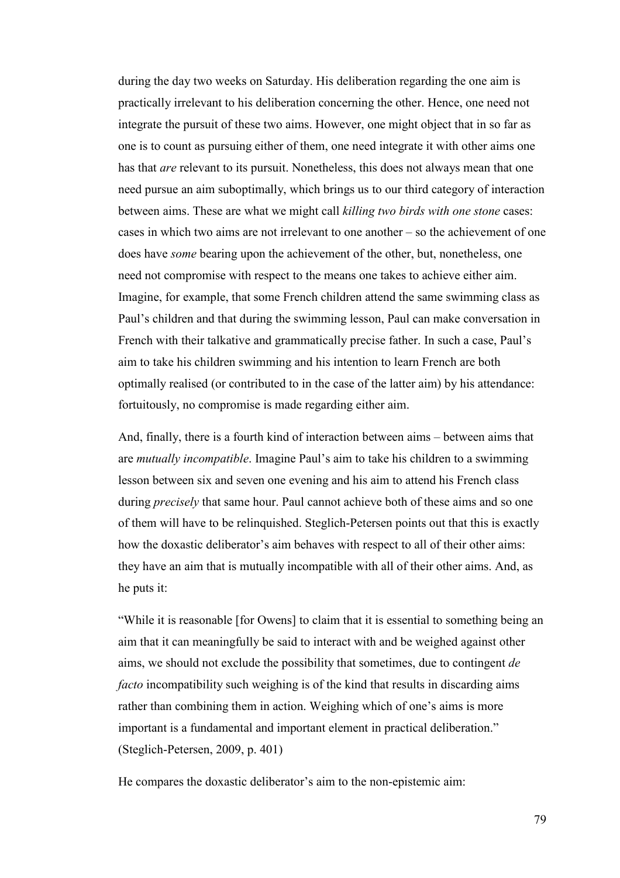during the day two weeks on Saturday. His deliberation regarding the one aim is practically irrelevant to his deliberation concerning the other. Hence, one need not integrate the pursuit of these two aims. However, one might object that in so far as one is to count as pursuing either of them, one need integrate it with other aims one has that *are* relevant to its pursuit. Nonetheless, this does not always mean that one need pursue an aim suboptimally, which brings us to our third category of interaction between aims. These are what we might call *killing two birds with one stone* cases: cases in which two aims are not irrelevant to one another – so the achievement of one does have *some* bearing upon the achievement of the other, but, nonetheless, one need not compromise with respect to the means one takes to achieve either aim. Imagine, for example, that some French children attend the same swimming class as Paul's children and that during the swimming lesson, Paul can make conversation in French with their talkative and grammatically precise father. In such a case, Paul's aim to take his children swimming and his intention to learn French are both optimally realised (or contributed to in the case of the latter aim) by his attendance: fortuitously, no compromise is made regarding either aim.

And, finally, there is a fourth kind of interaction between aims – between aims that are *mutually incompatible*. Imagine Paul's aim to take his children to a swimming lesson between six and seven one evening and his aim to attend his French class during *precisely* that same hour. Paul cannot achieve both of these aims and so one of them will have to be relinquished. Steglich-Petersen points out that this is exactly how the doxastic deliberator's aim behaves with respect to all of their other aims: they have an aim that is mutually incompatible with all of their other aims. And, as he puts it:

"While it is reasonable [for Owens] to claim that it is essential to something being an aim that it can meaningfully be said to interact with and be weighed against other aims, we should not exclude the possibility that sometimes, due to contingent *de facto* incompatibility such weighing is of the kind that results in discarding aims rather than combining them in action. Weighing which of one's aims is more important is a fundamental and important element in practical deliberation." (Steglich-Petersen, 2009, p. 401)

He compares the doxastic deliberator's aim to the non-epistemic aim: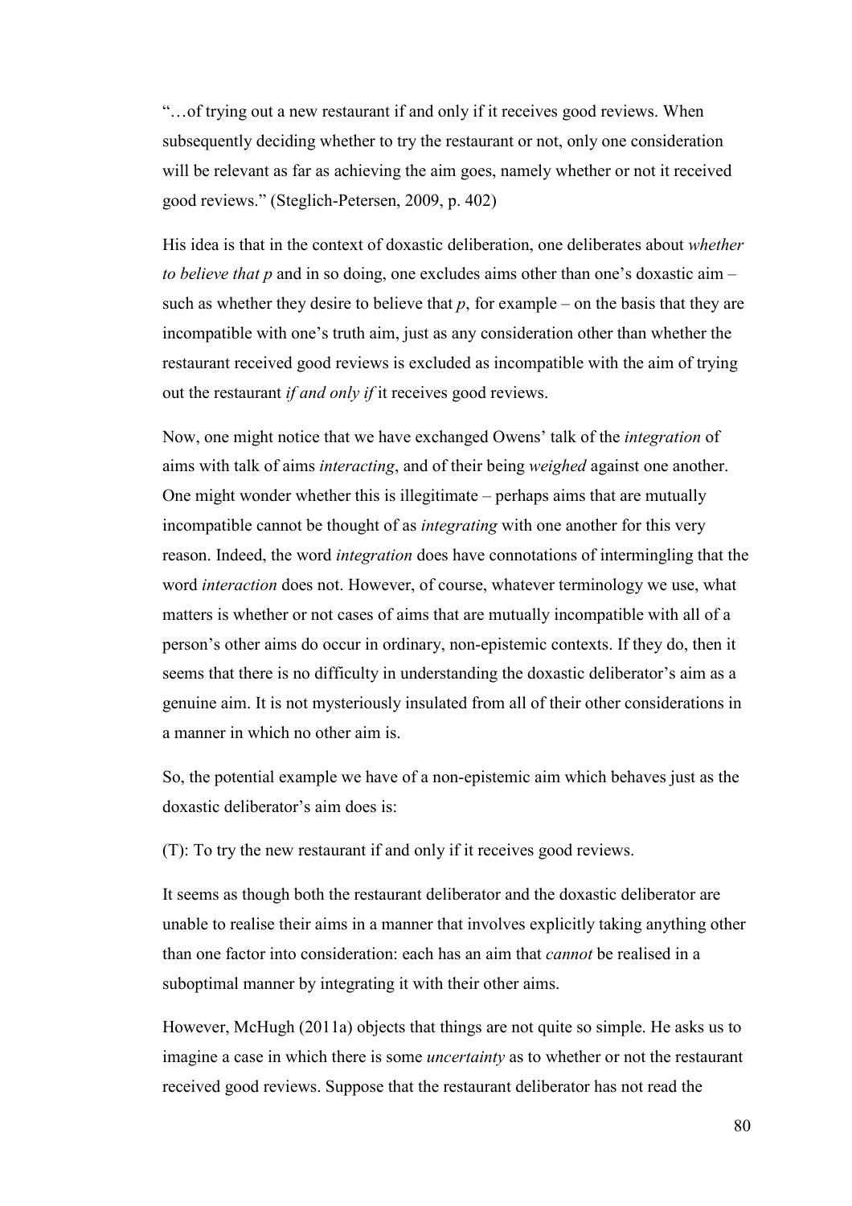"…of trying out a new restaurant if and only if it receives good reviews. When subsequently deciding whether to try the restaurant or not, only one consideration will be relevant as far as achieving the aim goes, namely whether or not it received good reviews." (Steglich-Petersen, 2009, p. 402)

His idea is that in the context of doxastic deliberation, one deliberates about *whether to believe that p* and in so doing, one excludes aims other than one's doxastic aim – such as whether they desire to believe that *p*, for example – on the basis that they are incompatible with one's truth aim, just as any consideration other than whether the restaurant received good reviews is excluded as incompatible with the aim of trying out the restaurant *if and only if* it receives good reviews.

Now, one might notice that we have exchanged Owens' talk of the *integration* of aims with talk of aims *interacting*, and of their being *weighed* against one another. One might wonder whether this is illegitimate – perhaps aims that are mutually incompatible cannot be thought of as *integrating* with one another for this very reason. Indeed, the word *integration* does have connotations of intermingling that the word *interaction* does not. However, of course, whatever terminology we use, what matters is whether or not cases of aims that are mutually incompatible with all of a person's other aims do occur in ordinary, non-epistemic contexts. If they do, then it seems that there is no difficulty in understanding the doxastic deliberator's aim as a genuine aim. It is not mysteriously insulated from all of their other considerations in a manner in which no other aim is.

So, the potential example we have of a non-epistemic aim which behaves just as the doxastic deliberator's aim does is:

(T): To try the new restaurant if and only if it receives good reviews.

It seems as though both the restaurant deliberator and the doxastic deliberator are unable to realise their aims in a manner that involves explicitly taking anything other than one factor into consideration: each has an aim that *cannot* be realised in a suboptimal manner by integrating it with their other aims.

However, McHugh (2011a) objects that things are not quite so simple. He asks us to imagine a case in which there is some *uncertainty* as to whether or not the restaurant received good reviews. Suppose that the restaurant deliberator has not read the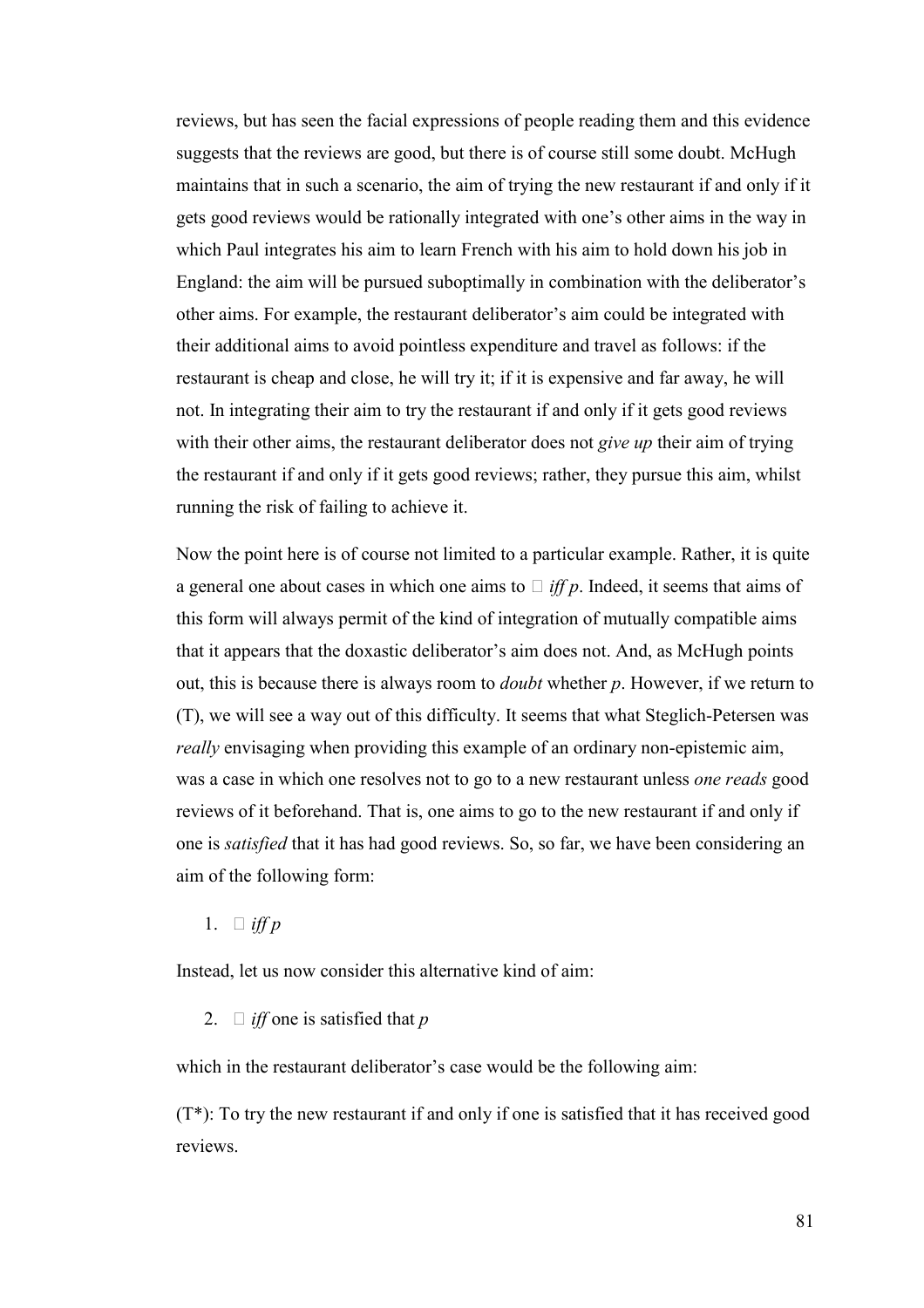reviews, but has seen the facial expressions of people reading them and this evidence suggests that the reviews are good, but there is of course still some doubt. McHugh maintains that in such a scenario, the aim of trying the new restaurant if and only if it gets good reviews would be rationally integrated with one's other aims in the way in which Paul integrates his aim to learn French with his aim to hold down his job in England: the aim will be pursued suboptimally in combination with the deliberator's other aims. For example, the restaurant deliberator's aim could be integrated with their additional aims to avoid pointless expenditure and travel as follows: if the restaurant is cheap and close, he will try it; if it is expensive and far away, he will not. In integrating their aim to try the restaurant if and only if it gets good reviews with their other aims, the restaurant deliberator does not *give up* their aim of trying the restaurant if and only if it gets good reviews; rather, they pursue this aim, whilst running the risk of failing to achieve it.

Now the point here is of course not limited to a particular example. Rather, it is quite a general one about cases in which one aims to  *iff p*. Indeed, it seems that aims of this form will always permit of the kind of integration of mutually compatible aims that it appears that the doxastic deliberator's aim does not. And, as McHugh points out, this is because there is always room to *doubt* whether *p*. However, if we return to (T), we will see a way out of this difficulty. It seems that what Steglich-Petersen was *really* envisaging when providing this example of an ordinary non-epistemic aim, was a case in which one resolves not to go to a new restaurant unless *one reads* good reviews of it beforehand. That is, one aims to go to the new restaurant if and only if one is *satisfied* that it has had good reviews. So, so far, we have been considering an aim of the following form:

1.  *iff p*

Instead, let us now consider this alternative kind of aim:

2.  *iff* one is satisfied that *p*

which in the restaurant deliberator's case would be the following aim:

(T*): To try the new restaurant if and only if one is satisfied that it has received good reviews.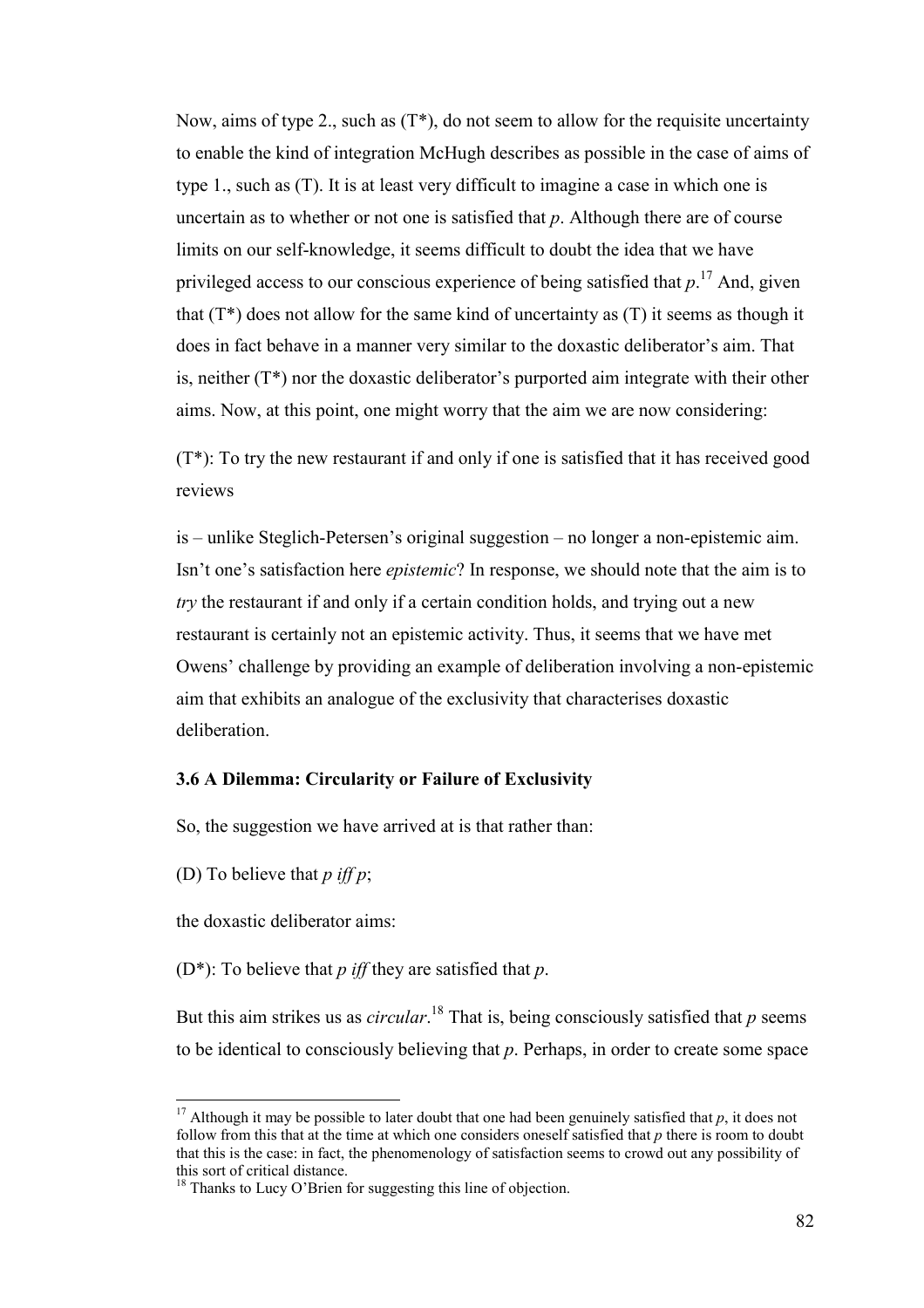Now, aims of type 2., such as (T*), do not seem to allow for the requisite uncertainty to enable the kind of integration McHugh describes as possible in the case of aims of type 1., such as (T). It is at least very difficult to imagine a case in which one is uncertain as to whether or not one is satisfied that *p*. Although there are of course limits on our self-knowledge, it seems difficult to doubt the idea that we have privileged access to our conscious experience of being satisfied that *p*.[17] And, given that (T*) does not allow for the same kind of uncertainty as (T) it seems as though it does in fact behave in a manner very similar to the doxastic deliberator's aim. That is, neither (T*) nor the doxastic deliberator's purported aim integrate with their other aims. Now, at this point, one might worry that the aim we are now considering:

(T*): To try the new restaurant if and only if one is satisfied that it has received good reviews

is – unlike Steglich-Petersen's original suggestion – no longer a non-epistemic aim. Isn't one's satisfaction here *epistemic*? In response, we should note that the aim is to *try* the restaurant if and only if a certain condition holds, and trying out a new restaurant is certainly not an epistemic activity. Thus, it seems that we have met Owens' challenge by providing an example of deliberation involving a non-epistemic aim that exhibits an analogue of the exclusivity that characterises doxastic deliberation.

### 3.6 A Dilemma: Circularity or Failure of Exclusivity

So, the suggestion we have arrived at is that rather than:

(D) To believe that *p iff p*;

the doxastic deliberator aims:

(D*): To believe that *p iff* they are satisfied that *p*.

But this aim strikes us as *circular*.[18] That is, being consciously satisfied that *p* seems to be identical to consciously believing that *p*. Perhaps, in order to create some space

---

[17] Although it may be possible to later doubt that one had been genuinely satisfied that *p*, it does not follow from this that at the time at which one considers oneself satisfied that *p* there is room to doubt that this is the case: in fact, the phenomenology of satisfaction seems to crowd out any possibility of this sort of critical distance.

[18] Thanks to Lucy O'Brien for suggesting this line of objection.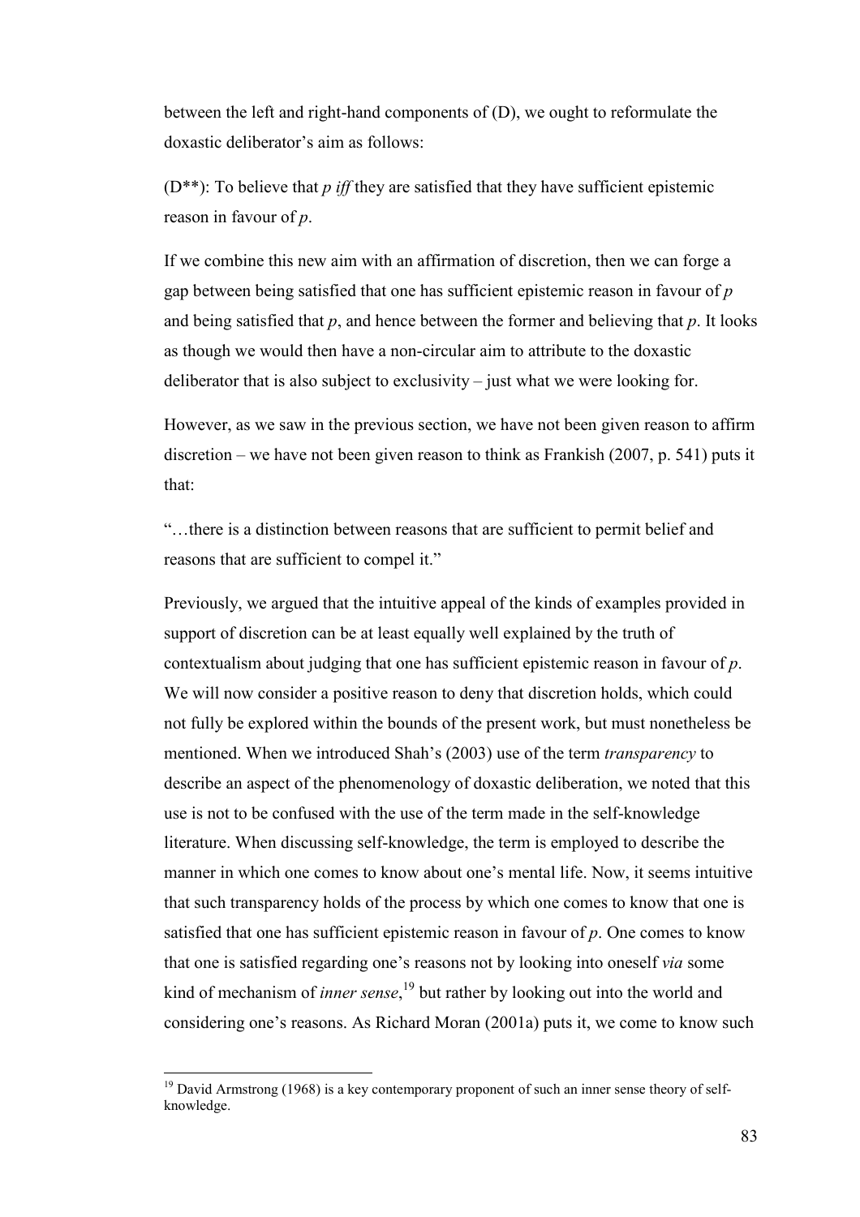between the left and right-hand components of (D), we ought to reformulate the doxastic deliberator's aim as follows:

(D**): To believe that *p iff* they are satisfied that they have sufficient epistemic reason in favour of *p*.

If we combine this new aim with an affirmation of discretion, then we can forge a gap between being satisfied that one has sufficient epistemic reason in favour of *p* and being satisfied that *p*, and hence between the former and believing that *p*. It looks as though we would then have a non-circular aim to attribute to the doxastic deliberator that is also subject to exclusivity – just what we were looking for.

However, as we saw in the previous section, we have not been given reason to affirm discretion – we have not been given reason to think as Frankish (2007, p. 541) puts it that:

"…there is a distinction between reasons that are sufficient to permit belief and reasons that are sufficient to compel it."

Previously, we argued that the intuitive appeal of the kinds of examples provided in support of discretion can be at least equally well explained by the truth of contextualism about judging that one has sufficient epistemic reason in favour of *p*. We will now consider a positive reason to deny that discretion holds, which could not fully be explored within the bounds of the present work, but must nonetheless be mentioned. When we introduced Shah's (2003) use of the term *transparency* to describe an aspect of the phenomenology of doxastic deliberation, we noted that this use is not to be confused with the use of the term made in the self-knowledge literature. When discussing self-knowledge, the term is employed to describe the manner in which one comes to know about one's mental life. Now, it seems intuitive that such transparency holds of the process by which one comes to know that one is satisfied that one has sufficient epistemic reason in favour of *p*. One comes to know that one is satisfied regarding one's reasons not by looking into oneself *via* some kind of mechanism of *inner sense*,[19] but rather by looking out into the world and considering one's reasons. As Richard Moran (2001a) puts it, we come to know such

[19] David Armstrong (1968) is a key contemporary proponent of such an inner sense theory of self-knowledge.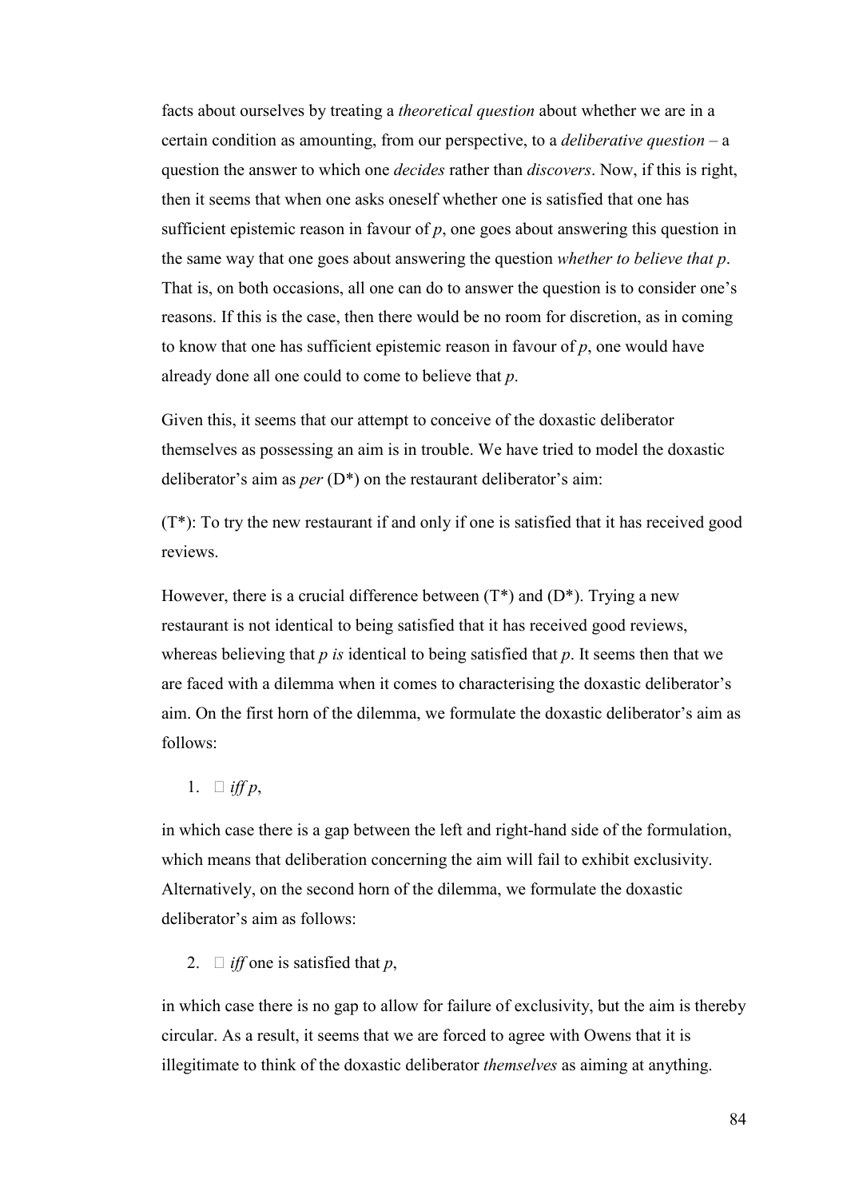facts about ourselves by treating a *theoretical question* about whether we are in a certain condition as amounting, from our perspective, to a *deliberative question* – a question the answer to which one *decides* rather than *discovers*. Now, if this is right, then it seems that when one asks oneself whether one is satisfied that one has sufficient epistemic reason in favour of *p*, one goes about answering this question in the same way that one goes about answering the question *whether to believe that p*. That is, on both occasions, all one can do to answer the question is to consider one's reasons. If this is the case, then there would be no room for discretion, as in coming to know that one has sufficient epistemic reason in favour of *p*, one would have already done all one could to come to believe that *p*.

Given this, it seems that our attempt to conceive of the doxastic deliberator themselves as possessing an aim is in trouble. We have tried to model the doxastic deliberator's aim as *per* (D*) on the restaurant deliberator's aim:

(T*): To try the new restaurant if and only if one is satisfied that it has received good reviews.

However, there is a crucial difference between (T*) and (D*). Trying a new restaurant is not identical to being satisfied that it has received good reviews, whereas believing that *p is* identical to being satisfied that *p*. It seems then that we are faced with a dilemma when it comes to characterising the doxastic deliberator's aim. On the first horn of the dilemma, we formulate the doxastic deliberator's aim as follows:

1.  *iff p*,

in which case there is a gap between the left and right-hand side of the formulation, which means that deliberation concerning the aim will fail to exhibit exclusivity. Alternatively, on the second horn of the dilemma, we formulate the doxastic deliberator's aim as follows:

2.  *iff* one is satisfied that *p*,

in which case there is no gap to allow for failure of exclusivity, but the aim is thereby circular. As a result, it seems that we are forced to agree with Owens that it is illegitimate to think of the doxastic deliberator *themselves* as aiming at anything.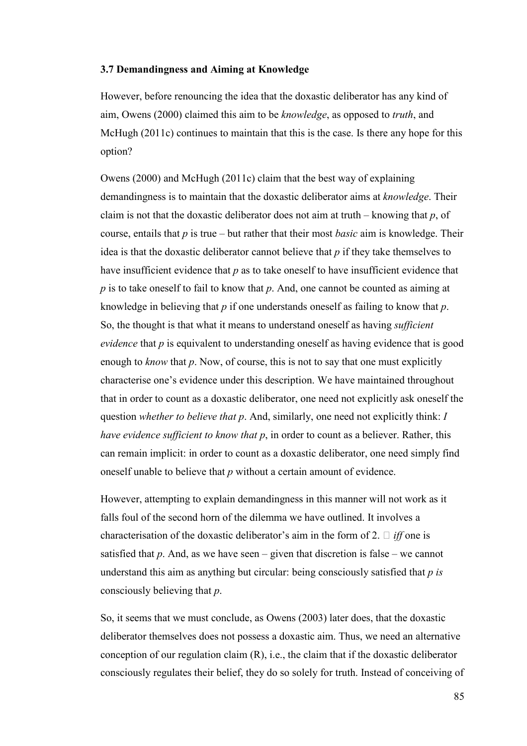### 3.7 Demandingness and Aiming at Knowledge

However, before renouncing the idea that the doxastic deliberator has any kind of aim, Owens (2000) claimed this aim to be *knowledge*, as opposed to *truth*, and McHugh (2011c) continues to maintain that this is the case. Is there any hope for this option?

Owens (2000) and McHugh (2011c) claim that the best way of explaining demandingness is to maintain that the doxastic deliberator aims at *knowledge*. Their claim is not that the doxastic deliberator does not aim at truth – knowing that *p*, of course, entails that *p* is true – but rather that their most *basic* aim is knowledge. Their idea is that the doxastic deliberator cannot believe that *p* if they take themselves to have insufficient evidence that *p* as to take oneself to have insufficient evidence that *p* is to take oneself to fail to know that *p*. And, one cannot be counted as aiming at knowledge in believing that *p* if one understands oneself as failing to know that *p*. So, the thought is that what it means to understand oneself as having *sufficient evidence* that *p* is equivalent to understanding oneself as having evidence that is good enough to *know* that *p*. Now, of course, this is not to say that one must explicitly characterise one's evidence under this description. We have maintained throughout that in order to count as a doxastic deliberator, one need not explicitly ask oneself the question *whether to believe that p*. And, similarly, one need not explicitly think: *I have evidence sufficient to know that p*, in order to count as a believer. Rather, this can remain implicit: in order to count as a doxastic deliberator, one need simply find oneself unable to believe that *p* without a certain amount of evidence.

However, attempting to explain demandingness in this manner will not work as it falls foul of the second horn of the dilemma we have outlined. It involves a characterisation of the doxastic deliberator's aim in the form of 2.  *iff* one is satisfied that *p*. And, as we have seen – given that discretion is false – we cannot understand this aim as anything but circular: being consciously satisfied that *p is* consciously believing that *p*.

So, it seems that we must conclude, as Owens (2003) later does, that the doxastic deliberator themselves does not possess a doxastic aim. Thus, we need an alternative conception of our regulation claim (R), i.e., the claim that if the doxastic deliberator consciously regulates their belief, they do so solely for truth. Instead of conceiving of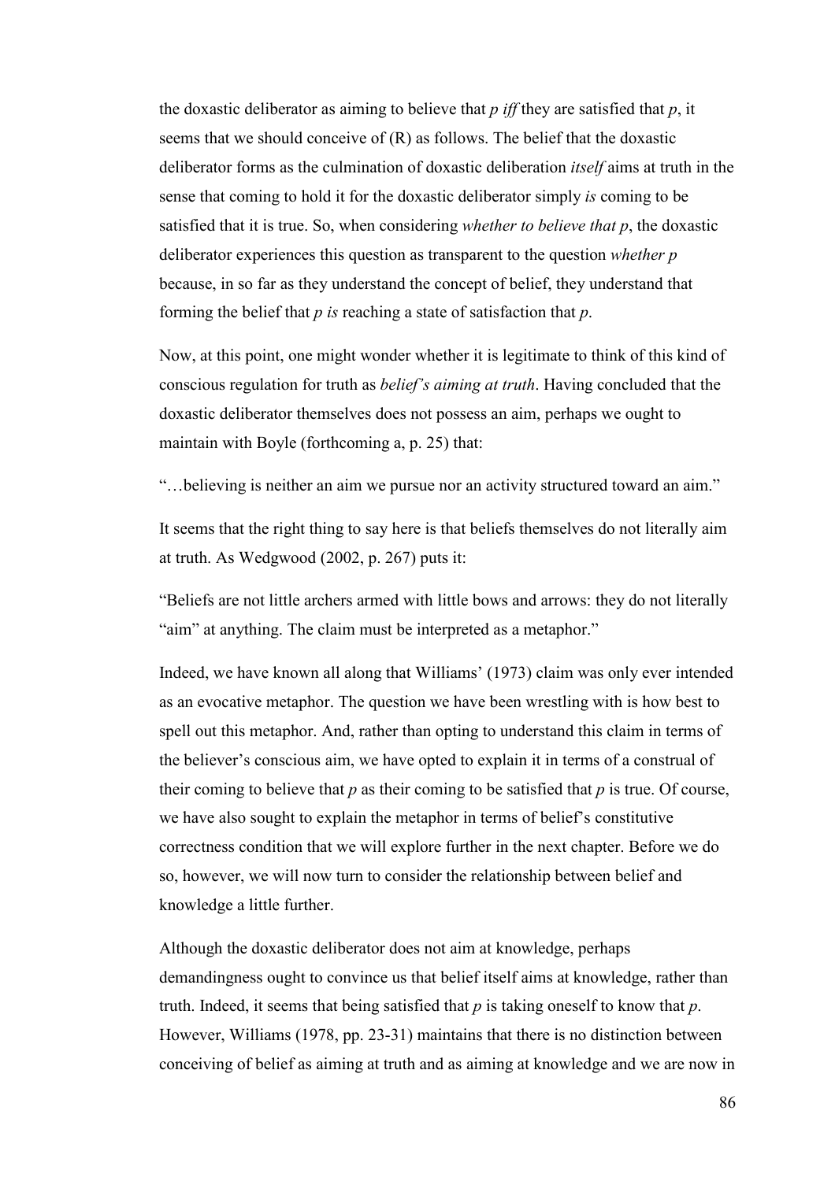the doxastic deliberator as aiming to believe that *p iff* they are satisfied that *p*, it seems that we should conceive of (R) as follows. The belief that the doxastic deliberator forms as the culmination of doxastic deliberation *itself* aims at truth in the sense that coming to hold it for the doxastic deliberator simply *is* coming to be satisfied that it is true. So, when considering *whether to believe that p*, the doxastic deliberator experiences this question as transparent to the question *whether p* because, in so far as they understand the concept of belief, they understand that forming the belief that *p is* reaching a state of satisfaction that *p*.

Now, at this point, one might wonder whether it is legitimate to think of this kind of conscious regulation for truth as *belief's aiming at truth*. Having concluded that the doxastic deliberator themselves does not possess an aim, perhaps we ought to maintain with Boyle (forthcoming a, p. 25) that:

"…believing is neither an aim we pursue nor an activity structured toward an aim."

It seems that the right thing to say here is that beliefs themselves do not literally aim at truth. As Wedgwood (2002, p. 267) puts it:

"Beliefs are not little archers armed with little bows and arrows: they do not literally "aim" at anything. The claim must be interpreted as a metaphor."

Indeed, we have known all along that Williams' (1973) claim was only ever intended as an evocative metaphor. The question we have been wrestling with is how best to spell out this metaphor. And, rather than opting to understand this claim in terms of the believer's conscious aim, we have opted to explain it in terms of a construal of their coming to believe that *p* as their coming to be satisfied that *p* is true. Of course, we have also sought to explain the metaphor in terms of belief's constitutive correctness condition that we will explore further in the next chapter. Before we do so, however, we will now turn to consider the relationship between belief and knowledge a little further.

Although the doxastic deliberator does not aim at knowledge, perhaps demandingness ought to convince us that belief itself aims at knowledge, rather than truth. Indeed, it seems that being satisfied that *p* is taking oneself to know that *p*. However, Williams (1978, pp. 23-31) maintains that there is no distinction between conceiving of belief as aiming at truth and as aiming at knowledge and we are now in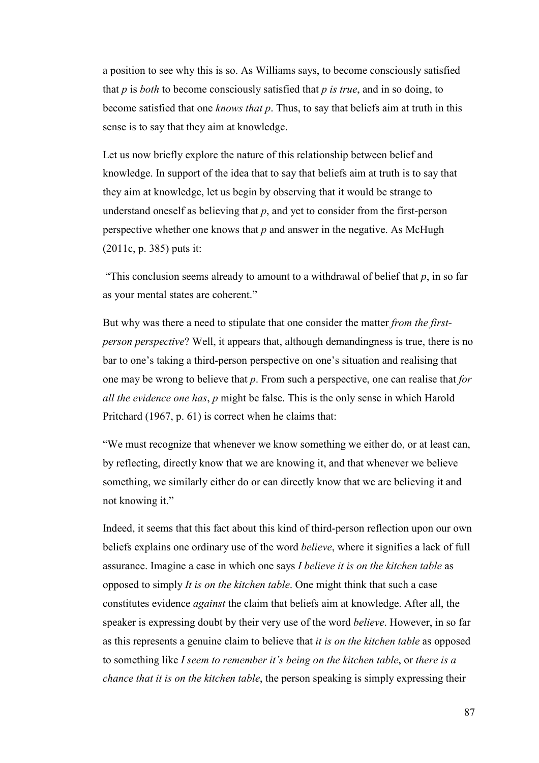a position to see why this is so. As Williams says, to become consciously satisfied that *p* is *both* to become consciously satisfied that *p is true*, and in so doing, to become satisfied that one *knows that p*. Thus, to say that beliefs aim at truth in this sense is to say that they aim at knowledge.

Let us now briefly explore the nature of this relationship between belief and knowledge. In support of the idea that to say that beliefs aim at truth is to say that they aim at knowledge, let us begin by observing that it would be strange to understand oneself as believing that *p*, and yet to consider from the first-person perspective whether one knows that *p* and answer in the negative. As McHugh (2011c, p. 385) puts it:

"This conclusion seems already to amount to a withdrawal of belief that *p*, in so far as your mental states are coherent."

But why was there a need to stipulate that one consider the matter *from the first-person perspective*? Well, it appears that, although demandingness is true, there is no bar to one's taking a third-person perspective on one's situation and realising that one may be wrong to believe that *p*. From such a perspective, one can realise that *for all the evidence one has*, *p* might be false. This is the only sense in which Harold Pritchard (1967, p. 61) is correct when he claims that:

"We must recognize that whenever we know something we either do, or at least can, by reflecting, directly know that we are knowing it, and that whenever we believe something, we similarly either do or can directly know that we are believing it and not knowing it."

Indeed, it seems that this fact about this kind of third-person reflection upon our own beliefs explains one ordinary use of the word *believe*, where it signifies a lack of full assurance. Imagine a case in which one says *I believe it is on the kitchen table* as opposed to simply *It is on the kitchen table*. One might think that such a case constitutes evidence *against* the claim that beliefs aim at knowledge. After all, the speaker is expressing doubt by their very use of the word *believe*. However, in so far as this represents a genuine claim to believe that *it is on the kitchen table* as opposed to something like *I seem to remember it's being on the kitchen table*, or *there is a chance that it is on the kitchen table*, the person speaking is simply expressing their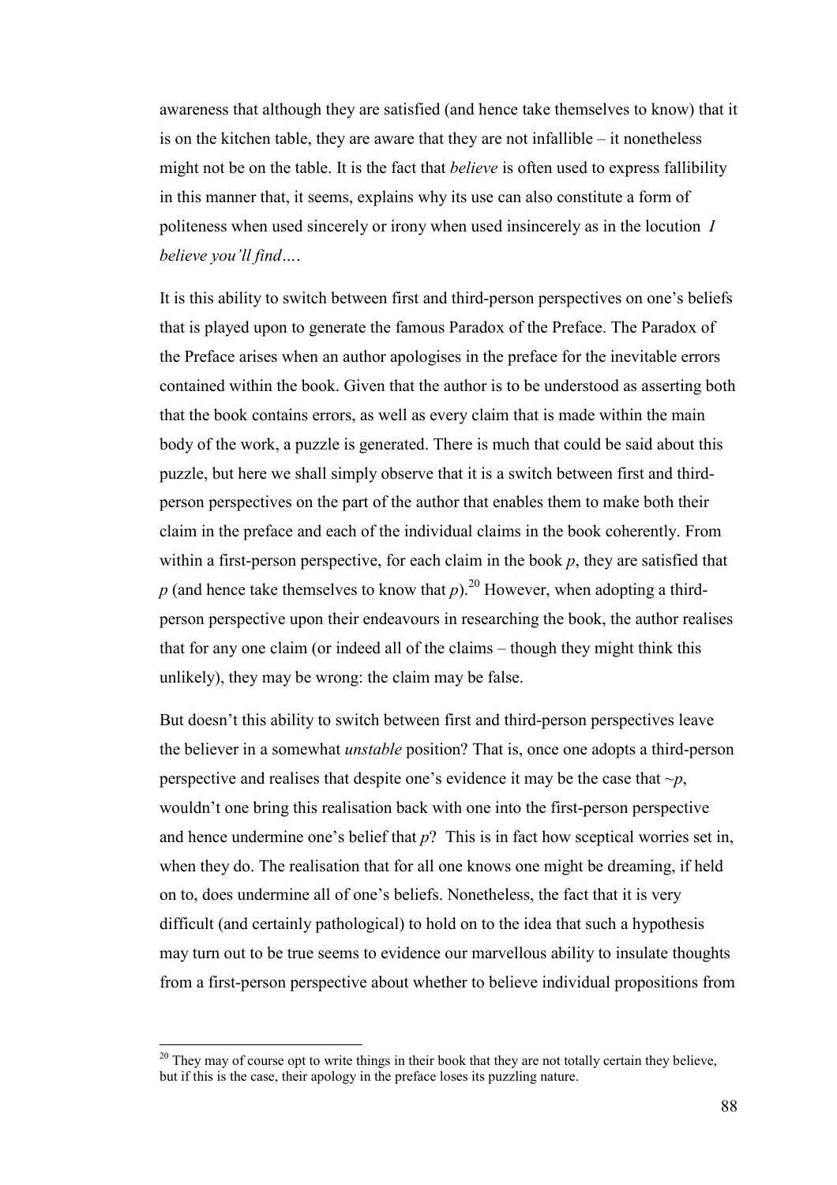awareness that although they are satisfied (and hence take themselves to know) that it is on the kitchen table, they are aware that they are not infallible – it nonetheless might not be on the table. It is the fact that *believe* is often used to express fallibility in this manner that, it seems, explains why its use can also constitute a form of politeness when used sincerely or irony when used insincerely as in the locution *I believe you'll find…*.

It is this ability to switch between first and third-person perspectives on one's beliefs that is played upon to generate the famous Paradox of the Preface. The Paradox of the Preface arises when an author apologises in the preface for the inevitable errors contained within the book. Given that the author is to be understood as asserting both that the book contains errors, as well as every claim that is made within the main body of the work, a puzzle is generated. There is much that could be said about this puzzle, but here we shall simply observe that it is a switch between first and third-person perspectives on the part of the author that enables them to make both their claim in the preface and each of the individual claims in the book coherently. From within a first-person perspective, for each claim in the book $p$, they are satisfied that $p$ (and hence take themselves to know that $p$).[20] However, when adopting a third-person perspective upon their endeavours in researching the book, the author realises that for any one claim (or indeed all of the claims – though they might think this unlikely), they may be wrong: the claim may be false.

But doesn't this ability to switch between first and third-person perspectives leave the believer in a somewhat *unstable* position? That is, once one adopts a third-person perspective and realises that despite one's evidence it may be the case that $\sim p$, wouldn't one bring this realisation back with one into the first-person perspective and hence undermine one's belief that $p$? This is in fact how sceptical worries set in, when they do. The realisation that for all one knows one might be dreaming, if held on to, does undermine all of one's beliefs. Nonetheless, the fact that it is very difficult (and certainly pathological) to hold on to the idea that such a hypothesis may turn out to be true seems to evidence our marvellous ability to insulate thoughts from a first-person perspective about whether to believe individual propositions from

[20] They may of course opt to write things in their book that they are not totally certain they believe, but if this is the case, their apology in the preface loses its puzzling nature.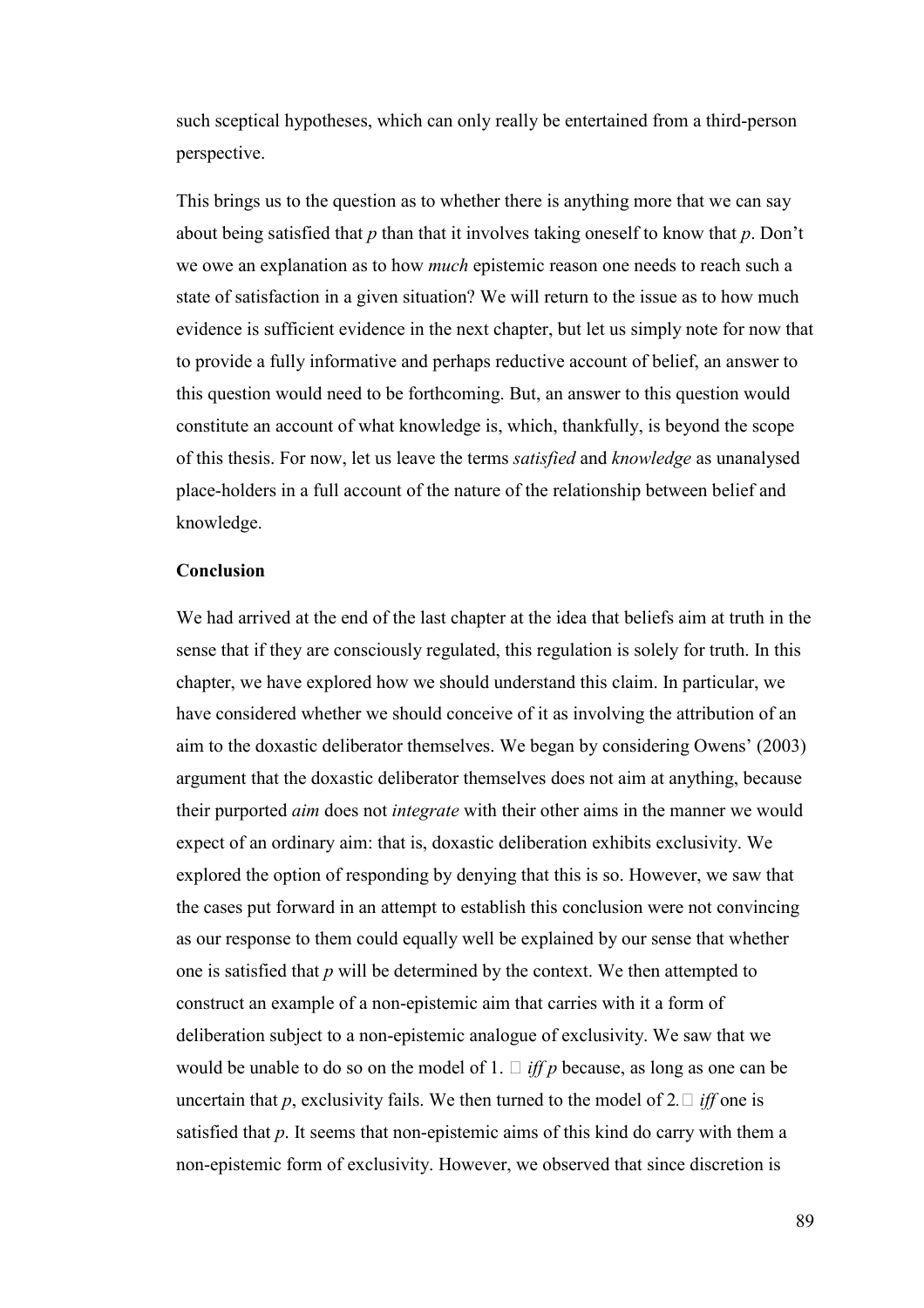such sceptical hypotheses, which can only really be entertained from a third-person perspective.

This brings us to the question as to whether there is anything more that we can say about being satisfied that *p* than that it involves taking oneself to know that *p*. Don't we owe an explanation as to how *much* epistemic reason one needs to reach such a state of satisfaction in a given situation? We will return to the issue as to how much evidence is sufficient evidence in the next chapter, but let us simply note for now that to provide a fully informative and perhaps reductive account of belief, an answer to this question would need to be forthcoming. But, an answer to this question would constitute an account of what knowledge is, which, thankfully, is beyond the scope of this thesis. For now, let us leave the terms *satisfied* and *knowledge* as unanalysed place-holders in a full account of the nature of the relationship between belief and knowledge.

**Conclusion**

We had arrived at the end of the last chapter at the idea that beliefs aim at truth in the sense that if they are consciously regulated, this regulation is solely for truth. In this chapter, we have explored how we should understand this claim. In particular, we have considered whether we should conceive of it as involving the attribution of an aim to the doxastic deliberator themselves. We began by considering Owens' (2003) argument that the doxastic deliberator themselves does not aim at anything, because their purported *aim* does not *integrate* with their other aims in the manner we would expect of an ordinary aim: that is, doxastic deliberation exhibits exclusivity. We explored the option of responding by denying that this is so. However, we saw that the cases put forward in an attempt to establish this conclusion were not convincing as our response to them could equally well be explained by our sense that whether one is satisfied that *p* will be determined by the context. We then attempted to construct an example of a non-epistemic aim that carries with it a form of deliberation subject to a non-epistemic analogue of exclusivity. We saw that we would be unable to do so on the model of 1. □ *iff p* because, as long as one can be uncertain that *p*, exclusivity fails. We then turned to the model of 2.□ *iff* one is satisfied that *p*. It seems that non-epistemic aims of this kind do carry with them a non-epistemic form of exclusivity. However, we observed that since discretion is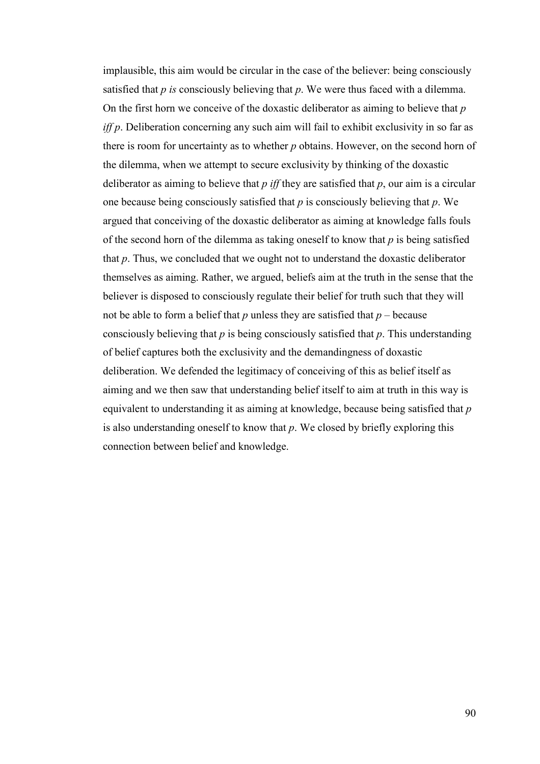implausible, this aim would be circular in the case of the believer: being consciously satisfied that *p is* consciously believing that *p*. We were thus faced with a dilemma. On the first horn we conceive of the doxastic deliberator as aiming to believe that *p iff p*. Deliberation concerning any such aim will fail to exhibit exclusivity in so far as there is room for uncertainty as to whether *p* obtains. However, on the second horn of the dilemma, when we attempt to secure exclusivity by thinking of the doxastic deliberator as aiming to believe that *p iff* they are satisfied that *p*, our aim is a circular one because being consciously satisfied that *p* is consciously believing that *p*. We argued that conceiving of the doxastic deliberator as aiming at knowledge falls fouls of the second horn of the dilemma as taking oneself to know that *p* is being satisfied that *p*. Thus, we concluded that we ought not to understand the doxastic deliberator themselves as aiming. Rather, we argued, beliefs aim at the truth in the sense that the believer is disposed to consciously regulate their belief for truth such that they will not be able to form a belief that *p* unless they are satisfied that *p* – because consciously believing that *p* is being consciously satisfied that *p*. This understanding of belief captures both the exclusivity and the demandingness of doxastic deliberation. We defended the legitimacy of conceiving of this as belief itself as aiming and we then saw that understanding belief itself to aim at truth in this way is equivalent to understanding it as aiming at knowledge, because being satisfied that *p* is also understanding oneself to know that *p*. We closed by briefly exploring this connection between belief and knowledge.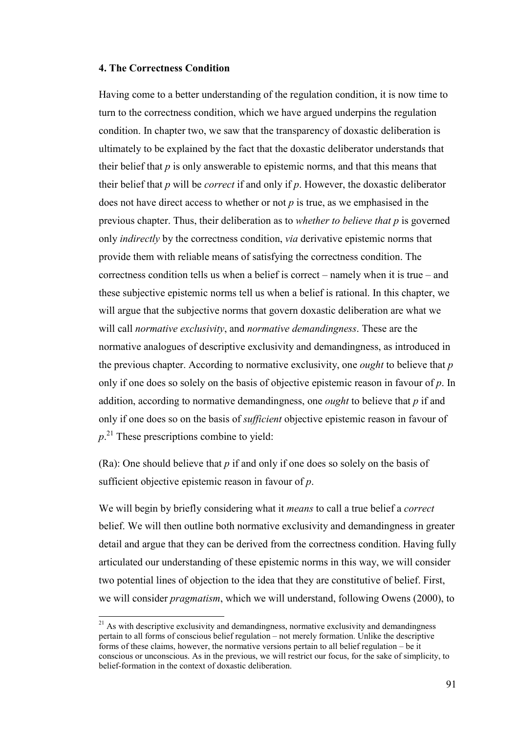### 4. The Correctness Condition

Having come to a better understanding of the regulation condition, it is now time to turn to the correctness condition, which we have argued underpins the regulation condition. In chapter two, we saw that the transparency of doxastic deliberation is ultimately to be explained by the fact that the doxastic deliberator understands that their belief that *p* is only answerable to epistemic norms, and that this means that their belief that *p* will be *correct* if and only if *p*. However, the doxastic deliberator does not have direct access to whether or not *p* is true, as we emphasised in the previous chapter. Thus, their deliberation as to *whether to believe that p* is governed only *indirectly* by the correctness condition, *via* derivative epistemic norms that provide them with reliable means of satisfying the correctness condition. The correctness condition tells us when a belief is correct – namely when it is true – and these subjective epistemic norms tell us when a belief is rational. In this chapter, we will argue that the subjective norms that govern doxastic deliberation are what we will call *normative exclusivity*, and *normative demandingness*. These are the normative analogues of descriptive exclusivity and demandingness, as introduced in the previous chapter. According to normative exclusivity, one *ought* to believe that *p* only if one does so solely on the basis of objective epistemic reason in favour of *p*. In addition, according to normative demandingness, one *ought* to believe that *p* if and only if one does so on the basis of *sufficient* objective epistemic reason in favour of *p*.[21] These prescriptions combine to yield:

(Ra): One should believe that *p* if and only if one does so solely on the basis of sufficient objective epistemic reason in favour of *p*.

We will begin by briefly considering what it *means* to call a true belief a *correct* belief. We will then outline both normative exclusivity and demandingness in greater detail and argue that they can be derived from the correctness condition. Having fully articulated our understanding of these epistemic norms in this way, we will consider two potential lines of objection to the idea that they are constitutive of belief. First, we will consider *pragmatism*, which we will understand, following Owens (2000), to

[21] As with descriptive exclusivity and demandingness, normative exclusivity and demandingness pertain to all forms of conscious belief regulation – not merely formation. Unlike the descriptive forms of these claims, however, the normative versions pertain to all belief regulation – be it conscious or unconscious. As in the previous, we will restrict our focus, for the sake of simplicity, to belief-formation in the context of doxastic deliberation.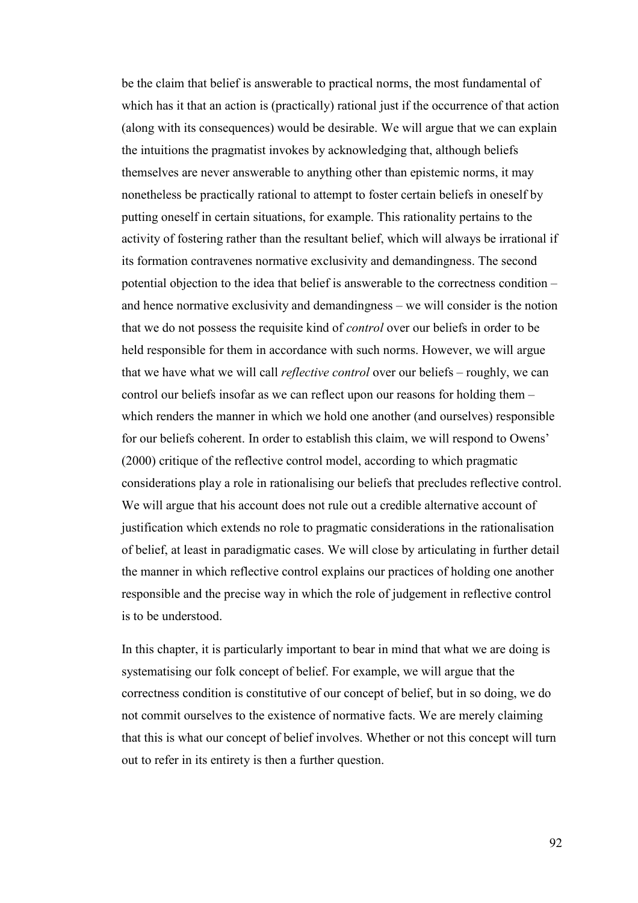be the claim that belief is answerable to practical norms, the most fundamental of which has it that an action is (practically) rational just if the occurrence of that action (along with its consequences) would be desirable. We will argue that we can explain the intuitions the pragmatist invokes by acknowledging that, although beliefs themselves are never answerable to anything other than epistemic norms, it may nonetheless be practically rational to attempt to foster certain beliefs in oneself by putting oneself in certain situations, for example. This rationality pertains to the activity of fostering rather than the resultant belief, which will always be irrational if its formation contravenes normative exclusivity and demandingness. The second potential objection to the idea that belief is answerable to the correctness condition – and hence normative exclusivity and demandingness – we will consider is the notion that we do not possess the requisite kind of *control* over our beliefs in order to be held responsible for them in accordance with such norms. However, we will argue that we have what we will call *reflective control* over our beliefs – roughly, we can control our beliefs insofar as we can reflect upon our reasons for holding them – which renders the manner in which we hold one another (and ourselves) responsible for our beliefs coherent. In order to establish this claim, we will respond to Owens' (2000) critique of the reflective control model, according to which pragmatic considerations play a role in rationalising our beliefs that precludes reflective control. We will argue that his account does not rule out a credible alternative account of justification which extends no role to pragmatic considerations in the rationalisation of belief, at least in paradigmatic cases. We will close by articulating in further detail the manner in which reflective control explains our practices of holding one another responsible and the precise way in which the role of judgement in reflective control is to be understood.

In this chapter, it is particularly important to bear in mind that what we are doing is systematising our folk concept of belief. For example, we will argue that the correctness condition is constitutive of our concept of belief, but in so doing, we do not commit ourselves to the existence of normative facts. We are merely claiming that this is what our concept of belief involves. Whether or not this concept will turn out to refer in its entirety is then a further question.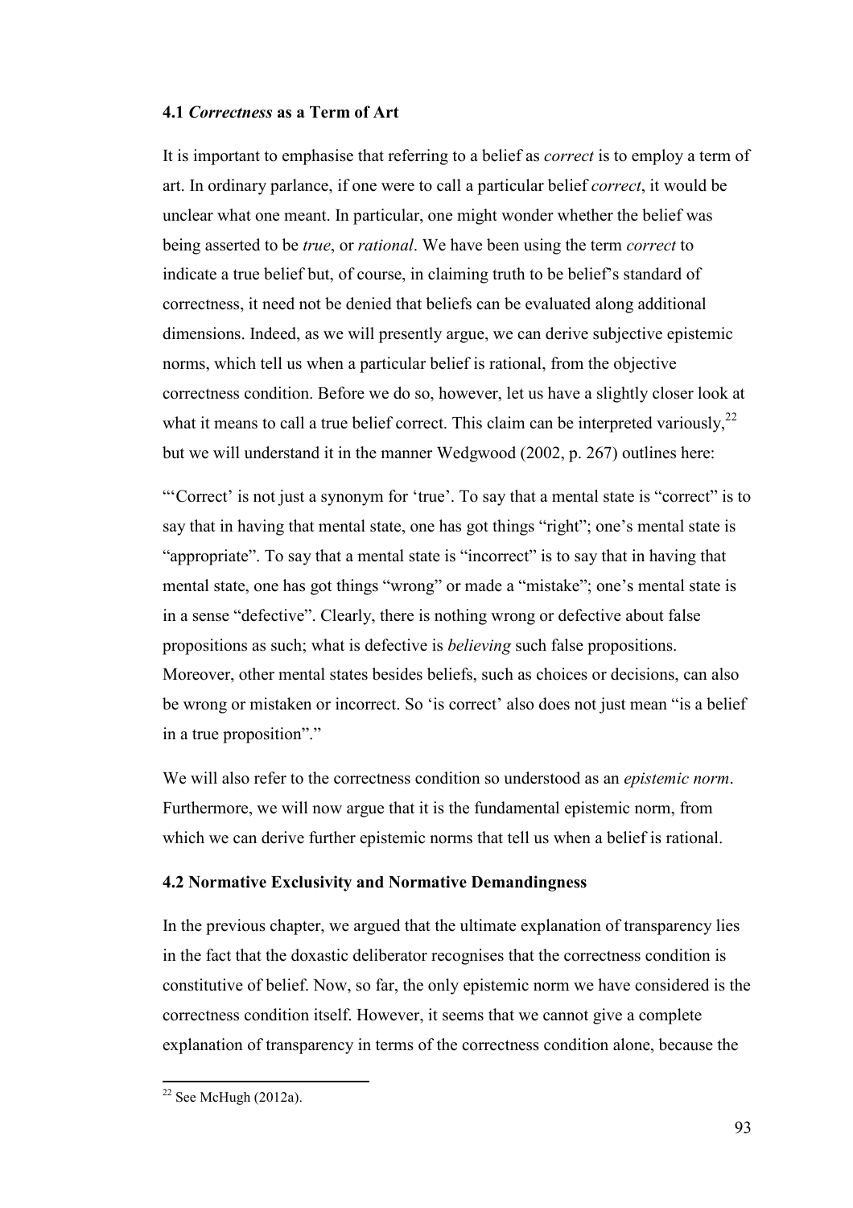### 4.1 *Correctness* as a Term of Art

It is important to emphasise that referring to a belief as *correct* is to employ a term of art. In ordinary parlance, if one were to call a particular belief *correct*, it would be unclear what one meant. In particular, one might wonder whether the belief was being asserted to be *true*, or *rational*. We have been using the term *correct* to indicate a true belief but, of course, in claiming truth to be belief's standard of correctness, it need not be denied that beliefs can be evaluated along additional dimensions. Indeed, as we will presently argue, we can derive subjective epistemic norms, which tell us when a particular belief is rational, from the objective correctness condition. Before we do so, however, let us have a slightly closer look at what it means to call a true belief correct. This claim can be interpreted variously,[22] but we will understand it in the manner Wedgwood (2002, p. 267) outlines here:

"'Correct' is not just a synonym for 'true'. To say that a mental state is "correct" is to say that in having that mental state, one has got things "right"; one's mental state is "appropriate". To say that a mental state is "incorrect" is to say that in having that mental state, one has got things "wrong" or made a "mistake"; one's mental state is in a sense "defective". Clearly, there is nothing wrong or defective about false propositions as such; what is defective is *believing* such false propositions. Moreover, other mental states besides beliefs, such as choices or decisions, can also be wrong or mistaken or incorrect. So 'is correct' also does not just mean "is a belief in a true proposition"."

We will also refer to the correctness condition so understood as an *epistemic norm*. Furthermore, we will now argue that it is the fundamental epistemic norm, from which we can derive further epistemic norms that tell us when a belief is rational.

### 4.2 Normative Exclusivity and Normative Demandingness

In the previous chapter, we argued that the ultimate explanation of transparency lies in the fact that the doxastic deliberator recognises that the correctness condition is constitutive of belief. Now, so far, the only epistemic norm we have considered is the correctness condition itself. However, it seems that we cannot give a complete explanation of transparency in terms of the correctness condition alone, because the

[22] See McHugh (2012a).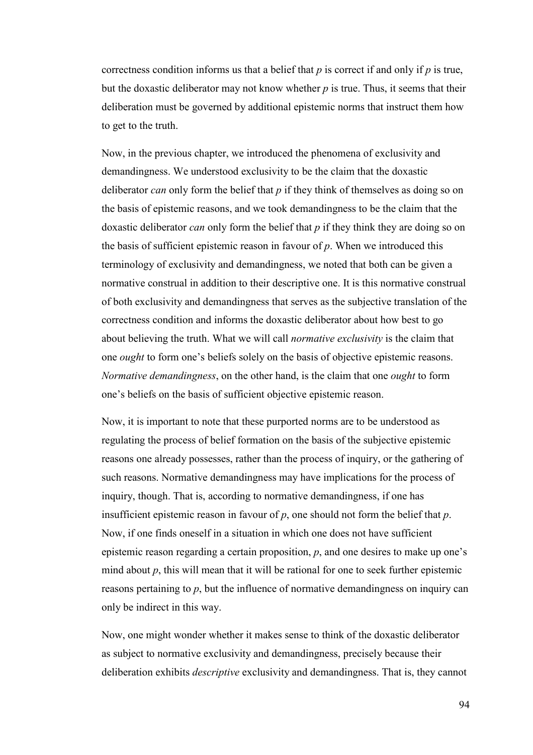correctness condition informs us that a belief that *p* is correct if and only if *p* is true, but the doxastic deliberator may not know whether *p* is true. Thus, it seems that their deliberation must be governed by additional epistemic norms that instruct them how to get to the truth.

Now, in the previous chapter, we introduced the phenomena of exclusivity and demandingness. We understood exclusivity to be the claim that the doxastic deliberator *can* only form the belief that *p* if they think of themselves as doing so on the basis of epistemic reasons, and we took demandingness to be the claim that the doxastic deliberator *can* only form the belief that *p* if they think they are doing so on the basis of sufficient epistemic reason in favour of *p*. When we introduced this terminology of exclusivity and demandingness, we noted that both can be given a normative construal in addition to their descriptive one. It is this normative construal of both exclusivity and demandingness that serves as the subjective translation of the correctness condition and informs the doxastic deliberator about how best to go about believing the truth. What we will call *normative exclusivity* is the claim that one *ought* to form one's beliefs solely on the basis of objective epistemic reasons. *Normative demandingness*, on the other hand, is the claim that one *ought* to form one's beliefs on the basis of sufficient objective epistemic reason.

Now, it is important to note that these purported norms are to be understood as regulating the process of belief formation on the basis of the subjective epistemic reasons one already possesses, rather than the process of inquiry, or the gathering of such reasons. Normative demandingness may have implications for the process of inquiry, though. That is, according to normative demandingness, if one has insufficient epistemic reason in favour of *p*, one should not form the belief that *p*. Now, if one finds oneself in a situation in which one does not have sufficient epistemic reason regarding a certain proposition, *p*, and one desires to make up one's mind about *p*, this will mean that it will be rational for one to seek further epistemic reasons pertaining to *p*, but the influence of normative demandingness on inquiry can only be indirect in this way.

Now, one might wonder whether it makes sense to think of the doxastic deliberator as subject to normative exclusivity and demandingness, precisely because their deliberation exhibits *descriptive* exclusivity and demandingness. That is, they cannot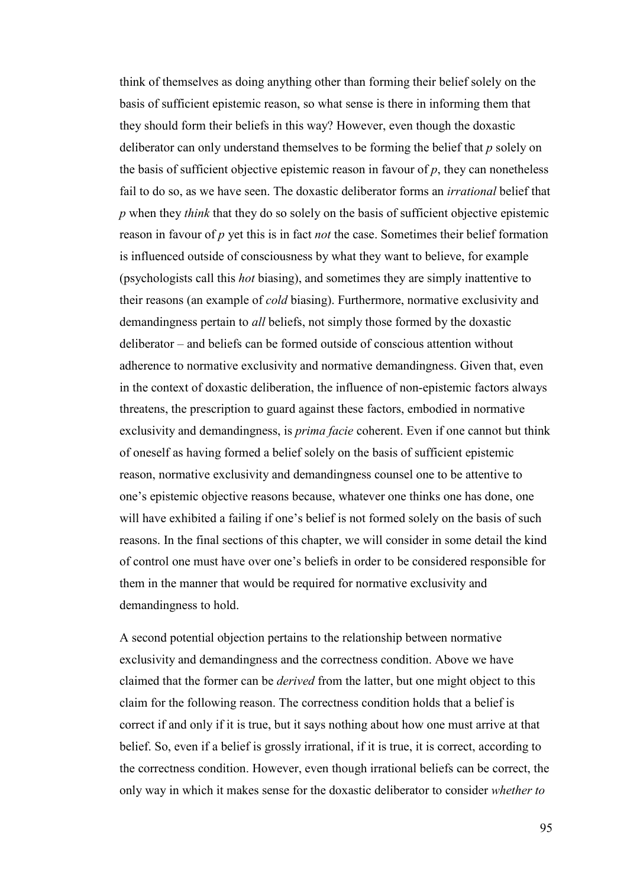think of themselves as doing anything other than forming their belief solely on the basis of sufficient epistemic reason, so what sense is there in informing them that they should form their beliefs in this way? However, even though the doxastic deliberator can only understand themselves to be forming the belief that *p* solely on the basis of sufficient objective epistemic reason in favour of *p*, they can nonetheless fail to do so, as we have seen. The doxastic deliberator forms an *irrational* belief that *p* when they *think* that they do so solely on the basis of sufficient objective epistemic reason in favour of *p* yet this is in fact *not* the case. Sometimes their belief formation is influenced outside of consciousness by what they want to believe, for example (psychologists call this *hot* biasing), and sometimes they are simply inattentive to their reasons (an example of *cold* biasing). Furthermore, normative exclusivity and demandingness pertain to *all* beliefs, not simply those formed by the doxastic deliberator – and beliefs can be formed outside of conscious attention without adherence to normative exclusivity and normative demandingness. Given that, even in the context of doxastic deliberation, the influence of non-epistemic factors always threatens, the prescription to guard against these factors, embodied in normative exclusivity and demandingness, is *prima facie* coherent. Even if one cannot but think of oneself as having formed a belief solely on the basis of sufficient epistemic reason, normative exclusivity and demandingness counsel one to be attentive to one's epistemic objective reasons because, whatever one thinks one has done, one will have exhibited a failing if one's belief is not formed solely on the basis of such reasons. In the final sections of this chapter, we will consider in some detail the kind of control one must have over one's beliefs in order to be considered responsible for them in the manner that would be required for normative exclusivity and demandingness to hold.

A second potential objection pertains to the relationship between normative exclusivity and demandingness and the correctness condition. Above we have claimed that the former can be *derived* from the latter, but one might object to this claim for the following reason. The correctness condition holds that a belief is correct if and only if it is true, but it says nothing about how one must arrive at that belief. So, even if a belief is grossly irrational, if it is true, it is correct, according to the correctness condition. However, even though irrational beliefs can be correct, the only way in which it makes sense for the doxastic deliberator to consider *whether to*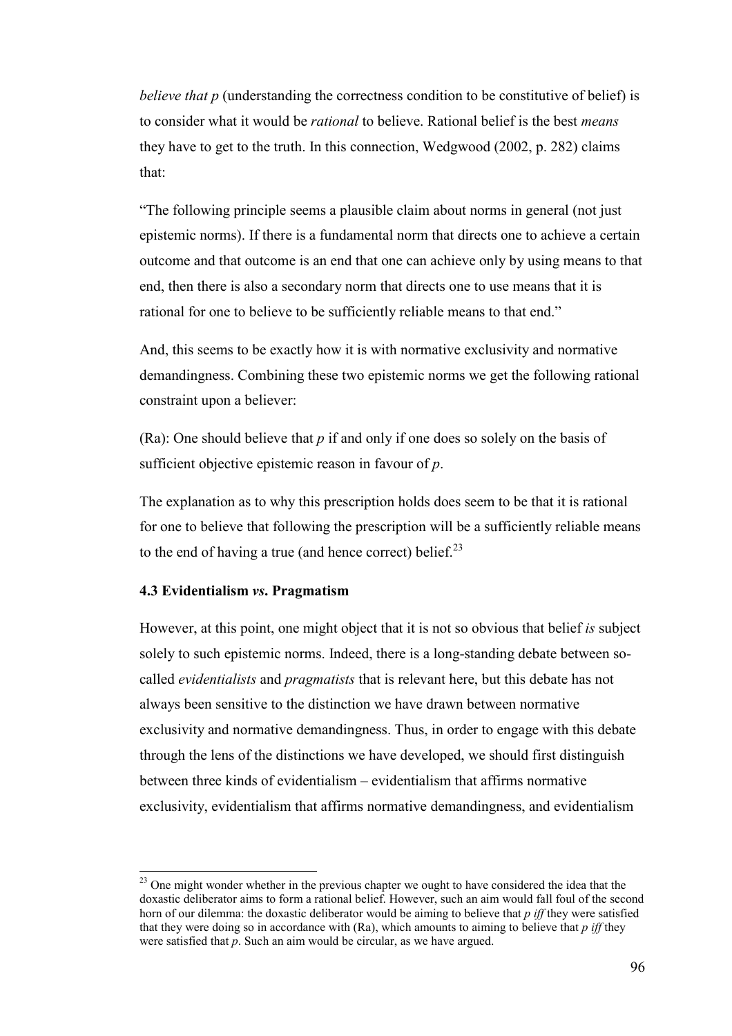*believe that p* (understanding the correctness condition to be constitutive of belief) is to consider what it would be *rational* to believe. Rational belief is the best *means* they have to get to the truth. In this connection, Wedgwood (2002, p. 282) claims that:

"The following principle seems a plausible claim about norms in general (not just epistemic norms). If there is a fundamental norm that directs one to achieve a certain outcome and that outcome is an end that one can achieve only by using means to that end, then there is also a secondary norm that directs one to use means that it is rational for one to believe to be sufficiently reliable means to that end."

And, this seems to be exactly how it is with normative exclusivity and normative demandingness. Combining these two epistemic norms we get the following rational constraint upon a believer:

(Ra): One should believe that *p* if and only if one does so solely on the basis of sufficient objective epistemic reason in favour of *p*.

The explanation as to why this prescription holds does seem to be that it is rational for one to believe that following the prescription will be a sufficiently reliable means to the end of having a true (and hence correct) belief.[23]

### 4.3 Evidentialism *vs.* Pragmatism

However, at this point, one might object that it is not so obvious that belief *is* subject solely to such epistemic norms. Indeed, there is a long-standing debate between so-called *evidentialists* and *pragmatists* that is relevant here, but this debate has not always been sensitive to the distinction we have drawn between normative exclusivity and normative demandingness. Thus, in order to engage with this debate through the lens of the distinctions we have developed, we should first distinguish between three kinds of evidentialism – evidentialism that affirms normative exclusivity, evidentialism that affirms normative demandingness, and evidentialism

---

[23] One might wonder whether in the previous chapter we ought to have considered the idea that the doxastic deliberator aims to form a rational belief. However, such an aim would fall foul of the second horn of our dilemma: the doxastic deliberator would be aiming to believe that *p iff* they were satisfied that they were doing so in accordance with (Ra), which amounts to aiming to believe that *p iff* they were satisfied that *p*. Such an aim would be circular, as we have argued.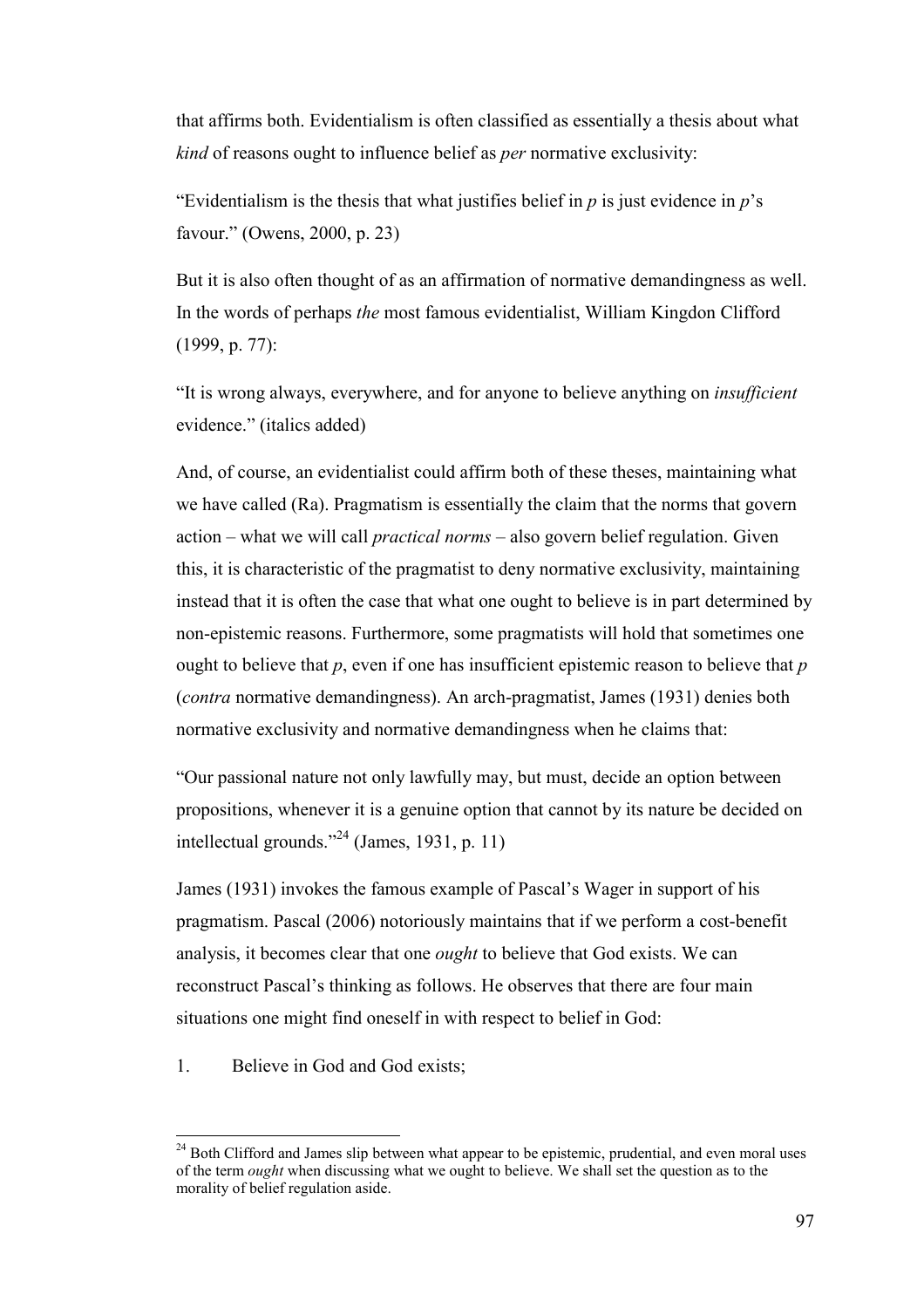that affirms both. Evidentialism is often classified as essentially a thesis about what *kind* of reasons ought to influence belief as *per* normative exclusivity:

"Evidentialism is the thesis that what justifies belief in *p* is just evidence in *p*'s favour." (Owens, 2000, p. 23)

But it is also often thought of as an affirmation of normative demandingness as well. In the words of perhaps *the* most famous evidentialist, William Kingdon Clifford (1999, p. 77):

"It is wrong always, everywhere, and for anyone to believe anything on *insufficient* evidence." (italics added)

And, of course, an evidentialist could affirm both of these theses, maintaining what we have called (Ra). Pragmatism is essentially the claim that the norms that govern action – what we will call *practical norms* – also govern belief regulation. Given this, it is characteristic of the pragmatist to deny normative exclusivity, maintaining instead that it is often the case that what one ought to believe is in part determined by non-epistemic reasons. Furthermore, some pragmatists will hold that sometimes one ought to believe that *p*, even if one has insufficient epistemic reason to believe that *p* (*contra* normative demandingness). An arch-pragmatist, James (1931) denies both normative exclusivity and normative demandingness when he claims that:

"Our passional nature not only lawfully may, but must, decide an option between propositions, whenever it is a genuine option that cannot by its nature be decided on intellectual grounds."[24] (James, 1931, p. 11)

James (1931) invokes the famous example of Pascal's Wager in support of his pragmatism. Pascal (2006) notoriously maintains that if we perform a cost-benefit analysis, it becomes clear that one *ought* to believe that God exists. We can reconstruct Pascal's thinking as follows. He observes that there are four main situations one might find oneself in with respect to belief in God:

1. Believe in God and God exists;

[24] Both Clifford and James slip between what appear to be epistemic, prudential, and even moral uses of the term *ought* when discussing what we ought to believe. We shall set the question as to the morality of belief regulation aside.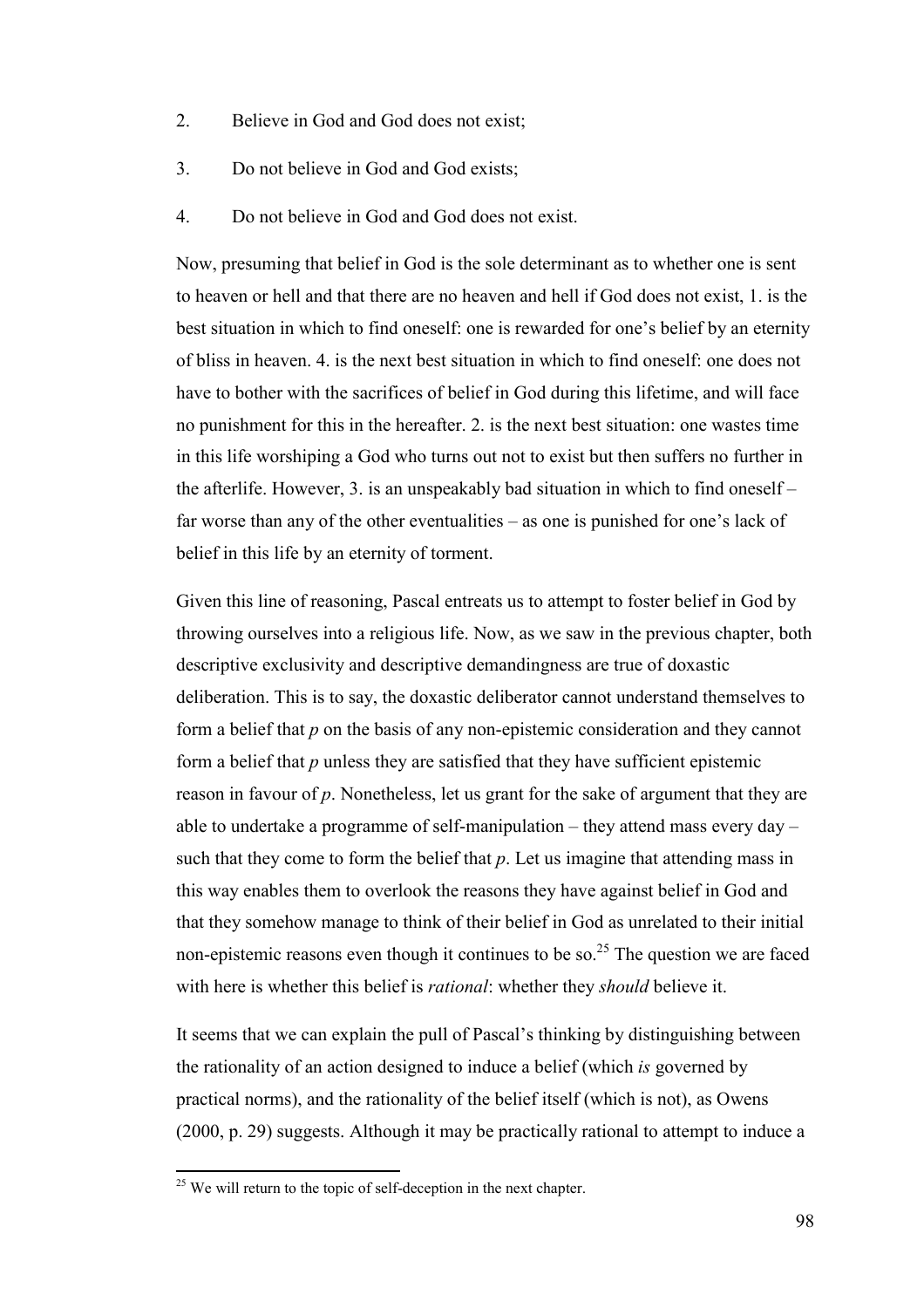2. Believe in God and God does not exist;
3. Do not believe in God and God exists;
4. Do not believe in God and God does not exist.

Now, presuming that belief in God is the sole determinant as to whether one is sent to heaven or hell and that there are no heaven and hell if God does not exist, 1. is the best situation in which to find oneself: one is rewarded for one's belief by an eternity of bliss in heaven. 4. is the next best situation in which to find oneself: one does not have to bother with the sacrifices of belief in God during this lifetime, and will face no punishment for this in the hereafter. 2. is the next best situation: one wastes time in this life worshiping a God who turns out not to exist but then suffers no further in the afterlife. However, 3. is an unspeakably bad situation in which to find oneself – far worse than any of the other eventualities – as one is punished for one's lack of belief in this life by an eternity of torment.

Given this line of reasoning, Pascal entreats us to attempt to foster belief in God by throwing ourselves into a religious life. Now, as we saw in the previous chapter, both descriptive exclusivity and descriptive demandingness are true of doxastic deliberation. This is to say, the doxastic deliberator cannot understand themselves to form a belief that *p* on the basis of any non-epistemic consideration and they cannot form a belief that *p* unless they are satisfied that they have sufficient epistemic reason in favour of *p*. Nonetheless, let us grant for the sake of argument that they are able to undertake a programme of self-manipulation – they attend mass every day – such that they come to form the belief that *p*. Let us imagine that attending mass in this way enables them to overlook the reasons they have against belief in God and that they somehow manage to think of their belief in God as unrelated to their initial non-epistemic reasons even though it continues to be so.[25] The question we are faced with here is whether this belief is *rational*: whether they *should* believe it.

It seems that we can explain the pull of Pascal's thinking by distinguishing between the rationality of an action designed to induce a belief (which *is* governed by practical norms), and the rationality of the belief itself (which is not), as Owens (2000, p. 29) suggests. Although it may be practically rational to attempt to induce a

[25] We will return to the topic of self-deception in the next chapter.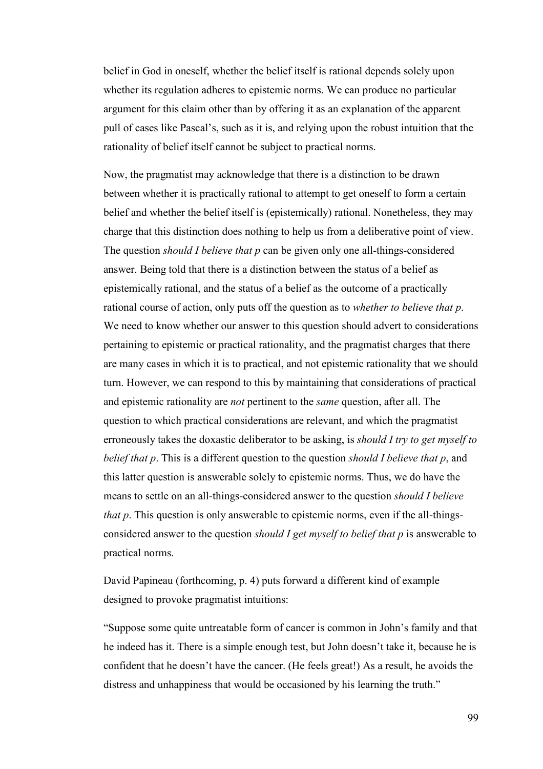belief in God in oneself, whether the belief itself is rational depends solely upon whether its regulation adheres to epistemic norms. We can produce no particular argument for this claim other than by offering it as an explanation of the apparent pull of cases like Pascal's, such as it is, and relying upon the robust intuition that the rationality of belief itself cannot be subject to practical norms.

Now, the pragmatist may acknowledge that there is a distinction to be drawn between whether it is practically rational to attempt to get oneself to form a certain belief and whether the belief itself is (epistemically) rational. Nonetheless, they may charge that this distinction does nothing to help us from a deliberative point of view. The question *should I believe that p* can be given only one all-things-considered answer. Being told that there is a distinction between the status of a belief as epistemically rational, and the status of a belief as the outcome of a practically rational course of action, only puts off the question as to *whether to believe that p*. We need to know whether our answer to this question should advert to considerations pertaining to epistemic or practical rationality, and the pragmatist charges that there are many cases in which it is to practical, and not epistemic rationality that we should turn. However, we can respond to this by maintaining that considerations of practical and epistemic rationality are *not* pertinent to the *same* question, after all. The question to which practical considerations are relevant, and which the pragmatist erroneously takes the doxastic deliberator to be asking, is *should I try to get myself to belief that p*. This is a different question to the question *should I believe that p*, and this latter question is answerable solely to epistemic norms. Thus, we do have the means to settle on an all-things-considered answer to the question *should I believe that p*. This question is only answerable to epistemic norms, even if the all-things-considered answer to the question *should I get myself to belief that p* is answerable to practical norms.

David Papineau (forthcoming, p. 4) puts forward a different kind of example designed to provoke pragmatist intuitions:

"Suppose some quite untreatable form of cancer is common in John's family and that he indeed has it. There is a simple enough test, but John doesn't take it, because he is confident that he doesn't have the cancer. (He feels great!) As a result, he avoids the distress and unhappiness that would be occasioned by his learning the truth."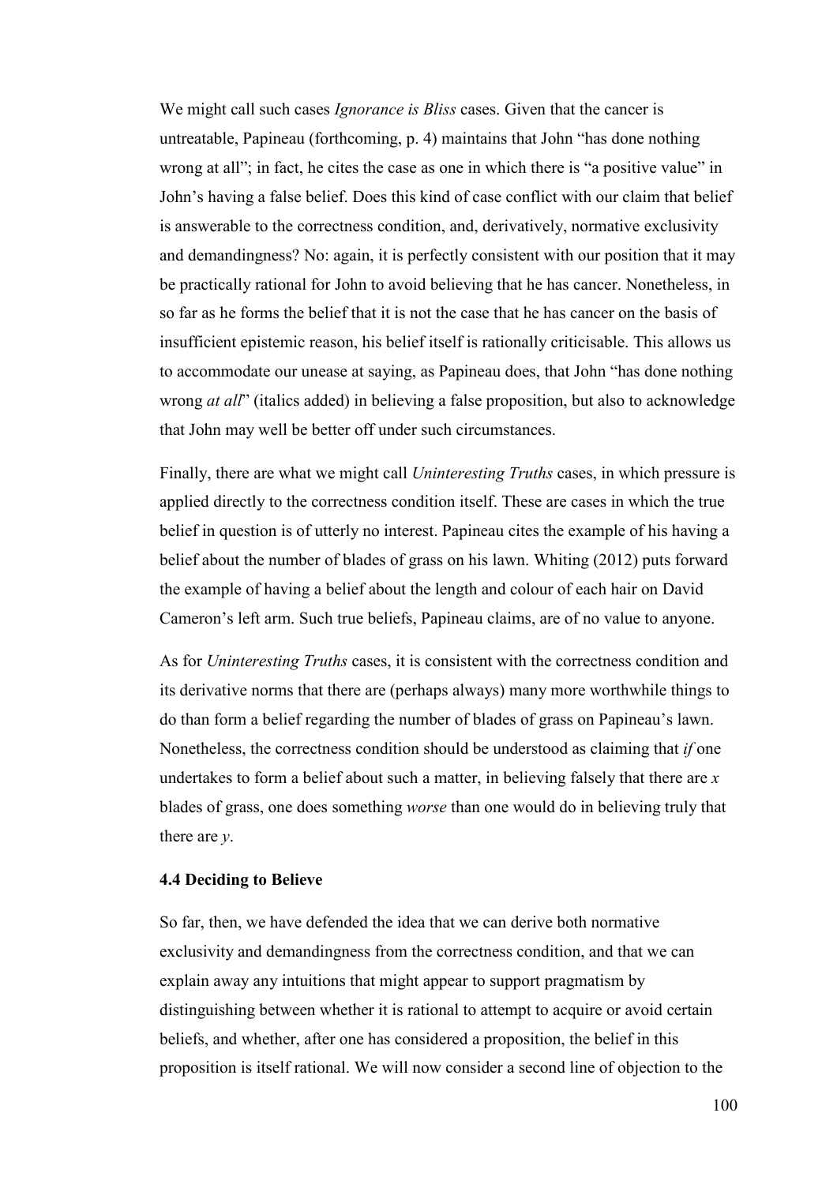We might call such cases *Ignorance is Bliss* cases. Given that the cancer is untreatable, Papineau (forthcoming, p. 4) maintains that John "has done nothing wrong at all"; in fact, he cites the case as one in which there is "a positive value" in John's having a false belief. Does this kind of case conflict with our claim that belief is answerable to the correctness condition, and, derivatively, normative exclusivity and demandingness? No: again, it is perfectly consistent with our position that it may be practically rational for John to avoid believing that he has cancer. Nonetheless, in so far as he forms the belief that it is not the case that he has cancer on the basis of insufficient epistemic reason, his belief itself is rationally criticisable. This allows us to accommodate our unease at saying, as Papineau does, that John "has done nothing wrong *at all*" (italics added) in believing a false proposition, but also to acknowledge that John may well be better off under such circumstances.

Finally, there are what we might call *Uninteresting Truths* cases, in which pressure is applied directly to the correctness condition itself. These are cases in which the true belief in question is of utterly no interest. Papineau cites the example of his having a belief about the number of blades of grass on his lawn. Whiting (2012) puts forward the example of having a belief about the length and colour of each hair on David Cameron's left arm. Such true beliefs, Papineau claims, are of no value to anyone.

As for *Uninteresting Truths* cases, it is consistent with the correctness condition and its derivative norms that there are (perhaps always) many more worthwhile things to do than form a belief regarding the number of blades of grass on Papineau's lawn. Nonetheless, the correctness condition should be understood as claiming that *if* one undertakes to form a belief about such a matter, in believing falsely that there are *x* blades of grass, one does something *worse* than one would do in believing truly that there are *y*.

### 4.4 Deciding to Believe

So far, then, we have defended the idea that we can derive both normative exclusivity and demandingness from the correctness condition, and that we can explain away any intuitions that might appear to support pragmatism by distinguishing between whether it is rational to attempt to acquire or avoid certain beliefs, and whether, after one has considered a proposition, the belief in this proposition is itself rational. We will now consider a second line of objection to the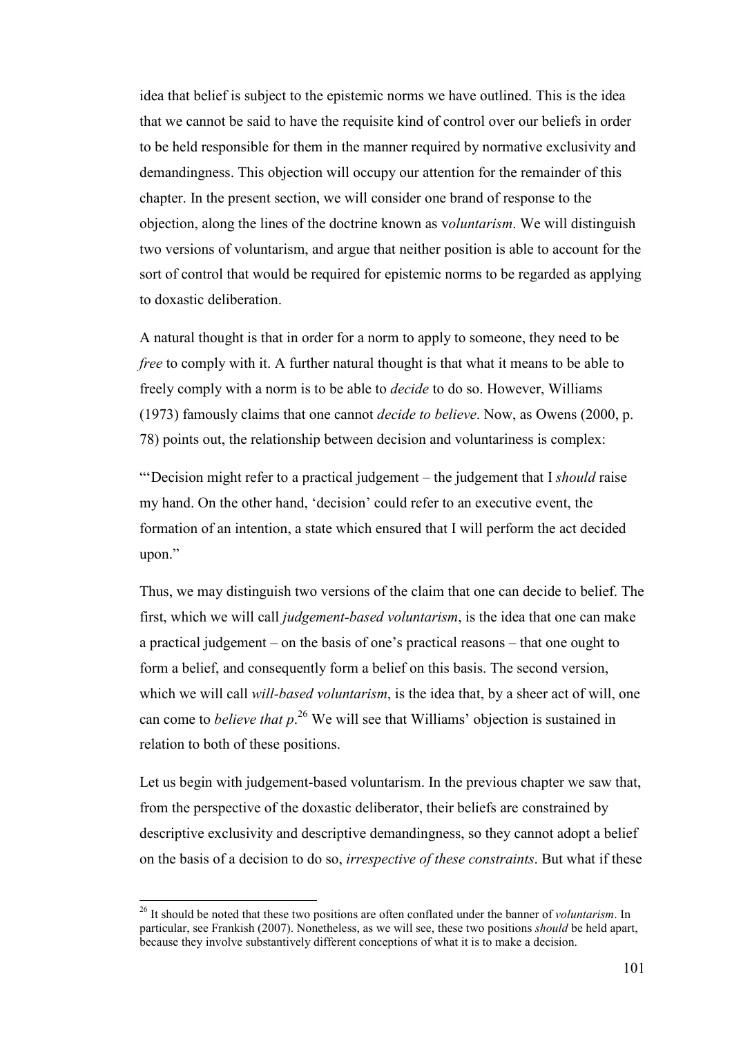idea that belief is subject to the epistemic norms we have outlined. This is the idea that we cannot be said to have the requisite kind of control over our beliefs in order to be held responsible for them in the manner required by normative exclusivity and demandingness. This objection will occupy our attention for the remainder of this chapter. In the present section, we will consider one brand of response to the objection, along the lines of the doctrine known as v*oluntarism*. We will distinguish two versions of voluntarism, and argue that neither position is able to account for the sort of control that would be required for epistemic norms to be regarded as applying to doxastic deliberation.

A natural thought is that in order for a norm to apply to someone, they need to be *free* to comply with it. A further natural thought is that what it means to be able to freely comply with a norm is to be able to *decide* to do so. However, Williams (1973) famously claims that one cannot *decide to believe*. Now, as Owens (2000, p. 78) points out, the relationship between decision and voluntariness is complex:

"'Decision might refer to a practical judgement – the judgement that I *should* raise my hand. On the other hand, 'decision' could refer to an executive event, the formation of an intention, a state which ensured that I will perform the act decided upon."

Thus, we may distinguish two versions of the claim that one can decide to belief. The first, which we will call *judgement-based voluntarism*, is the idea that one can make a practical judgement – on the basis of one's practical reasons – that one ought to form a belief, and consequently form a belief on this basis. The second version, which we will call *will-based voluntarism*, is the idea that, by a sheer act of will, one can come to *believe that p*.[26] We will see that Williams' objection is sustained in relation to both of these positions.

Let us begin with judgement-based voluntarism. In the previous chapter we saw that, from the perspective of the doxastic deliberator, their beliefs are constrained by descriptive exclusivity and descriptive demandingness, so they cannot adopt a belief on the basis of a decision to do so, *irrespective of these constraints*. But what if these

[26] It should be noted that these two positions are often conflated under the banner of *voluntarism*. In particular, see Frankish (2007). Nonetheless, as we will see, these two positions *should* be held apart, because they involve substantively different conceptions of what it is to make a decision.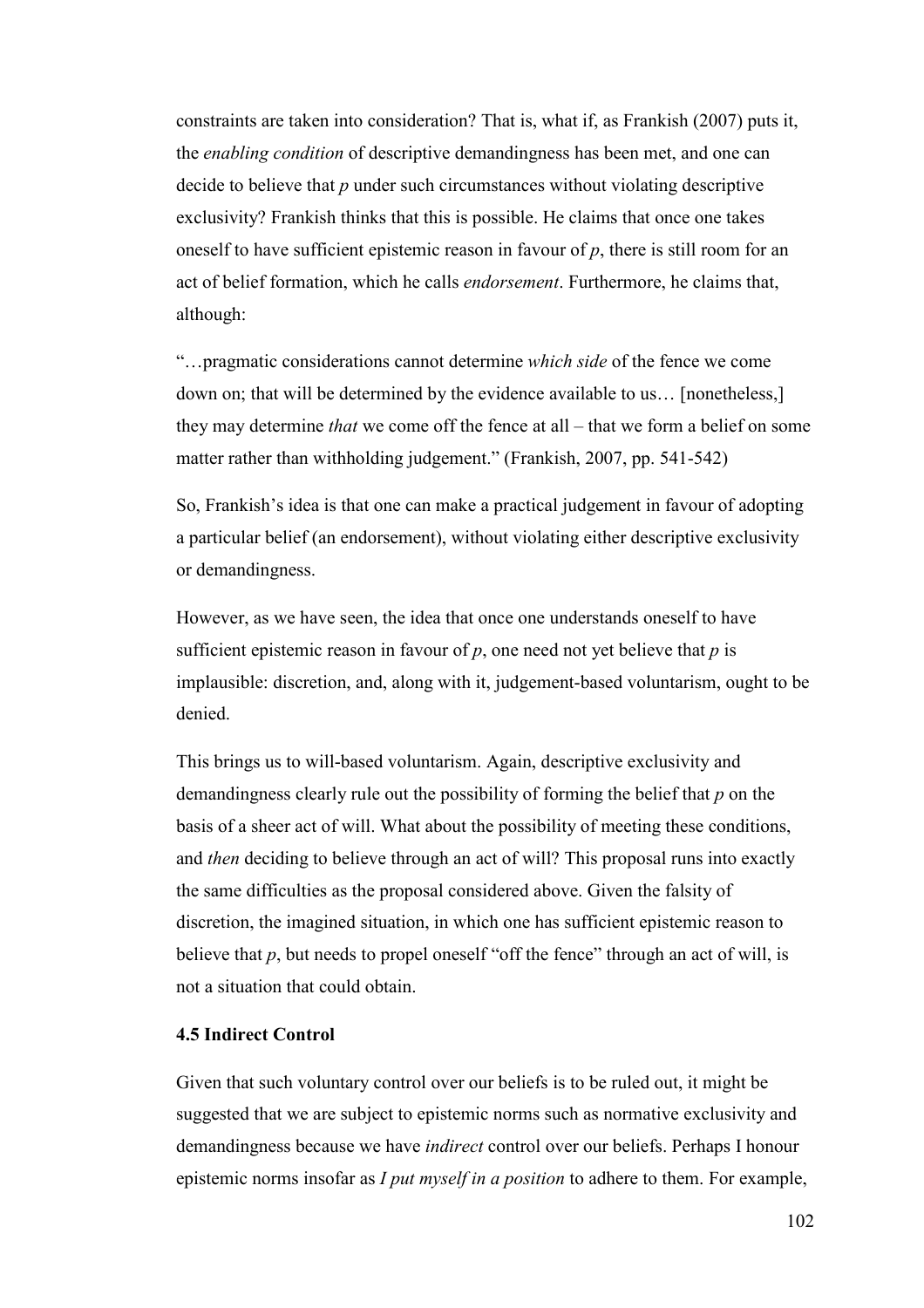constraints are taken into consideration? That is, what if, as Frankish (2007) puts it, the *enabling condition* of descriptive demandingness has been met, and one can decide to believe that *p* under such circumstances without violating descriptive exclusivity? Frankish thinks that this is possible. He claims that once one takes oneself to have sufficient epistemic reason in favour of *p*, there is still room for an act of belief formation, which he calls *endorsement*. Furthermore, he claims that, although:

"…pragmatic considerations cannot determine *which side* of the fence we come down on; that will be determined by the evidence available to us… [nonetheless,] they may determine *that* we come off the fence at all – that we form a belief on some matter rather than withholding judgement." (Frankish, 2007, pp. 541-542)

So, Frankish's idea is that one can make a practical judgement in favour of adopting a particular belief (an endorsement), without violating either descriptive exclusivity or demandingness.

However, as we have seen, the idea that once one understands oneself to have sufficient epistemic reason in favour of *p*, one need not yet believe that *p* is implausible: discretion, and, along with it, judgement-based voluntarism, ought to be denied.

This brings us to will-based voluntarism. Again, descriptive exclusivity and demandingness clearly rule out the possibility of forming the belief that *p* on the basis of a sheer act of will. What about the possibility of meeting these conditions, and *then* deciding to believe through an act of will? This proposal runs into exactly the same difficulties as the proposal considered above. Given the falsity of discretion, the imagined situation, in which one has sufficient epistemic reason to believe that *p*, but needs to propel oneself "off the fence" through an act of will, is not a situation that could obtain.

### 4.5 Indirect Control

Given that such voluntary control over our beliefs is to be ruled out, it might be suggested that we are subject to epistemic norms such as normative exclusivity and demandingness because we have *indirect* control over our beliefs. Perhaps I honour epistemic norms insofar as *I put myself in a position* to adhere to them. For example,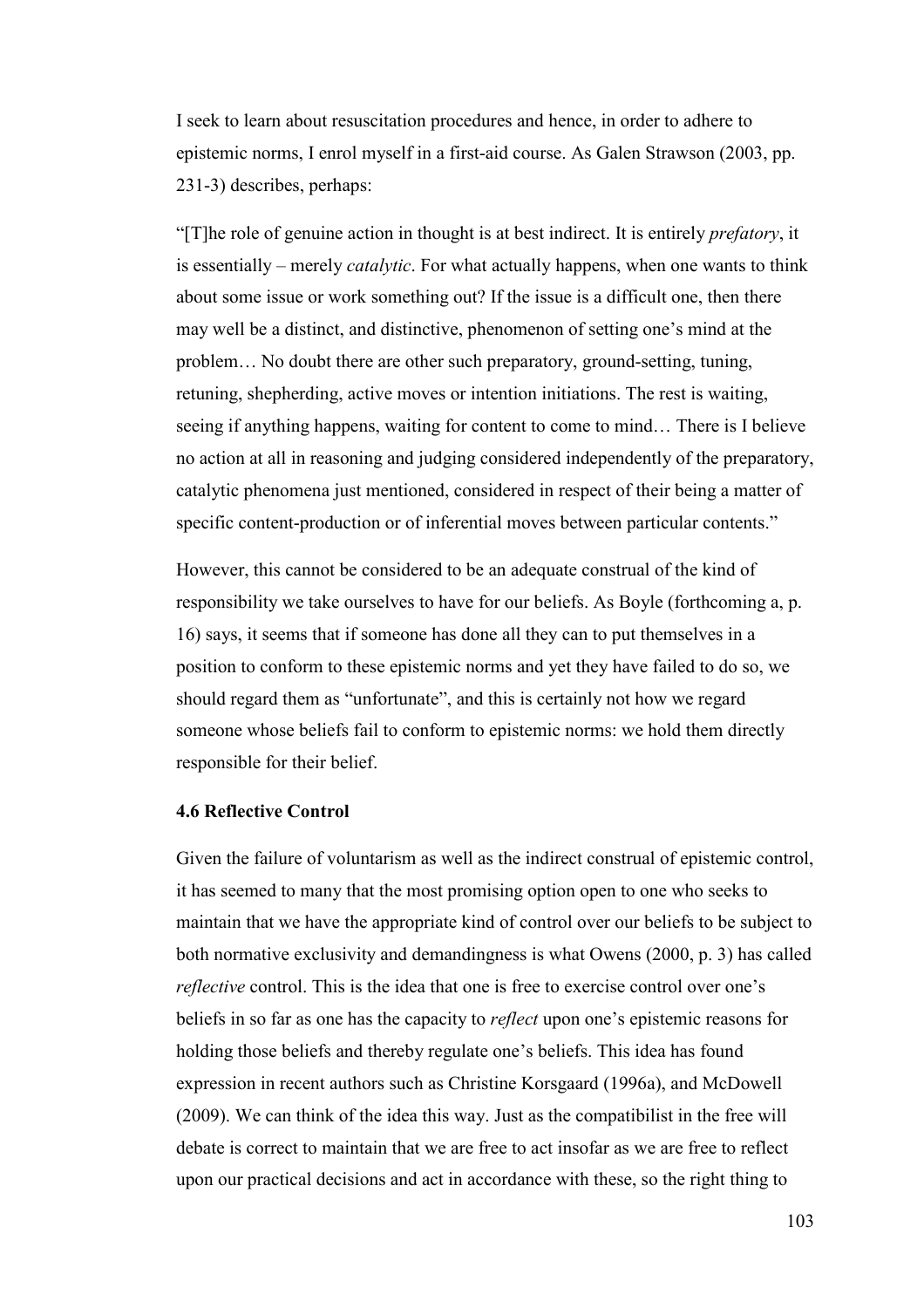I seek to learn about resuscitation procedures and hence, in order to adhere to epistemic norms, I enrol myself in a first-aid course. As Galen Strawson (2003, pp. 231-3) describes, perhaps:

"[T]he role of genuine action in thought is at best indirect. It is entirely *prefatory*, it is essentially – merely *catalytic*. For what actually happens, when one wants to think about some issue or work something out? If the issue is a difficult one, then there may well be a distinct, and distinctive, phenomenon of setting one's mind at the problem… No doubt there are other such preparatory, ground-setting, tuning, retuning, shepherding, active moves or intention initiations. The rest is waiting, seeing if anything happens, waiting for content to come to mind… There is I believe no action at all in reasoning and judging considered independently of the preparatory, catalytic phenomena just mentioned, considered in respect of their being a matter of specific content-production or of inferential moves between particular contents."

However, this cannot be considered to be an adequate construal of the kind of responsibility we take ourselves to have for our beliefs. As Boyle (forthcoming a, p. 16) says, it seems that if someone has done all they can to put themselves in a position to conform to these epistemic norms and yet they have failed to do so, we should regard them as "unfortunate", and this is certainly not how we regard someone whose beliefs fail to conform to epistemic norms: we hold them directly responsible for their belief.

### 4.6 Reflective Control

Given the failure of voluntarism as well as the indirect construal of epistemic control, it has seemed to many that the most promising option open to one who seeks to maintain that we have the appropriate kind of control over our beliefs to be subject to both normative exclusivity and demandingness is what Owens (2000, p. 3) has called *reflective* control. This is the idea that one is free to exercise control over one's beliefs in so far as one has the capacity to *reflect* upon one's epistemic reasons for holding those beliefs and thereby regulate one's beliefs. This idea has found expression in recent authors such as Christine Korsgaard (1996a), and McDowell (2009). We can think of the idea this way. Just as the compatibilist in the free will debate is correct to maintain that we are free to act insofar as we are free to reflect upon our practical decisions and act in accordance with these, so the right thing to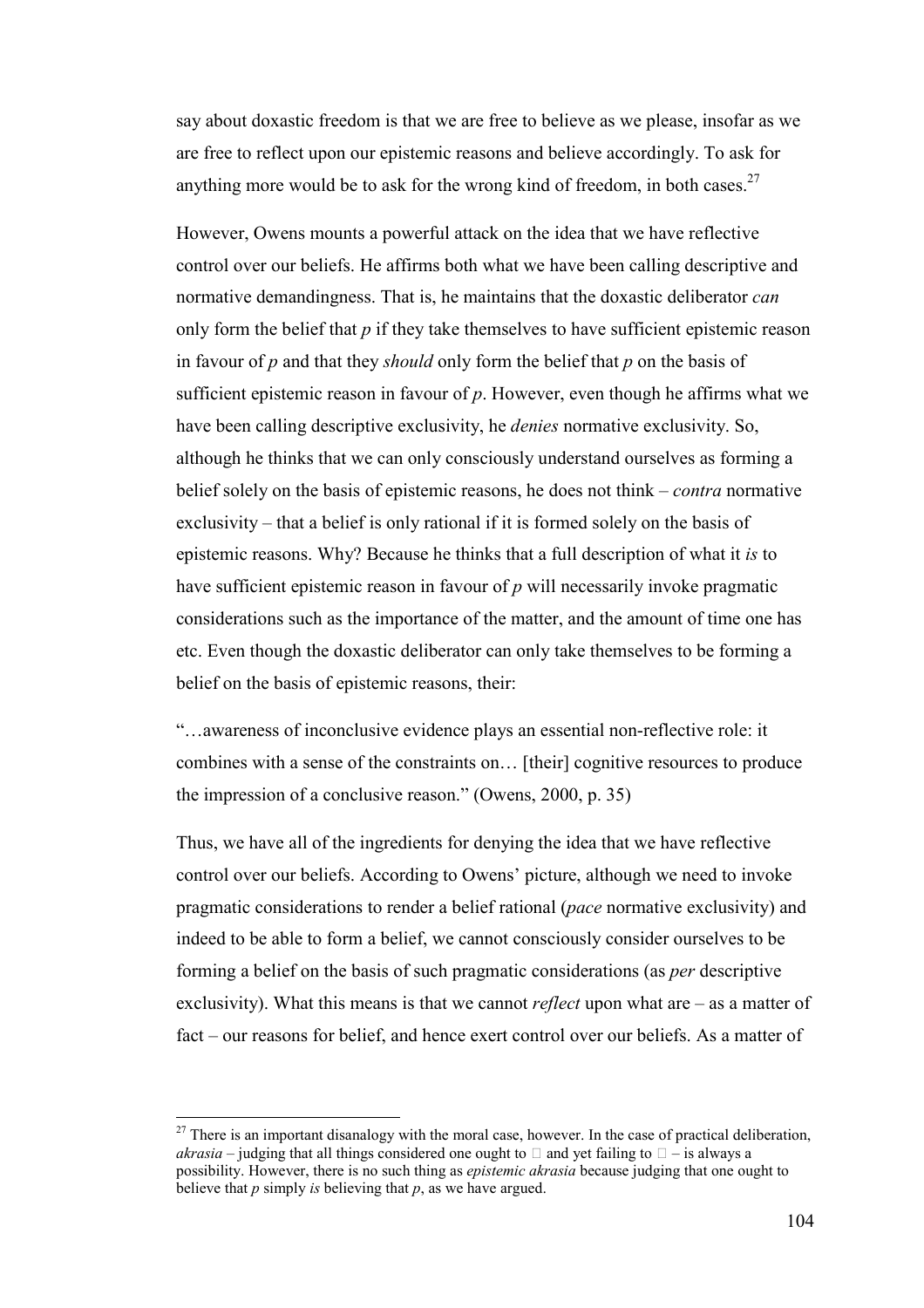say about doxastic freedom is that we are free to believe as we please, insofar as we are free to reflect upon our epistemic reasons and believe accordingly. To ask for anything more would be to ask for the wrong kind of freedom, in both cases.[27]

However, Owens mounts a powerful attack on the idea that we have reflective control over our beliefs. He affirms both what we have been calling descriptive and normative demandingness. That is, he maintains that the doxastic deliberator *can* only form the belief that *p* if they take themselves to have sufficient epistemic reason in favour of *p* and that they *should* only form the belief that *p* on the basis of sufficient epistemic reason in favour of *p*. However, even though he affirms what we have been calling descriptive exclusivity, he *denies* normative exclusivity. So, although he thinks that we can only consciously understand ourselves as forming a belief solely on the basis of epistemic reasons, he does not think – *contra* normative exclusivity – that a belief is only rational if it is formed solely on the basis of epistemic reasons. Why? Because he thinks that a full description of what it *is* to have sufficient epistemic reason in favour of *p* will necessarily invoke pragmatic considerations such as the importance of the matter, and the amount of time one has etc. Even though the doxastic deliberator can only take themselves to be forming a belief on the basis of epistemic reasons, their:

"…awareness of inconclusive evidence plays an essential non-reflective role: it combines with a sense of the constraints on… [their] cognitive resources to produce the impression of a conclusive reason." (Owens, 2000, p. 35)

Thus, we have all of the ingredients for denying the idea that we have reflective control over our beliefs. According to Owens' picture, although we need to invoke pragmatic considerations to render a belief rational (*pace* normative exclusivity) and indeed to be able to form a belief, we cannot consciously consider ourselves to be forming a belief on the basis of such pragmatic considerations (as *per* descriptive exclusivity). What this means is that we cannot *reflect* upon what are – as a matter of fact – our reasons for belief, and hence exert control over our beliefs. As a matter of

---

[27] There is an important disanalogy with the moral case, however. In the case of practical deliberation, *akrasia* – judging that all things considered one ought to  and yet failing to  – is always a possibility. However, there is no such thing as *epistemic akrasia* because judging that one ought to believe that *p* simply *is* believing that *p*, as we have argued.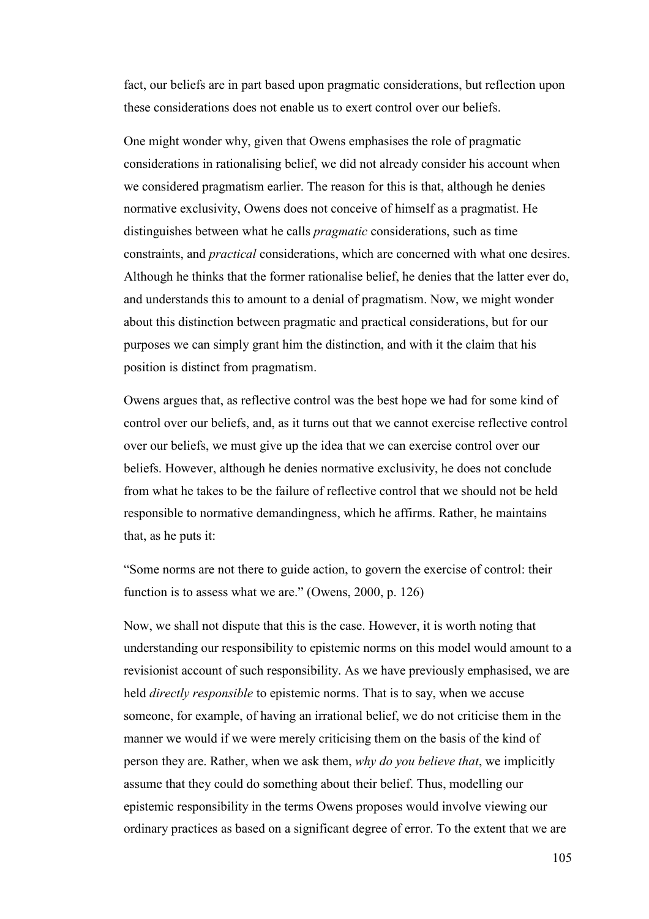fact, our beliefs are in part based upon pragmatic considerations, but reflection upon these considerations does not enable us to exert control over our beliefs.

One might wonder why, given that Owens emphasises the role of pragmatic considerations in rationalising belief, we did not already consider his account when we considered pragmatism earlier. The reason for this is that, although he denies normative exclusivity, Owens does not conceive of himself as a pragmatist. He distinguishes between what he calls *pragmatic* considerations, such as time constraints, and *practical* considerations, which are concerned with what one desires. Although he thinks that the former rationalise belief, he denies that the latter ever do, and understands this to amount to a denial of pragmatism. Now, we might wonder about this distinction between pragmatic and practical considerations, but for our purposes we can simply grant him the distinction, and with it the claim that his position is distinct from pragmatism.

Owens argues that, as reflective control was the best hope we had for some kind of control over our beliefs, and, as it turns out that we cannot exercise reflective control over our beliefs, we must give up the idea that we can exercise control over our beliefs. However, although he denies normative exclusivity, he does not conclude from what he takes to be the failure of reflective control that we should not be held responsible to normative demandingness, which he affirms. Rather, he maintains that, as he puts it:

"Some norms are not there to guide action, to govern the exercise of control: their function is to assess what we are." (Owens, 2000, p. 126)

Now, we shall not dispute that this is the case. However, it is worth noting that understanding our responsibility to epistemic norms on this model would amount to a revisionist account of such responsibility. As we have previously emphasised, we are held *directly responsible* to epistemic norms. That is to say, when we accuse someone, for example, of having an irrational belief, we do not criticise them in the manner we would if we were merely criticising them on the basis of the kind of person they are. Rather, when we ask them, *why do you believe that*, we implicitly assume that they could do something about their belief. Thus, modelling our epistemic responsibility in the terms Owens proposes would involve viewing our ordinary practices as based on a significant degree of error. To the extent that we are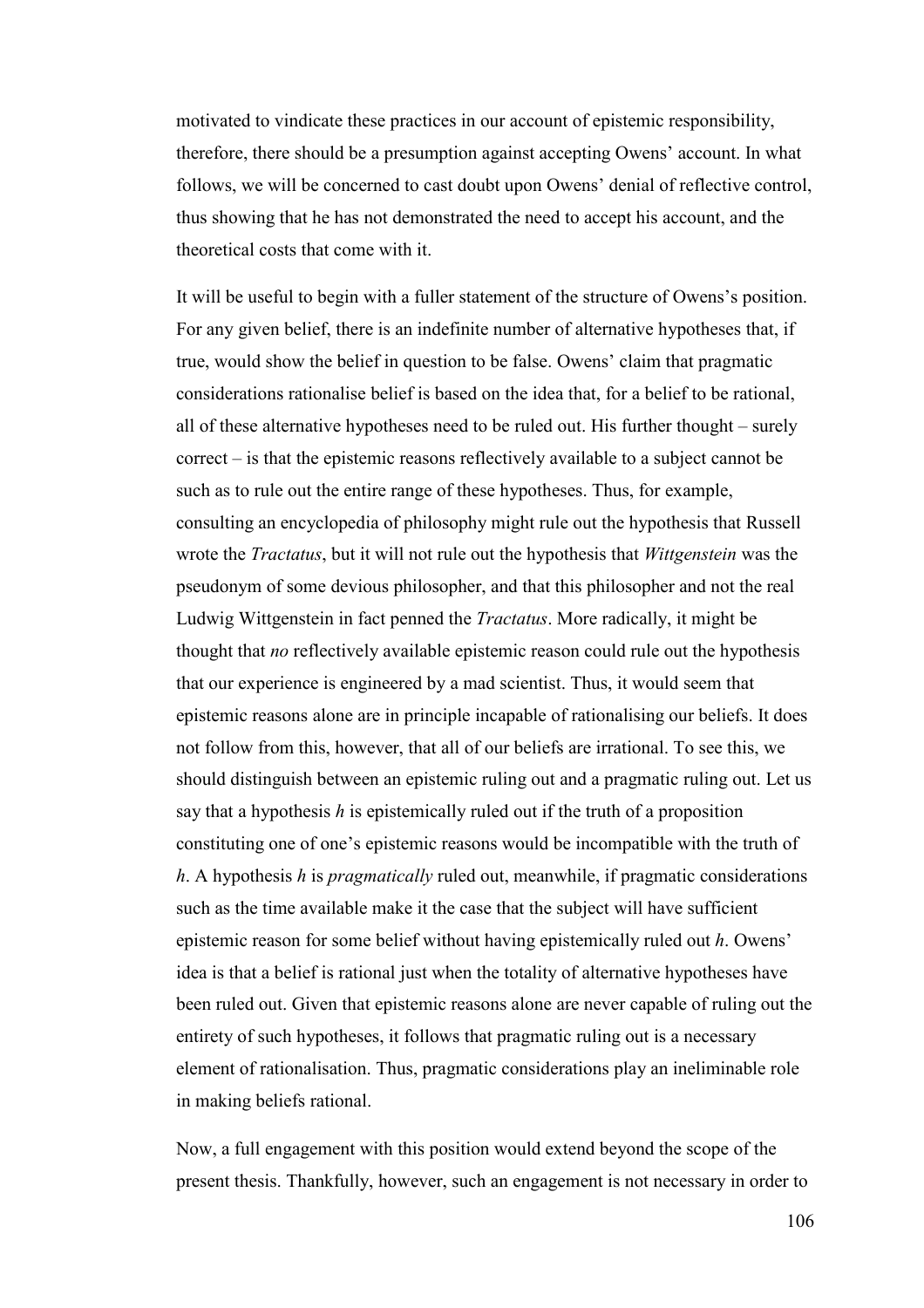motivated to vindicate these practices in our account of epistemic responsibility, therefore, there should be a presumption against accepting Owens' account. In what follows, we will be concerned to cast doubt upon Owens' denial of reflective control, thus showing that he has not demonstrated the need to accept his account, and the theoretical costs that come with it.

It will be useful to begin with a fuller statement of the structure of Owens's position. For any given belief, there is an indefinite number of alternative hypotheses that, if true, would show the belief in question to be false. Owens' claim that pragmatic considerations rationalise belief is based on the idea that, for a belief to be rational, all of these alternative hypotheses need to be ruled out. His further thought – surely correct – is that the epistemic reasons reflectively available to a subject cannot be such as to rule out the entire range of these hypotheses. Thus, for example, consulting an encyclopedia of philosophy might rule out the hypothesis that Russell wrote the *Tractatus*, but it will not rule out the hypothesis that *Wittgenstein* was the pseudonym of some devious philosopher, and that this philosopher and not the real Ludwig Wittgenstein in fact penned the *Tractatus*. More radically, it might be thought that *no* reflectively available epistemic reason could rule out the hypothesis that our experience is engineered by a mad scientist. Thus, it would seem that epistemic reasons alone are in principle incapable of rationalising our beliefs. It does not follow from this, however, that all of our beliefs are irrational. To see this, we should distinguish between an epistemic ruling out and a pragmatic ruling out. Let us say that a hypothesis *h* is epistemically ruled out if the truth of a proposition constituting one of one's epistemic reasons would be incompatible with the truth of *h*. A hypothesis *h* is *pragmatically* ruled out, meanwhile, if pragmatic considerations such as the time available make it the case that the subject will have sufficient epistemic reason for some belief without having epistemically ruled out *h*. Owens' idea is that a belief is rational just when the totality of alternative hypotheses have been ruled out. Given that epistemic reasons alone are never capable of ruling out the entirety of such hypotheses, it follows that pragmatic ruling out is a necessary element of rationalisation. Thus, pragmatic considerations play an ineliminable role in making beliefs rational.

Now, a full engagement with this position would extend beyond the scope of the present thesis. Thankfully, however, such an engagement is not necessary in order to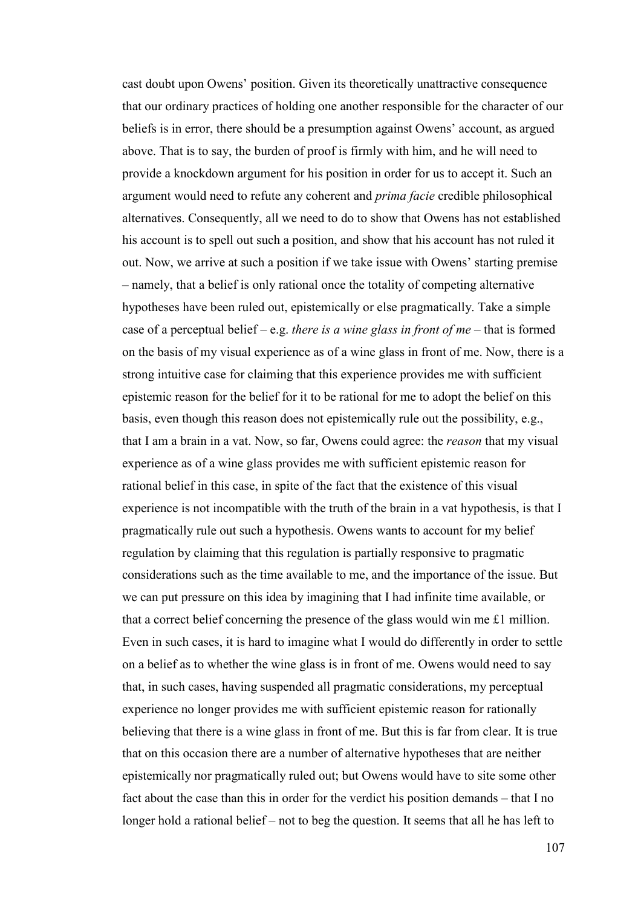cast doubt upon Owens' position. Given its theoretically unattractive consequence that our ordinary practices of holding one another responsible for the character of our beliefs is in error, there should be a presumption against Owens' account, as argued above. That is to say, the burden of proof is firmly with him, and he will need to provide a knockdown argument for his position in order for us to accept it. Such an argument would need to refute any coherent and *prima facie* credible philosophical alternatives. Consequently, all we need to do to show that Owens has not established his account is to spell out such a position, and show that his account has not ruled it out. Now, we arrive at such a position if we take issue with Owens' starting premise – namely, that a belief is only rational once the totality of competing alternative hypotheses have been ruled out, epistemically or else pragmatically. Take a simple case of a perceptual belief – e.g. *there is a wine glass in front of me* – that is formed on the basis of my visual experience as of a wine glass in front of me. Now, there is a strong intuitive case for claiming that this experience provides me with sufficient epistemic reason for the belief for it to be rational for me to adopt the belief on this basis, even though this reason does not epistemically rule out the possibility, e.g., that I am a brain in a vat. Now, so far, Owens could agree: the *reason* that my visual experience as of a wine glass provides me with sufficient epistemic reason for rational belief in this case, in spite of the fact that the existence of this visual experience is not incompatible with the truth of the brain in a vat hypothesis, is that I pragmatically rule out such a hypothesis. Owens wants to account for my belief regulation by claiming that this regulation is partially responsive to pragmatic considerations such as the time available to me, and the importance of the issue. But we can put pressure on this idea by imagining that I had infinite time available, or that a correct belief concerning the presence of the glass would win me £1 million. Even in such cases, it is hard to imagine what I would do differently in order to settle on a belief as to whether the wine glass is in front of me. Owens would need to say that, in such cases, having suspended all pragmatic considerations, my perceptual experience no longer provides me with sufficient epistemic reason for rationally believing that there is a wine glass in front of me. But this is far from clear. It is true that on this occasion there are a number of alternative hypotheses that are neither epistemically nor pragmatically ruled out; but Owens would have to site some other fact about the case than this in order for the verdict his position demands – that I no longer hold a rational belief – not to beg the question. It seems that all he has left to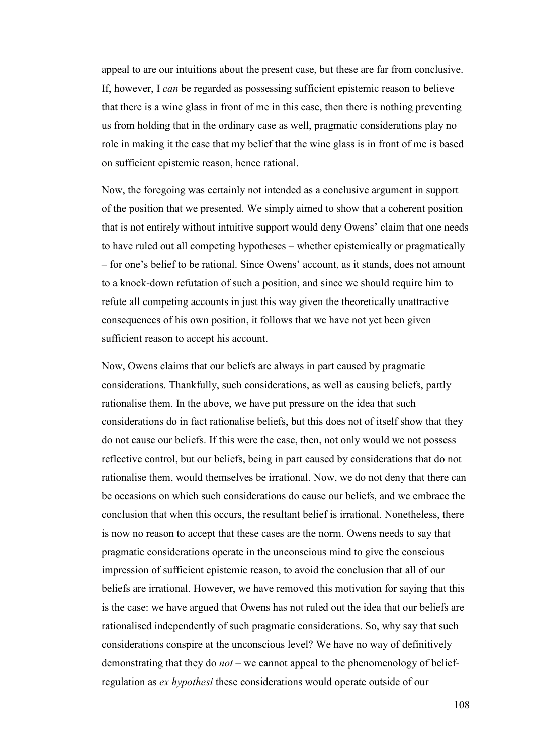appeal to are our intuitions about the present case, but these are far from conclusive. If, however, I *can* be regarded as possessing sufficient epistemic reason to believe that there is a wine glass in front of me in this case, then there is nothing preventing us from holding that in the ordinary case as well, pragmatic considerations play no role in making it the case that my belief that the wine glass is in front of me is based on sufficient epistemic reason, hence rational.

Now, the foregoing was certainly not intended as a conclusive argument in support of the position that we presented. We simply aimed to show that a coherent position that is not entirely without intuitive support would deny Owens' claim that one needs to have ruled out all competing hypotheses – whether epistemically or pragmatically – for one's belief to be rational. Since Owens' account, as it stands, does not amount to a knock-down refutation of such a position, and since we should require him to refute all competing accounts in just this way given the theoretically unattractive consequences of his own position, it follows that we have not yet been given sufficient reason to accept his account.

Now, Owens claims that our beliefs are always in part caused by pragmatic considerations. Thankfully, such considerations, as well as causing beliefs, partly rationalise them. In the above, we have put pressure on the idea that such considerations do in fact rationalise beliefs, but this does not of itself show that they do not cause our beliefs. If this were the case, then, not only would we not possess reflective control, but our beliefs, being in part caused by considerations that do not rationalise them, would themselves be irrational. Now, we do not deny that there can be occasions on which such considerations do cause our beliefs, and we embrace the conclusion that when this occurs, the resultant belief is irrational. Nonetheless, there is now no reason to accept that these cases are the norm. Owens needs to say that pragmatic considerations operate in the unconscious mind to give the conscious impression of sufficient epistemic reason, to avoid the conclusion that all of our beliefs are irrational. However, we have removed this motivation for saying that this is the case: we have argued that Owens has not ruled out the idea that our beliefs are rationalised independently of such pragmatic considerations. So, why say that such considerations conspire at the unconscious level? We have no way of definitively demonstrating that they do *not* – we cannot appeal to the phenomenology of belief-regulation as *ex hypothesi* these considerations would operate outside of our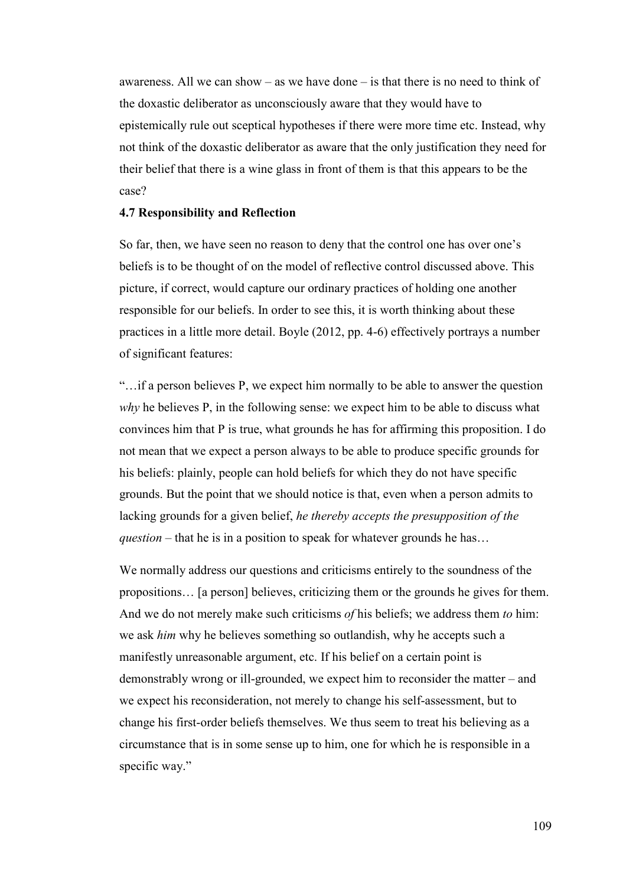awareness. All we can show – as we have done – is that there is no need to think of the doxastic deliberator as unconsciously aware that they would have to epistemically rule out sceptical hypotheses if there were more time etc. Instead, why not think of the doxastic deliberator as aware that the only justification they need for their belief that there is a wine glass in front of them is that this appears to be the case?

**4.7 Responsibility and Reflection**

So far, then, we have seen no reason to deny that the control one has over one's beliefs is to be thought of on the model of reflective control discussed above. This picture, if correct, would capture our ordinary practices of holding one another responsible for our beliefs. In order to see this, it is worth thinking about these practices in a little more detail. Boyle (2012, pp. 4-6) effectively portrays a number of significant features:

"…if a person believes P, we expect him normally to be able to answer the question *why* he believes P, in the following sense: we expect him to be able to discuss what convinces him that P is true, what grounds he has for affirming this proposition. I do not mean that we expect a person always to be able to produce specific grounds for his beliefs: plainly, people can hold beliefs for which they do not have specific grounds. But the point that we should notice is that, even when a person admits to lacking grounds for a given belief, *he thereby accepts the presupposition of the question* – that he is in a position to speak for whatever grounds he has…

We normally address our questions and criticisms entirely to the soundness of the propositions… [a person] believes, criticizing them or the grounds he gives for them. And we do not merely make such criticisms *of* his beliefs; we address them *to* him: we ask *him* why he believes something so outlandish, why he accepts such a manifestly unreasonable argument, etc. If his belief on a certain point is demonstrably wrong or ill-grounded, we expect him to reconsider the matter – and we expect his reconsideration, not merely to change his self-assessment, but to change his first-order beliefs themselves. We thus seem to treat his believing as a circumstance that is in some sense up to him, one for which he is responsible in a specific way."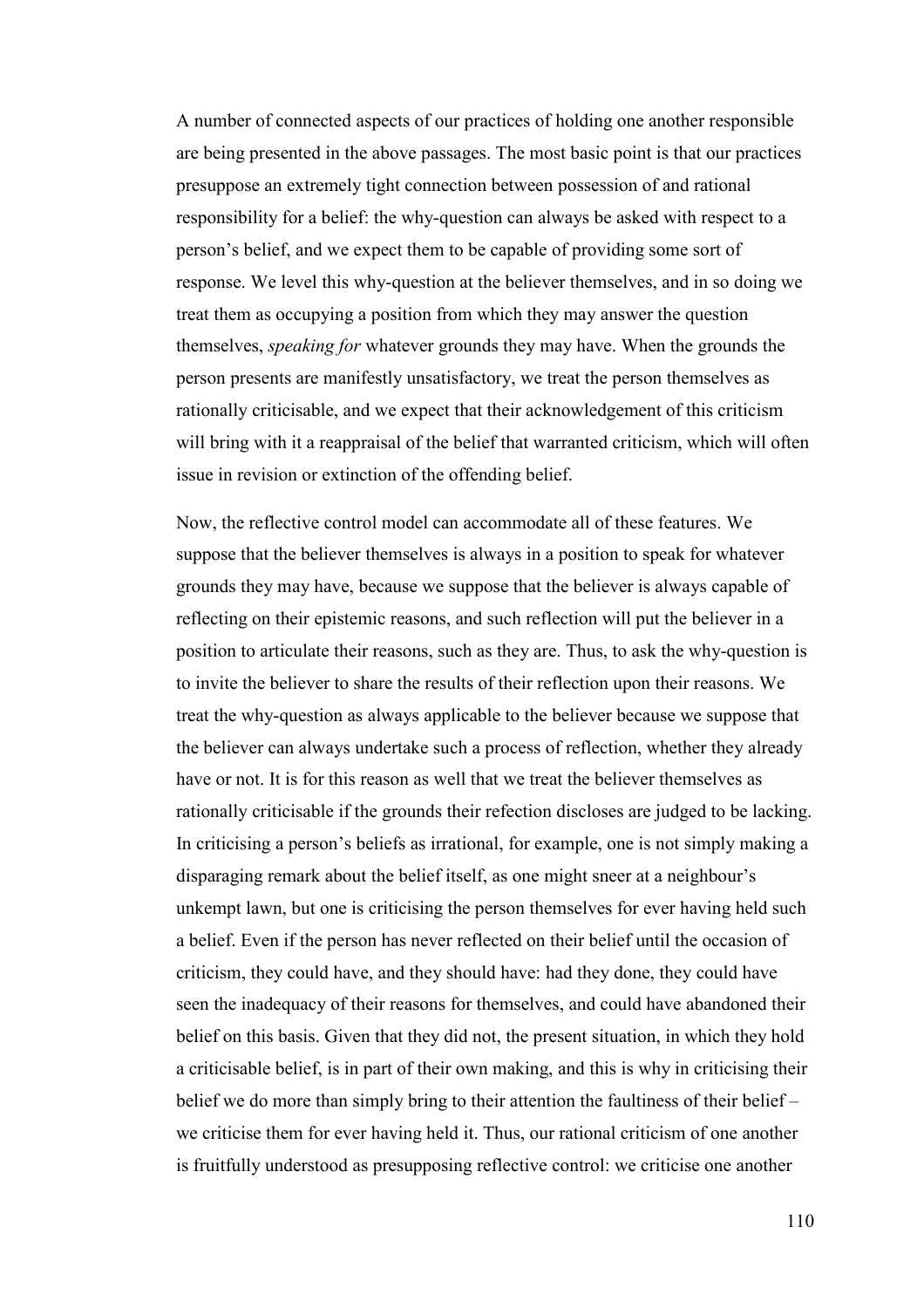A number of connected aspects of our practices of holding one another responsible are being presented in the above passages. The most basic point is that our practices presuppose an extremely tight connection between possession of and rational responsibility for a belief: the why-question can always be asked with respect to a person's belief, and we expect them to be capable of providing some sort of response. We level this why-question at the believer themselves, and in so doing we treat them as occupying a position from which they may answer the question themselves, *speaking for* whatever grounds they may have. When the grounds the person presents are manifestly unsatisfactory, we treat the person themselves as rationally criticisable, and we expect that their acknowledgement of this criticism will bring with it a reappraisal of the belief that warranted criticism, which will often issue in revision or extinction of the offending belief.

Now, the reflective control model can accommodate all of these features. We suppose that the believer themselves is always in a position to speak for whatever grounds they may have, because we suppose that the believer is always capable of reflecting on their epistemic reasons, and such reflection will put the believer in a position to articulate their reasons, such as they are. Thus, to ask the why-question is to invite the believer to share the results of their reflection upon their reasons. We treat the why-question as always applicable to the believer because we suppose that the believer can always undertake such a process of reflection, whether they already have or not. It is for this reason as well that we treat the believer themselves as rationally criticisable if the grounds their refection discloses are judged to be lacking. In criticising a person's beliefs as irrational, for example, one is not simply making a disparaging remark about the belief itself, as one might sneer at a neighbour's unkempt lawn, but one is criticising the person themselves for ever having held such a belief. Even if the person has never reflected on their belief until the occasion of criticism, they could have, and they should have: had they done, they could have seen the inadequacy of their reasons for themselves, and could have abandoned their belief on this basis. Given that they did not, the present situation, in which they hold a criticisable belief, is in part of their own making, and this is why in criticising their belief we do more than simply bring to their attention the faultiness of their belief – we criticise them for ever having held it. Thus, our rational criticism of one another is fruitfully understood as presupposing reflective control: we criticise one another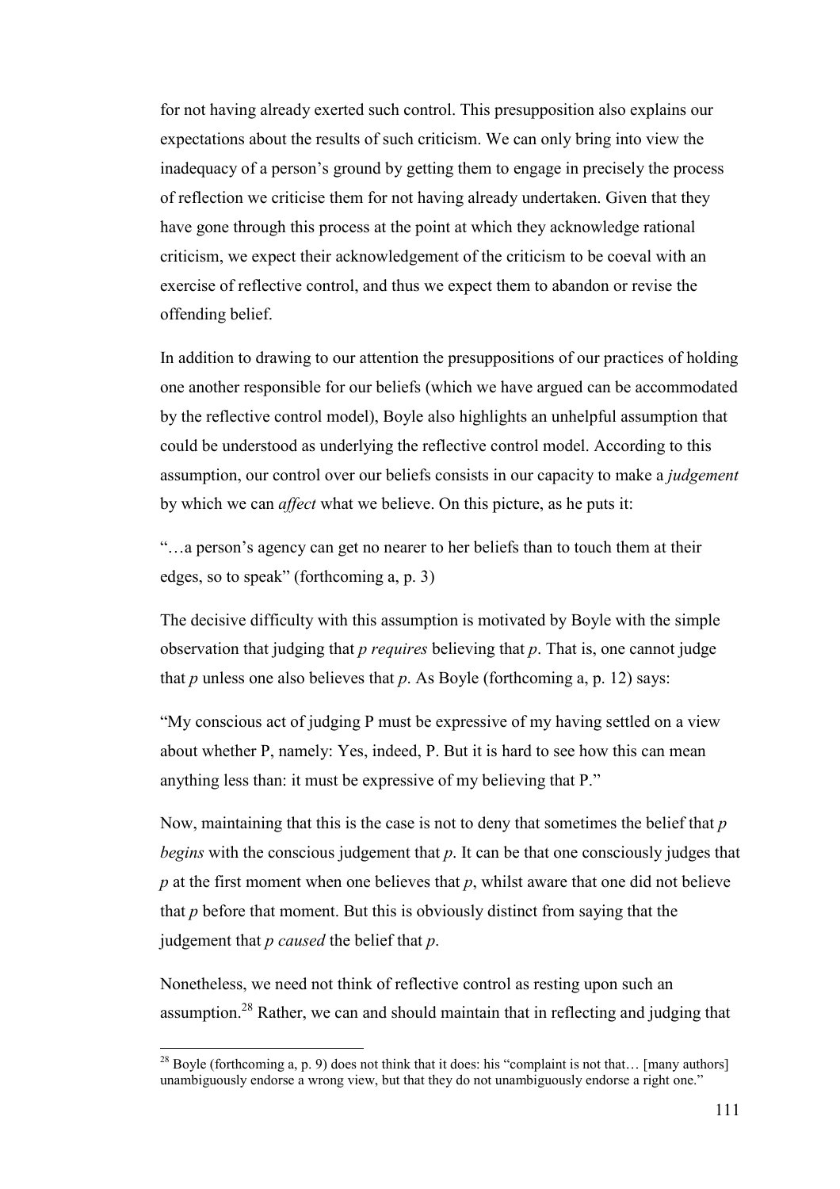for not having already exerted such control. This presupposition also explains our expectations about the results of such criticism. We can only bring into view the inadequacy of a person's ground by getting them to engage in precisely the process of reflection we criticise them for not having already undertaken. Given that they have gone through this process at the point at which they acknowledge rational criticism, we expect their acknowledgement of the criticism to be coeval with an exercise of reflective control, and thus we expect them to abandon or revise the offending belief.

In addition to drawing to our attention the presuppositions of our practices of holding one another responsible for our beliefs (which we have argued can be accommodated by the reflective control model), Boyle also highlights an unhelpful assumption that could be understood as underlying the reflective control model. According to this assumption, our control over our beliefs consists in our capacity to make a *judgement* by which we can *affect* what we believe. On this picture, as he puts it:

"…a person's agency can get no nearer to her beliefs than to touch them at their edges, so to speak" (forthcoming a, p. 3)

The decisive difficulty with this assumption is motivated by Boyle with the simple observation that judging that *p requires* believing that *p*. That is, one cannot judge that *p* unless one also believes that *p*. As Boyle (forthcoming a, p. 12) says:

"My conscious act of judging P must be expressive of my having settled on a view about whether P, namely: Yes, indeed, P. But it is hard to see how this can mean anything less than: it must be expressive of my believing that P."

Now, maintaining that this is the case is not to deny that sometimes the belief that *p* *begins* with the conscious judgement that *p*. It can be that one consciously judges that *p* at the first moment when one believes that *p*, whilst aware that one did not believe that *p* before that moment. But this is obviously distinct from saying that the judgement that *p caused* the belief that *p*.

Nonetheless, we need not think of reflective control as resting upon such an assumption.[28] Rather, we can and should maintain that in reflecting and judging that

[28] Boyle (forthcoming a, p. 9) does not think that it does: his "complaint is not that… [many authors] unambiguously endorse a wrong view, but that they do not unambiguously endorse a right one."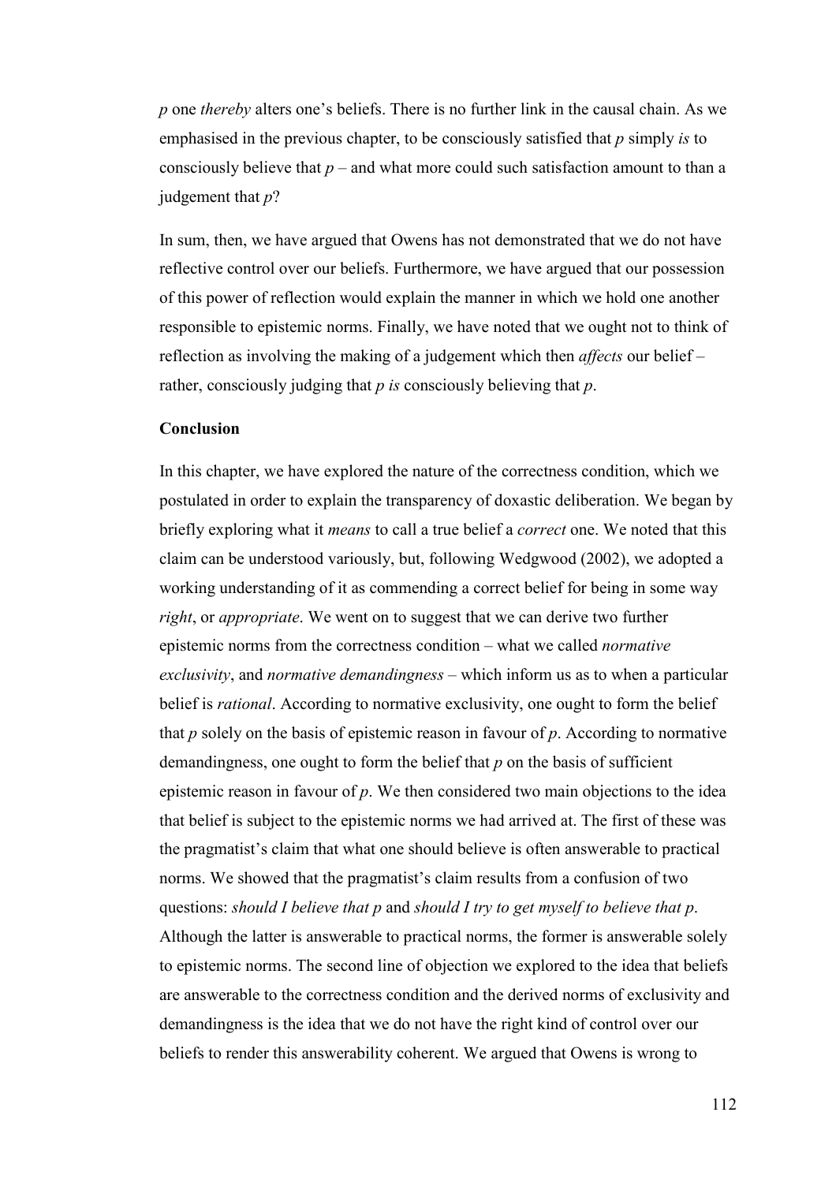*p* one *thereby* alters one's beliefs. There is no further link in the causal chain. As we emphasised in the previous chapter, to be consciously satisfied that *p* simply *is* to consciously believe that *p* – and what more could such satisfaction amount to than a judgement that *p*?

In sum, then, we have argued that Owens has not demonstrated that we do not have reflective control over our beliefs. Furthermore, we have argued that our possession of this power of reflection would explain the manner in which we hold one another responsible to epistemic norms. Finally, we have noted that we ought not to think of reflection as involving the making of a judgement which then *affects* our belief – rather, consciously judging that *p is* consciously believing that *p*.

**Conclusion**

In this chapter, we have explored the nature of the correctness condition, which we postulated in order to explain the transparency of doxastic deliberation. We began by briefly exploring what it *means* to call a true belief a *correct* one. We noted that this claim can be understood variously, but, following Wedgwood (2002), we adopted a working understanding of it as commending a correct belief for being in some way *right*, or *appropriate*. We went on to suggest that we can derive two further epistemic norms from the correctness condition – what we called *normative exclusivity*, and *normative demandingness* – which inform us as to when a particular belief is *rational*. According to normative exclusivity, one ought to form the belief that *p* solely on the basis of epistemic reason in favour of *p*. According to normative demandingness, one ought to form the belief that *p* on the basis of sufficient epistemic reason in favour of *p*. We then considered two main objections to the idea that belief is subject to the epistemic norms we had arrived at. The first of these was the pragmatist's claim that what one should believe is often answerable to practical norms. We showed that the pragmatist's claim results from a confusion of two questions: *should I believe that p* and *should I try to get myself to believe that p*. Although the latter is answerable to practical norms, the former is answerable solely to epistemic norms. The second line of objection we explored to the idea that beliefs are answerable to the correctness condition and the derived norms of exclusivity and demandingness is the idea that we do not have the right kind of control over our beliefs to render this answerability coherent. We argued that Owens is wrong to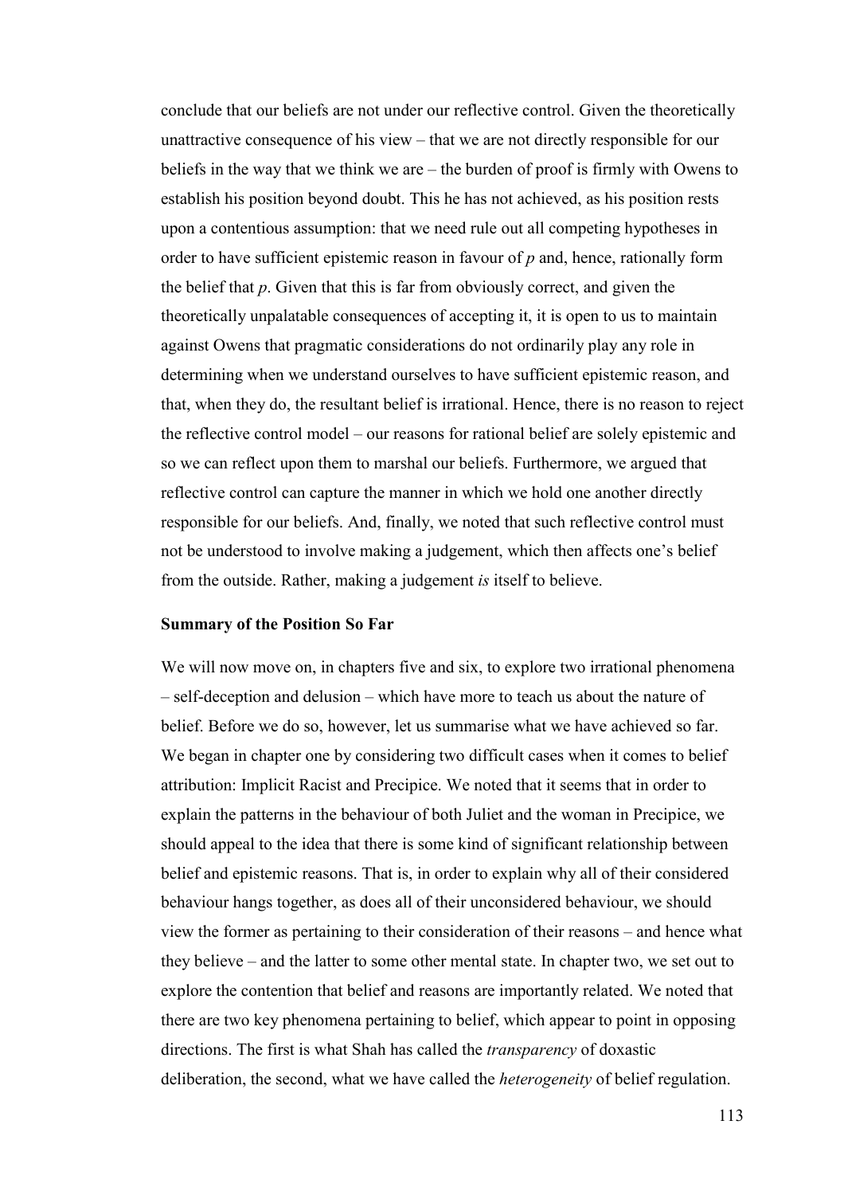conclude that our beliefs are not under our reflective control. Given the theoretically unattractive consequence of his view – that we are not directly responsible for our beliefs in the way that we think we are – the burden of proof is firmly with Owens to establish his position beyond doubt. This he has not achieved, as his position rests upon a contentious assumption: that we need rule out all competing hypotheses in order to have sufficient epistemic reason in favour of *p* and, hence, rationally form the belief that *p*. Given that this is far from obviously correct, and given the theoretically unpalatable consequences of accepting it, it is open to us to maintain against Owens that pragmatic considerations do not ordinarily play any role in determining when we understand ourselves to have sufficient epistemic reason, and that, when they do, the resultant belief is irrational. Hence, there is no reason to reject the reflective control model – our reasons for rational belief are solely epistemic and so we can reflect upon them to marshal our beliefs. Furthermore, we argued that reflective control can capture the manner in which we hold one another directly responsible for our beliefs. And, finally, we noted that such reflective control must not be understood to involve making a judgement, which then affects one's belief from the outside. Rather, making a judgement *is* itself to believe.

**Summary of the Position So Far**

We will now move on, in chapters five and six, to explore two irrational phenomena – self-deception and delusion – which have more to teach us about the nature of belief. Before we do so, however, let us summarise what we have achieved so far. We began in chapter one by considering two difficult cases when it comes to belief attribution: Implicit Racist and Precipice. We noted that it seems that in order to explain the patterns in the behaviour of both Juliet and the woman in Precipice, we should appeal to the idea that there is some kind of significant relationship between belief and epistemic reasons. That is, in order to explain why all of their considered behaviour hangs together, as does all of their unconsidered behaviour, we should view the former as pertaining to their consideration of their reasons – and hence what they believe – and the latter to some other mental state. In chapter two, we set out to explore the contention that belief and reasons are importantly related. We noted that there are two key phenomena pertaining to belief, which appear to point in opposing directions. The first is what Shah has called the *transparency* of doxastic deliberation, the second, what we have called the *heterogeneity* of belief regulation.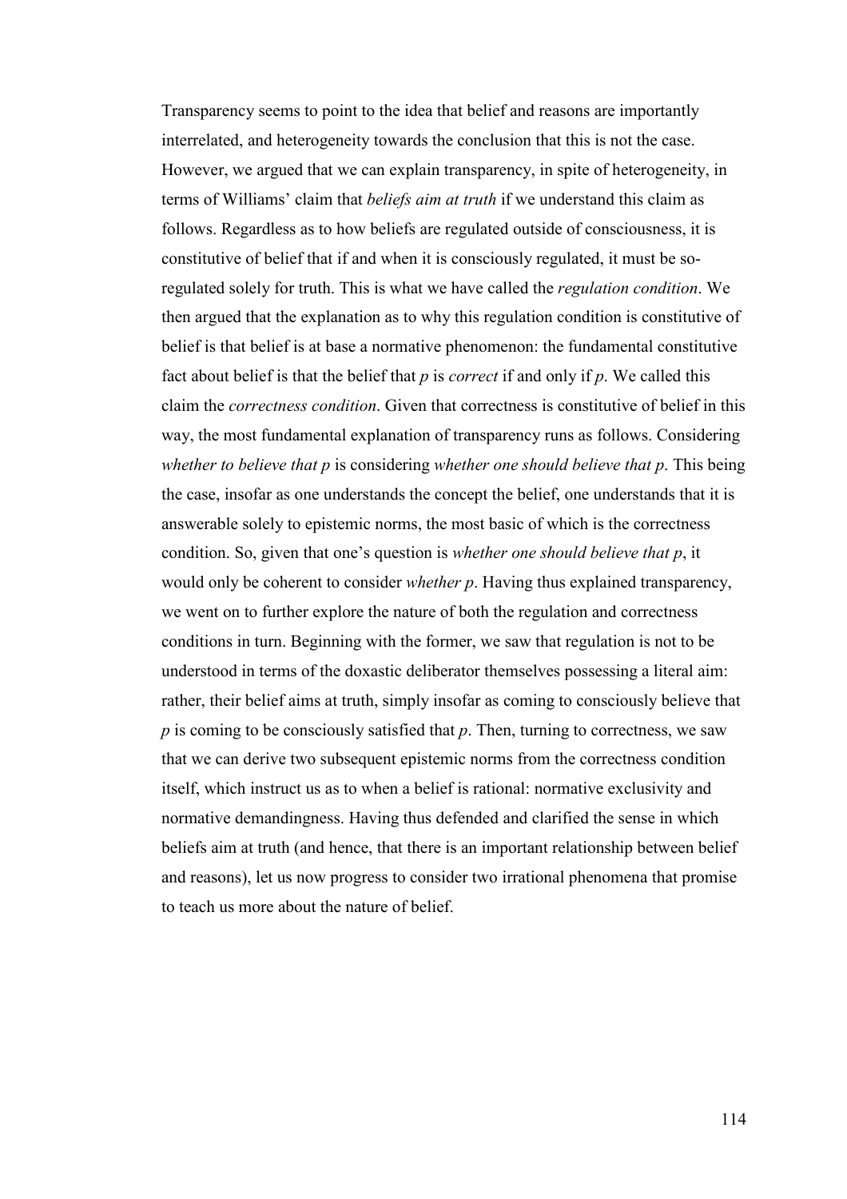Transparency seems to point to the idea that belief and reasons are importantly interrelated, and heterogeneity towards the conclusion that this is not the case. However, we argued that we can explain transparency, in spite of heterogeneity, in terms of Williams' claim that *beliefs aim at truth* if we understand this claim as follows. Regardless as to how beliefs are regulated outside of consciousness, it is constitutive of belief that if and when it is consciously regulated, it must be so-regulated solely for truth. This is what we have called the *regulation condition*. We then argued that the explanation as to why this regulation condition is constitutive of belief is that belief is at base a normative phenomenon: the fundamental constitutive fact about belief is that the belief that *p* is *correct* if and only if *p*. We called this claim the *correctness condition*. Given that correctness is constitutive of belief in this way, the most fundamental explanation of transparency runs as follows. Considering *whether to believe that p* is considering *whether one should believe that p*. This being the case, insofar as one understands the concept the belief, one understands that it is answerable solely to epistemic norms, the most basic of which is the correctness condition. So, given that one's question is *whether one should believe that p*, it would only be coherent to consider *whether p*. Having thus explained transparency, we went on to further explore the nature of both the regulation and correctness conditions in turn. Beginning with the former, we saw that regulation is not to be understood in terms of the doxastic deliberator themselves possessing a literal aim: rather, their belief aims at truth, simply insofar as coming to consciously believe that *p* is coming to be consciously satisfied that *p*. Then, turning to correctness, we saw that we can derive two subsequent epistemic norms from the correctness condition itself, which instruct us as to when a belief is rational: normative exclusivity and normative demandingness. Having thus defended and clarified the sense in which beliefs aim at truth (and hence, that there is an important relationship between belief and reasons), let us now progress to consider two irrational phenomena that promise to teach us more about the nature of belief.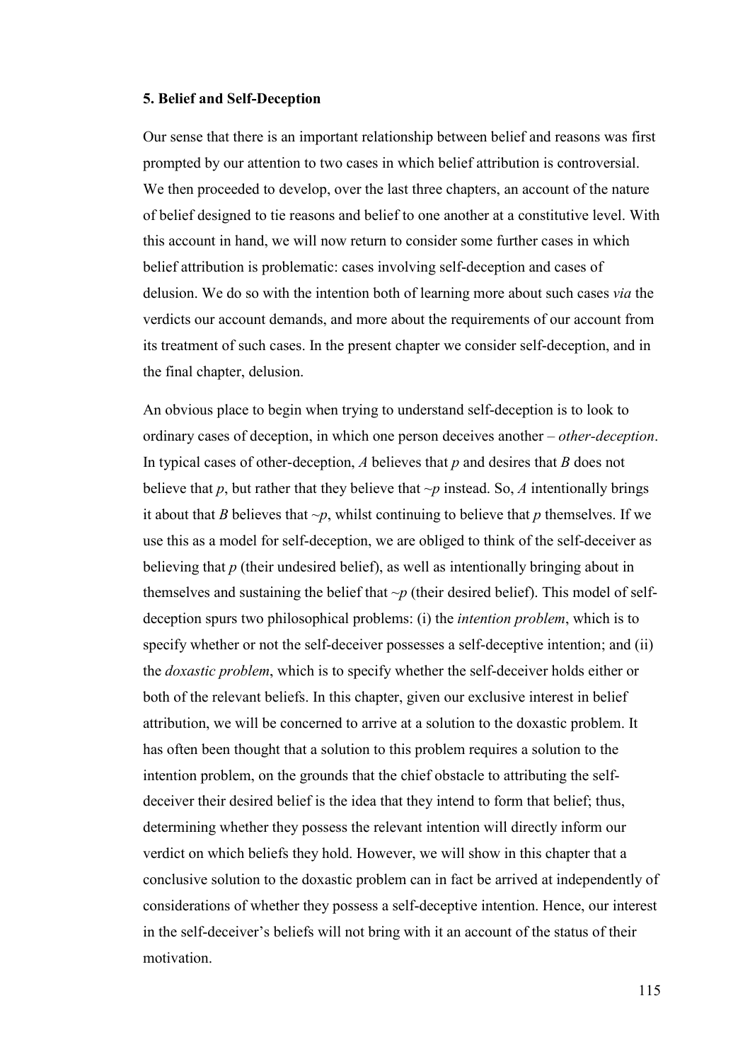## 5. Belief and Self-Deception

Our sense that there is an important relationship between belief and reasons was first prompted by our attention to two cases in which belief attribution is controversial. We then proceeded to develop, over the last three chapters, an account of the nature of belief designed to tie reasons and belief to one another at a constitutive level. With this account in hand, we will now return to consider some further cases in which belief attribution is problematic: cases involving self-deception and cases of delusion. We do so with the intention both of learning more about such cases *via* the verdicts our account demands, and more about the requirements of our account from its treatment of such cases. In the present chapter we consider self-deception, and in the final chapter, delusion.

An obvious place to begin when trying to understand self-deception is to look to ordinary cases of deception, in which one person deceives another – *other-deception*. In typical cases of other-deception, *A* believes that *p* and desires that *B* does not believe that *p*, but rather that they believe that ~*p* instead. So, *A* intentionally brings it about that *B* believes that ~*p*, whilst continuing to believe that *p* themselves. If we use this as a model for self-deception, we are obliged to think of the self-deceiver as believing that *p* (their undesired belief), as well as intentionally bringing about in themselves and sustaining the belief that ~*p* (their desired belief). This model of self-deception spurs two philosophical problems: (i) the *intention problem*, which is to specify whether or not the self-deceiver possesses a self-deceptive intention; and (ii) the *doxastic problem*, which is to specify whether the self-deceiver holds either or both of the relevant beliefs. In this chapter, given our exclusive interest in belief attribution, we will be concerned to arrive at a solution to the doxastic problem. It has often been thought that a solution to this problem requires a solution to the intention problem, on the grounds that the chief obstacle to attributing the self-deceiver their desired belief is the idea that they intend to form that belief; thus, determining whether they possess the relevant intention will directly inform our verdict on which beliefs they hold. However, we will show in this chapter that a conclusive solution to the doxastic problem can in fact be arrived at independently of considerations of whether they possess a self-deceptive intention. Hence, our interest in the self-deceiver's beliefs will not bring with it an account of the status of their motivation.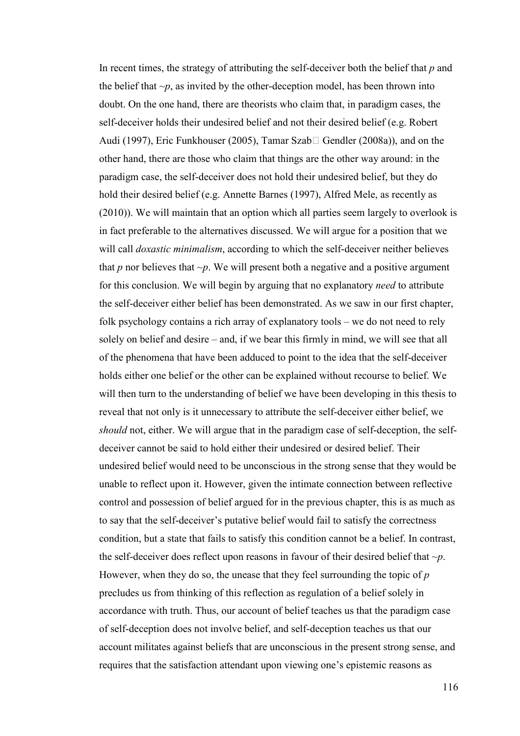In recent times, the strategy of attributing the self-deceiver both the belief that *p* and the belief that ~*p*, as invited by the other-deception model, has been thrown into doubt. On the one hand, there are theorists who claim that, in paradigm cases, the self-deceiver holds their undesired belief and not their desired belief (e.g. Robert Audi (1997), Eric Funkhouser (2005), Tamar Szabó Gendler (2008a)), and on the other hand, there are those who claim that things are the other way around: in the paradigm case, the self-deceiver does not hold their undesired belief, but they do hold their desired belief (e.g. Annette Barnes (1997), Alfred Mele, as recently as (2010)). We will maintain that an option which all parties seem largely to overlook is in fact preferable to the alternatives discussed. We will argue for a position that we will call *doxastic minimalism*, according to which the self-deceiver neither believes that *p* nor believes that ~*p*. We will present both a negative and a positive argument for this conclusion. We will begin by arguing that no explanatory *need* to attribute the self-deceiver either belief has been demonstrated. As we saw in our first chapter, folk psychology contains a rich array of explanatory tools – we do not need to rely solely on belief and desire – and, if we bear this firmly in mind, we will see that all of the phenomena that have been adduced to point to the idea that the self-deceiver holds either one belief or the other can be explained without recourse to belief. We will then turn to the understanding of belief we have been developing in this thesis to reveal that not only is it unnecessary to attribute the self-deceiver either belief, we *should* not, either. We will argue that in the paradigm case of self-deception, the self-deceiver cannot be said to hold either their undesired or desired belief. Their undesired belief would need to be unconscious in the strong sense that they would be unable to reflect upon it. However, given the intimate connection between reflective control and possession of belief argued for in the previous chapter, this is as much as to say that the self-deceiver's putative belief would fail to satisfy the correctness condition, but a state that fails to satisfy this condition cannot be a belief. In contrast, the self-deceiver does reflect upon reasons in favour of their desired belief that ~*p*. However, when they do so, the unease that they feel surrounding the topic of *p* precludes us from thinking of this reflection as regulation of a belief solely in accordance with truth. Thus, our account of belief teaches us that the paradigm case of self-deception does not involve belief, and self-deception teaches us that our account militates against beliefs that are unconscious in the present strong sense, and requires that the satisfaction attendant upon viewing one's epistemic reasons as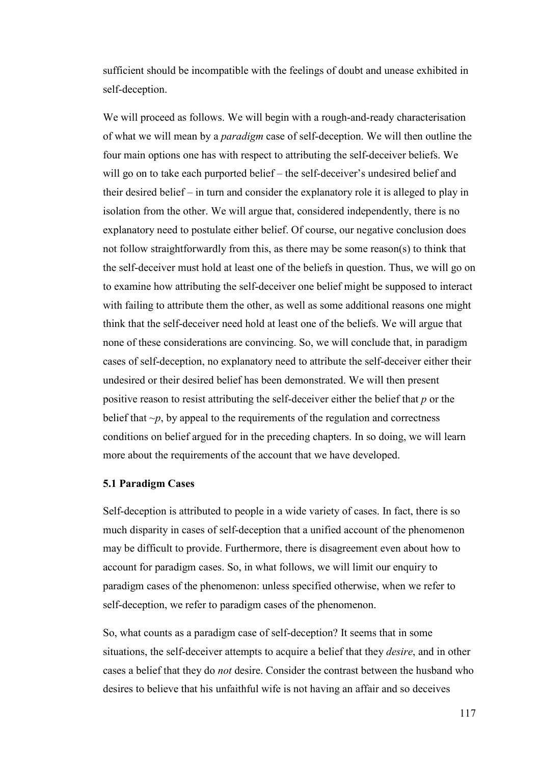sufficient should be incompatible with the feelings of doubt and unease exhibited in self-deception.

We will proceed as follows. We will begin with a rough-and-ready characterisation of what we will mean by a *paradigm* case of self-deception. We will then outline the four main options one has with respect to attributing the self-deceiver beliefs. We will go on to take each purported belief – the self-deceiver's undesired belief and their desired belief – in turn and consider the explanatory role it is alleged to play in isolation from the other. We will argue that, considered independently, there is no explanatory need to postulate either belief. Of course, our negative conclusion does not follow straightforwardly from this, as there may be some reason(s) to think that the self-deceiver must hold at least one of the beliefs in question. Thus, we will go on to examine how attributing the self-deceiver one belief might be supposed to interact with failing to attribute them the other, as well as some additional reasons one might think that the self-deceiver need hold at least one of the beliefs. We will argue that none of these considerations are convincing. So, we will conclude that, in paradigm cases of self-deception, no explanatory need to attribute the self-deceiver either their undesired or their desired belief has been demonstrated. We will then present positive reason to resist attributing the self-deceiver either the belief that *p* or the belief that ~*p*, by appeal to the requirements of the regulation and correctness conditions on belief argued for in the preceding chapters. In so doing, we will learn more about the requirements of the account that we have developed.

### 5.1 Paradigm Cases

Self-deception is attributed to people in a wide variety of cases. In fact, there is so much disparity in cases of self-deception that a unified account of the phenomenon may be difficult to provide. Furthermore, there is disagreement even about how to account for paradigm cases. So, in what follows, we will limit our enquiry to paradigm cases of the phenomenon: unless specified otherwise, when we refer to self-deception, we refer to paradigm cases of the phenomenon.

So, what counts as a paradigm case of self-deception? It seems that in some situations, the self-deceiver attempts to acquire a belief that they *desire*, and in other cases a belief that they do *not* desire. Consider the contrast between the husband who desires to believe that his unfaithful wife is not having an affair and so deceives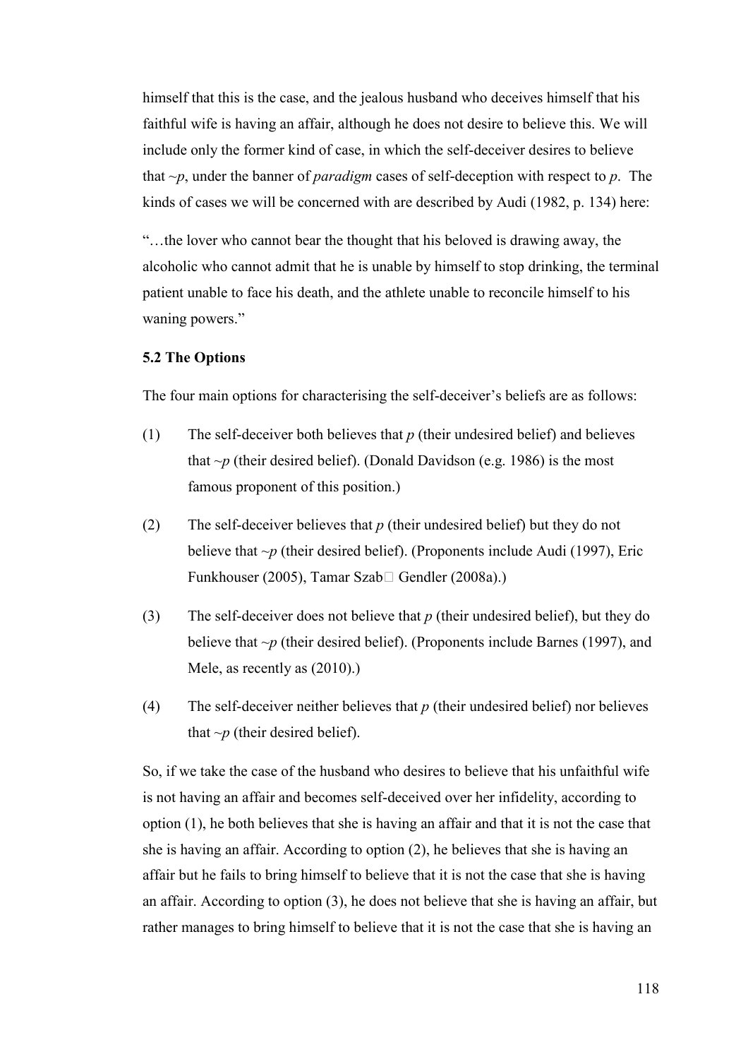himself that this is the case, and the jealous husband who deceives himself that his faithful wife is having an affair, although he does not desire to believe this. We will include only the former kind of case, in which the self-deceiver desires to believe that ~*p*, under the banner of *paradigm* cases of self-deception with respect to *p*. The kinds of cases we will be concerned with are described by Audi (1982, p. 134) here:

"…the lover who cannot bear the thought that his beloved is drawing away, the alcoholic who cannot admit that he is unable by himself to stop drinking, the terminal patient unable to face his death, and the athlete unable to reconcile himself to his waning powers."

**5.2 The Options**

The four main options for characterising the self-deceiver's beliefs are as follows:

(1) The self-deceiver both believes that *p* (their undesired belief) and believes that ~*p* (their desired belief). (Donald Davidson (e.g. 1986) is the most famous proponent of this position.)

(2) The self-deceiver believes that *p* (their undesired belief) but they do not believe that ~*p* (their desired belief). (Proponents include Audi (1997), Eric Funkhouser (2005), Tamar Szab□ Gendler (2008a).)

(3) The self-deceiver does not believe that *p* (their undesired belief), but they do believe that ~*p* (their desired belief). (Proponents include Barnes (1997), and Mele, as recently as (2010).)

(4) The self-deceiver neither believes that *p* (their undesired belief) nor believes that ~*p* (their desired belief).

So, if we take the case of the husband who desires to believe that his unfaithful wife is not having an affair and becomes self-deceived over her infidelity, according to option (1), he both believes that she is having an affair and that it is not the case that she is having an affair. According to option (2), he believes that she is having an affair but he fails to bring himself to believe that it is not the case that she is having an affair. According to option (3), he does not believe that she is having an affair, but rather manages to bring himself to believe that it is not the case that she is having an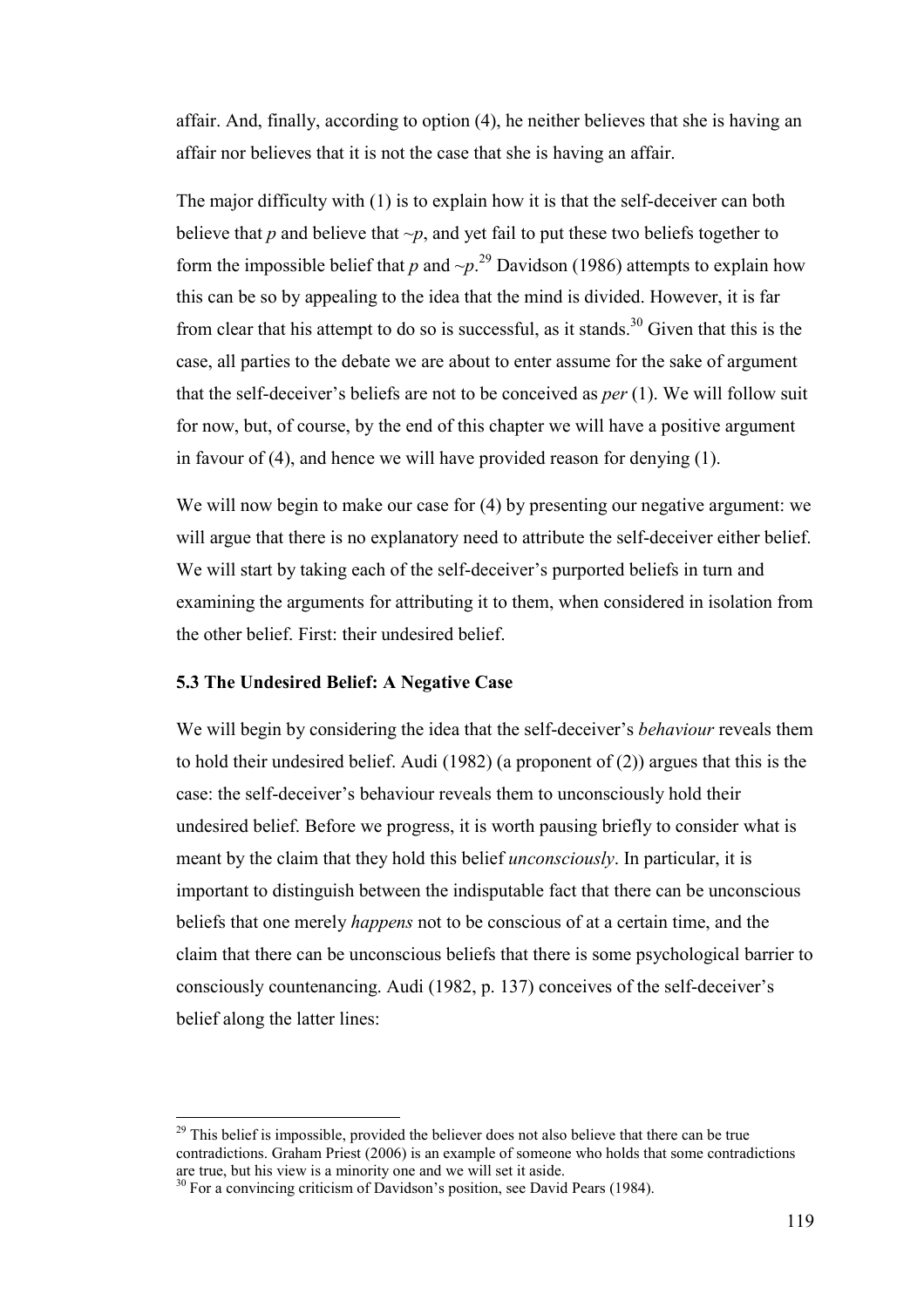affair. And, finally, according to option (4), he neither believes that she is having an affair nor believes that it is not the case that she is having an affair.

The major difficulty with (1) is to explain how it is that the self-deceiver can both believe that *p* and believe that ~*p*, and yet fail to put these two beliefs together to form the impossible belief that *p* and ~*p*.[29] Davidson (1986) attempts to explain how this can be so by appealing to the idea that the mind is divided. However, it is far from clear that his attempt to do so is successful, as it stands.[30] Given that this is the case, all parties to the debate we are about to enter assume for the sake of argument that the self-deceiver's beliefs are not to be conceived as *per* (1). We will follow suit for now, but, of course, by the end of this chapter we will have a positive argument in favour of (4), and hence we will have provided reason for denying (1).

We will now begin to make our case for (4) by presenting our negative argument: we will argue that there is no explanatory need to attribute the self-deceiver either belief. We will start by taking each of the self-deceiver's purported beliefs in turn and examining the arguments for attributing it to them, when considered in isolation from the other belief. First: their undesired belief.

### 5.3 The Undesired Belief: A Negative Case

We will begin by considering the idea that the self-deceiver's *behaviour* reveals them to hold their undesired belief. Audi (1982) (a proponent of (2)) argues that this is the case: the self-deceiver's behaviour reveals them to unconsciously hold their undesired belief. Before we progress, it is worth pausing briefly to consider what is meant by the claim that they hold this belief *unconsciously*. In particular, it is important to distinguish between the indisputable fact that there can be unconscious beliefs that one merely *happens* not to be conscious of at a certain time, and the claim that there can be unconscious beliefs that there is some psychological barrier to consciously countenancing. Audi (1982, p. 137) conceives of the self-deceiver's belief along the latter lines:

---

[29] This belief is impossible, provided the believer does not also believe that there can be true contradictions. Graham Priest (2006) is an example of someone who holds that some contradictions are true, but his view is a minority one and we will set it aside.

[30] For a convincing criticism of Davidson's position, see David Pears (1984).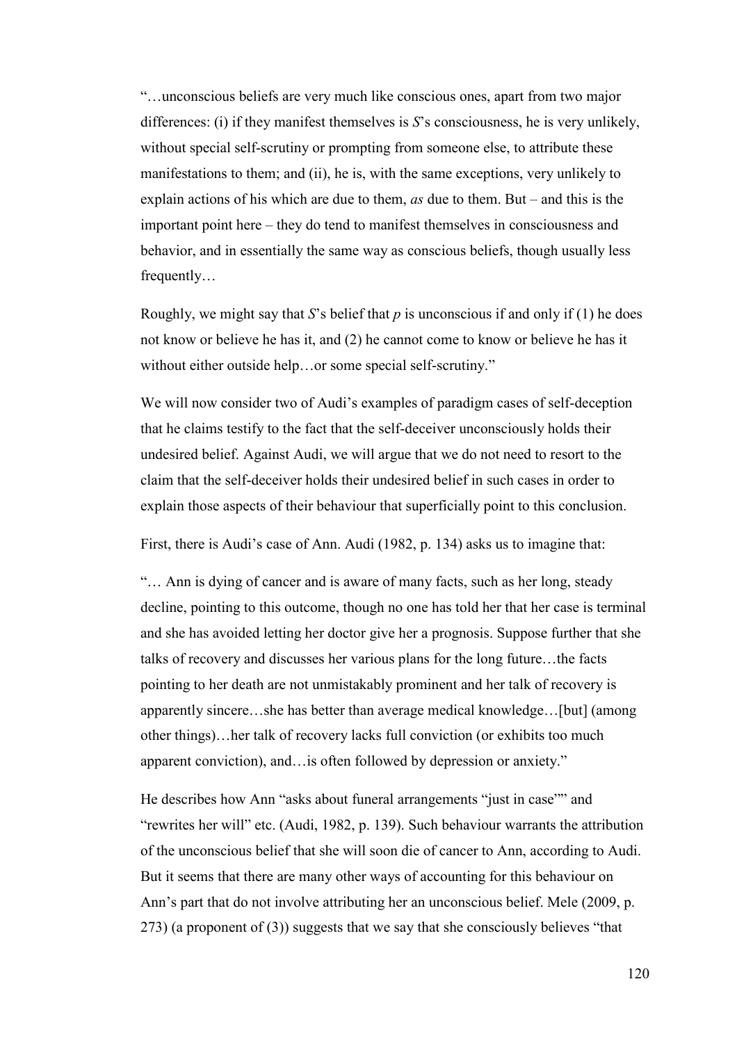"…unconscious beliefs are very much like conscious ones, apart from two major differences: (i) if they manifest themselves is *S*'s consciousness, he is very unlikely, without special self-scrutiny or prompting from someone else, to attribute these manifestations to them; and (ii), he is, with the same exceptions, very unlikely to explain actions of his which are due to them, *as* due to them. But – and this is the important point here – they do tend to manifest themselves in consciousness and behavior, and in essentially the same way as conscious beliefs, though usually less frequently…

Roughly, we might say that *S*'s belief that *p* is unconscious if and only if (1) he does not know or believe he has it, and (2) he cannot come to know or believe he has it without either outside help…or some special self-scrutiny."

We will now consider two of Audi's examples of paradigm cases of self-deception that he claims testify to the fact that the self-deceiver unconsciously holds their undesired belief. Against Audi, we will argue that we do not need to resort to the claim that the self-deceiver holds their undesired belief in such cases in order to explain those aspects of their behaviour that superficially point to this conclusion.

First, there is Audi's case of Ann. Audi (1982, p. 134) asks us to imagine that:

"… Ann is dying of cancer and is aware of many facts, such as her long, steady decline, pointing to this outcome, though no one has told her that her case is terminal and she has avoided letting her doctor give her a prognosis. Suppose further that she talks of recovery and discusses her various plans for the long future…the facts pointing to her death are not unmistakably prominent and her talk of recovery is apparently sincere…she has better than average medical knowledge…[but] (among other things)…her talk of recovery lacks full conviction (or exhibits too much apparent conviction), and…is often followed by depression or anxiety."

He describes how Ann "asks about funeral arrangements "just in case"" and "rewrites her will" etc. (Audi, 1982, p. 139). Such behaviour warrants the attribution of the unconscious belief that she will soon die of cancer to Ann, according to Audi. But it seems that there are many other ways of accounting for this behaviour on Ann's part that do not involve attributing her an unconscious belief. Mele (2009, p. 273) (a proponent of (3)) suggests that we say that she consciously believes "that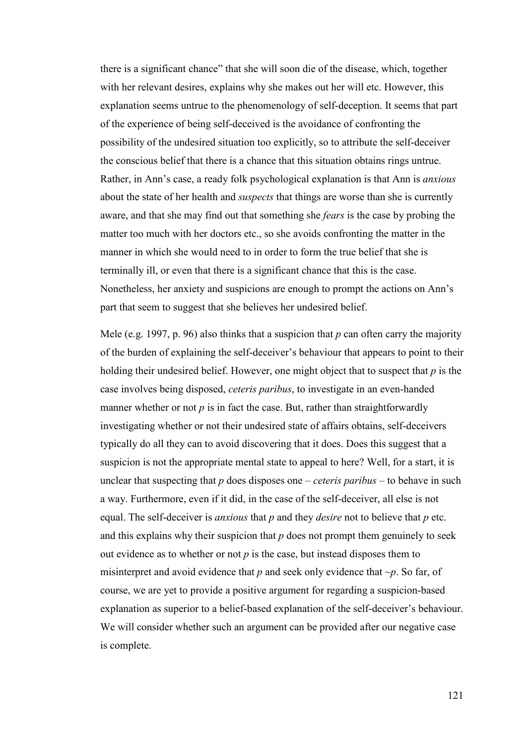there is a significant chance" that she will soon die of the disease, which, together with her relevant desires, explains why she makes out her will etc. However, this explanation seems untrue to the phenomenology of self-deception. It seems that part of the experience of being self-deceived is the avoidance of confronting the possibility of the undesired situation too explicitly, so to attribute the self-deceiver the conscious belief that there is a chance that this situation obtains rings untrue. Rather, in Ann's case, a ready folk psychological explanation is that Ann is *anxious* about the state of her health and *suspects* that things are worse than she is currently aware, and that she may find out that something she *fears* is the case by probing the matter too much with her doctors etc., so she avoids confronting the matter in the manner in which she would need to in order to form the true belief that she is terminally ill, or even that there is a significant chance that this is the case. Nonetheless, her anxiety and suspicions are enough to prompt the actions on Ann's part that seem to suggest that she believes her undesired belief.

Mele (e.g. 1997, p. 96) also thinks that a suspicion that $p$ can often carry the majority of the burden of explaining the self-deceiver's behaviour that appears to point to their holding their undesired belief. However, one might object that to suspect that $p$ is the case involves being disposed, *ceteris paribus*, to investigate in an even-handed manner whether or not $p$ is in fact the case. But, rather than straightforwardly investigating whether or not their undesired state of affairs obtains, self-deceivers typically do all they can to avoid discovering that it does. Does this suggest that a suspicion is not the appropriate mental state to appeal to here? Well, for a start, it is unclear that suspecting that $p$ does disposes one – *ceteris paribus* – to behave in such a way. Furthermore, even if it did, in the case of the self-deceiver, all else is not equal. The self-deceiver is *anxious* that $p$ and they *desire* not to believe that $p$ etc. and this explains why their suspicion that $p$ does not prompt them genuinely to seek out evidence as to whether or not $p$ is the case, but instead disposes them to misinterpret and avoid evidence that $p$ and seek only evidence that $\sim p$. So far, of course, we are yet to provide a positive argument for regarding a suspicion-based explanation as superior to a belief-based explanation of the self-deceiver's behaviour. We will consider whether such an argument can be provided after our negative case is complete.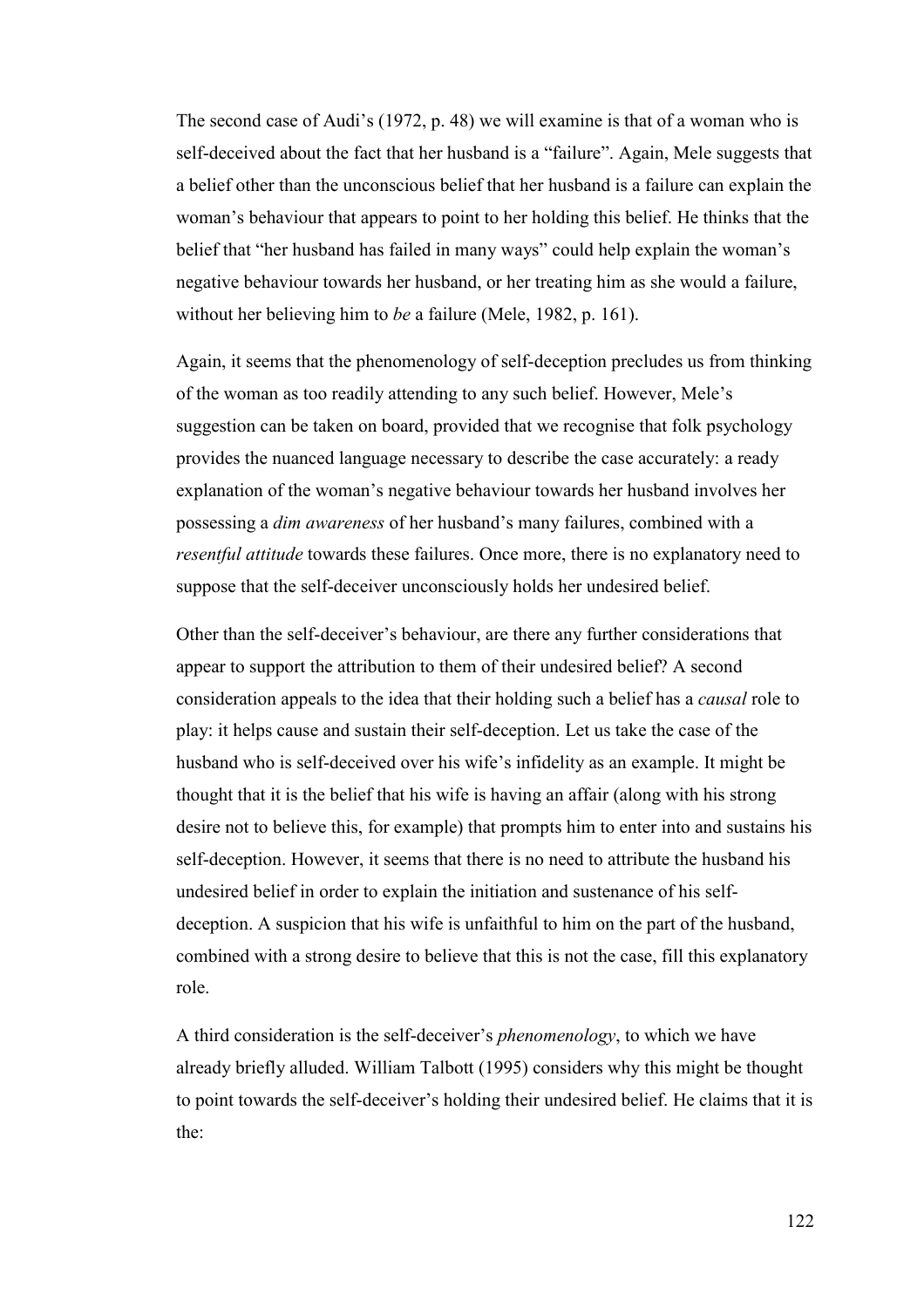The second case of Audi's (1972, p. 48) we will examine is that of a woman who is self-deceived about the fact that her husband is a "failure". Again, Mele suggests that a belief other than the unconscious belief that her husband is a failure can explain the woman's behaviour that appears to point to her holding this belief. He thinks that the belief that "her husband has failed in many ways" could help explain the woman's negative behaviour towards her husband, or her treating him as she would a failure, without her believing him to *be* a failure (Mele, 1982, p. 161).

Again, it seems that the phenomenology of self-deception precludes us from thinking of the woman as too readily attending to any such belief. However, Mele's suggestion can be taken on board, provided that we recognise that folk psychology provides the nuanced language necessary to describe the case accurately: a ready explanation of the woman's negative behaviour towards her husband involves her possessing a *dim awareness* of her husband's many failures, combined with a *resentful attitude* towards these failures. Once more, there is no explanatory need to suppose that the self-deceiver unconsciously holds her undesired belief.

Other than the self-deceiver's behaviour, are there any further considerations that appear to support the attribution to them of their undesired belief? A second consideration appeals to the idea that their holding such a belief has a *causal* role to play: it helps cause and sustain their self-deception. Let us take the case of the husband who is self-deceived over his wife's infidelity as an example. It might be thought that it is the belief that his wife is having an affair (along with his strong desire not to believe this, for example) that prompts him to enter into and sustains his self-deception. However, it seems that there is no need to attribute the husband his undesired belief in order to explain the initiation and sustenance of his self-deception. A suspicion that his wife is unfaithful to him on the part of the husband, combined with a strong desire to believe that this is not the case, fill this explanatory role.

A third consideration is the self-deceiver's *phenomenology*, to which we have already briefly alluded. William Talbott (1995) considers why this might be thought to point towards the self-deceiver's holding their undesired belief. He claims that it is the: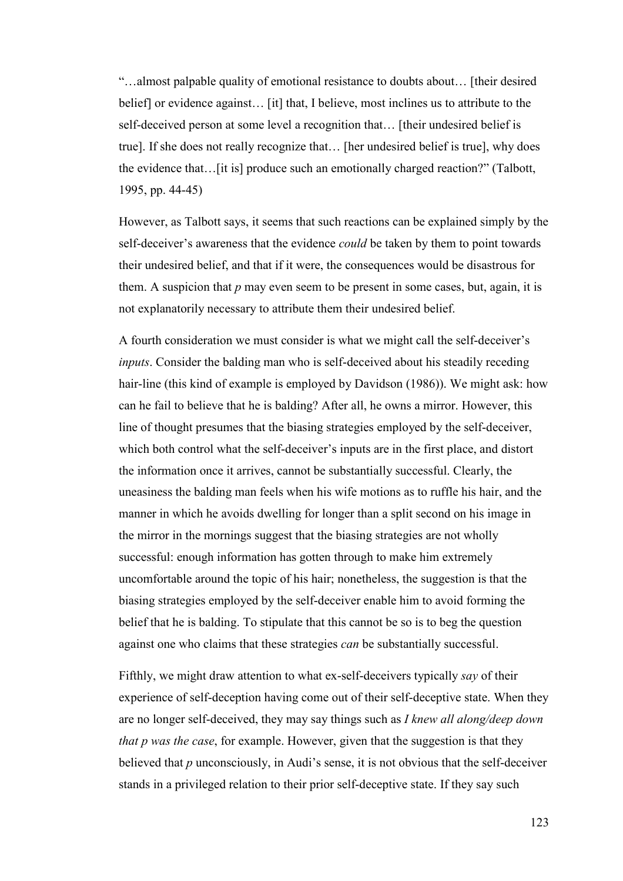"…almost palpable quality of emotional resistance to doubts about… [their desired belief] or evidence against… [it] that, I believe, most inclines us to attribute to the self-deceived person at some level a recognition that… [their undesired belief is true]. If she does not really recognize that… [her undesired belief is true], why does the evidence that…[it is] produce such an emotionally charged reaction?" (Talbott, 1995, pp. 44-45)

However, as Talbott says, it seems that such reactions can be explained simply by the self-deceiver's awareness that the evidence *could* be taken by them to point towards their undesired belief, and that if it were, the consequences would be disastrous for them. A suspicion that *p* may even seem to be present in some cases, but, again, it is not explanatorily necessary to attribute them their undesired belief.

A fourth consideration we must consider is what we might call the self-deceiver's *inputs*. Consider the balding man who is self-deceived about his steadily receding hair-line (this kind of example is employed by Davidson (1986)). We might ask: how can he fail to believe that he is balding? After all, he owns a mirror. However, this line of thought presumes that the biasing strategies employed by the self-deceiver, which both control what the self-deceiver's inputs are in the first place, and distort the information once it arrives, cannot be substantially successful. Clearly, the uneasiness the balding man feels when his wife motions as to ruffle his hair, and the manner in which he avoids dwelling for longer than a split second on his image in the mirror in the mornings suggest that the biasing strategies are not wholly successful: enough information has gotten through to make him extremely uncomfortable around the topic of his hair; nonetheless, the suggestion is that the biasing strategies employed by the self-deceiver enable him to avoid forming the belief that he is balding. To stipulate that this cannot be so is to beg the question against one who claims that these strategies *can* be substantially successful.

Fifthly, we might draw attention to what ex-self-deceivers typically *say* of their experience of self-deception having come out of their self-deceptive state. When they are no longer self-deceived, they may say things such as *I knew all along/deep down that p was the case*, for example. However, given that the suggestion is that they believed that *p* unconsciously, in Audi's sense, it is not obvious that the self-deceiver stands in a privileged relation to their prior self-deceptive state. If they say such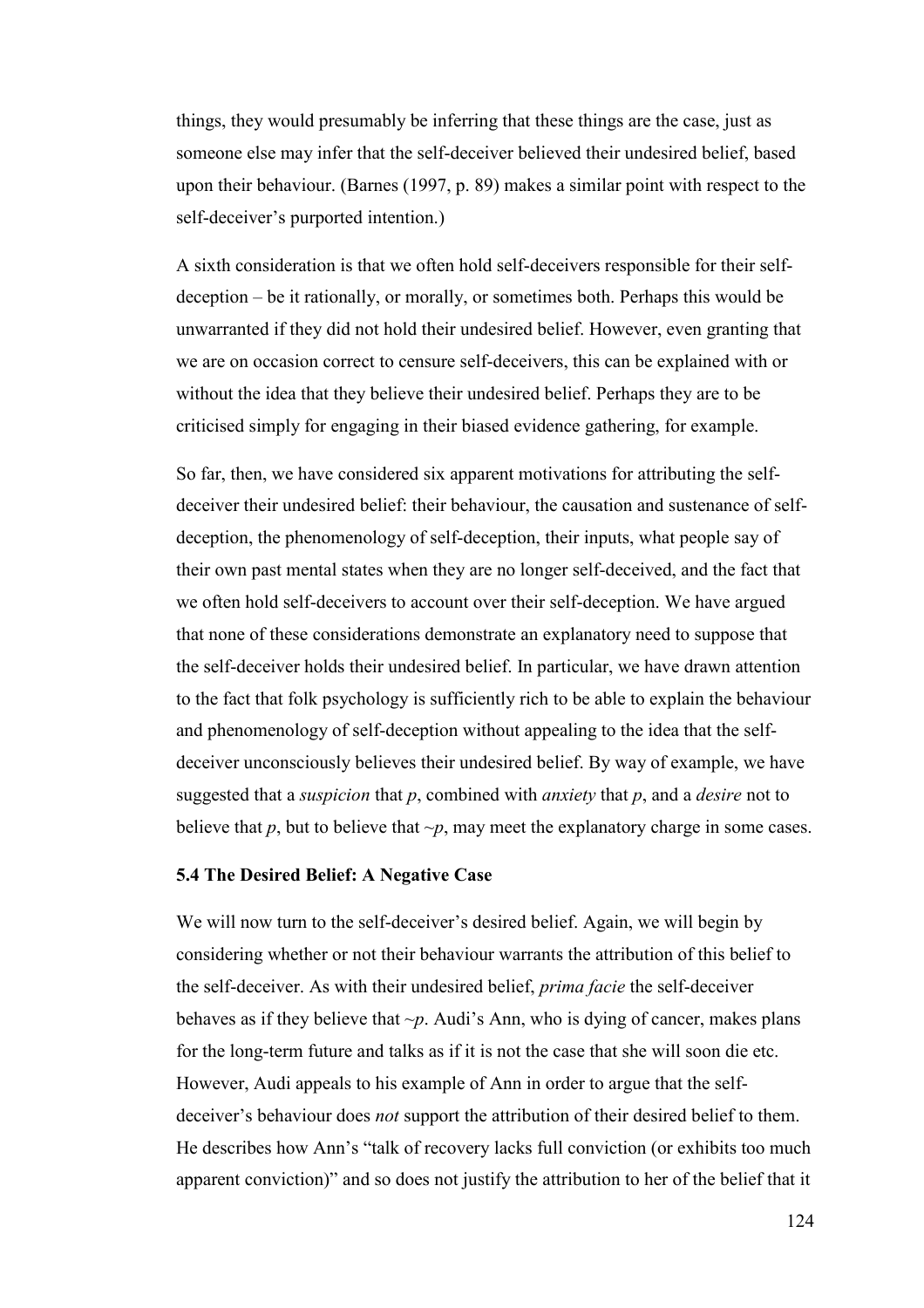things, they would presumably be inferring that these things are the case, just as someone else may infer that the self-deceiver believed their undesired belief, based upon their behaviour. (Barnes (1997, p. 89) makes a similar point with respect to the self-deceiver's purported intention.)

A sixth consideration is that we often hold self-deceivers responsible for their self-deception – be it rationally, or morally, or sometimes both. Perhaps this would be unwarranted if they did not hold their undesired belief. However, even granting that we are on occasion correct to censure self-deceivers, this can be explained with or without the idea that they believe their undesired belief. Perhaps they are to be criticised simply for engaging in their biased evidence gathering, for example.

So far, then, we have considered six apparent motivations for attributing the self-deceiver their undesired belief: their behaviour, the causation and sustenance of self-deception, the phenomenology of self-deception, their inputs, what people say of their own past mental states when they are no longer self-deceived, and the fact that we often hold self-deceivers to account over their self-deception. We have argued that none of these considerations demonstrate an explanatory need to suppose that the self-deceiver holds their undesired belief. In particular, we have drawn attention to the fact that folk psychology is sufficiently rich to be able to explain the behaviour and phenomenology of self-deception without appealing to the idea that the self-deceiver unconsciously believes their undesired belief. By way of example, we have suggested that a *suspicion* that *p*, combined with *anxiety* that *p*, and a *desire* not to believe that *p*, but to believe that ~*p*, may meet the explanatory charge in some cases.

### 5.4 The Desired Belief: A Negative Case

We will now turn to the self-deceiver's desired belief. Again, we will begin by considering whether or not their behaviour warrants the attribution of this belief to the self-deceiver. As with their undesired belief, *prima facie* the self-deceiver behaves as if they believe that ~*p*. Audi's Ann, who is dying of cancer, makes plans for the long-term future and talks as if it is not the case that she will soon die etc. However, Audi appeals to his example of Ann in order to argue that the self-deceiver's behaviour does *not* support the attribution of their desired belief to them. He describes how Ann's "talk of recovery lacks full conviction (or exhibits too much apparent conviction)" and so does not justify the attribution to her of the belief that it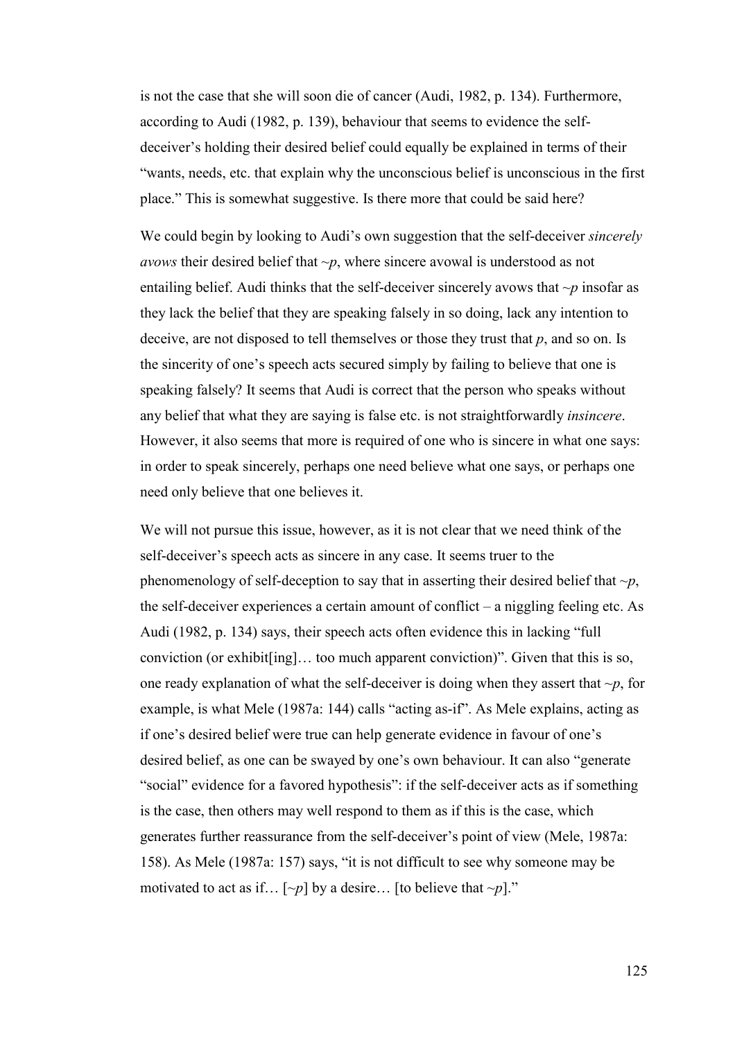is not the case that she will soon die of cancer (Audi, 1982, p. 134). Furthermore, according to Audi (1982, p. 139), behaviour that seems to evidence the self-deceiver's holding their desired belief could equally be explained in terms of their "wants, needs, etc. that explain why the unconscious belief is unconscious in the first place." This is somewhat suggestive. Is there more that could be said here?

We could begin by looking to Audi's own suggestion that the self-deceiver *sincerely avows* their desired belief that ~*p*, where sincere avowal is understood as not entailing belief. Audi thinks that the self-deceiver sincerely avows that ~*p* insofar as they lack the belief that they are speaking falsely in so doing, lack any intention to deceive, are not disposed to tell themselves or those they trust that *p*, and so on. Is the sincerity of one's speech acts secured simply by failing to believe that one is speaking falsely? It seems that Audi is correct that the person who speaks without any belief that what they are saying is false etc. is not straightforwardly *insincere*. However, it also seems that more is required of one who is sincere in what one says: in order to speak sincerely, perhaps one need believe what one says, or perhaps one need only believe that one believes it.

We will not pursue this issue, however, as it is not clear that we need think of the self-deceiver's speech acts as sincere in any case. It seems truer to the phenomenology of self-deception to say that in asserting their desired belief that ~*p*, the self-deceiver experiences a certain amount of conflict – a niggling feeling etc. As Audi (1982, p. 134) says, their speech acts often evidence this in lacking "full conviction (or exhibit[ing]… too much apparent conviction)". Given that this is so, one ready explanation of what the self-deceiver is doing when they assert that ~*p*, for example, is what Mele (1987a: 144) calls "acting as-if". As Mele explains, acting as if one's desired belief were true can help generate evidence in favour of one's desired belief, as one can be swayed by one's own behaviour. It can also "generate "social" evidence for a favored hypothesis": if the self-deceiver acts as if something is the case, then others may well respond to them as if this is the case, which generates further reassurance from the self-deceiver's point of view (Mele, 1987a: 158). As Mele (1987a: 157) says, "it is not difficult to see why someone may be motivated to act as if… [~*p*] by a desire… [to believe that ~*p*]."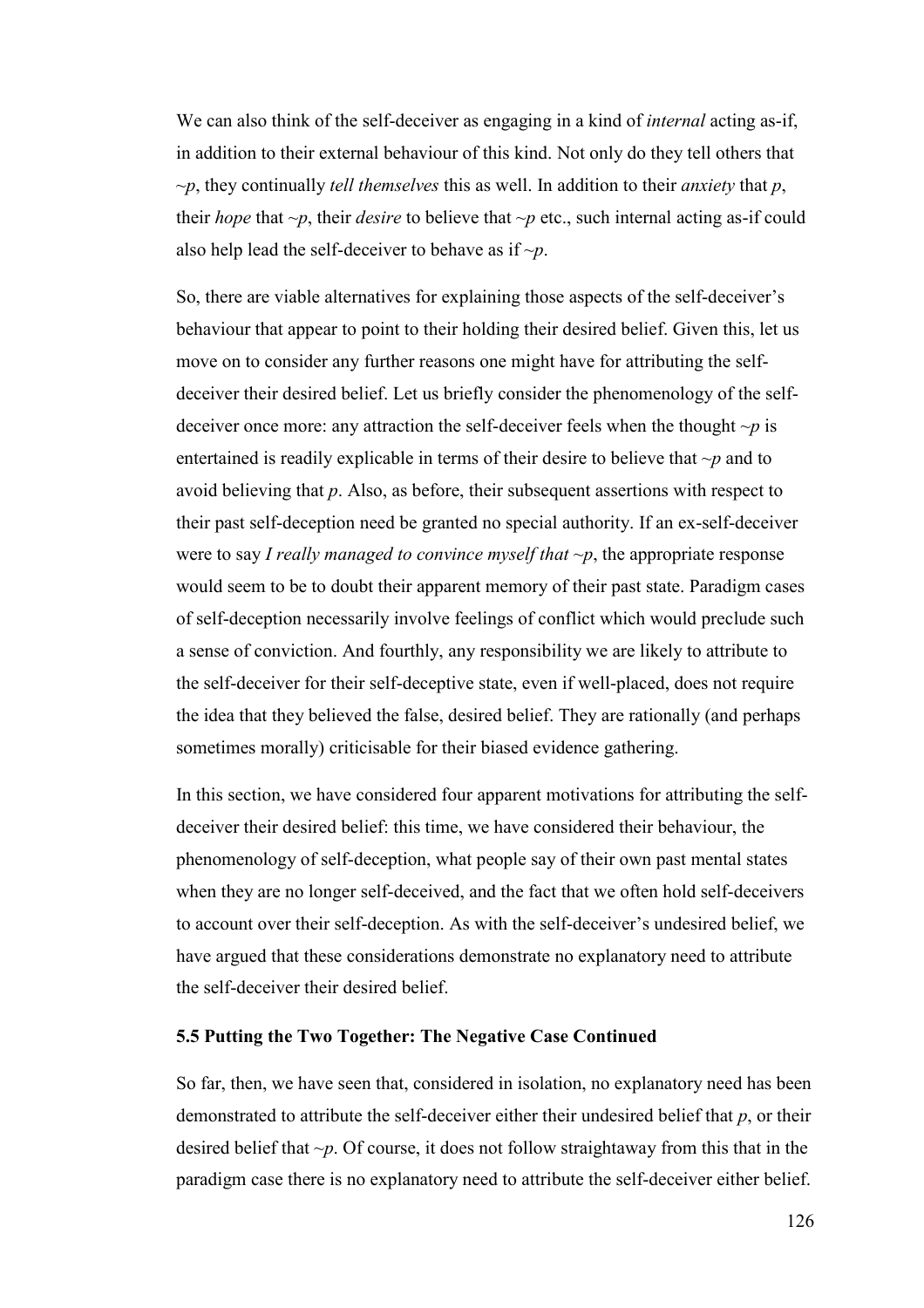We can also think of the self-deceiver as engaging in a kind of *internal* acting as-if, in addition to their external behaviour of this kind. Not only do they tell others that $\sim p$, they continually *tell themselves* this as well. In addition to their *anxiety* that $p$, their *hope* that $\sim p$, their *desire* to believe that $\sim p$ etc., such internal acting as-if could also help lead the self-deceiver to behave as if $\sim p$.

So, there are viable alternatives for explaining those aspects of the self-deceiver's behaviour that appear to point to their holding their desired belief. Given this, let us move on to consider any further reasons one might have for attributing the self-deceiver their desired belief. Let us briefly consider the phenomenology of the self-deceiver once more: any attraction the self-deceiver feels when the thought $\sim p$ is entertained is readily explicable in terms of their desire to believe that $\sim p$ and to avoid believing that $p$. Also, as before, their subsequent assertions with respect to their past self-deception need be granted no special authority. If an ex-self-deceiver were to say *I really managed to convince myself that $\sim p$*, the appropriate response would seem to be to doubt their apparent memory of their past state. Paradigm cases of self-deception necessarily involve feelings of conflict which would preclude such a sense of conviction. And fourthly, any responsibility we are likely to attribute to the self-deceiver for their self-deceptive state, even if well-placed, does not require the idea that they believed the false, desired belief. They are rationally (and perhaps sometimes morally) criticisable for their biased evidence gathering.

In this section, we have considered four apparent motivations for attributing the self-deceiver their desired belief: this time, we have considered their behaviour, the phenomenology of self-deception, what people say of their own past mental states when they are no longer self-deceived, and the fact that we often hold self-deceivers to account over their self-deception. As with the self-deceiver's undesired belief, we have argued that these considerations demonstrate no explanatory need to attribute the self-deceiver their desired belief.

### 5.5 Putting the Two Together: The Negative Case Continued

So far, then, we have seen that, considered in isolation, no explanatory need has been demonstrated to attribute the self-deceiver either their undesired belief that $p$, or their desired belief that $\sim p$. Of course, it does not follow straightaway from this that in the paradigm case there is no explanatory need to attribute the self-deceiver either belief.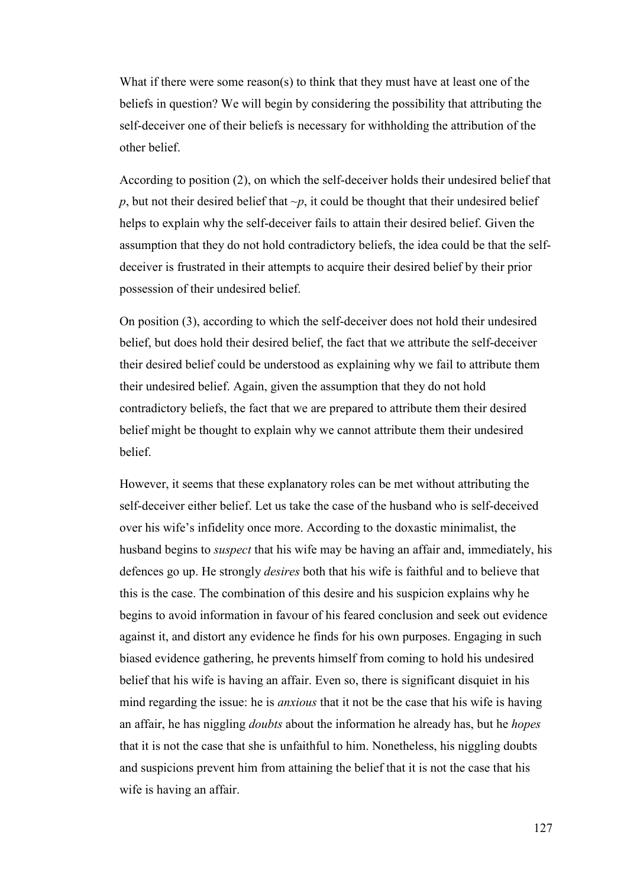What if there were some reason(s) to think that they must have at least one of the beliefs in question? We will begin by considering the possibility that attributing the self-deceiver one of their beliefs is necessary for withholding the attribution of the other belief.

According to position (2), on which the self-deceiver holds their undesired belief that *p*, but not their desired belief that ~*p*, it could be thought that their undesired belief helps to explain why the self-deceiver fails to attain their desired belief. Given the assumption that they do not hold contradictory beliefs, the idea could be that the self-deceiver is frustrated in their attempts to acquire their desired belief by their prior possession of their undesired belief.

On position (3), according to which the self-deceiver does not hold their undesired belief, but does hold their desired belief, the fact that we attribute the self-deceiver their desired belief could be understood as explaining why we fail to attribute them their undesired belief. Again, given the assumption that they do not hold contradictory beliefs, the fact that we are prepared to attribute them their desired belief might be thought to explain why we cannot attribute them their undesired belief.

However, it seems that these explanatory roles can be met without attributing the self-deceiver either belief. Let us take the case of the husband who is self-deceived over his wife's infidelity once more. According to the doxastic minimalist, the husband begins to *suspect* that his wife may be having an affair and, immediately, his defences go up. He strongly *desires* both that his wife is faithful and to believe that this is the case. The combination of this desire and his suspicion explains why he begins to avoid information in favour of his feared conclusion and seek out evidence against it, and distort any evidence he finds for his own purposes. Engaging in such biased evidence gathering, he prevents himself from coming to hold his undesired belief that his wife is having an affair. Even so, there is significant disquiet in his mind regarding the issue: he is *anxious* that it not be the case that his wife is having an affair, he has niggling *doubts* about the information he already has, but he *hopes* that it is not the case that she is unfaithful to him. Nonetheless, his niggling doubts and suspicions prevent him from attaining the belief that it is not the case that his wife is having an affair.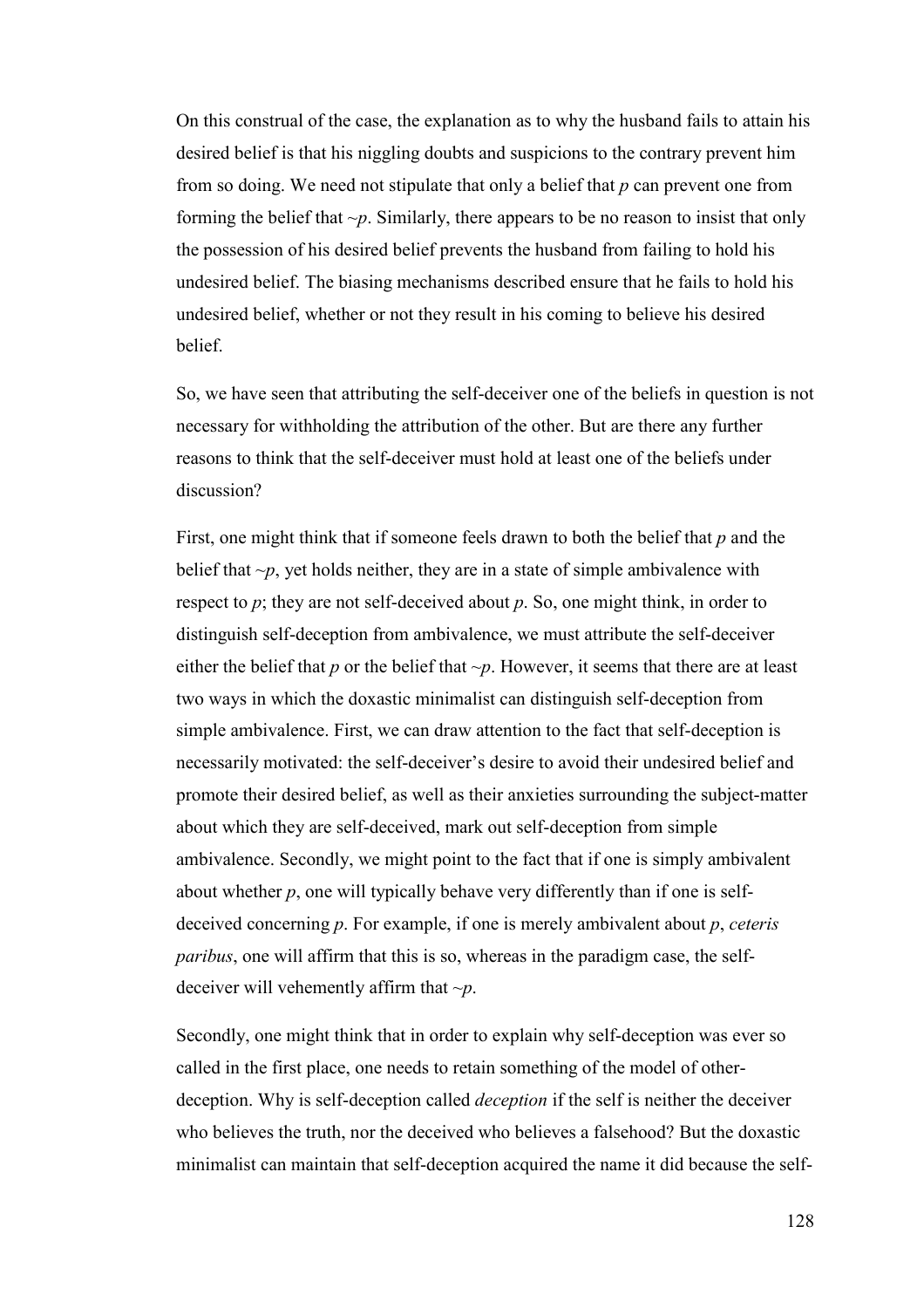On this construal of the case, the explanation as to why the husband fails to attain his desired belief is that his niggling doubts and suspicions to the contrary prevent him from so doing. We need not stipulate that only a belief that *p* can prevent one from forming the belief that ~*p*. Similarly, there appears to be no reason to insist that only the possession of his desired belief prevents the husband from failing to hold his undesired belief. The biasing mechanisms described ensure that he fails to hold his undesired belief, whether or not they result in his coming to believe his desired belief.

So, we have seen that attributing the self-deceiver one of the beliefs in question is not necessary for withholding the attribution of the other. But are there any further reasons to think that the self-deceiver must hold at least one of the beliefs under discussion?

First, one might think that if someone feels drawn to both the belief that *p* and the belief that ~*p*, yet holds neither, they are in a state of simple ambivalence with respect to *p*; they are not self-deceived about *p*. So, one might think, in order to distinguish self-deception from ambivalence, we must attribute the self-deceiver either the belief that *p* or the belief that ~*p*. However, it seems that there are at least two ways in which the doxastic minimalist can distinguish self-deception from simple ambivalence. First, we can draw attention to the fact that self-deception is necessarily motivated: the self-deceiver's desire to avoid their undesired belief and promote their desired belief, as well as their anxieties surrounding the subject-matter about which they are self-deceived, mark out self-deception from simple ambivalence. Secondly, we might point to the fact that if one is simply ambivalent about whether *p*, one will typically behave very differently than if one is self-deceived concerning *p*. For example, if one is merely ambivalent about *p*, *ceteris paribus*, one will affirm that this is so, whereas in the paradigm case, the self-deceiver will vehemently affirm that ~*p*.

Secondly, one might think that in order to explain why self-deception was ever so called in the first place, one needs to retain something of the model of other-deception. Why is self-deception called *deception* if the self is neither the deceiver who believes the truth, nor the deceived who believes a falsehood? But the doxastic minimalist can maintain that self-deception acquired the name it did because the self-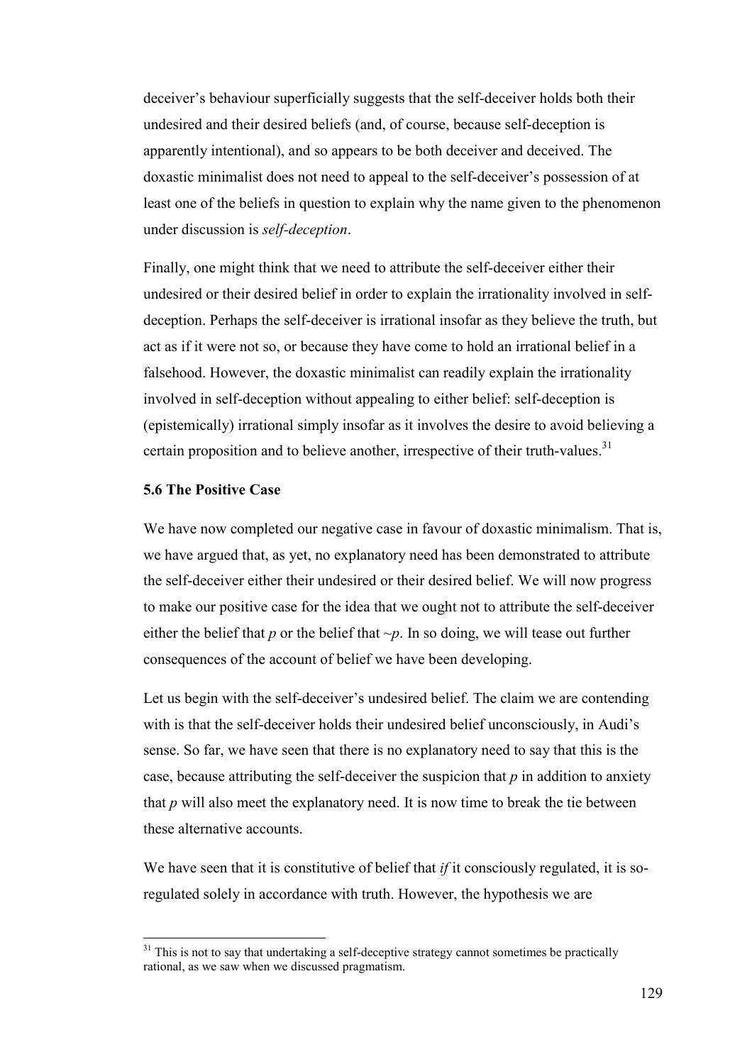deceiver's behaviour superficially suggests that the self-deceiver holds both their undesired and their desired beliefs (and, of course, because self-deception is apparently intentional), and so appears to be both deceiver and deceived. The doxastic minimalist does not need to appeal to the self-deceiver's possession of at least one of the beliefs in question to explain why the name given to the phenomenon under discussion is *self-deception*.

Finally, one might think that we need to attribute the self-deceiver either their undesired or their desired belief in order to explain the irrationality involved in self-deception. Perhaps the self-deceiver is irrational insofar as they believe the truth, but act as if it were not so, or because they have come to hold an irrational belief in a falsehood. However, the doxastic minimalist can readily explain the irrationality involved in self-deception without appealing to either belief: self-deception is (epistemically) irrational simply insofar as it involves the desire to avoid believing a certain proposition and to believe another, irrespective of their truth-values.[31]

### 5.6 The Positive Case

We have now completed our negative case in favour of doxastic minimalism. That is, we have argued that, as yet, no explanatory need has been demonstrated to attribute the self-deceiver either their undesired or their desired belief. We will now progress to make our positive case for the idea that we ought not to attribute the self-deceiver either the belief that *p* or the belief that ~*p*. In so doing, we will tease out further consequences of the account of belief we have been developing.

Let us begin with the self-deceiver's undesired belief. The claim we are contending with is that the self-deceiver holds their undesired belief unconsciously, in Audi's sense. So far, we have seen that there is no explanatory need to say that this is the case, because attributing the self-deceiver the suspicion that *p* in addition to anxiety that *p* will also meet the explanatory need. It is now time to break the tie between these alternative accounts.

We have seen that it is constitutive of belief that *if* it consciously regulated, it is so-regulated solely in accordance with truth. However, the hypothesis we are

[31] This is not to say that undertaking a self-deceptive strategy cannot sometimes be practically rational, as we saw when we discussed pragmatism.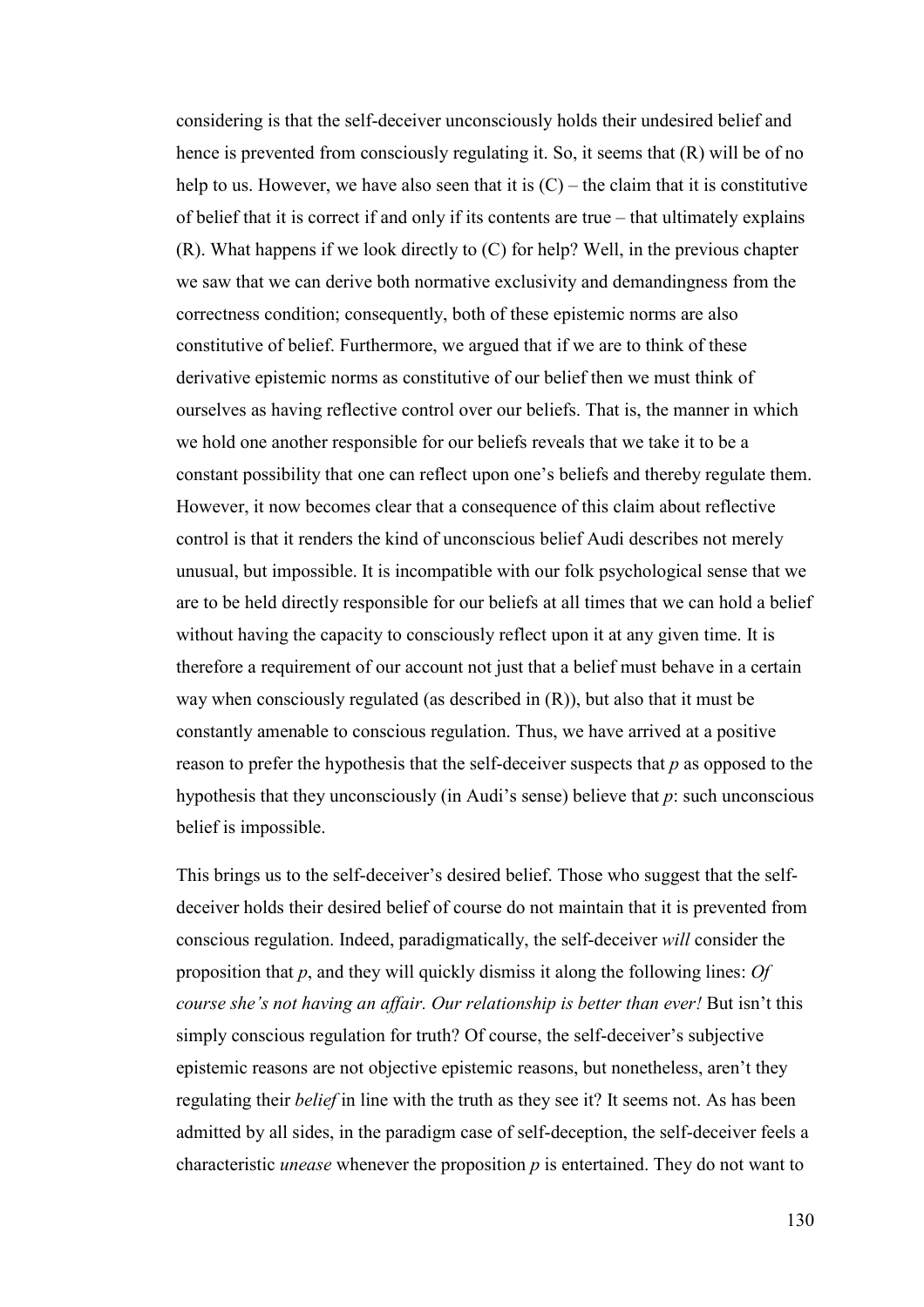considering is that the self-deceiver unconsciously holds their undesired belief and hence is prevented from consciously regulating it. So, it seems that (R) will be of no help to us. However, we have also seen that it is (C) – the claim that it is constitutive of belief that it is correct if and only if its contents are true – that ultimately explains (R). What happens if we look directly to (C) for help? Well, in the previous chapter we saw that we can derive both normative exclusivity and demandingness from the correctness condition; consequently, both of these epistemic norms are also constitutive of belief. Furthermore, we argued that if we are to think of these derivative epistemic norms as constitutive of our belief then we must think of ourselves as having reflective control over our beliefs. That is, the manner in which we hold one another responsible for our beliefs reveals that we take it to be a constant possibility that one can reflect upon one's beliefs and thereby regulate them. However, it now becomes clear that a consequence of this claim about reflective control is that it renders the kind of unconscious belief Audi describes not merely unusual, but impossible. It is incompatible with our folk psychological sense that we are to be held directly responsible for our beliefs at all times that we can hold a belief without having the capacity to consciously reflect upon it at any given time. It is therefore a requirement of our account not just that a belief must behave in a certain way when consciously regulated (as described in (R)), but also that it must be constantly amenable to conscious regulation. Thus, we have arrived at a positive reason to prefer the hypothesis that the self-deceiver suspects that *p* as opposed to the hypothesis that they unconsciously (in Audi's sense) believe that *p*: such unconscious belief is impossible.

This brings us to the self-deceiver's desired belief. Those who suggest that the self-deceiver holds their desired belief of course do not maintain that it is prevented from conscious regulation. Indeed, paradigmatically, the self-deceiver *will* consider the proposition that *p*, and they will quickly dismiss it along the following lines: *Of course she's not having an affair. Our relationship is better than ever!* But isn't this simply conscious regulation for truth? Of course, the self-deceiver's subjective epistemic reasons are not objective epistemic reasons, but nonetheless, aren't they regulating their *belief* in line with the truth as they see it? It seems not. As has been admitted by all sides, in the paradigm case of self-deception, the self-deceiver feels a characteristic *unease* whenever the proposition *p* is entertained. They do not want to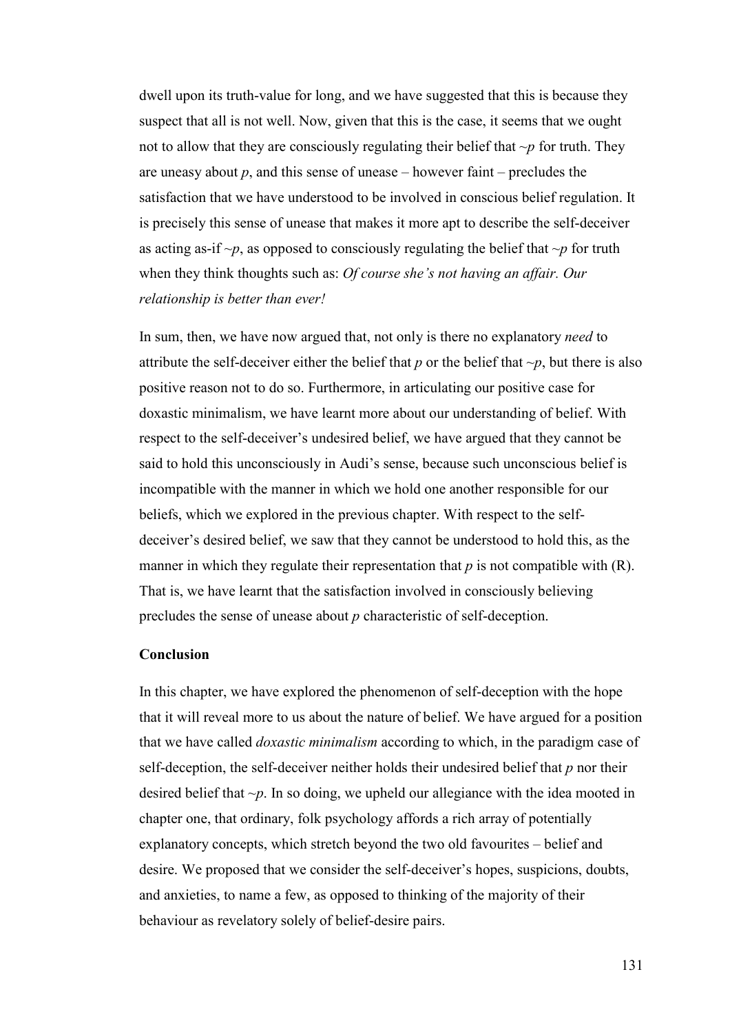dwell upon its truth-value for long, and we have suggested that this is because they suspect that all is not well. Now, given that this is the case, it seems that we ought not to allow that they are consciously regulating their belief that *~p* for truth. They are uneasy about *p*, and this sense of unease – however faint – precludes the satisfaction that we have understood to be involved in conscious belief regulation. It is precisely this sense of unease that makes it more apt to describe the self-deceiver as acting as-if *~p*, as opposed to consciously regulating the belief that *~p* for truth when they think thoughts such as: *Of course she's not having an affair. Our relationship is better than ever!*

In sum, then, we have now argued that, not only is there no explanatory *need* to attribute the self-deceiver either the belief that *p* or the belief that *~p*, but there is also positive reason not to do so. Furthermore, in articulating our positive case for doxastic minimalism, we have learnt more about our understanding of belief. With respect to the self-deceiver's undesired belief, we have argued that they cannot be said to hold this unconsciously in Audi's sense, because such unconscious belief is incompatible with the manner in which we hold one another responsible for our beliefs, which we explored in the previous chapter. With respect to the self-deceiver's desired belief, we saw that they cannot be understood to hold this, as the manner in which they regulate their representation that *p* is not compatible with (R). That is, we have learnt that the satisfaction involved in consciously believing precludes the sense of unease about *p* characteristic of self-deception.

**Conclusion**

In this chapter, we have explored the phenomenon of self-deception with the hope that it will reveal more to us about the nature of belief. We have argued for a position that we have called *doxastic minimalism* according to which, in the paradigm case of self-deception, the self-deceiver neither holds their undesired belief that *p* nor their desired belief that *~p*. In so doing, we upheld our allegiance with the idea mooted in chapter one, that ordinary, folk psychology affords a rich array of potentially explanatory concepts, which stretch beyond the two old favourites – belief and desire. We proposed that we consider the self-deceiver's hopes, suspicions, doubts, and anxieties, to name a few, as opposed to thinking of the majority of their behaviour as revelatory solely of belief-desire pairs.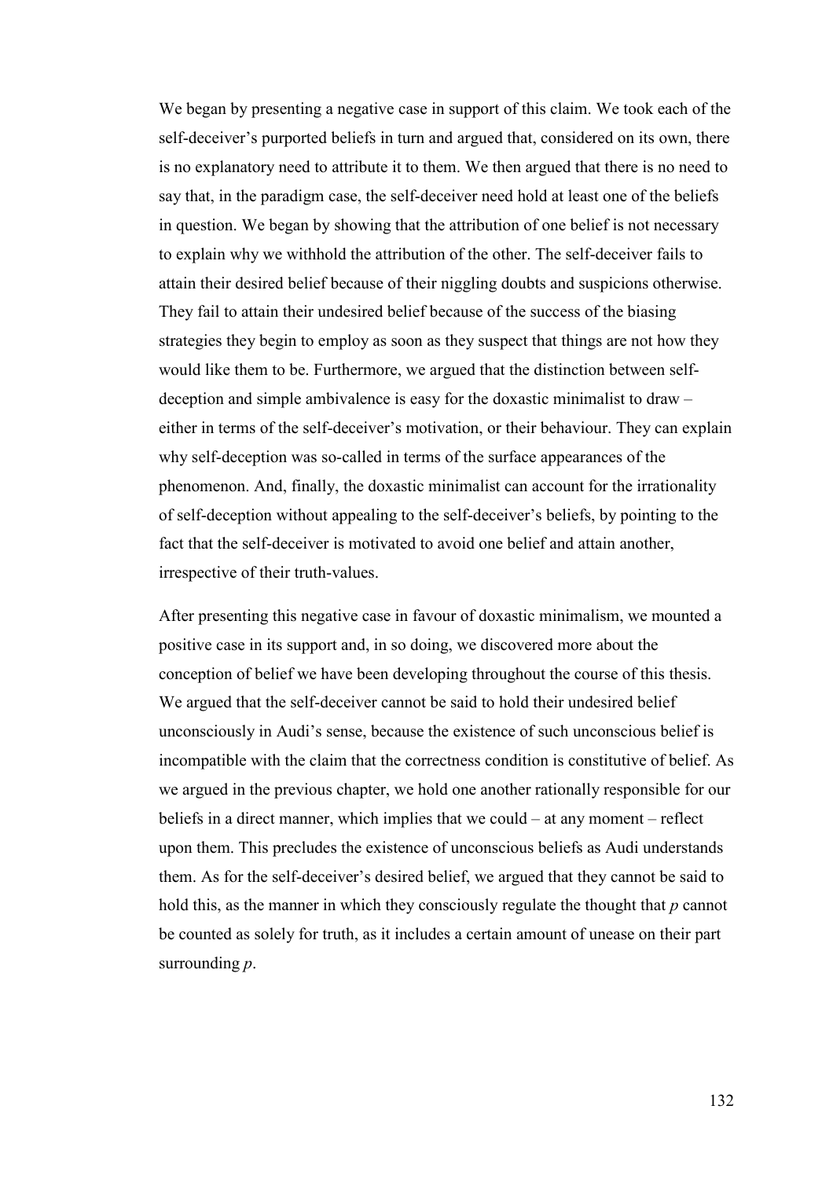We began by presenting a negative case in support of this claim. We took each of the self-deceiver's purported beliefs in turn and argued that, considered on its own, there is no explanatory need to attribute it to them. We then argued that there is no need to say that, in the paradigm case, the self-deceiver need hold at least one of the beliefs in question. We began by showing that the attribution of one belief is not necessary to explain why we withhold the attribution of the other. The self-deceiver fails to attain their desired belief because of their niggling doubts and suspicions otherwise. They fail to attain their undesired belief because of the success of the biasing strategies they begin to employ as soon as they suspect that things are not how they would like them to be. Furthermore, we argued that the distinction between self-deception and simple ambivalence is easy for the doxastic minimalist to draw – either in terms of the self-deceiver's motivation, or their behaviour. They can explain why self-deception was so-called in terms of the surface appearances of the phenomenon. And, finally, the doxastic minimalist can account for the irrationality of self-deception without appealing to the self-deceiver's beliefs, by pointing to the fact that the self-deceiver is motivated to avoid one belief and attain another, irrespective of their truth-values.

After presenting this negative case in favour of doxastic minimalism, we mounted a positive case in its support and, in so doing, we discovered more about the conception of belief we have been developing throughout the course of this thesis. We argued that the self-deceiver cannot be said to hold their undesired belief unconsciously in Audi's sense, because the existence of such unconscious belief is incompatible with the claim that the correctness condition is constitutive of belief. As we argued in the previous chapter, we hold one another rationally responsible for our beliefs in a direct manner, which implies that we could – at any moment – reflect upon them. This precludes the existence of unconscious beliefs as Audi understands them. As for the self-deceiver's desired belief, we argued that they cannot be said to hold this, as the manner in which they consciously regulate the thought that *p* cannot be counted as solely for truth, as it includes a certain amount of unease on their part surrounding *p*.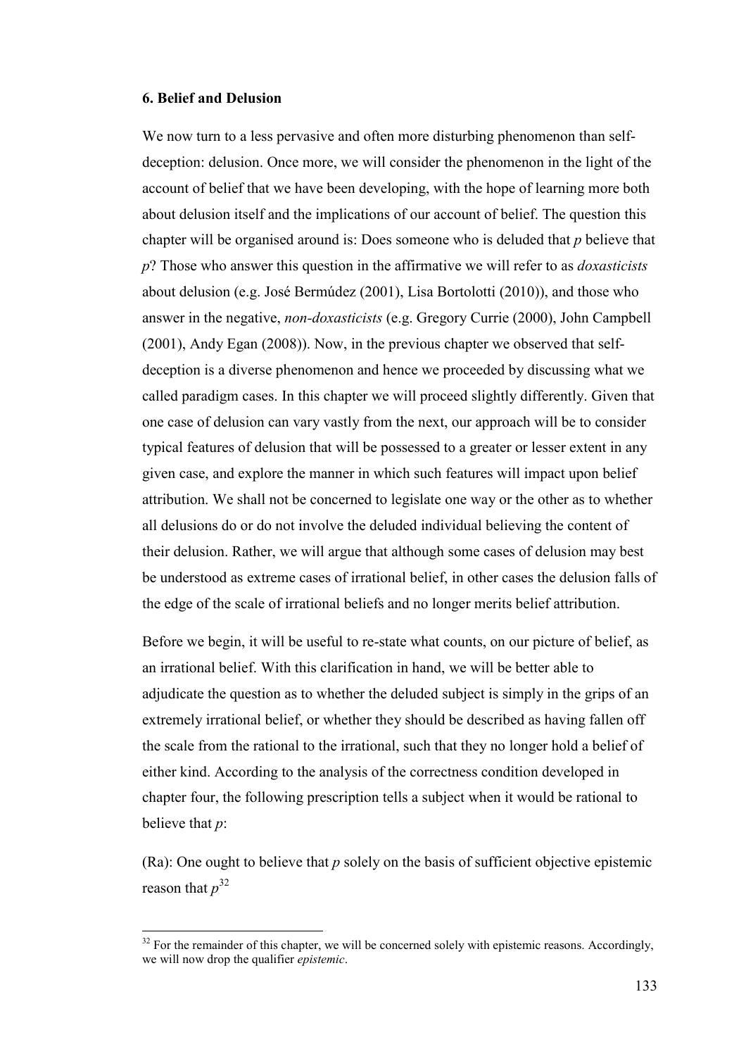## 6. Belief and Delusion

We now turn to a less pervasive and often more disturbing phenomenon than self-deception: delusion. Once more, we will consider the phenomenon in the light of the account of belief that we have been developing, with the hope of learning more both about delusion itself and the implications of our account of belief. The question this chapter will be organised around is: Does someone who is deluded that *p* believe that *p*? Those who answer this question in the affirmative we will refer to as *doxasticists* about delusion (e.g. José Bermúdez (2001), Lisa Bortolotti (2010)), and those who answer in the negative, *non-doxasticists* (e.g. Gregory Currie (2000), John Campbell (2001), Andy Egan (2008)). Now, in the previous chapter we observed that self-deception is a diverse phenomenon and hence we proceeded by discussing what we called paradigm cases. In this chapter we will proceed slightly differently. Given that one case of delusion can vary vastly from the next, our approach will be to consider typical features of delusion that will be possessed to a greater or lesser extent in any given case, and explore the manner in which such features will impact upon belief attribution. We shall not be concerned to legislate one way or the other as to whether all delusions do or do not involve the deluded individual believing the content of their delusion. Rather, we will argue that although some cases of delusion may best be understood as extreme cases of irrational belief, in other cases the delusion falls of the edge of the scale of irrational beliefs and no longer merits belief attribution.

Before we begin, it will be useful to re-state what counts, on our picture of belief, as an irrational belief. With this clarification in hand, we will be better able to adjudicate the question as to whether the deluded subject is simply in the grips of an extremely irrational belief, or whether they should be described as having fallen off the scale from the rational to the irrational, such that they no longer hold a belief of either kind. According to the analysis of the correctness condition developed in chapter four, the following prescription tells a subject when it would be rational to believe that *p*:

(Ra): One ought to believe that *p* solely on the basis of sufficient objective epistemic reason that *p*[32]

[32] For the remainder of this chapter, we will be concerned solely with epistemic reasons. Accordingly, we will now drop the qualifier *epistemic*.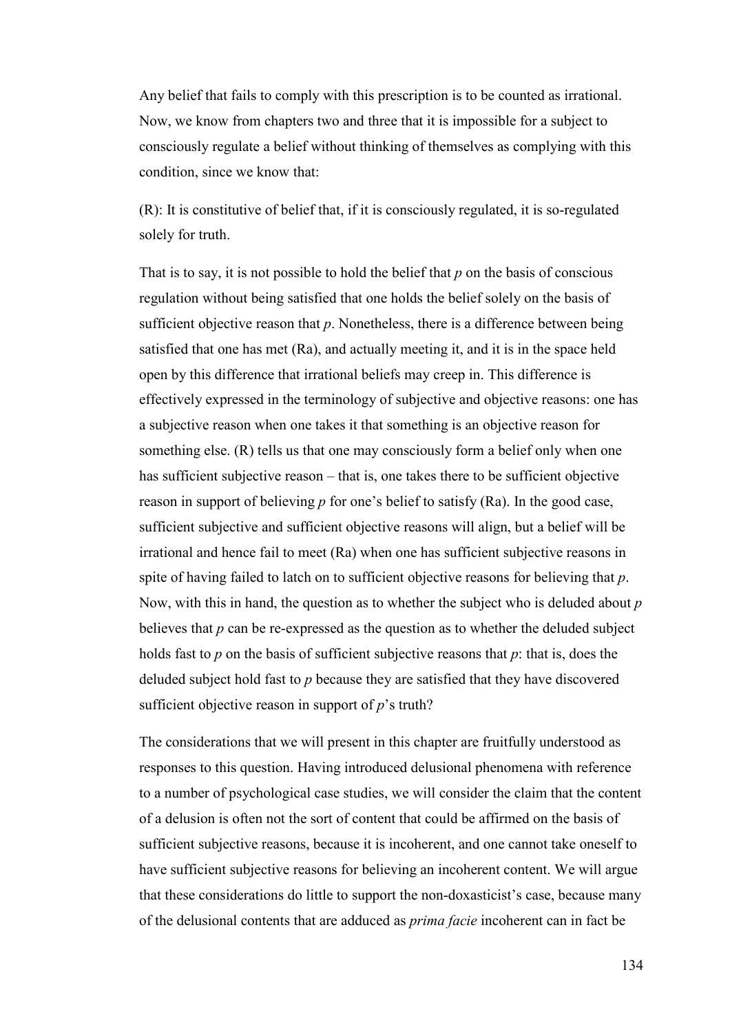Any belief that fails to comply with this prescription is to be counted as irrational. Now, we know from chapters two and three that it is impossible for a subject to consciously regulate a belief without thinking of themselves as complying with this condition, since we know that:

(R): It is constitutive of belief that, if it is consciously regulated, it is so-regulated solely for truth.

That is to say, it is not possible to hold the belief that *p* on the basis of conscious regulation without being satisfied that one holds the belief solely on the basis of sufficient objective reason that *p*. Nonetheless, there is a difference between being satisfied that one has met (Ra), and actually meeting it, and it is in the space held open by this difference that irrational beliefs may creep in. This difference is effectively expressed in the terminology of subjective and objective reasons: one has a subjective reason when one takes it that something is an objective reason for something else. (R) tells us that one may consciously form a belief only when one has sufficient subjective reason – that is, one takes there to be sufficient objective reason in support of believing *p* for one's belief to satisfy (Ra). In the good case, sufficient subjective and sufficient objective reasons will align, but a belief will be irrational and hence fail to meet (Ra) when one has sufficient subjective reasons in spite of having failed to latch on to sufficient objective reasons for believing that *p*. Now, with this in hand, the question as to whether the subject who is deluded about *p* believes that *p* can be re-expressed as the question as to whether the deluded subject holds fast to *p* on the basis of sufficient subjective reasons that *p*: that is, does the deluded subject hold fast to *p* because they are satisfied that they have discovered sufficient objective reason in support of *p*'s truth?

The considerations that we will present in this chapter are fruitfully understood as responses to this question. Having introduced delusional phenomena with reference to a number of psychological case studies, we will consider the claim that the content of a delusion is often not the sort of content that could be affirmed on the basis of sufficient subjective reasons, because it is incoherent, and one cannot take oneself to have sufficient subjective reasons for believing an incoherent content. We will argue that these considerations do little to support the non-doxasticist's case, because many of the delusional contents that are adduced as *prima facie* incoherent can in fact be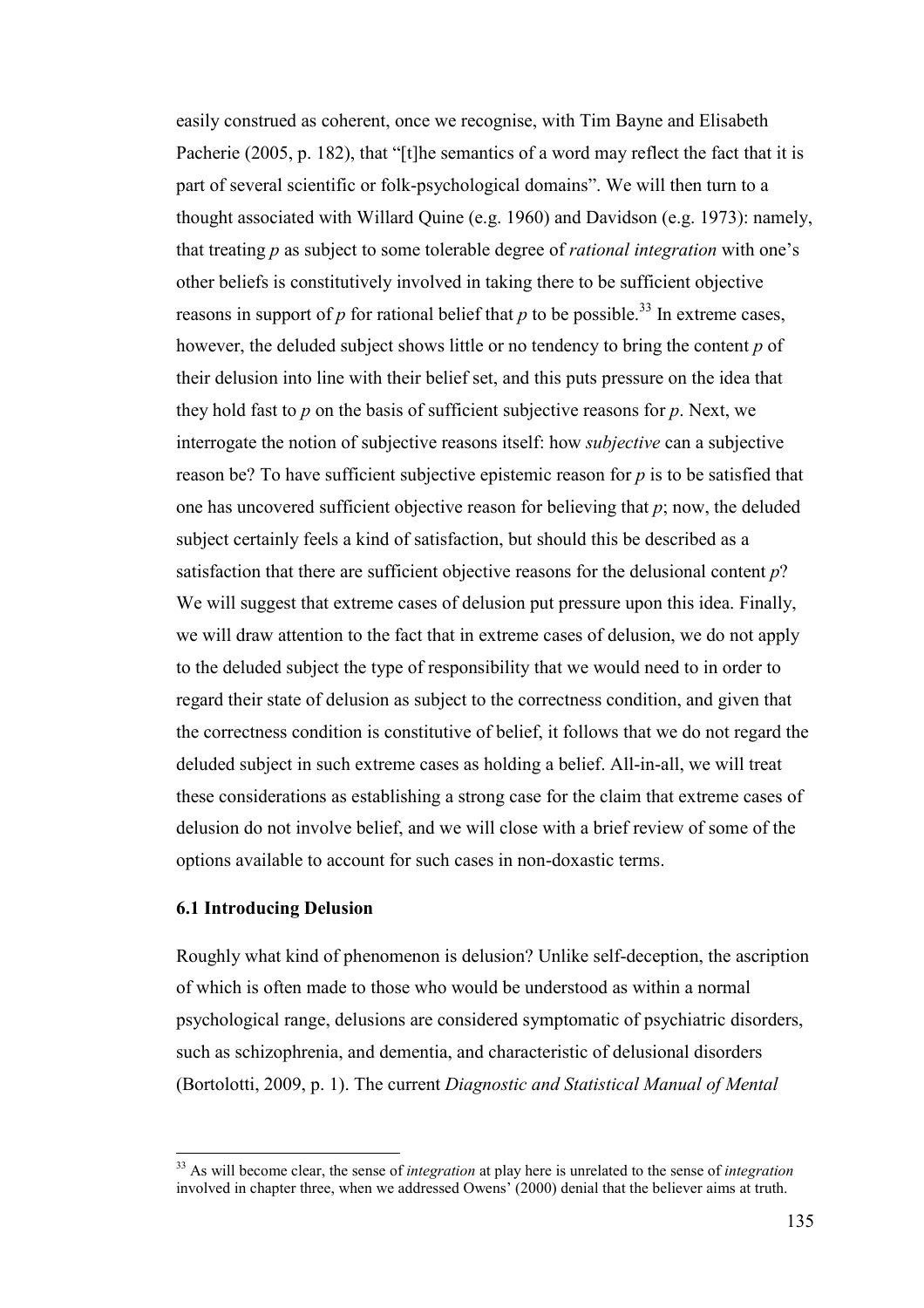easily construed as coherent, once we recognise, with Tim Bayne and Elisabeth Pacherie (2005, p. 182), that "[t]he semantics of a word may reflect the fact that it is part of several scientific or folk-psychological domains". We will then turn to a thought associated with Willard Quine (e.g. 1960) and Davidson (e.g. 1973): namely, that treating *p* as subject to some tolerable degree of *rational integration* with one's other beliefs is constitutively involved in taking there to be sufficient objective reasons in support of *p* for rational belief that *p* to be possible.[33] In extreme cases, however, the deluded subject shows little or no tendency to bring the content *p* of their delusion into line with their belief set, and this puts pressure on the idea that they hold fast to *p* on the basis of sufficient subjective reasons for *p*. Next, we interrogate the notion of subjective reasons itself: how *subjective* can a subjective reason be? To have sufficient subjective epistemic reason for *p* is to be satisfied that one has uncovered sufficient objective reason for believing that *p*; now, the deluded subject certainly feels a kind of satisfaction, but should this be described as a satisfaction that there are sufficient objective reasons for the delusional content *p*? We will suggest that extreme cases of delusion put pressure upon this idea. Finally, we will draw attention to the fact that in extreme cases of delusion, we do not apply to the deluded subject the type of responsibility that we would need to in order to regard their state of delusion as subject to the correctness condition, and given that the correctness condition is constitutive of belief, it follows that we do not regard the deluded subject in such extreme cases as holding a belief. All-in-all, we will treat these considerations as establishing a strong case for the claim that extreme cases of delusion do not involve belief, and we will close with a brief review of some of the options available to account for such cases in non-doxastic terms.

### 6.1 Introducing Delusion

Roughly what kind of phenomenon is delusion? Unlike self-deception, the ascription of which is often made to those who would be understood as within a normal psychological range, delusions are considered symptomatic of psychiatric disorders, such as schizophrenia, and dementia, and characteristic of delusional disorders (Bortolotti, 2009, p. 1). The current *Diagnostic and Statistical Manual of Mental*

---

[33] As will become clear, the sense of *integration* at play here is unrelated to the sense of *integration* involved in chapter three, when we addressed Owens' (2000) denial that the believer aims at truth.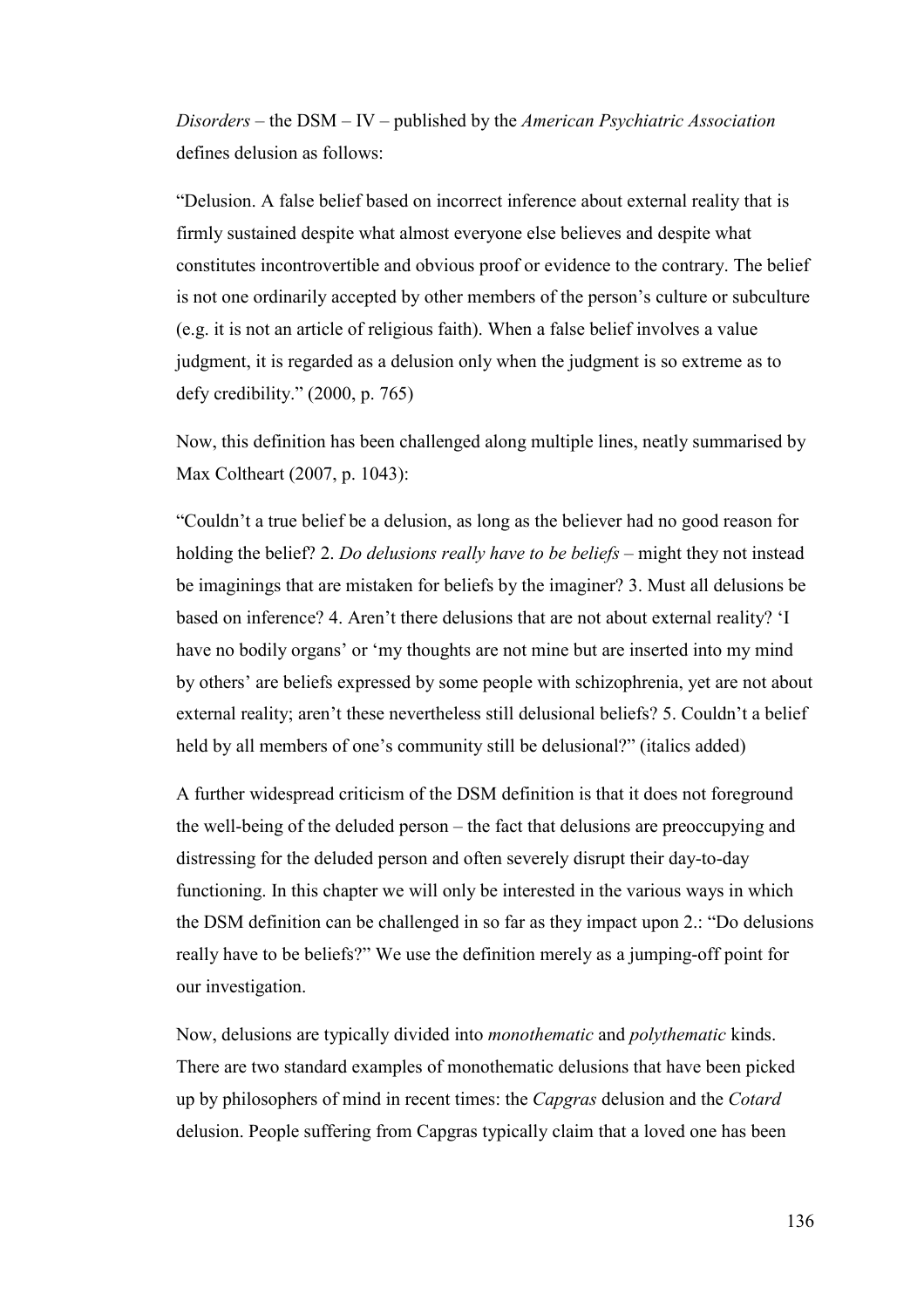*Disorders* – the DSM – IV – published by the *American Psychiatric Association* defines delusion as follows:

"Delusion. A false belief based on incorrect inference about external reality that is firmly sustained despite what almost everyone else believes and despite what constitutes incontrovertible and obvious proof or evidence to the contrary. The belief is not one ordinarily accepted by other members of the person's culture or subculture (e.g. it is not an article of religious faith). When a false belief involves a value judgment, it is regarded as a delusion only when the judgment is so extreme as to defy credibility." (2000, p. 765)

Now, this definition has been challenged along multiple lines, neatly summarised by Max Coltheart (2007, p. 1043):

"Couldn't a true belief be a delusion, as long as the believer had no good reason for holding the belief? 2. *Do delusions really have to be beliefs* – might they not instead be imaginings that are mistaken for beliefs by the imaginer? 3. Must all delusions be based on inference? 4. Aren't there delusions that are not about external reality? 'I have no bodily organs' or 'my thoughts are not mine but are inserted into my mind by others' are beliefs expressed by some people with schizophrenia, yet are not about external reality; aren't these nevertheless still delusional beliefs? 5. Couldn't a belief held by all members of one's community still be delusional?" (italics added)

A further widespread criticism of the DSM definition is that it does not foreground the well-being of the deluded person – the fact that delusions are preoccupying and distressing for the deluded person and often severely disrupt their day-to-day functioning. In this chapter we will only be interested in the various ways in which the DSM definition can be challenged in so far as they impact upon 2.: "Do delusions really have to be beliefs?" We use the definition merely as a jumping-off point for our investigation.

Now, delusions are typically divided into *monothematic* and *polythematic* kinds. There are two standard examples of monothematic delusions that have been picked up by philosophers of mind in recent times: the *Capgras* delusion and the *Cotard* delusion. People suffering from Capgras typically claim that a loved one has been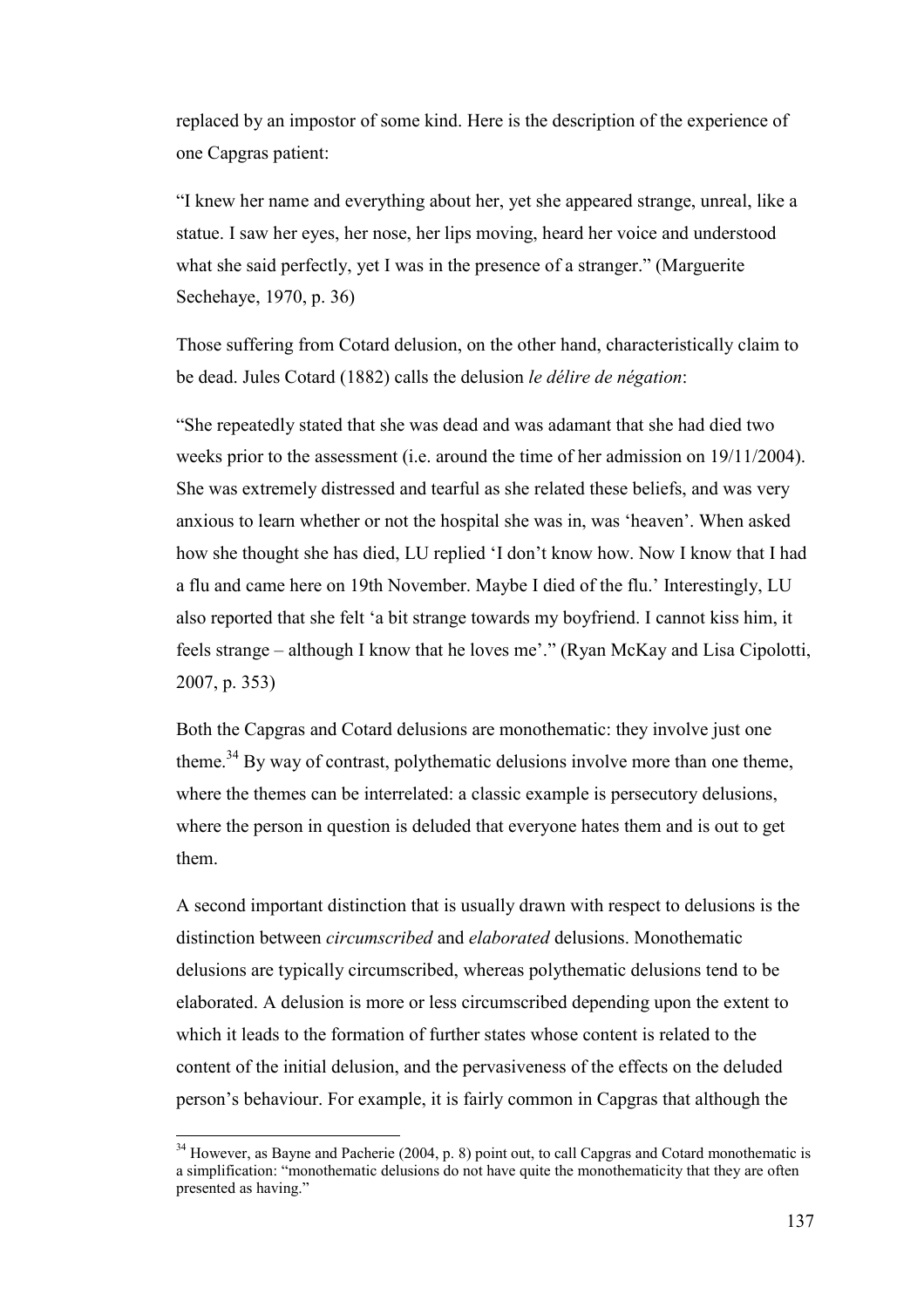replaced by an impostor of some kind. Here is the description of the experience of one Capgras patient:

"I knew her name and everything about her, yet she appeared strange, unreal, like a statue. I saw her eyes, her nose, her lips moving, heard her voice and understood what she said perfectly, yet I was in the presence of a stranger." (Marguerite Sechehaye, 1970, p. 36)

Those suffering from Cotard delusion, on the other hand, characteristically claim to be dead. Jules Cotard (1882) calls the delusion *le délire de négation*:

"She repeatedly stated that she was dead and was adamant that she had died two weeks prior to the assessment (i.e. around the time of her admission on 19/11/2004). She was extremely distressed and tearful as she related these beliefs, and was very anxious to learn whether or not the hospital she was in, was 'heaven'. When asked how she thought she has died, LU replied 'I don't know how. Now I know that I had a flu and came here on 19th November. Maybe I died of the flu.' Interestingly, LU also reported that she felt 'a bit strange towards my boyfriend. I cannot kiss him, it feels strange – although I know that he loves me'." (Ryan McKay and Lisa Cipolotti, 2007, p. 353)

Both the Capgras and Cotard delusions are monothematic: they involve just one theme.[34] By way of contrast, polythematic delusions involve more than one theme, where the themes can be interrelated: a classic example is persecutory delusions, where the person in question is deluded that everyone hates them and is out to get them.

A second important distinction that is usually drawn with respect to delusions is the distinction between *circumscribed* and *elaborated* delusions. Monothematic delusions are typically circumscribed, whereas polythematic delusions tend to be elaborated. A delusion is more or less circumscribed depending upon the extent to which it leads to the formation of further states whose content is related to the content of the initial delusion, and the pervasiveness of the effects on the deluded person's behaviour. For example, it is fairly common in Capgras that although the

---

[34] However, as Bayne and Pacherie (2004, p. 8) point out, to call Capgras and Cotard monothematic is a simplification: "monothematic delusions do not have quite the monothematicity that they are often presented as having."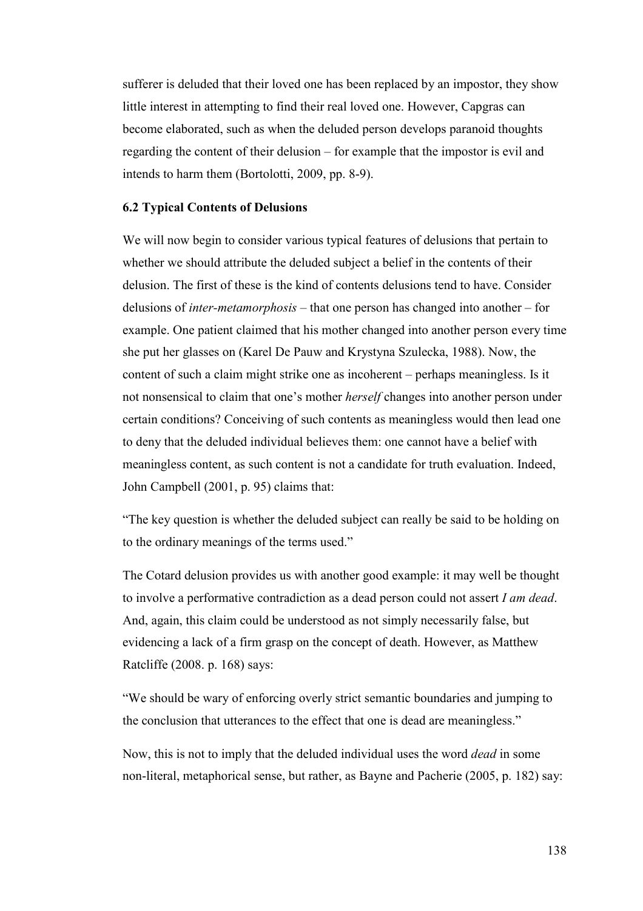sufferer is deluded that their loved one has been replaced by an impostor, they show little interest in attempting to find their real loved one. However, Capgras can become elaborated, such as when the deluded person develops paranoid thoughts regarding the content of their delusion – for example that the impostor is evil and intends to harm them (Bortolotti, 2009, pp. 8-9).

### 6.2 Typical Contents of Delusions

We will now begin to consider various typical features of delusions that pertain to whether we should attribute the deluded subject a belief in the contents of their delusion. The first of these is the kind of contents delusions tend to have. Consider delusions of *inter-metamorphosis* – that one person has changed into another – for example. One patient claimed that his mother changed into another person every time she put her glasses on (Karel De Pauw and Krystyna Szulecka, 1988). Now, the content of such a claim might strike one as incoherent – perhaps meaningless. Is it not nonsensical to claim that one's mother *herself* changes into another person under certain conditions? Conceiving of such contents as meaningless would then lead one to deny that the deluded individual believes them: one cannot have a belief with meaningless content, as such content is not a candidate for truth evaluation. Indeed, John Campbell (2001, p. 95) claims that:

"The key question is whether the deluded subject can really be said to be holding on to the ordinary meanings of the terms used."

The Cotard delusion provides us with another good example: it may well be thought to involve a performative contradiction as a dead person could not assert *I am dead*. And, again, this claim could be understood as not simply necessarily false, but evidencing a lack of a firm grasp on the concept of death. However, as Matthew Ratcliffe (2008. p. 168) says:

"We should be wary of enforcing overly strict semantic boundaries and jumping to the conclusion that utterances to the effect that one is dead are meaningless."

Now, this is not to imply that the deluded individual uses the word *dead* in some non-literal, metaphorical sense, but rather, as Bayne and Pacherie (2005, p. 182) say: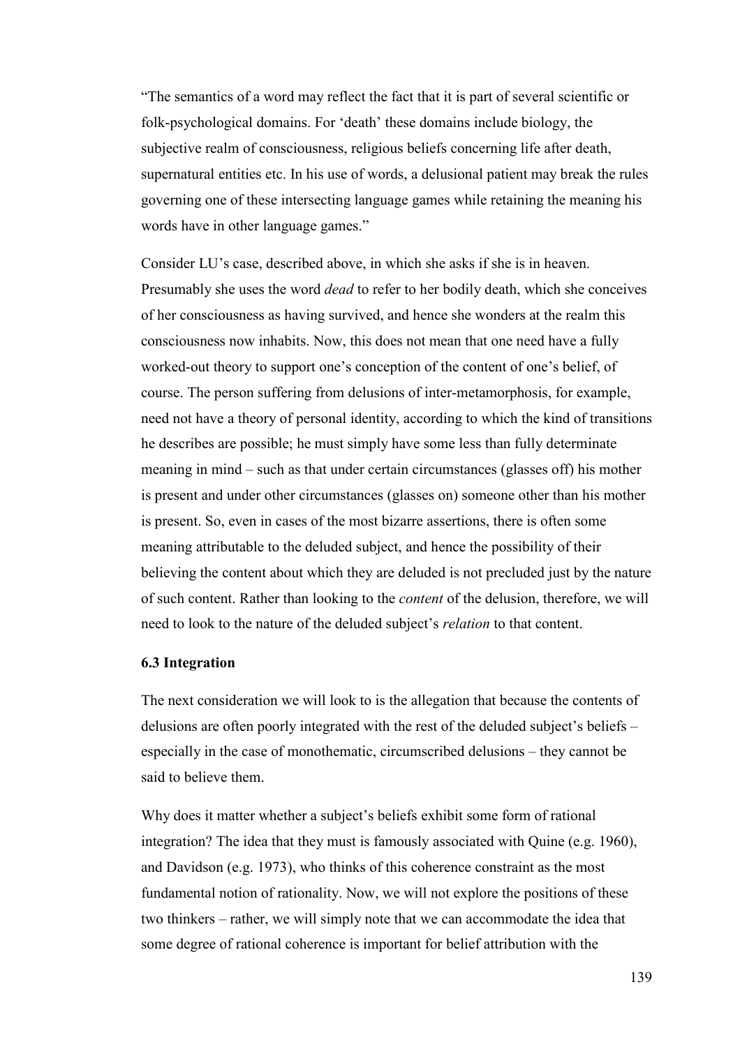"The semantics of a word may reflect the fact that it is part of several scientific or folk-psychological domains. For 'death' these domains include biology, the subjective realm of consciousness, religious beliefs concerning life after death, supernatural entities etc. In his use of words, a delusional patient may break the rules governing one of these intersecting language games while retaining the meaning his words have in other language games."

Consider LU's case, described above, in which she asks if she is in heaven. Presumably she uses the word *dead* to refer to her bodily death, which she conceives of her consciousness as having survived, and hence she wonders at the realm this consciousness now inhabits. Now, this does not mean that one need have a fully worked-out theory to support one's conception of the content of one's belief, of course. The person suffering from delusions of inter-metamorphosis, for example, need not have a theory of personal identity, according to which the kind of transitions he describes are possible; he must simply have some less than fully determinate meaning in mind – such as that under certain circumstances (glasses off) his mother is present and under other circumstances (glasses on) someone other than his mother is present. So, even in cases of the most bizarre assertions, there is often some meaning attributable to the deluded subject, and hence the possibility of their believing the content about which they are deluded is not precluded just by the nature of such content. Rather than looking to the *content* of the delusion, therefore, we will need to look to the nature of the deluded subject's *relation* to that content.

### 6.3 Integration

The next consideration we will look to is the allegation that because the contents of delusions are often poorly integrated with the rest of the deluded subject's beliefs – especially in the case of monothematic, circumscribed delusions – they cannot be said to believe them.

Why does it matter whether a subject's beliefs exhibit some form of rational integration? The idea that they must is famously associated with Quine (e.g. 1960), and Davidson (e.g. 1973), who thinks of this coherence constraint as the most fundamental notion of rationality. Now, we will not explore the positions of these two thinkers – rather, we will simply note that we can accommodate the idea that some degree of rational coherence is important for belief attribution with the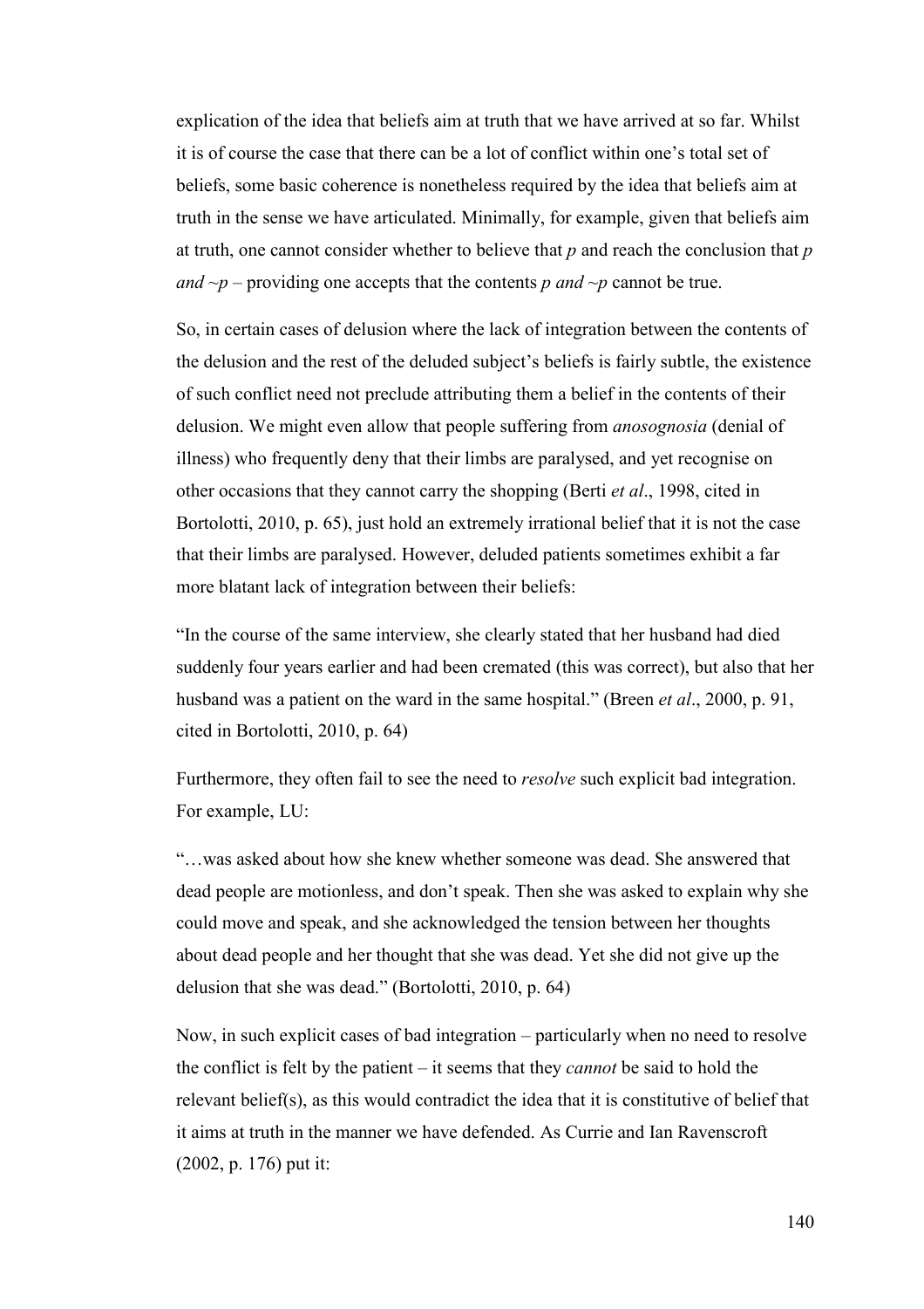explication of the idea that beliefs aim at truth that we have arrived at so far. Whilst it is of course the case that there can be a lot of conflict within one's total set of beliefs, some basic coherence is nonetheless required by the idea that beliefs aim at truth in the sense we have articulated. Minimally, for example, given that beliefs aim at truth, one cannot consider whether to believe that *p* and reach the conclusion that *p and ~p* – providing one accepts that the contents *p and ~p* cannot be true.

So, in certain cases of delusion where the lack of integration between the contents of the delusion and the rest of the deluded subject's beliefs is fairly subtle, the existence of such conflict need not preclude attributing them a belief in the contents of their delusion. We might even allow that people suffering from *anosognosia* (denial of illness) who frequently deny that their limbs are paralysed, and yet recognise on other occasions that they cannot carry the shopping (Berti *et al*., 1998, cited in Bortolotti, 2010, p. 65), just hold an extremely irrational belief that it is not the case that their limbs are paralysed. However, deluded patients sometimes exhibit a far more blatant lack of integration between their beliefs:

"In the course of the same interview, she clearly stated that her husband had died suddenly four years earlier and had been cremated (this was correct), but also that her husband was a patient on the ward in the same hospital." (Breen *et al*., 2000, p. 91, cited in Bortolotti, 2010, p. 64)

Furthermore, they often fail to see the need to *resolve* such explicit bad integration. For example, LU:

"…was asked about how she knew whether someone was dead. She answered that dead people are motionless, and don't speak. Then she was asked to explain why she could move and speak, and she acknowledged the tension between her thoughts about dead people and her thought that she was dead. Yet she did not give up the delusion that she was dead." (Bortolotti, 2010, p. 64)

Now, in such explicit cases of bad integration – particularly when no need to resolve the conflict is felt by the patient – it seems that they *cannot* be said to hold the relevant belief(s), as this would contradict the idea that it is constitutive of belief that it aims at truth in the manner we have defended. As Currie and Ian Ravenscroft (2002, p. 176) put it: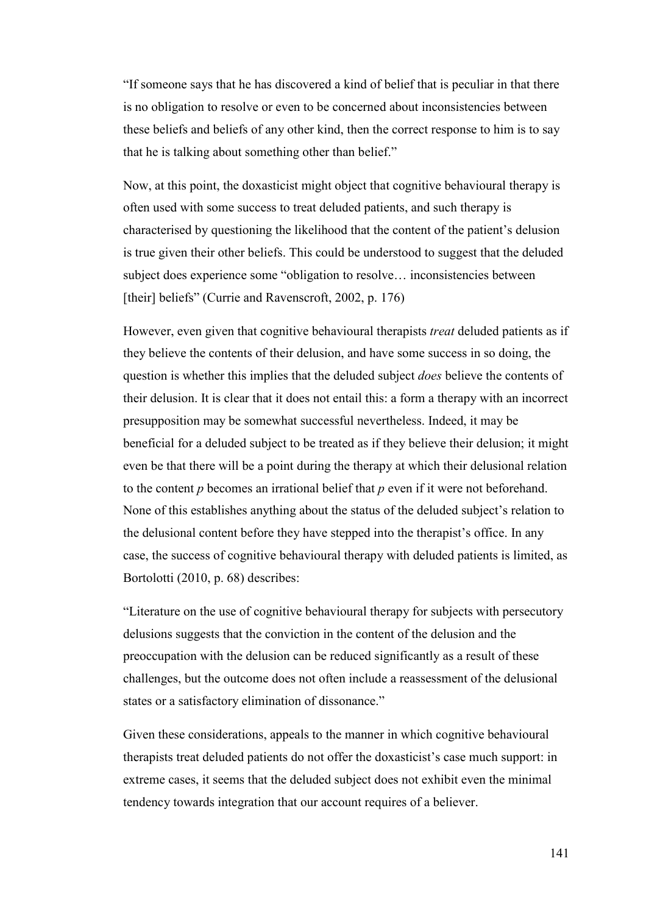"If someone says that he has discovered a kind of belief that is peculiar in that there is no obligation to resolve or even to be concerned about inconsistencies between these beliefs and beliefs of any other kind, then the correct response to him is to say that he is talking about something other than belief."

Now, at this point, the doxasticist might object that cognitive behavioural therapy is often used with some success to treat deluded patients, and such therapy is characterised by questioning the likelihood that the content of the patient's delusion is true given their other beliefs. This could be understood to suggest that the deluded subject does experience some "obligation to resolve… inconsistencies between [their] beliefs" (Currie and Ravenscroft, 2002, p. 176)

However, even given that cognitive behavioural therapists *treat* deluded patients as if they believe the contents of their delusion, and have some success in so doing, the question is whether this implies that the deluded subject *does* believe the contents of their delusion. It is clear that it does not entail this: a form a therapy with an incorrect presupposition may be somewhat successful nevertheless. Indeed, it may be beneficial for a deluded subject to be treated as if they believe their delusion; it might even be that there will be a point during the therapy at which their delusional relation to the content *p* becomes an irrational belief that *p* even if it were not beforehand. None of this establishes anything about the status of the deluded subject's relation to the delusional content before they have stepped into the therapist's office. In any case, the success of cognitive behavioural therapy with deluded patients is limited, as Bortolotti (2010, p. 68) describes:

"Literature on the use of cognitive behavioural therapy for subjects with persecutory delusions suggests that the conviction in the content of the delusion and the preoccupation with the delusion can be reduced significantly as a result of these challenges, but the outcome does not often include a reassessment of the delusional states or a satisfactory elimination of dissonance."

Given these considerations, appeals to the manner in which cognitive behavioural therapists treat deluded patients do not offer the doxasticist's case much support: in extreme cases, it seems that the deluded subject does not exhibit even the minimal tendency towards integration that our account requires of a believer.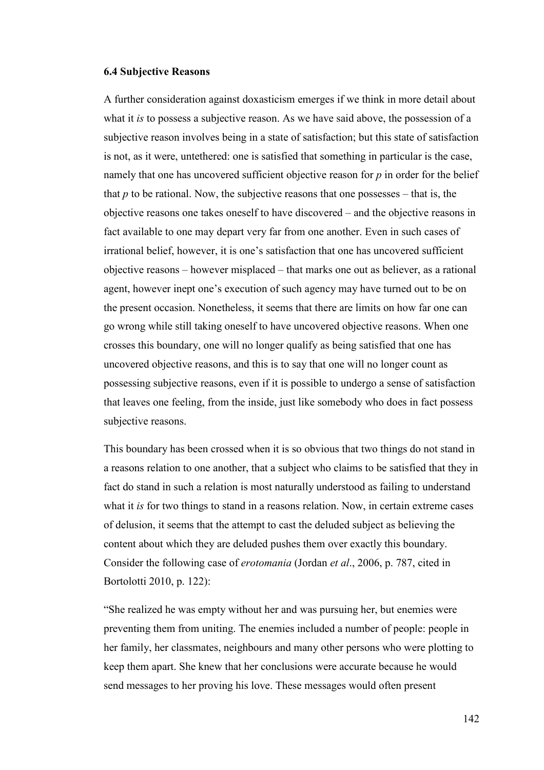### 6.4 Subjective Reasons

A further consideration against doxasticism emerges if we think in more detail about what it *is* to possess a subjective reason. As we have said above, the possession of a subjective reason involves being in a state of satisfaction; but this state of satisfaction is not, as it were, untethered: one is satisfied that something in particular is the case, namely that one has uncovered sufficient objective reason for *p* in order for the belief that *p* to be rational. Now, the subjective reasons that one possesses – that is, the objective reasons one takes oneself to have discovered – and the objective reasons in fact available to one may depart very far from one another. Even in such cases of irrational belief, however, it is one's satisfaction that one has uncovered sufficient objective reasons – however misplaced – that marks one out as believer, as a rational agent, however inept one's execution of such agency may have turned out to be on the present occasion. Nonetheless, it seems that there are limits on how far one can go wrong while still taking oneself to have uncovered objective reasons. When one crosses this boundary, one will no longer qualify as being satisfied that one has uncovered objective reasons, and this is to say that one will no longer count as possessing subjective reasons, even if it is possible to undergo a sense of satisfaction that leaves one feeling, from the inside, just like somebody who does in fact possess subjective reasons.

This boundary has been crossed when it is so obvious that two things do not stand in a reasons relation to one another, that a subject who claims to be satisfied that they in fact do stand in such a relation is most naturally understood as failing to understand what it *is* for two things to stand in a reasons relation. Now, in certain extreme cases of delusion, it seems that the attempt to cast the deluded subject as believing the content about which they are deluded pushes them over exactly this boundary. Consider the following case of *erotomania* (Jordan *et al*., 2006, p. 787, cited in Bortolotti 2010, p. 122):

"She realized he was empty without her and was pursuing her, but enemies were preventing them from uniting. The enemies included a number of people: people in her family, her classmates, neighbours and many other persons who were plotting to keep them apart. She knew that her conclusions were accurate because he would send messages to her proving his love. These messages would often present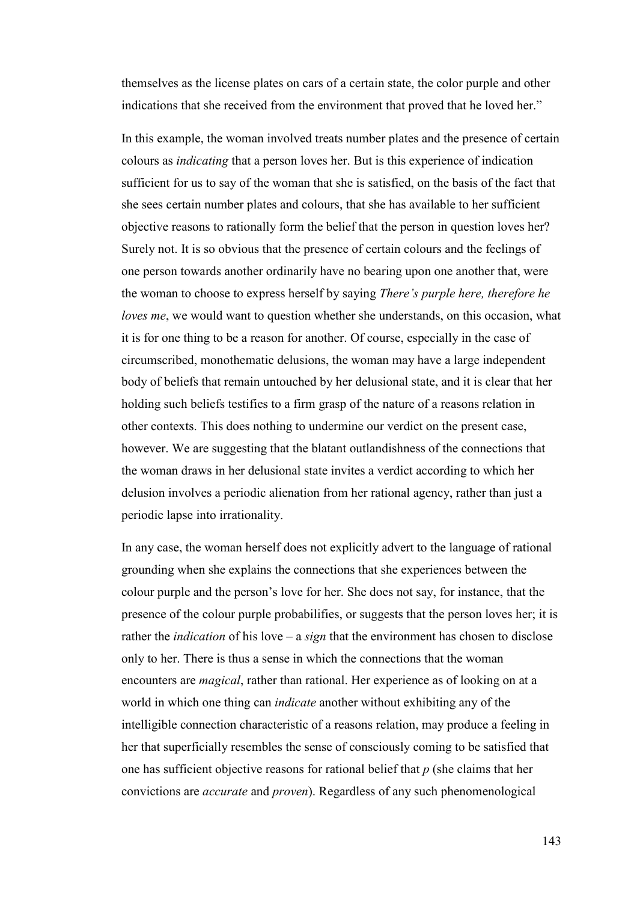themselves as the license plates on cars of a certain state, the color purple and other indications that she received from the environment that proved that he loved her."

In this example, the woman involved treats number plates and the presence of certain colours as *indicating* that a person loves her. But is this experience of indication sufficient for us to say of the woman that she is satisfied, on the basis of the fact that she sees certain number plates and colours, that she has available to her sufficient objective reasons to rationally form the belief that the person in question loves her? Surely not. It is so obvious that the presence of certain colours and the feelings of one person towards another ordinarily have no bearing upon one another that, were the woman to choose to express herself by saying *There's purple here, therefore he loves me*, we would want to question whether she understands, on this occasion, what it is for one thing to be a reason for another. Of course, especially in the case of circumscribed, monothematic delusions, the woman may have a large independent body of beliefs that remain untouched by her delusional state, and it is clear that her holding such beliefs testifies to a firm grasp of the nature of a reasons relation in other contexts. This does nothing to undermine our verdict on the present case, however. We are suggesting that the blatant outlandishness of the connections that the woman draws in her delusional state invites a verdict according to which her delusion involves a periodic alienation from her rational agency, rather than just a periodic lapse into irrationality.

In any case, the woman herself does not explicitly advert to the language of rational grounding when she explains the connections that she experiences between the colour purple and the person's love for her. She does not say, for instance, that the presence of the colour purple probabilifies, or suggests that the person loves her; it is rather the *indication* of his love – a *sign* that the environment has chosen to disclose only to her. There is thus a sense in which the connections that the woman encounters are *magical*, rather than rational. Her experience as of looking on at a world in which one thing can *indicate* another without exhibiting any of the intelligible connection characteristic of a reasons relation, may produce a feeling in her that superficially resembles the sense of consciously coming to be satisfied that one has sufficient objective reasons for rational belief that $p$ (she claims that her convictions are *accurate* and *proven*). Regardless of any such phenomenological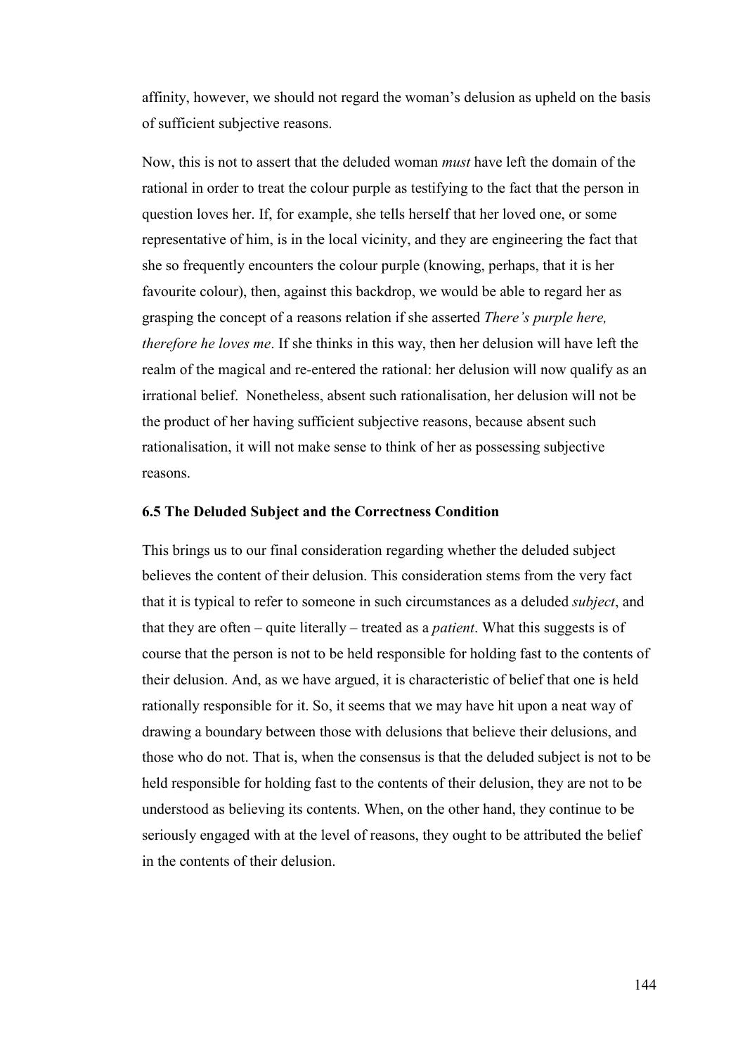affinity, however, we should not regard the woman's delusion as upheld on the basis of sufficient subjective reasons.

Now, this is not to assert that the deluded woman *must* have left the domain of the rational in order to treat the colour purple as testifying to the fact that the person in question loves her. If, for example, she tells herself that her loved one, or some representative of him, is in the local vicinity, and they are engineering the fact that she so frequently encounters the colour purple (knowing, perhaps, that it is her favourite colour), then, against this backdrop, we would be able to regard her as grasping the concept of a reasons relation if she asserted *There's purple here, therefore he loves me*. If she thinks in this way, then her delusion will have left the realm of the magical and re-entered the rational: her delusion will now qualify as an irrational belief. Nonetheless, absent such rationalisation, her delusion will not be the product of her having sufficient subjective reasons, because absent such rationalisation, it will not make sense to think of her as possessing subjective reasons.

### 6.5 The Deluded Subject and the Correctness Condition

This brings us to our final consideration regarding whether the deluded subject believes the content of their delusion. This consideration stems from the very fact that it is typical to refer to someone in such circumstances as a deluded *subject*, and that they are often – quite literally – treated as a *patient*. What this suggests is of course that the person is not to be held responsible for holding fast to the contents of their delusion. And, as we have argued, it is characteristic of belief that one is held rationally responsible for it. So, it seems that we may have hit upon a neat way of drawing a boundary between those with delusions that believe their delusions, and those who do not. That is, when the consensus is that the deluded subject is not to be held responsible for holding fast to the contents of their delusion, they are not to be understood as believing its contents. When, on the other hand, they continue to be seriously engaged with at the level of reasons, they ought to be attributed the belief in the contents of their delusion.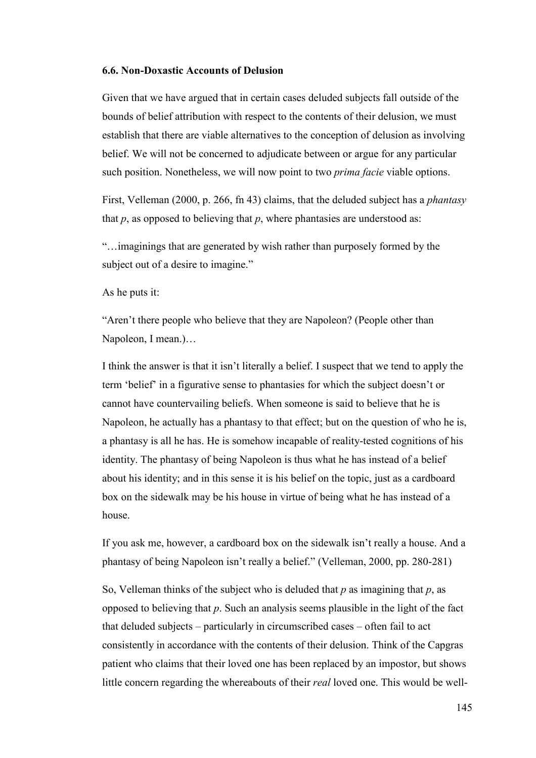### 6.6. Non-Doxastic Accounts of Delusion

Given that we have argued that in certain cases deluded subjects fall outside of the bounds of belief attribution with respect to the contents of their delusion, we must establish that there are viable alternatives to the conception of delusion as involving belief. We will not be concerned to adjudicate between or argue for any particular such position. Nonetheless, we will now point to two *prima facie* viable options.

First, Velleman (2000, p. 266, fn 43) claims, that the deluded subject has a *phantasy* that *p*, as opposed to believing that *p*, where phantasies are understood as:

"…imaginings that are generated by wish rather than purposely formed by the subject out of a desire to imagine."

As he puts it:

"Aren't there people who believe that they are Napoleon? (People other than Napoleon, I mean.)…

I think the answer is that it isn't literally a belief. I suspect that we tend to apply the term 'belief' in a figurative sense to phantasies for which the subject doesn't or cannot have countervailing beliefs. When someone is said to believe that he is Napoleon, he actually has a phantasy to that effect; but on the question of who he is, a phantasy is all he has. He is somehow incapable of reality-tested cognitions of his identity. The phantasy of being Napoleon is thus what he has instead of a belief about his identity; and in this sense it is his belief on the topic, just as a cardboard box on the sidewalk may be his house in virtue of being what he has instead of a house.

If you ask me, however, a cardboard box on the sidewalk isn't really a house. And a phantasy of being Napoleon isn't really a belief." (Velleman, 2000, pp. 280-281)

So, Velleman thinks of the subject who is deluded that *p* as imagining that *p*, as opposed to believing that *p*. Such an analysis seems plausible in the light of the fact that deluded subjects – particularly in circumscribed cases – often fail to act consistently in accordance with the contents of their delusion. Think of the Capgras patient who claims that their loved one has been replaced by an impostor, but shows little concern regarding the whereabouts of their *real* loved one. This would be well-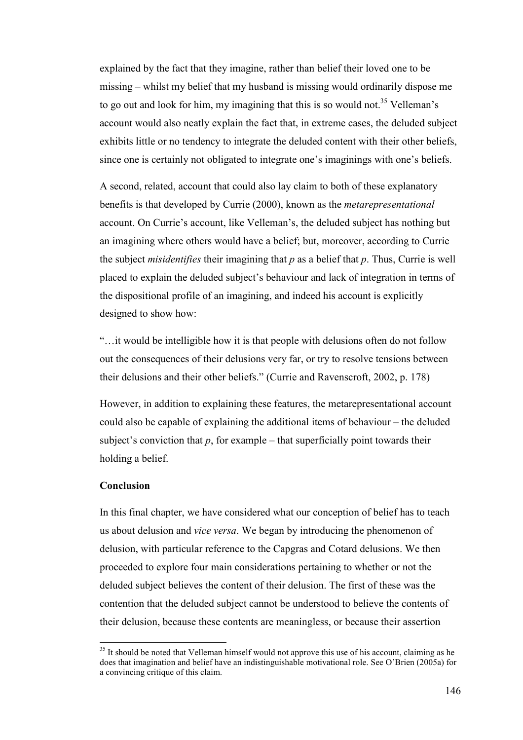explained by the fact that they imagine, rather than belief their loved one to be missing – whilst my belief that my husband is missing would ordinarily dispose me to go out and look for him, my imagining that this is so would not.[35] Velleman's account would also neatly explain the fact that, in extreme cases, the deluded subject exhibits little or no tendency to integrate the deluded content with their other beliefs, since one is certainly not obligated to integrate one's imaginings with one's beliefs.

A second, related, account that could also lay claim to both of these explanatory benefits is that developed by Currie (2000), known as the *metarepresentational* account. On Currie's account, like Velleman's, the deluded subject has nothing but an imagining where others would have a belief; but, moreover, according to Currie the subject *misidentifies* their imagining that *p* as a belief that *p*. Thus, Currie is well placed to explain the deluded subject's behaviour and lack of integration in terms of the dispositional profile of an imagining, and indeed his account is explicitly designed to show how:

"…it would be intelligible how it is that people with delusions often do not follow out the consequences of their delusions very far, or try to resolve tensions between their delusions and their other beliefs." (Currie and Ravenscroft, 2002, p. 178)

However, in addition to explaining these features, the metarepresentational account could also be capable of explaining the additional items of behaviour – the deluded subject's conviction that *p*, for example – that superficially point towards their holding a belief.

**Conclusion**

In this final chapter, we have considered what our conception of belief has to teach us about delusion and *vice versa*. We began by introducing the phenomenon of delusion, with particular reference to the Capgras and Cotard delusions. We then proceeded to explore four main considerations pertaining to whether or not the deluded subject believes the content of their delusion. The first of these was the contention that the deluded subject cannot be understood to believe the contents of their delusion, because these contents are meaningless, or because their assertion

---

[35] It should be noted that Velleman himself would not approve this use of his account, claiming as he does that imagination and belief have an indistinguishable motivational role. See O'Brien (2005a) for a convincing critique of this claim.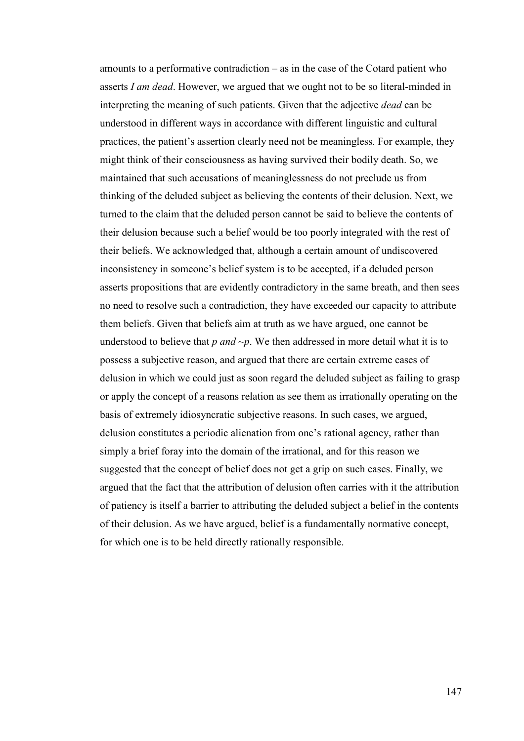amounts to a performative contradiction – as in the case of the Cotard patient who asserts *I am dead*. However, we argued that we ought not to be so literal-minded in interpreting the meaning of such patients. Given that the adjective *dead* can be understood in different ways in accordance with different linguistic and cultural practices, the patient's assertion clearly need not be meaningless. For example, they might think of their consciousness as having survived their bodily death. So, we maintained that such accusations of meaninglessness do not preclude us from thinking of the deluded subject as believing the contents of their delusion. Next, we turned to the claim that the deluded person cannot be said to believe the contents of their delusion because such a belief would be too poorly integrated with the rest of their beliefs. We acknowledged that, although a certain amount of undiscovered inconsistency in someone's belief system is to be accepted, if a deluded person asserts propositions that are evidently contradictory in the same breath, and then sees no need to resolve such a contradiction, they have exceeded our capacity to attribute them beliefs. Given that beliefs aim at truth as we have argued, one cannot be understood to believe that *p and ~p*. We then addressed in more detail what it is to possess a subjective reason, and argued that there are certain extreme cases of delusion in which we could just as soon regard the deluded subject as failing to grasp or apply the concept of a reasons relation as see them as irrationally operating on the basis of extremely idiosyncratic subjective reasons. In such cases, we argued, delusion constitutes a periodic alienation from one's rational agency, rather than simply a brief foray into the domain of the irrational, and for this reason we suggested that the concept of belief does not get a grip on such cases. Finally, we argued that the fact that the attribution of delusion often carries with it the attribution of patiency is itself a barrier to attributing the deluded subject a belief in the contents of their delusion. As we have argued, belief is a fundamentally normative concept, for which one is to be held directly rationally responsible.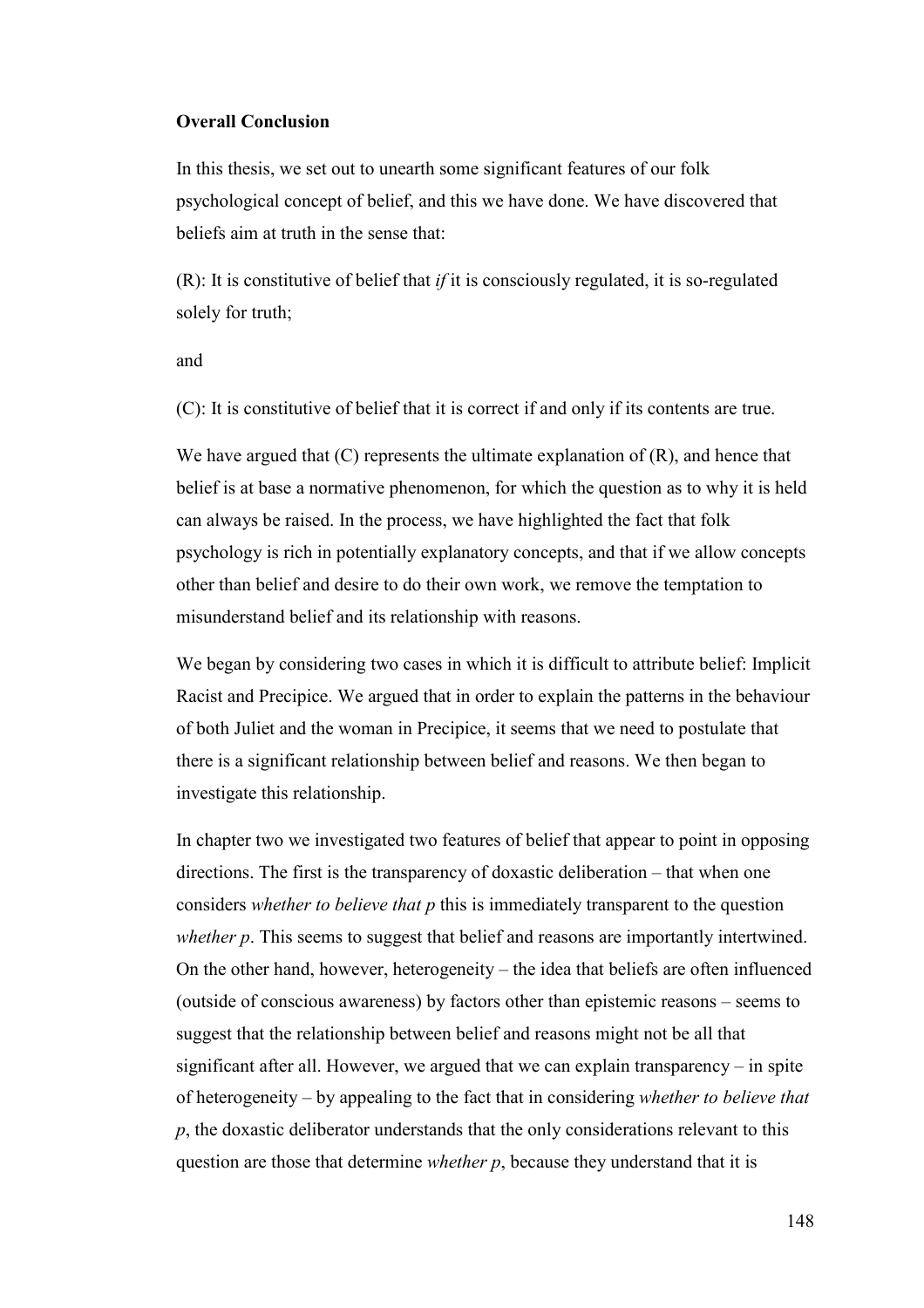**Overall Conclusion**

In this thesis, we set out to unearth some significant features of our folk psychological concept of belief, and this we have done. We have discovered that beliefs aim at truth in the sense that:

(R): It is constitutive of belief that *if* it is consciously regulated, it is so-regulated solely for truth;

and

(C): It is constitutive of belief that it is correct if and only if its contents are true.

We have argued that (C) represents the ultimate explanation of (R), and hence that belief is at base a normative phenomenon, for which the question as to why it is held can always be raised. In the process, we have highlighted the fact that folk psychology is rich in potentially explanatory concepts, and that if we allow concepts other than belief and desire to do their own work, we remove the temptation to misunderstand belief and its relationship with reasons.

We began by considering two cases in which it is difficult to attribute belief: Implicit Racist and Precipice. We argued that in order to explain the patterns in the behaviour of both Juliet and the woman in Precipice, it seems that we need to postulate that there is a significant relationship between belief and reasons. We then began to investigate this relationship.

In chapter two we investigated two features of belief that appear to point in opposing directions. The first is the transparency of doxastic deliberation – that when one considers *whether to believe that p* this is immediately transparent to the question *whether p*. This seems to suggest that belief and reasons are importantly intertwined. On the other hand, however, heterogeneity – the idea that beliefs are often influenced (outside of conscious awareness) by factors other than epistemic reasons – seems to suggest that the relationship between belief and reasons might not be all that significant after all. However, we argued that we can explain transparency – in spite of heterogeneity – by appealing to the fact that in considering *whether to believe that p*, the doxastic deliberator understands that the only considerations relevant to this question are those that determine *whether p*, because they understand that it is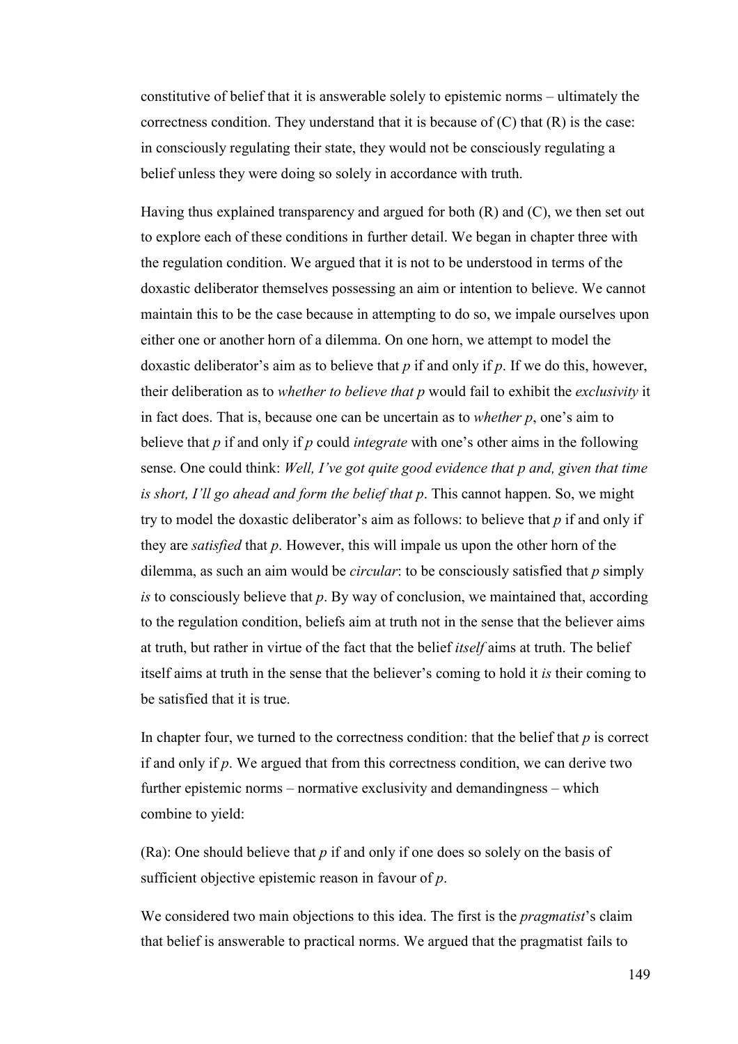constitutive of belief that it is answerable solely to epistemic norms – ultimately the correctness condition. They understand that it is because of (C) that (R) is the case: in consciously regulating their state, they would not be consciously regulating a belief unless they were doing so solely in accordance with truth.

Having thus explained transparency and argued for both (R) and (C), we then set out to explore each of these conditions in further detail. We began in chapter three with the regulation condition. We argued that it is not to be understood in terms of the doxastic deliberator themselves possessing an aim or intention to believe. We cannot maintain this to be the case because in attempting to do so, we impale ourselves upon either one or another horn of a dilemma. On one horn, we attempt to model the doxastic deliberator's aim as to believe that *p* if and only if *p*. If we do this, however, their deliberation as to *whether to believe that p* would fail to exhibit the *exclusivity* it in fact does. That is, because one can be uncertain as to *whether p*, one's aim to believe that *p* if and only if *p* could *integrate* with one's other aims in the following sense. One could think: *Well, I've got quite good evidence that p and, given that time is short, I'll go ahead and form the belief that p*. This cannot happen. So, we might try to model the doxastic deliberator's aim as follows: to believe that *p* if and only if they are *satisfied* that *p*. However, this will impale us upon the other horn of the dilemma, as such an aim would be *circular*: to be consciously satisfied that *p* simply *is* to consciously believe that *p*. By way of conclusion, we maintained that, according to the regulation condition, beliefs aim at truth not in the sense that the believer aims at truth, but rather in virtue of the fact that the belief *itself* aims at truth. The belief itself aims at truth in the sense that the believer's coming to hold it *is* their coming to be satisfied that it is true.

In chapter four, we turned to the correctness condition: that the belief that *p* is correct if and only if *p*. We argued that from this correctness condition, we can derive two further epistemic norms – normative exclusivity and demandingness – which combine to yield:

(Ra): One should believe that *p* if and only if one does so solely on the basis of sufficient objective epistemic reason in favour of *p*.

We considered two main objections to this idea. The first is the *pragmatist*'s claim that belief is answerable to practical norms. We argued that the pragmatist fails to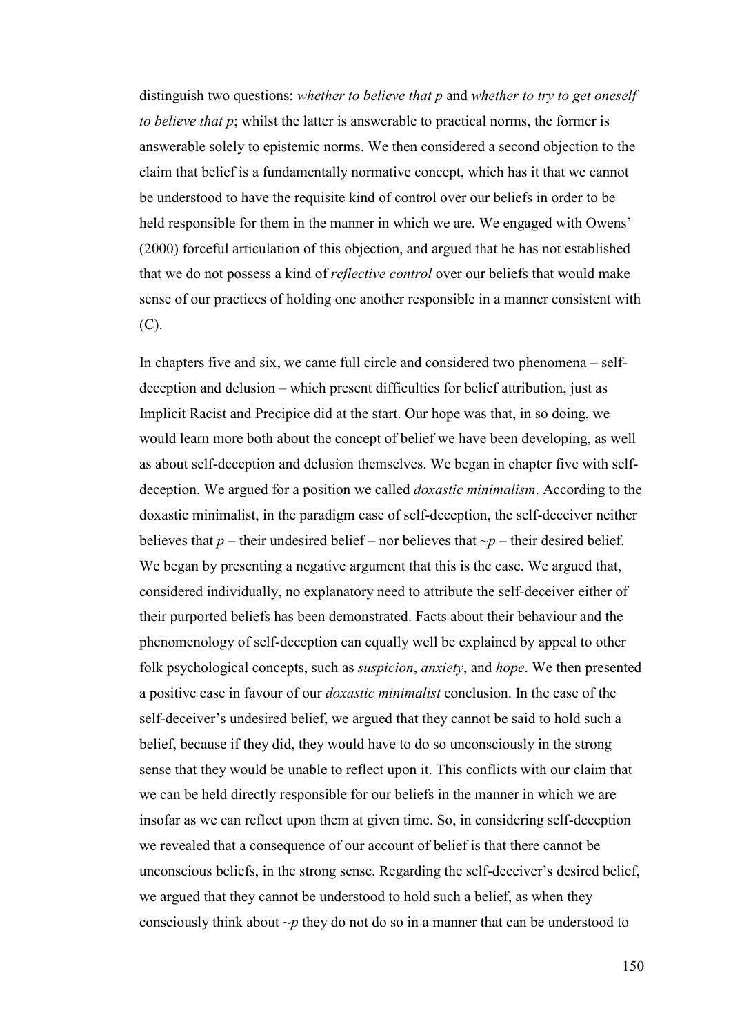distinguish two questions: *whether to believe that p* and *whether to try to get oneself to believe that p*; whilst the latter is answerable to practical norms, the former is answerable solely to epistemic norms. We then considered a second objection to the claim that belief is a fundamentally normative concept, which has it that we cannot be understood to have the requisite kind of control over our beliefs in order to be held responsible for them in the manner in which we are. We engaged with Owens' (2000) forceful articulation of this objection, and argued that he has not established that we do not possess a kind of *reflective control* over our beliefs that would make sense of our practices of holding one another responsible in a manner consistent with (C).

In chapters five and six, we came full circle and considered two phenomena – self-deception and delusion – which present difficulties for belief attribution, just as Implicit Racist and Precipice did at the start. Our hope was that, in so doing, we would learn more both about the concept of belief we have been developing, as well as about self-deception and delusion themselves. We began in chapter five with self-deception. We argued for a position we called *doxastic minimalism*. According to the doxastic minimalist, in the paradigm case of self-deception, the self-deceiver neither believes that *p* – their undesired belief – nor believes that ~*p* – their desired belief. We began by presenting a negative argument that this is the case. We argued that, considered individually, no explanatory need to attribute the self-deceiver either of their purported beliefs has been demonstrated. Facts about their behaviour and the phenomenology of self-deception can equally well be explained by appeal to other folk psychological concepts, such as *suspicion*, *anxiety*, and *hope*. We then presented a positive case in favour of our *doxastic minimalist* conclusion. In the case of the self-deceiver's undesired belief, we argued that they cannot be said to hold such a belief, because if they did, they would have to do so unconsciously in the strong sense that they would be unable to reflect upon it. This conflicts with our claim that we can be held directly responsible for our beliefs in the manner in which we are insofar as we can reflect upon them at given time. So, in considering self-deception we revealed that a consequence of our account of belief is that there cannot be unconscious beliefs, in the strong sense. Regarding the self-deceiver's desired belief, we argued that they cannot be understood to hold such a belief, as when they consciously think about ~*p* they do not do so in a manner that can be understood to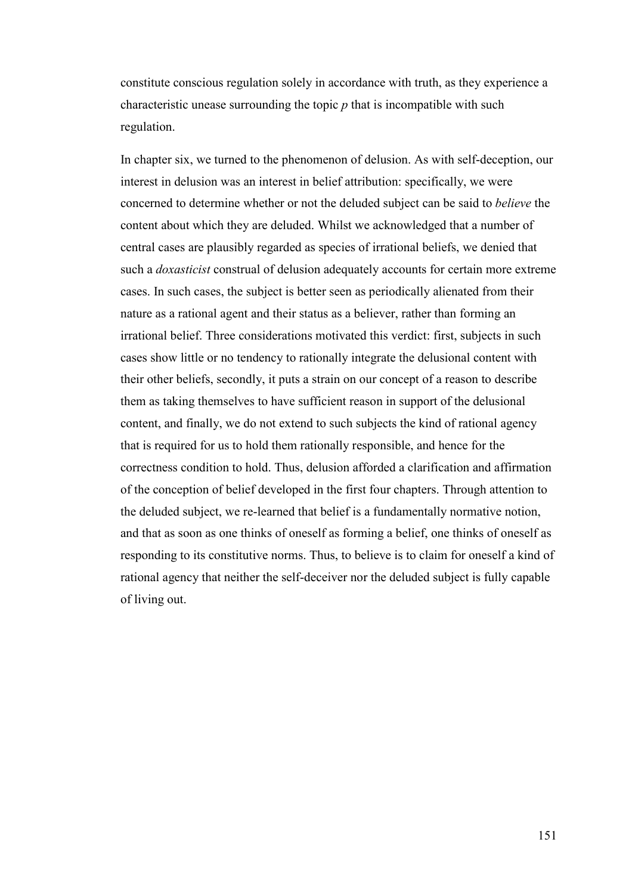constitute conscious regulation solely in accordance with truth, as they experience a characteristic unease surrounding the topic $p$ that is incompatible with such regulation.

In chapter six, we turned to the phenomenon of delusion. As with self-deception, our interest in delusion was an interest in belief attribution: specifically, we were concerned to determine whether or not the deluded subject can be said to *believe* the content about which they are deluded. Whilst we acknowledged that a number of central cases are plausibly regarded as species of irrational beliefs, we denied that such a *doxasticist* construal of delusion adequately accounts for certain more extreme cases. In such cases, the subject is better seen as periodically alienated from their nature as a rational agent and their status as a believer, rather than forming an irrational belief. Three considerations motivated this verdict: first, subjects in such cases show little or no tendency to rationally integrate the delusional content with their other beliefs, secondly, it puts a strain on our concept of a reason to describe them as taking themselves to have sufficient reason in support of the delusional content, and finally, we do not extend to such subjects the kind of rational agency that is required for us to hold them rationally responsible, and hence for the correctness condition to hold. Thus, delusion afforded a clarification and affirmation of the conception of belief developed in the first four chapters. Through attention to the deluded subject, we re-learned that belief is a fundamentally normative notion, and that as soon as one thinks of oneself as forming a belief, one thinks of oneself as responding to its constitutive norms. Thus, to believe is to claim for oneself a kind of rational agency that neither the self-deceiver nor the deluded subject is fully capable of living out.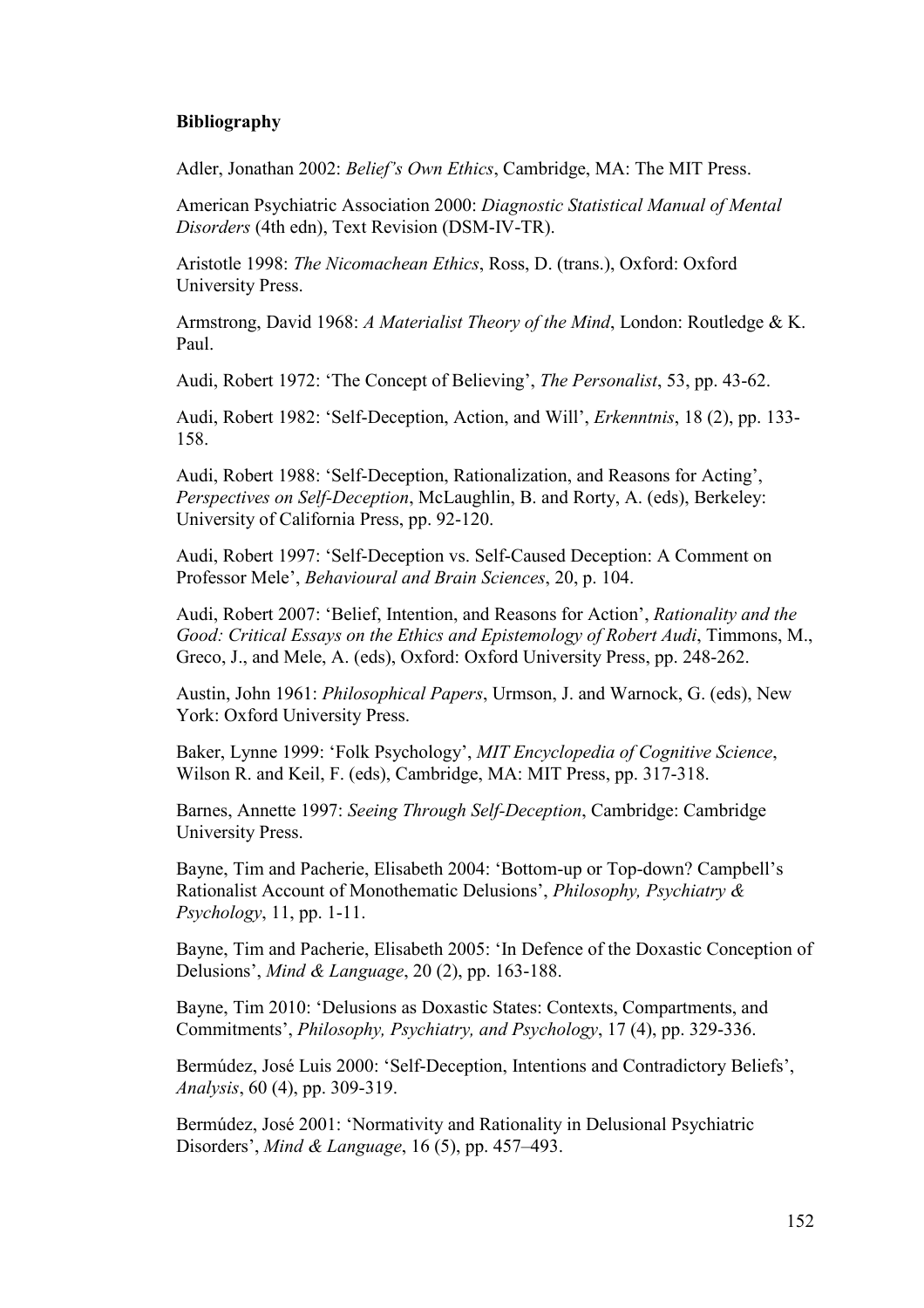**Bibliography**

Adler, Jonathan 2002: *Belief's Own Ethics*, Cambridge, MA: The MIT Press.

American Psychiatric Association 2000: *Diagnostic Statistical Manual of Mental Disorders* (4th edn), Text Revision (DSM-IV-TR).

Aristotle 1998: *The Nicomachean Ethics*, Ross, D. (trans.), Oxford: Oxford University Press.

Armstrong, David 1968: *A Materialist Theory of the Mind*, London: Routledge & K. Paul.

Audi, Robert 1972: 'The Concept of Believing', *The Personalist*, 53, pp. 43-62.

Audi, Robert 1982: 'Self-Deception, Action, and Will', *Erkenntnis*, 18 (2), pp. 133-158.

Audi, Robert 1988: 'Self-Deception, Rationalization, and Reasons for Acting', *Perspectives on Self-Deception*, McLaughlin, B. and Rorty, A. (eds), Berkeley: University of California Press, pp. 92-120.

Audi, Robert 1997: 'Self-Deception vs. Self-Caused Deception: A Comment on Professor Mele', *Behavioural and Brain Sciences*, 20, p. 104.

Audi, Robert 2007: 'Belief, Intention, and Reasons for Action', *Rationality and the Good: Critical Essays on the Ethics and Epistemology of Robert Audi*, Timmons, M., Greco, J., and Mele, A. (eds), Oxford: Oxford University Press, pp. 248-262.

Austin, John 1961: *Philosophical Papers*, Urmson, J. and Warnock, G. (eds), New York: Oxford University Press.

Baker, Lynne 1999: 'Folk Psychology', *MIT Encyclopedia of Cognitive Science*, Wilson R. and Keil, F. (eds), Cambridge, MA: MIT Press, pp. 317-318.

Barnes, Annette 1997: *Seeing Through Self-Deception*, Cambridge: Cambridge University Press.

Bayne, Tim and Pacherie, Elisabeth 2004: 'Bottom-up or Top-down? Campbell's Rationalist Account of Monothematic Delusions', *Philosophy, Psychiatry & Psychology*, 11, pp. 1-11.

Bayne, Tim and Pacherie, Elisabeth 2005: 'In Defence of the Doxastic Conception of Delusions', *Mind & Language*, 20 (2), pp. 163-188.

Bayne, Tim 2010: 'Delusions as Doxastic States: Contexts, Compartments, and Commitments', *Philosophy, Psychiatry, and Psychology*, 17 (4), pp. 329-336.

Bermúdez, José Luis 2000: 'Self-Deception, Intentions and Contradictory Beliefs', *Analysis*, 60 (4), pp. 309-319.

Bermúdez, José 2001: 'Normativity and Rationality in Delusional Psychiatric Disorders', *Mind & Language*, 16 (5), pp. 457–493.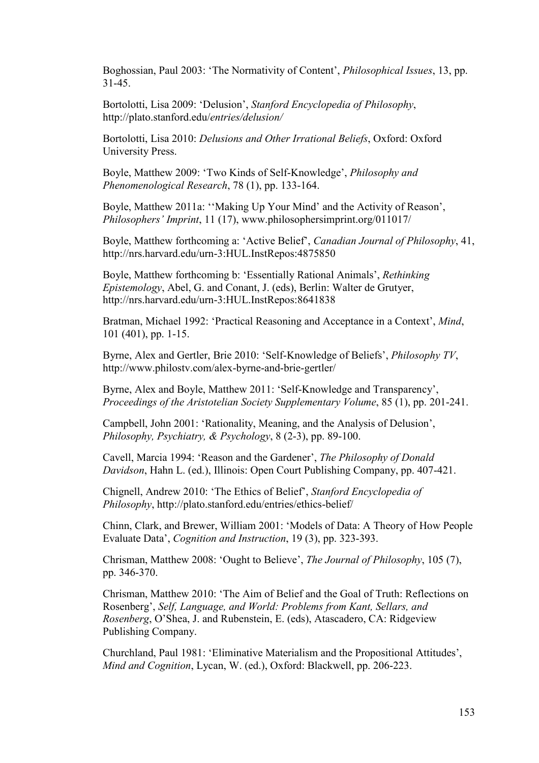Boghossian, Paul 2003: 'The Normativity of Content', *Philosophical Issues*, 13, pp. 31-45.

Bortolotti, Lisa 2009: 'Delusion', *Stanford Encyclopedia of Philosophy*, http://plato.stanford.edu/*entries/delusion/*

Bortolotti, Lisa 2010: *Delusions and Other Irrational Beliefs*, Oxford: Oxford University Press.

Boyle, Matthew 2009: 'Two Kinds of Self-Knowledge', *Philosophy and Phenomenological Research*, 78 (1), pp. 133-164.

Boyle, Matthew 2011a: ''Making Up Your Mind' and the Activity of Reason', *Philosophers' Imprint*, 11 (17), www.philosophersimprint.org/011017/

Boyle, Matthew forthcoming a: 'Active Belief', *Canadian Journal of Philosophy*, 41, http://nrs.harvard.edu/urn-3:HUL.InstRepos:4875850

Boyle, Matthew forthcoming b: 'Essentially Rational Animals', *Rethinking Epistemology*, Abel, G. and Conant, J. (eds), Berlin: Walter de Grutyer, http://nrs.harvard.edu/urn-3:HUL.InstRepos:8641838

Bratman, Michael 1992: 'Practical Reasoning and Acceptance in a Context', *Mind*, 101 (401), pp. 1-15.

Byrne, Alex and Gertler, Brie 2010: 'Self-Knowledge of Beliefs', *Philosophy TV*, http://www.philostv.com/alex-byrne-and-brie-gertler/

Byrne, Alex and Boyle, Matthew 2011: 'Self-Knowledge and Transparency', *Proceedings of the Aristotelian Society Supplementary Volume*, 85 (1), pp. 201-241.

Campbell, John 2001: 'Rationality, Meaning, and the Analysis of Delusion', *Philosophy, Psychiatry, & Psychology*, 8 (2-3), pp. 89-100.

Cavell, Marcia 1994: 'Reason and the Gardener', *The Philosophy of Donald Davidson*, Hahn L. (ed.), Illinois: Open Court Publishing Company, pp. 407-421.

Chignell, Andrew 2010: 'The Ethics of Belief', *Stanford Encyclopedia of Philosophy*, http://plato.stanford.edu/entries/ethics-belief/

Chinn, Clark, and Brewer, William 2001: 'Models of Data: A Theory of How People Evaluate Data', *Cognition and Instruction*, 19 (3), pp. 323-393.

Chrisman, Matthew 2008: 'Ought to Believe', *The Journal of Philosophy*, 105 (7), pp. 346-370.

Chrisman, Matthew 2010: 'The Aim of Belief and the Goal of Truth: Reflections on Rosenberg', *Self, Language, and World: Problems from Kant, Sellars, and Rosenberg*, O'Shea, J. and Rubenstein, E. (eds), Atascadero, CA: Ridgeview Publishing Company.

Churchland, Paul 1981: 'Eliminative Materialism and the Propositional Attitudes', *Mind and Cognition*, Lycan, W. (ed.), Oxford: Blackwell, pp. 206-223.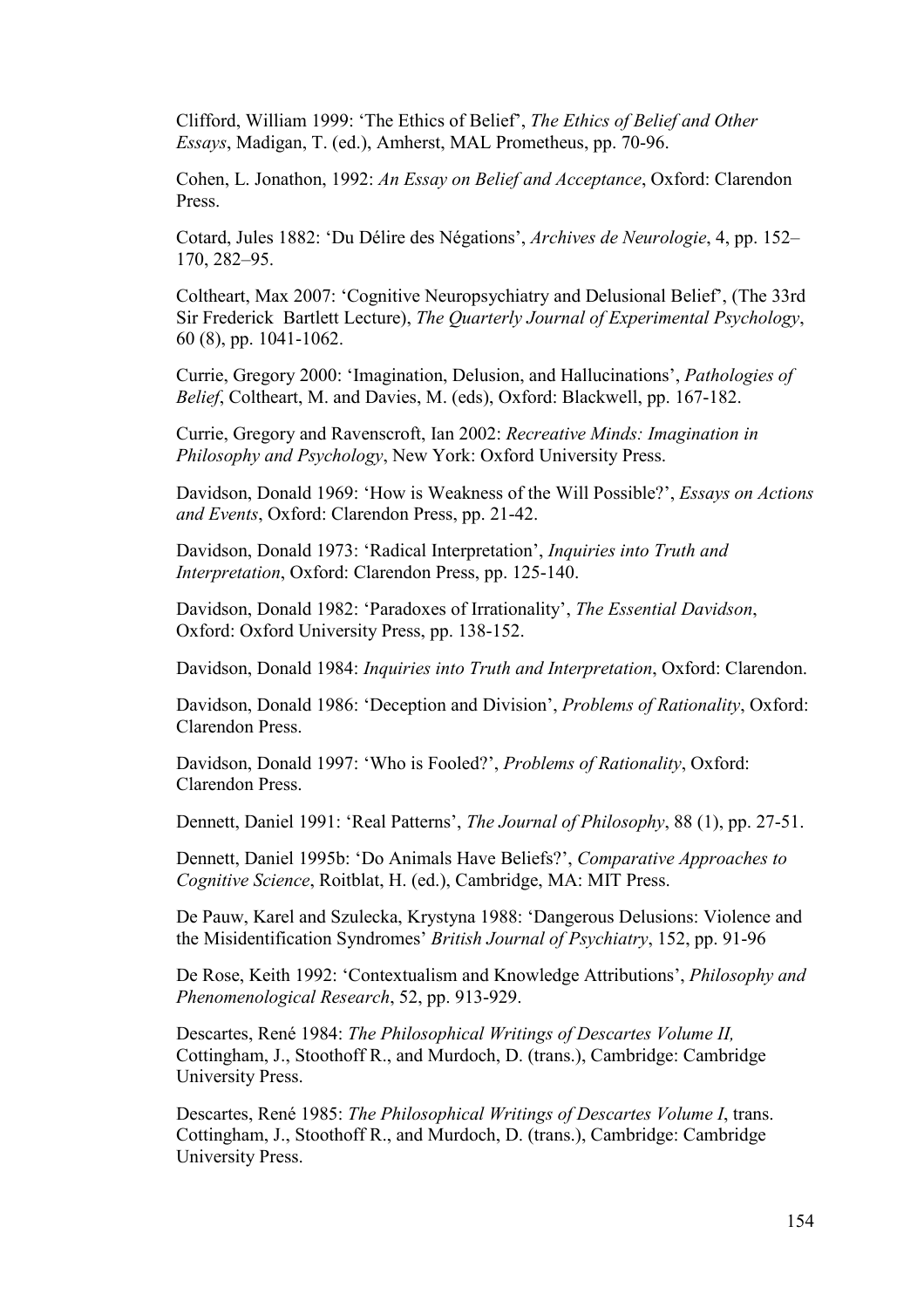Clifford, William 1999: 'The Ethics of Belief', *The Ethics of Belief and Other Essays*, Madigan, T. (ed.), Amherst, MAL Prometheus, pp. 70-96.

Cohen, L. Jonathon, 1992: *An Essay on Belief and Acceptance*, Oxford: Clarendon Press.

Cotard, Jules 1882: 'Du Délire des Négations', *Archives de Neurologie*, 4, pp. 152–170, 282–95.

Coltheart, Max 2007: 'Cognitive Neuropsychiatry and Delusional Belief', (The 33rd Sir Frederick Bartlett Lecture), *The Quarterly Journal of Experimental Psychology*, 60 (8), pp. 1041-1062.

Currie, Gregory 2000: 'Imagination, Delusion, and Hallucinations', *Pathologies of Belief*, Coltheart, M. and Davies, M. (eds), Oxford: Blackwell, pp. 167-182.

Currie, Gregory and Ravenscroft, Ian 2002: *Recreative Minds: Imagination in Philosophy and Psychology*, New York: Oxford University Press.

Davidson, Donald 1969: 'How is Weakness of the Will Possible?', *Essays on Actions and Events*, Oxford: Clarendon Press, pp. 21-42.

Davidson, Donald 1973: 'Radical Interpretation', *Inquiries into Truth and Interpretation*, Oxford: Clarendon Press, pp. 125-140.

Davidson, Donald 1982: 'Paradoxes of Irrationality', *The Essential Davidson*, Oxford: Oxford University Press, pp. 138-152.

Davidson, Donald 1984: *Inquiries into Truth and Interpretation*, Oxford: Clarendon.

Davidson, Donald 1986: 'Deception and Division', *Problems of Rationality*, Oxford: Clarendon Press.

Davidson, Donald 1997: 'Who is Fooled?', *Problems of Rationality*, Oxford: Clarendon Press.

Dennett, Daniel 1991: 'Real Patterns', *The Journal of Philosophy*, 88 (1), pp. 27-51.

Dennett, Daniel 1995b: 'Do Animals Have Beliefs?', *Comparative Approaches to Cognitive Science*, Roitblat, H. (ed.), Cambridge, MA: MIT Press.

De Pauw, Karel and Szulecka, Krystyna 1988: 'Dangerous Delusions: Violence and the Misidentification Syndromes' *British Journal of Psychiatry*, 152, pp. 91-96

De Rose, Keith 1992: 'Contextualism and Knowledge Attributions', *Philosophy and Phenomenological Research*, 52, pp. 913-929.

Descartes, René 1984: *The Philosophical Writings of Descartes Volume II,* Cottingham, J., Stoothoff R., and Murdoch, D. (trans.), Cambridge: Cambridge University Press.

Descartes, René 1985: *The Philosophical Writings of Descartes Volume I*, trans. Cottingham, J., Stoothoff R., and Murdoch, D. (trans.), Cambridge: Cambridge University Press.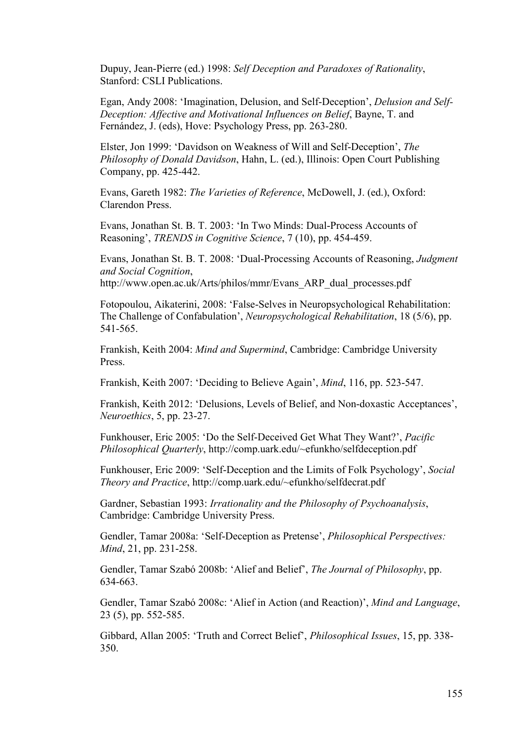Dupuy, Jean-Pierre (ed.) 1998: *Self Deception and Paradoxes of Rationality*, Stanford: CSLI Publications.

Egan, Andy 2008: 'Imagination, Delusion, and Self-Deception', *Delusion and Self-Deception: Affective and Motivational Influences on Belief*, Bayne, T. and Fernández, J. (eds), Hove: Psychology Press, pp. 263-280.

Elster, Jon 1999: 'Davidson on Weakness of Will and Self-Deception', *The Philosophy of Donald Davidson*, Hahn, L. (ed.), Illinois: Open Court Publishing Company, pp. 425-442.

Evans, Gareth 1982: *The Varieties of Reference*, McDowell, J. (ed.), Oxford: Clarendon Press.

Evans, Jonathan St. B. T. 2003: 'In Two Minds: Dual-Process Accounts of Reasoning', *TRENDS in Cognitive Science*, 7 (10), pp. 454-459.

Evans, Jonathan St. B. T. 2008: 'Dual-Processing Accounts of Reasoning, *Judgment and Social Cognition*, http://www.open.ac.uk/Arts/philos/mmr/Evans_ARP_dual_processes.pdf

Fotopoulou, Aikaterini, 2008: 'False-Selves in Neuropsychological Rehabilitation: The Challenge of Confabulation', *Neuropsychological Rehabilitation*, 18 (5/6), pp. 541-565.

Frankish, Keith 2004: *Mind and Supermind*, Cambridge: Cambridge University Press.

Frankish, Keith 2007: 'Deciding to Believe Again', *Mind*, 116, pp. 523-547.

Frankish, Keith 2012: 'Delusions, Levels of Belief, and Non-doxastic Acceptances', *Neuroethics*, 5, pp. 23-27.

Funkhouser, Eric 2005: 'Do the Self-Deceived Get What They Want?', *Pacific Philosophical Quarterly*, http://comp.uark.edu/~efunkho/selfdeception.pdf

Funkhouser, Eric 2009: 'Self-Deception and the Limits of Folk Psychology', *Social Theory and Practice*, http://comp.uark.edu/~efunkho/selfdecrat.pdf

Gardner, Sebastian 1993: *Irrationality and the Philosophy of Psychoanalysis*, Cambridge: Cambridge University Press.

Gendler, Tamar 2008a: 'Self-Deception as Pretense', *Philosophical Perspectives: Mind*, 21, pp. 231-258.

Gendler, Tamar Szabó 2008b: 'Alief and Belief', *The Journal of Philosophy*, pp. 634-663.

Gendler, Tamar Szabó 2008c: 'Alief in Action (and Reaction)', *Mind and Language*, 23 (5), pp. 552-585.

Gibbard, Allan 2005: 'Truth and Correct Belief', *Philosophical Issues*, 15, pp. 338-350.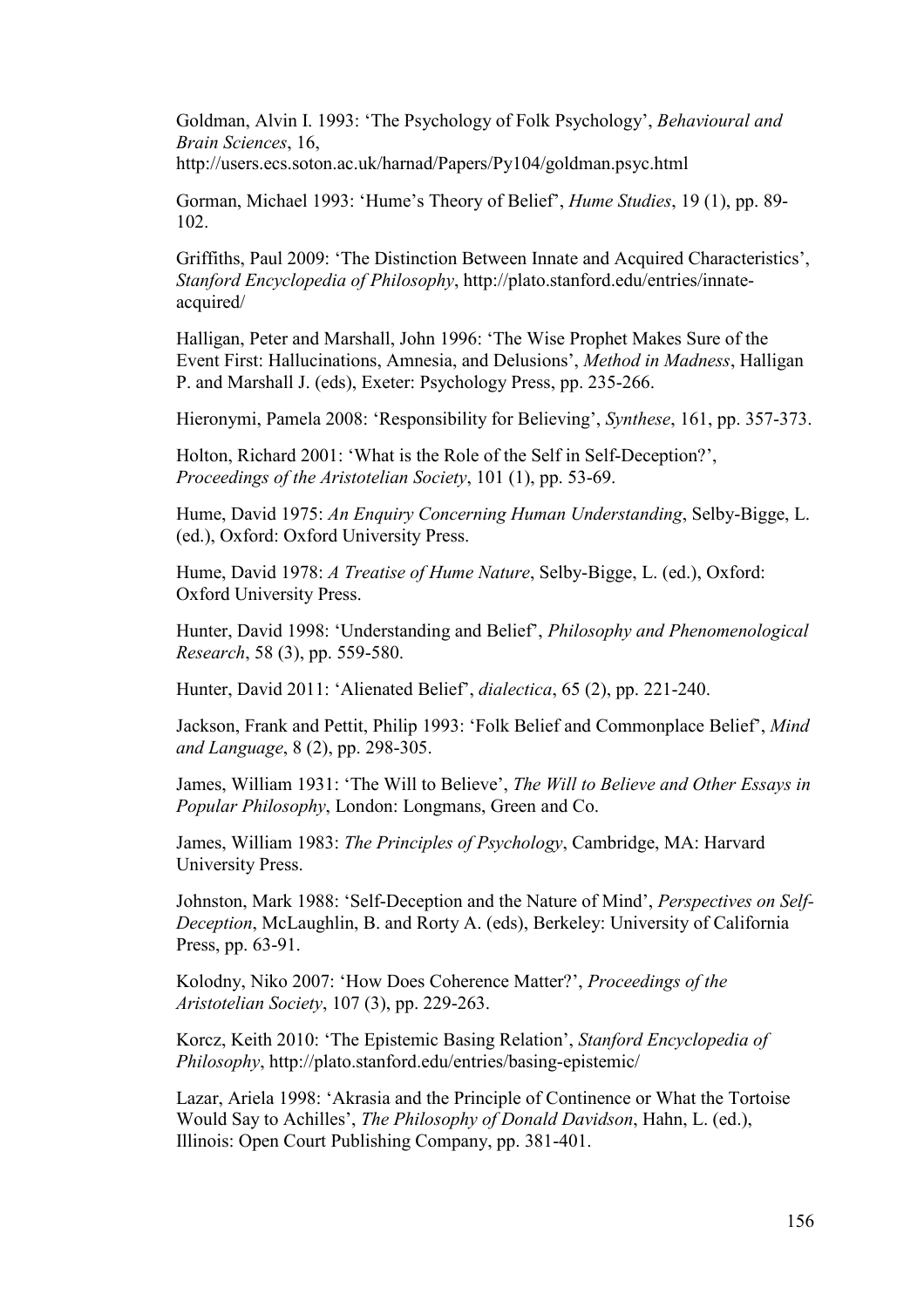Goldman, Alvin I. 1993: ‘The Psychology of Folk Psychology’, *Behavioural and Brain Sciences*, 16, http://users.ecs.soton.ac.uk/harnad/Papers/Py104/goldman.psyc.html

Gorman, Michael 1993: ‘Hume’s Theory of Belief’, *Hume Studies*, 19 (1), pp. 89-102.

Griffiths, Paul 2009: ‘The Distinction Between Innate and Acquired Characteristics’, *Stanford Encyclopedia of Philosophy*, http://plato.stanford.edu/entries/innate-acquired/

Halligan, Peter and Marshall, John 1996: ‘The Wise Prophet Makes Sure of the Event First: Hallucinations, Amnesia, and Delusions’, *Method in Madness*, Halligan P. and Marshall J. (eds), Exeter: Psychology Press, pp. 235-266.

Hieronymi, Pamela 2008: ‘Responsibility for Believing’, *Synthese*, 161, pp. 357-373.

Holton, Richard 2001: ‘What is the Role of the Self in Self-Deception?’, *Proceedings of the Aristotelian Society*, 101 (1), pp. 53-69.

Hume, David 1975: *An Enquiry Concerning Human Understanding*, Selby-Bigge, L. (ed.), Oxford: Oxford University Press.

Hume, David 1978: *A Treatise of Hume Nature*, Selby-Bigge, L. (ed.), Oxford: Oxford University Press.

Hunter, David 1998: ‘Understanding and Belief’, *Philosophy and Phenomenological Research*, 58 (3), pp. 559-580.

Hunter, David 2011: ‘Alienated Belief’, *dialectica*, 65 (2), pp. 221-240.

Jackson, Frank and Pettit, Philip 1993: ‘Folk Belief and Commonplace Belief’, *Mind and Language*, 8 (2), pp. 298-305.

James, William 1931: ‘The Will to Believe’, *The Will to Believe and Other Essays in Popular Philosophy*, London: Longmans, Green and Co.

James, William 1983: *The Principles of Psychology*, Cambridge, MA: Harvard University Press.

Johnston, Mark 1988: ‘Self-Deception and the Nature of Mind’, *Perspectives on Self-Deception*, McLaughlin, B. and Rorty A. (eds), Berkeley: University of California Press, pp. 63-91.

Kolodny, Niko 2007: ‘How Does Coherence Matter?’, *Proceedings of the Aristotelian Society*, 107 (3), pp. 229-263.

Korcz, Keith 2010: ‘The Epistemic Basing Relation’, *Stanford Encyclopedia of Philosophy*, http://plato.stanford.edu/entries/basing-epistemic/

Lazar, Ariela 1998: ‘Akrasia and the Principle of Continence or What the Tortoise Would Say to Achilles’, *The Philosophy of Donald Davidson*, Hahn, L. (ed.), Illinois: Open Court Publishing Company, pp. 381-401.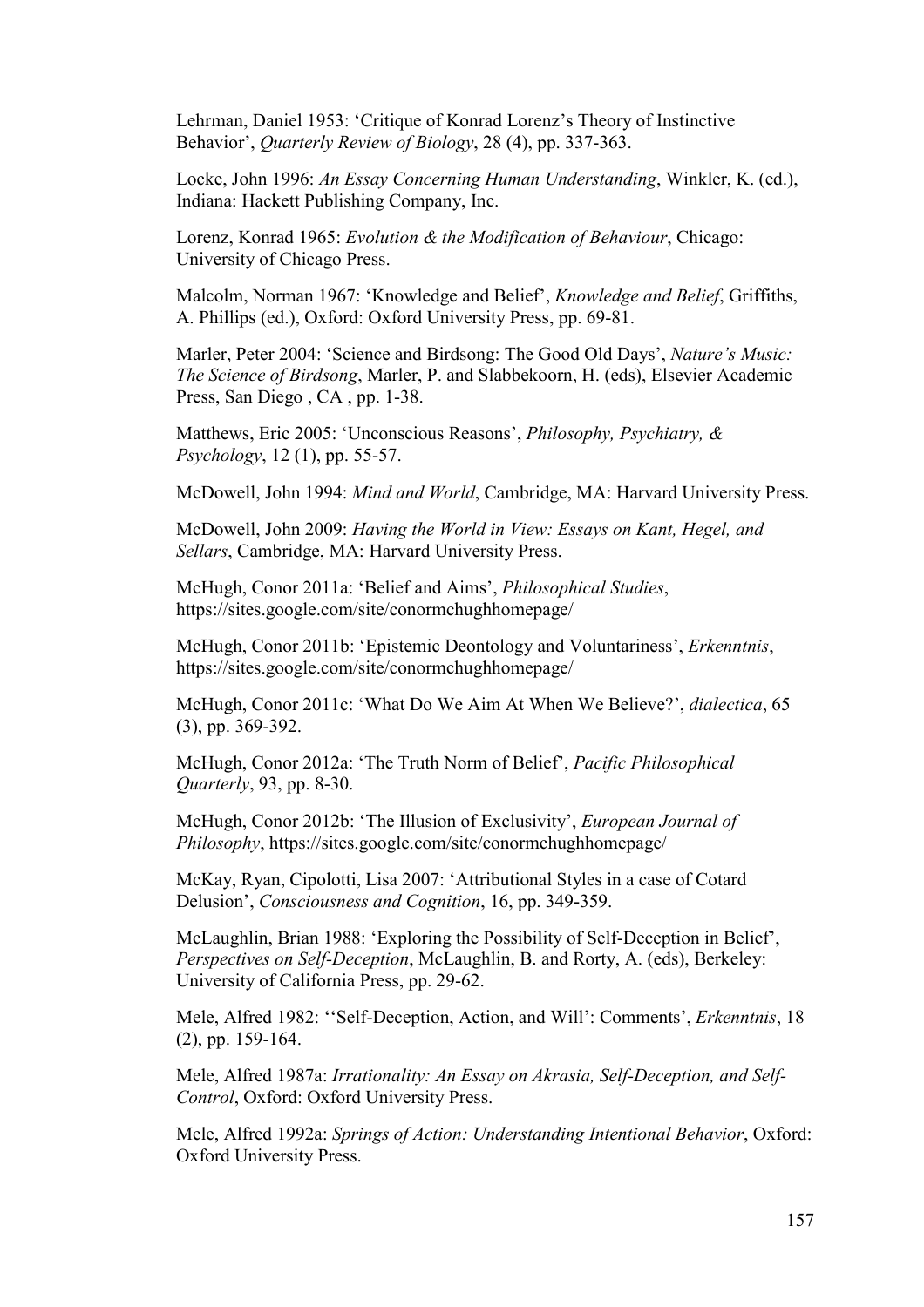Lehrman, Daniel 1953: 'Critique of Konrad Lorenz's Theory of Instinctive Behavior', *Quarterly Review of Biology*, 28 (4), pp. 337-363.

Locke, John 1996: *An Essay Concerning Human Understanding*, Winkler, K. (ed.), Indiana: Hackett Publishing Company, Inc.

Lorenz, Konrad 1965: *Evolution & the Modification of Behaviour*, Chicago: University of Chicago Press.

Malcolm, Norman 1967: 'Knowledge and Belief', *Knowledge and Belief*, Griffiths, A. Phillips (ed.), Oxford: Oxford University Press, pp. 69-81.

Marler, Peter 2004: 'Science and Birdsong: The Good Old Days', *Nature's Music: The Science of Birdsong*, Marler, P. and Slabbekoorn, H. (eds), Elsevier Academic Press, San Diego , CA , pp. 1-38.

Matthews, Eric 2005: 'Unconscious Reasons', *Philosophy, Psychiatry, & Psychology*, 12 (1), pp. 55-57.

McDowell, John 1994: *Mind and World*, Cambridge, MA: Harvard University Press.

McDowell, John 2009: *Having the World in View: Essays on Kant, Hegel, and Sellars*, Cambridge, MA: Harvard University Press.

McHugh, Conor 2011a: 'Belief and Aims', *Philosophical Studies*, https://sites.google.com/site/conormchughhomepage/

McHugh, Conor 2011b: 'Epistemic Deontology and Voluntariness', *Erkenntnis*, https://sites.google.com/site/conormchughhomepage/

McHugh, Conor 2011c: 'What Do We Aim At When We Believe?', *dialectica*, 65 (3), pp. 369-392.

McHugh, Conor 2012a: 'The Truth Norm of Belief', *Pacific Philosophical Quarterly*, 93, pp. 8-30.

McHugh, Conor 2012b: 'The Illusion of Exclusivity', *European Journal of Philosophy*, https://sites.google.com/site/conormchughhomepage/

McKay, Ryan, Cipolotti, Lisa 2007: 'Attributional Styles in a case of Cotard Delusion', *Consciousness and Cognition*, 16, pp. 349-359.

McLaughlin, Brian 1988: 'Exploring the Possibility of Self-Deception in Belief', *Perspectives on Self-Deception*, McLaughlin, B. and Rorty, A. (eds), Berkeley: University of California Press, pp. 29-62.

Mele, Alfred 1982: ''Self-Deception, Action, and Will': Comments', *Erkenntnis*, 18 (2), pp. 159-164.

Mele, Alfred 1987a: *Irrationality: An Essay on Akrasia, Self-Deception, and Self-Control*, Oxford: Oxford University Press.

Mele, Alfred 1992a: *Springs of Action: Understanding Intentional Behavior*, Oxford: Oxford University Press.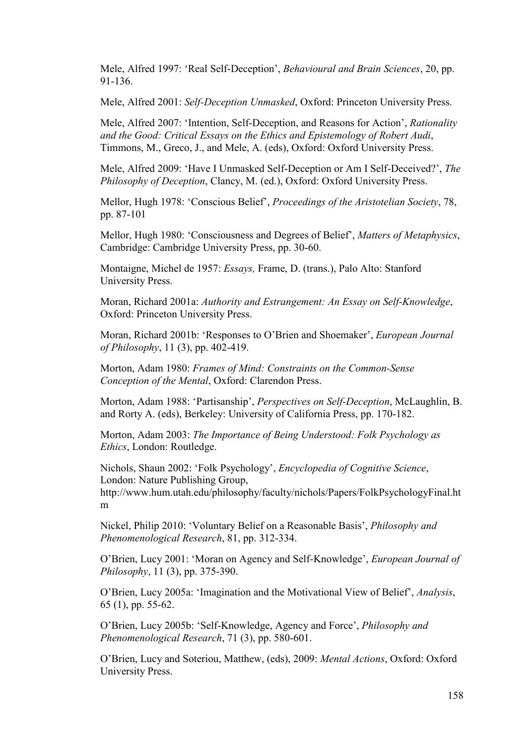Mele, Alfred 1997: 'Real Self-Deception', *Behavioural and Brain Sciences*, 20, pp. 91-136.

Mele, Alfred 2001: *Self-Deception Unmasked*, Oxford: Princeton University Press.

Mele, Alfred 2007: 'Intention, Self-Deception, and Reasons for Action', *Rationality and the Good: Critical Essays on the Ethics and Epistemology of Robert Audi*, Timmons, M., Greco, J., and Mele, A. (eds), Oxford: Oxford University Press.

Mele, Alfred 2009: 'Have I Unmasked Self-Deception or Am I Self-Deceived?', *The Philosophy of Deception*, Clancy, M. (ed.), Oxford: Oxford University Press.

Mellor, Hugh 1978: 'Conscious Belief', *Proceedings of the Aristotelian Society*, 78, pp. 87-101

Mellor, Hugh 1980: 'Consciousness and Degrees of Belief', *Matters of Metaphysics*, Cambridge: Cambridge University Press, pp. 30-60.

Montaigne, Michel de 1957: *Essays,* Frame, D. (trans.), Palo Alto: Stanford University Press.

Moran, Richard 2001a: *Authority and Estrangement: An Essay on Self-Knowledge*, Oxford: Princeton University Press.

Moran, Richard 2001b: 'Responses to O'Brien and Shoemaker', *European Journal of Philosophy*, 11 (3), pp. 402-419.

Morton, Adam 1980: *Frames of Mind: Constraints on the Common-Sense Conception of the Mental*, Oxford: Clarendon Press.

Morton, Adam 1988: 'Partisanship', *Perspectives on Self-Deception*, McLaughlin, B. and Rorty A. (eds), Berkeley: University of California Press, pp. 170-182.

Morton, Adam 2003: *The Importance of Being Understood: Folk Psychology as Ethics*, London: Routledge.

Nichols, Shaun 2002: 'Folk Psychology', *Encyclopedia of Cognitive Science*, London: Nature Publishing Group, http://www.hum.utah.edu/philosophy/faculty/nichols/Papers/FolkPsychologyFinal.htm

Nickel, Philip 2010: 'Voluntary Belief on a Reasonable Basis', *Philosophy and Phenomenological Research*, 81, pp. 312-334.

O'Brien, Lucy 2001: 'Moran on Agency and Self-Knowledge', *European Journal of Philosophy*, 11 (3), pp. 375-390.

O'Brien, Lucy 2005a: 'Imagination and the Motivational View of Belief', *Analysis*, 65 (1), pp. 55-62.

O'Brien, Lucy 2005b: 'Self-Knowledge, Agency and Force', *Philosophy and Phenomenological Research*, 71 (3), pp. 580-601.

O'Brien, Lucy and Soteriou, Matthew, (eds), 2009: *Mental Actions*, Oxford: Oxford University Press.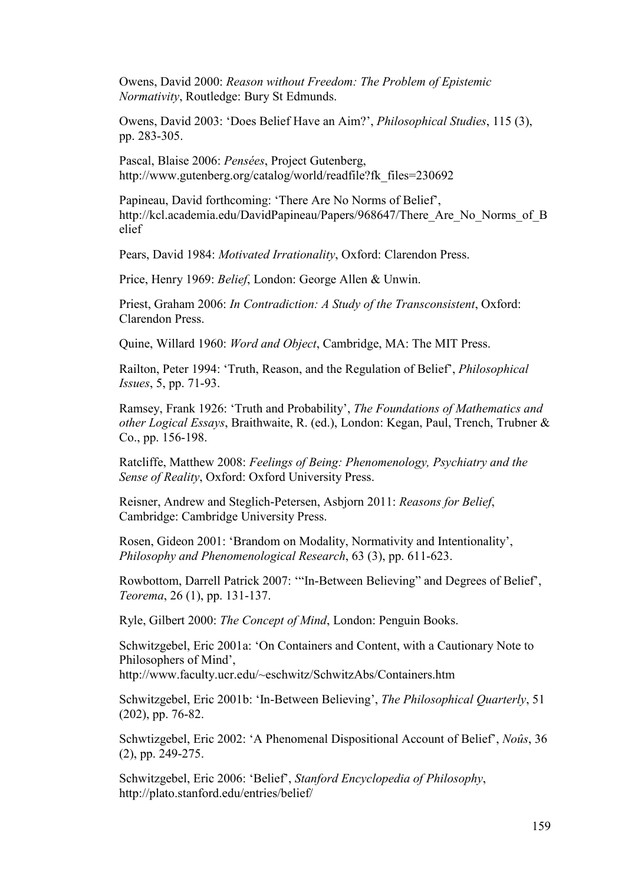Owens, David 2000: *Reason without Freedom: The Problem of Epistemic Normativity*, Routledge: Bury St Edmunds.

Owens, David 2003: 'Does Belief Have an Aim?', *Philosophical Studies*, 115 (3), pp. 283-305.

Pascal, Blaise 2006: *Pensées*, Project Gutenberg, http://www.gutenberg.org/catalog/world/readfile?fk_files=230692

Papineau, David forthcoming: 'There Are No Norms of Belief', http://kcl.academia.edu/DavidPapineau/Papers/968647/There_Are_No_Norms_of_Belief

Pears, David 1984: *Motivated Irrationality*, Oxford: Clarendon Press.

Price, Henry 1969: *Belief*, London: George Allen & Unwin.

Priest, Graham 2006: *In Contradiction: A Study of the Transconsistent*, Oxford: Clarendon Press.

Quine, Willard 1960: *Word and Object*, Cambridge, MA: The MIT Press.

Railton, Peter 1994: 'Truth, Reason, and the Regulation of Belief', *Philosophical Issues*, 5, pp. 71-93.

Ramsey, Frank 1926: 'Truth and Probability', *The Foundations of Mathematics and other Logical Essays*, Braithwaite, R. (ed.), London: Kegan, Paul, Trench, Trubner & Co., pp. 156-198.

Ratcliffe, Matthew 2008: *Feelings of Being: Phenomenology, Psychiatry and the Sense of Reality*, Oxford: Oxford University Press.

Reisner, Andrew and Steglich-Petersen, Asbjorn 2011: *Reasons for Belief*, Cambridge: Cambridge University Press.

Rosen, Gideon 2001: 'Brandom on Modality, Normativity and Intentionality', *Philosophy and Phenomenological Research*, 63 (3), pp. 611-623.

Rowbottom, Darrell Patrick 2007: '"In-Between Believing" and Degrees of Belief', *Teorema*, 26 (1), pp. 131-137.

Ryle, Gilbert 2000: *The Concept of Mind*, London: Penguin Books.

Schwitzgebel, Eric 2001a: 'On Containers and Content, with a Cautionary Note to Philosophers of Mind', http://www.faculty.ucr.edu/~eschwitz/SchwitzAbs/Containers.htm

Schwitzgebel, Eric 2001b: 'In-Between Believing', *The Philosophical Quarterly*, 51 (202), pp. 76-82.

Schwtizgebel, Eric 2002: 'A Phenomenal Dispositional Account of Belief', *Noûs*, 36 (2), pp. 249-275.

Schwitzgebel, Eric 2006: 'Belief', *Stanford Encyclopedia of Philosophy*, http://plato.stanford.edu/entries/belief/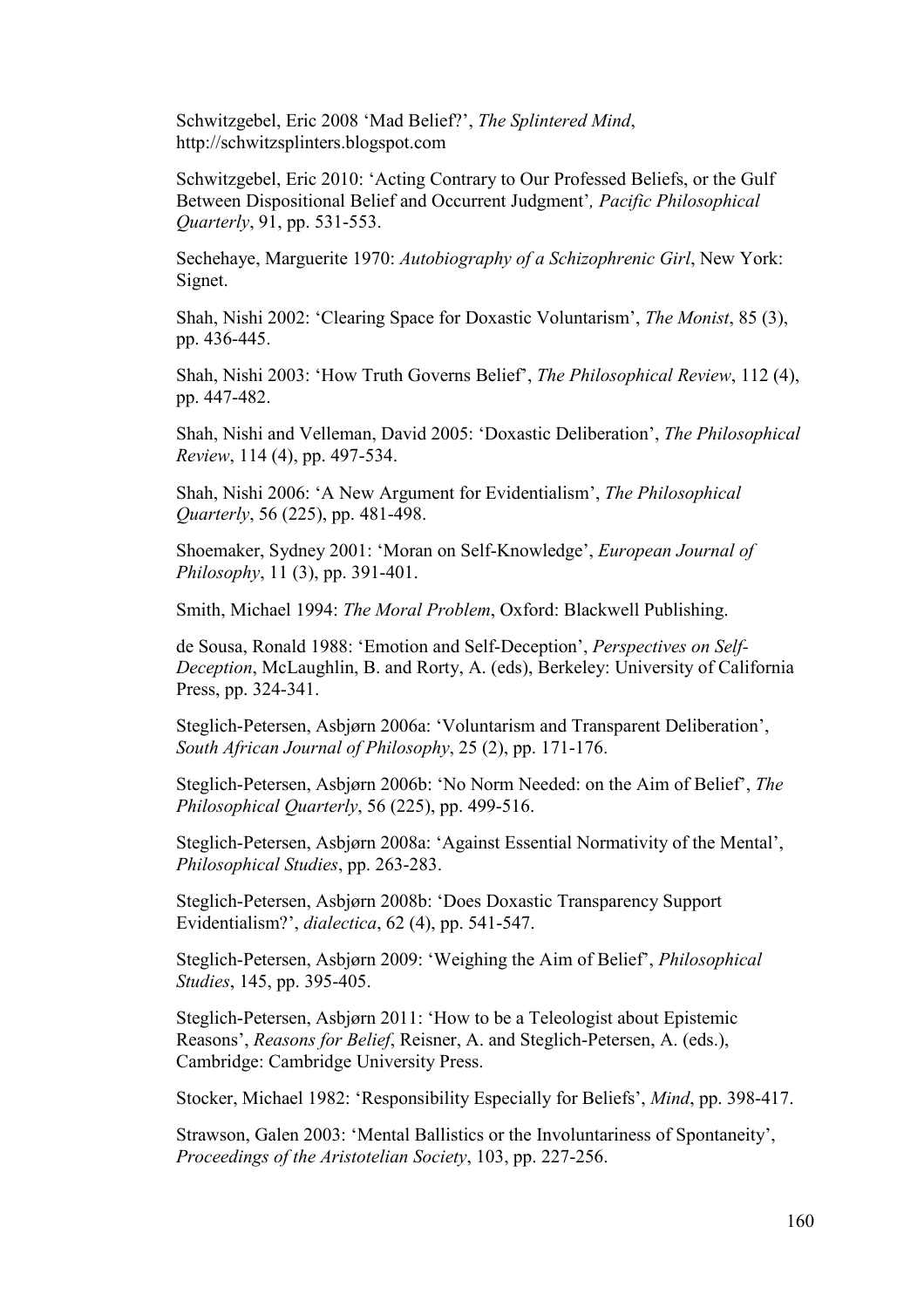Schwitzgebel, Eric 2008 'Mad Belief?', *The Splintered Mind*, http://schwitzsplinters.blogspot.com

Schwitzgebel, Eric 2010: 'Acting Contrary to Our Professed Beliefs, or the Gulf Between Dispositional Belief and Occurrent Judgment'*, Pacific Philosophical Quarterly*, 91, pp. 531-553.

Sechehaye, Marguerite 1970: *Autobiography of a Schizophrenic Girl*, New York: Signet.

Shah, Nishi 2002: 'Clearing Space for Doxastic Voluntarism', *The Monist*, 85 (3), pp. 436-445.

Shah, Nishi 2003: 'How Truth Governs Belief', *The Philosophical Review*, 112 (4), pp. 447-482.

Shah, Nishi and Velleman, David 2005: 'Doxastic Deliberation', *The Philosophical Review*, 114 (4), pp. 497-534.

Shah, Nishi 2006: 'A New Argument for Evidentialism', *The Philosophical Quarterly*, 56 (225), pp. 481-498.

Shoemaker, Sydney 2001: 'Moran on Self-Knowledge', *European Journal of Philosophy*, 11 (3), pp. 391-401.

Smith, Michael 1994: *The Moral Problem*, Oxford: Blackwell Publishing.

de Sousa, Ronald 1988: 'Emotion and Self-Deception', *Perspectives on Self-Deception*, McLaughlin, B. and Rorty, A. (eds), Berkeley: University of California Press, pp. 324-341.

Steglich-Petersen, Asbjørn 2006a: 'Voluntarism and Transparent Deliberation', *South African Journal of Philosophy*, 25 (2), pp. 171-176.

Steglich-Petersen, Asbjørn 2006b: 'No Norm Needed: on the Aim of Belief', *The Philosophical Quarterly*, 56 (225), pp. 499-516.

Steglich-Petersen, Asbjørn 2008a: 'Against Essential Normativity of the Mental', *Philosophical Studies*, pp. 263-283.

Steglich-Petersen, Asbjørn 2008b: 'Does Doxastic Transparency Support Evidentialism?', *dialectica*, 62 (4), pp. 541-547.

Steglich-Petersen, Asbjørn 2009: 'Weighing the Aim of Belief', *Philosophical Studies*, 145, pp. 395-405.

Steglich-Petersen, Asbjørn 2011: 'How to be a Teleologist about Epistemic Reasons', *Reasons for Belief*, Reisner, A. and Steglich-Petersen, A. (eds.), Cambridge: Cambridge University Press.

Stocker, Michael 1982: 'Responsibility Especially for Beliefs', *Mind*, pp. 398-417.

Strawson, Galen 2003: 'Mental Ballistics or the Involuntariness of Spontaneity', *Proceedings of the Aristotelian Society*, 103, pp. 227-256.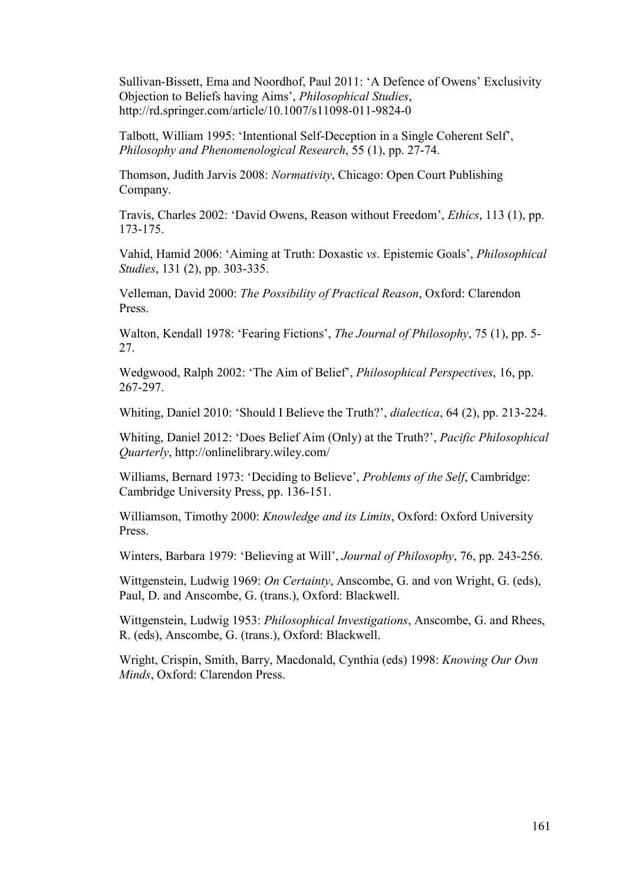Sullivan-Bissett, Ema and Noordhof, Paul 2011: 'A Defence of Owens' Exclusivity Objection to Beliefs having Aims', *Philosophical Studies*, http://rd.springer.com/article/10.1007/s11098-011-9824-0

Talbott, William 1995: 'Intentional Self-Deception in a Single Coherent Self', *Philosophy and Phenomenological Research*, 55 (1), pp. 27-74.

Thomson, Judith Jarvis 2008: *Normativity*, Chicago: Open Court Publishing Company.

Travis, Charles 2002: 'David Owens, Reason without Freedom', *Ethics*, 113 (1), pp. 173-175.

Vahid, Hamid 2006: 'Aiming at Truth: Doxastic *vs*. Epistemic Goals', *Philosophical Studies*, 131 (2), pp. 303-335.

Velleman, David 2000: *The Possibility of Practical Reason*, Oxford: Clarendon Press.

Walton, Kendall 1978: 'Fearing Fictions', *The Journal of Philosophy*, 75 (1), pp. 5-27.

Wedgwood, Ralph 2002: 'The Aim of Belief', *Philosophical Perspectives*, 16, pp. 267-297.

Whiting, Daniel 2010: 'Should I Believe the Truth?', *dialectica*, 64 (2), pp. 213-224.

Whiting, Daniel 2012: 'Does Belief Aim (Only) at the Truth?', *Pacific Philosophical Quarterly*, http://onlinelibrary.wiley.com/

Williams, Bernard 1973: 'Deciding to Believe', *Problems of the Self*, Cambridge: Cambridge University Press, pp. 136-151.

Williamson, Timothy 2000: *Knowledge and its Limits*, Oxford: Oxford University Press.

Winters, Barbara 1979: 'Believing at Will', *Journal of Philosophy*, 76, pp. 243-256.

Wittgenstein, Ludwig 1969: *On Certainty*, Anscombe, G. and von Wright, G. (eds), Paul, D. and Anscombe, G. (trans.), Oxford: Blackwell.

Wittgenstein, Ludwig 1953: *Philosophical Investigations*, Anscombe, G. and Rhees, R. (eds), Anscombe, G. (trans.), Oxford: Blackwell.

Wright, Crispin, Smith, Barry, Macdonald, Cynthia (eds) 1998: *Knowing Our Own Minds*, Oxford: Clarendon Press.